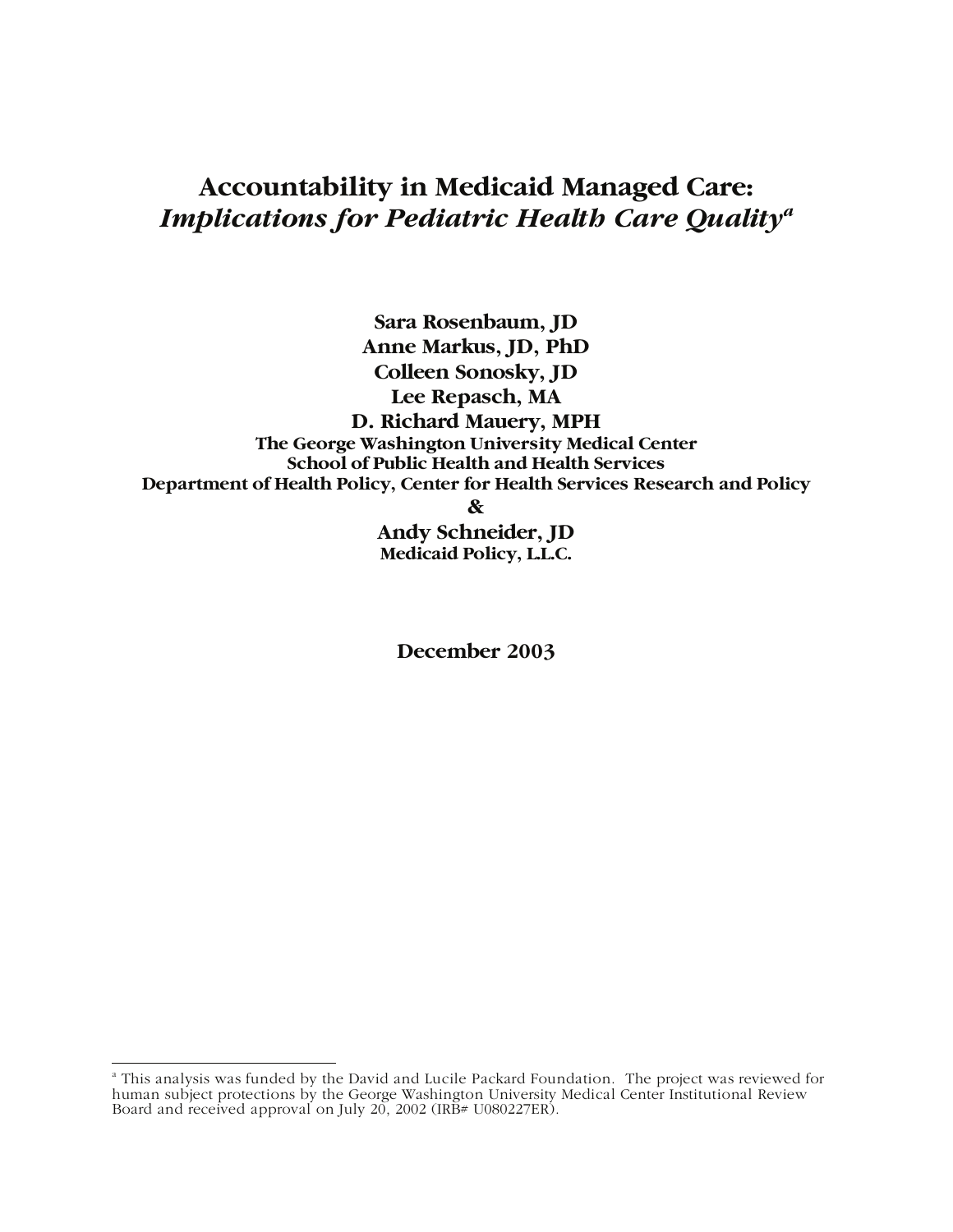# Accountability in Medicaid Managed Care: *Implications for Pediatric Health Care Quality*[a]

**Sara Rosenbaum, JD**
**Anne Markus, JD, PhD**
**Colleen Sonosky, JD**
**Lee Repasch, MA**
**D. Richard Mauery, MPH**
**The George Washington University Medical Center**
**School of Public Health and Health Services**
**Department of Health Policy, Center for Health Services Research and Policy**
**&**
**Andy Schneider, JD**
**Medicaid Policy, L.L.C.**

**December 2003**

---

[a] This analysis was funded by the David and Lucile Packard Foundation. The project was reviewed for human subject protections by the George Washington University Medical Center Institutional Review Board and received approval on July 20, 2002 (IRB# U080227ER).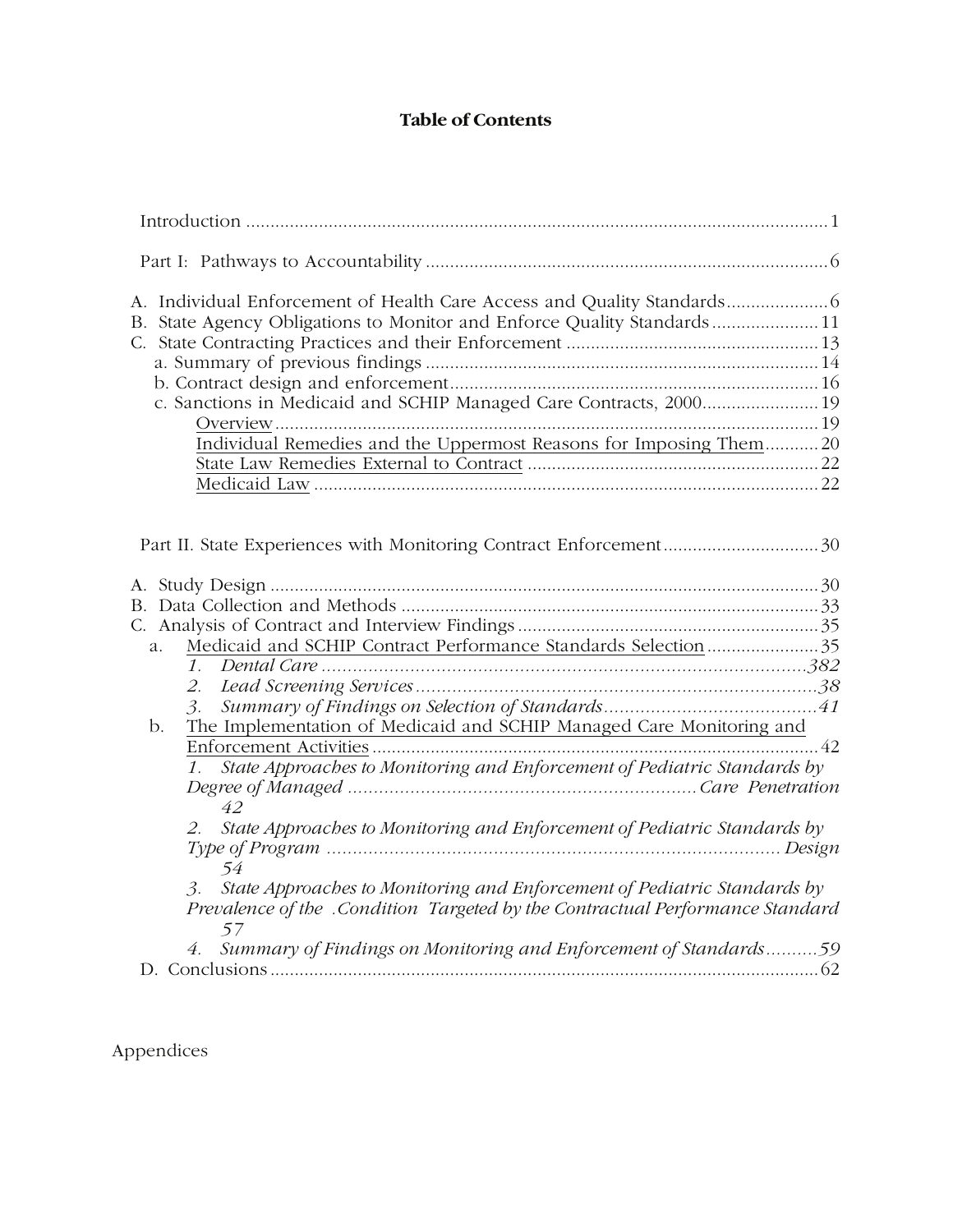# Table of Contents

Introduction ........................................................................................................................ 1

Part I: Pathways to Accountability .................................................................................. 6

A. Individual Enforcement of Health Care Access and Quality Standards..................... 6
B. State Agency Obligations to Monitor and Enforce Quality Standards...................... 11
C. State Contracting Practices and their Enforcement .................................................... 13
  a. Summary of previous findings ................................................................................. 14
  b. Contract design and enforcement............................................................................ 16
  c. Sanctions in Medicaid and SCHIP Managed Care Contracts, 2000........................ 19
    Overview ................................................................................................................ 19
    Individual Remedies and the Uppermost Reasons for Imposing Them........... 20
    State Law Remedies External to Contract ............................................................ 22
    Medicaid Law ........................................................................................................ 22

Part II. State Experiences with Monitoring Contract Enforcement................................ 30

A. Study Design ................................................................................................................ 30
B. Data Collection and Methods ...................................................................................... 33
C. Analysis of Contract and Interview Findings .............................................................. 35
  a. Medicaid and SCHIP Contract Performance Standards Selection ....................... 35
    *1. Dental Care ...............................................................................................382*
    *2. Lead Screening Services ................................................................................38*
    *3. Summary of Findings on Selection of Standards..........................................41*
  b. The Implementation of Medicaid and SCHIP Managed Care Monitoring and Enforcement Activities ........................................................................................... 42
    *1. State Approaches to Monitoring and Enforcement of Pediatric Standards by Degree of Managed ...................................................................Care Penetration 42*
    *2. State Approaches to Monitoring and Enforcement of Pediatric Standards by Type of Program ........................................................................................ Design 54*
    *3. State Approaches to Monitoring and Enforcement of Pediatric Standards by Prevalence of the .Condition Targeted by the Contractual Performance Standard 57*
    *4. Summary of Findings on Monitoring and Enforcement of Standards..........59*
D. Conclusions ................................................................................................................. 62

Appendices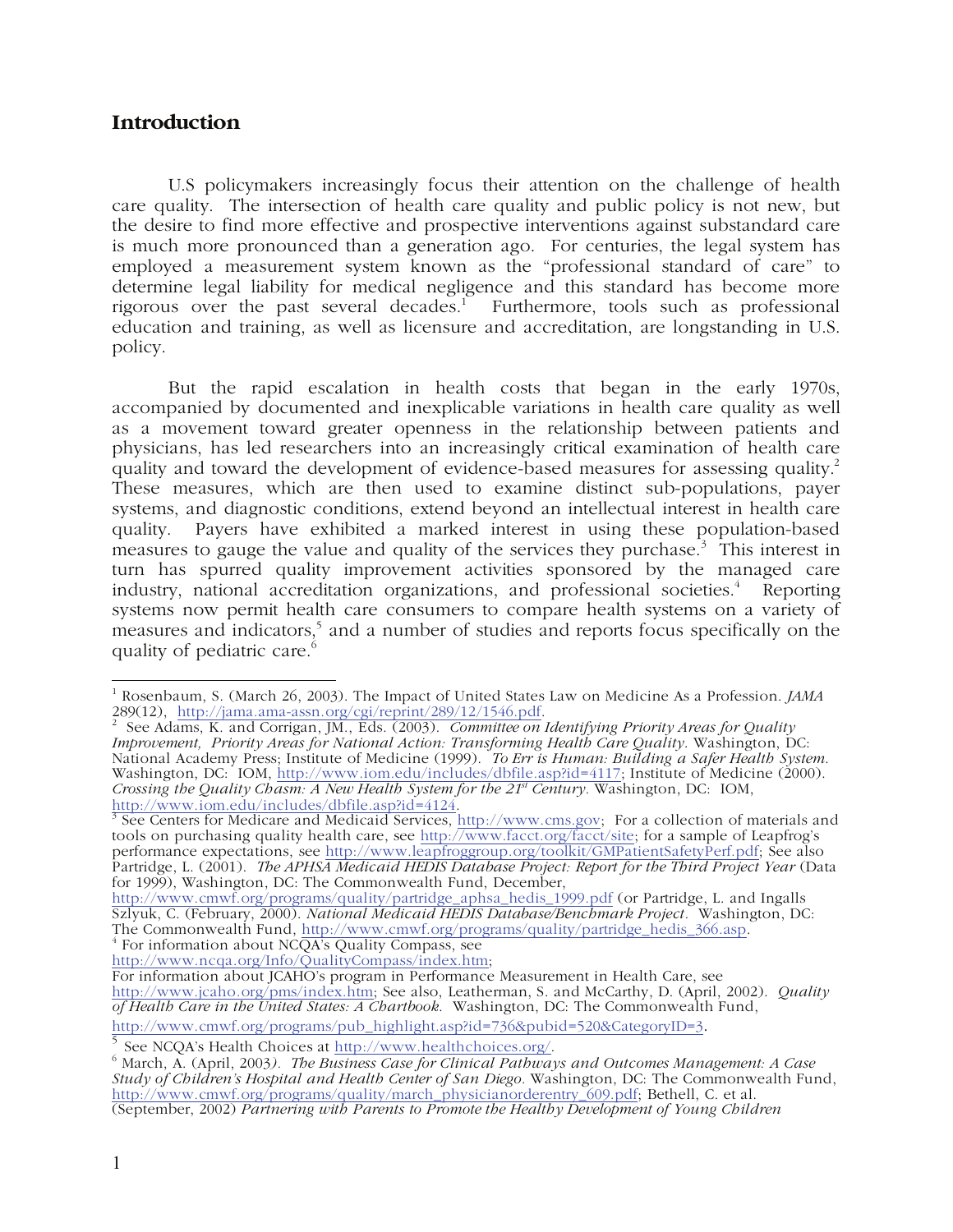## Introduction

U.S policymakers increasingly focus their attention on the challenge of health care quality. The intersection of health care quality and public policy is not new, but the desire to find more effective and prospective interventions against substandard care is much more pronounced than a generation ago. For centuries, the legal system has employed a measurement system known as the "professional standard of care" to determine legal liability for medical negligence and this standard has become more rigorous over the past several decades.[1] Furthermore, tools such as professional education and training, as well as licensure and accreditation, are longstanding in U.S. policy.

But the rapid escalation in health costs that began in the early 1970s, accompanied by documented and inexplicable variations in health care quality as well as a movement toward greater openness in the relationship between patients and physicians, has led researchers into an increasingly critical examination of health care quality and toward the development of evidence-based measures for assessing quality.[2] These measures, which are then used to examine distinct sub-populations, payer systems, and diagnostic conditions, extend beyond an intellectual interest in health care quality. Payers have exhibited a marked interest in using these population-based measures to gauge the value and quality of the services they purchase.[3] This interest in turn has spurred quality improvement activities sponsored by the managed care industry, national accreditation organizations, and professional societies.[4] Reporting systems now permit health care consumers to compare health systems on a variety of measures and indicators,[5] and a number of studies and reports focus specifically on the quality of pediatric care.[6]

---

[1] Rosenbaum, S. (March 26, 2003). The Impact of United States Law on Medicine As a Profession. *JAMA* 289(12), http://jama.ama-assn.org/cgi/reprint/289/12/1546.pdf.

[2] See Adams, K. and Corrigan, JM., Eds. (2003). *Committee on Identifying Priority Areas for Quality Improvement, Priority Areas for National Action: Transforming Health Care Quality*. Washington, DC: National Academy Press; Institute of Medicine (1999). *To Err is Human: Building a Safer Health System*. Washington, DC: IOM, http://www.iom.edu/includes/dbfile.asp?id=4117; Institute of Medicine (2000). *Crossing the Quality Chasm: A New Health System for the 21st Century*. Washington, DC: IOM, http://www.iom.edu/includes/dbfile.asp?id=4124.

[3] See Centers for Medicare and Medicaid Services, http://www.cms.gov; For a collection of materials and tools on purchasing quality health care, see http://www.facct.org/facct/site; for a sample of Leapfrog's performance expectations, see http://www.leapfroggroup.org/toolkit/GMPatientSafetyPerf.pdf; See also Partridge, L. (2001). *The APHSA Medicaid HEDIS Database Project: Report for the Third Project Year* (Data for 1999), Washington, DC: The Commonwealth Fund, December, http://www.cmwf.org/programs/quality/partridge_aphsa_hedis_1999.pdf (or Partridge, L. and Ingalls Szlyuk, C. (February, 2000). *National Medicaid HEDIS Database/Benchmark Project*. Washington, DC: The Commonwealth Fund, http://www.cmwf.org/programs/quality/partridge_hedis_366.asp.

[4] For information about NCQA's Quality Compass, see http://www.ncqa.org/Info/QualityCompass/index.htm;
For information about JCAHO's program in Performance Measurement in Health Care, see http://www.jcaho.org/pms/index.htm; See also, Leatherman, S. and McCarthy, D. (April, 2002). *Quality of Health Care in the United States: A Chartbook*. Washington, DC: The Commonwealth Fund, http://www.cmwf.org/programs/pub_highlight.asp?id=736&pubid=520&CategoryID=3.

[5] See NCQA's Health Choices at http://www.healthchoices.org/.

[6] March, A. (April, 2003). *The Business Case for Clinical Pathways and Outcomes Management: A Case Study of Children's Hospital and Health Center of San Diego*. Washington, DC: The Commonwealth Fund, http://www.cmwf.org/programs/quality/march_physicianorderentry_609.pdf; Bethell, C. et al. (September, 2002) *Partnering with Parents to Promote the Healthy Development of Young Children*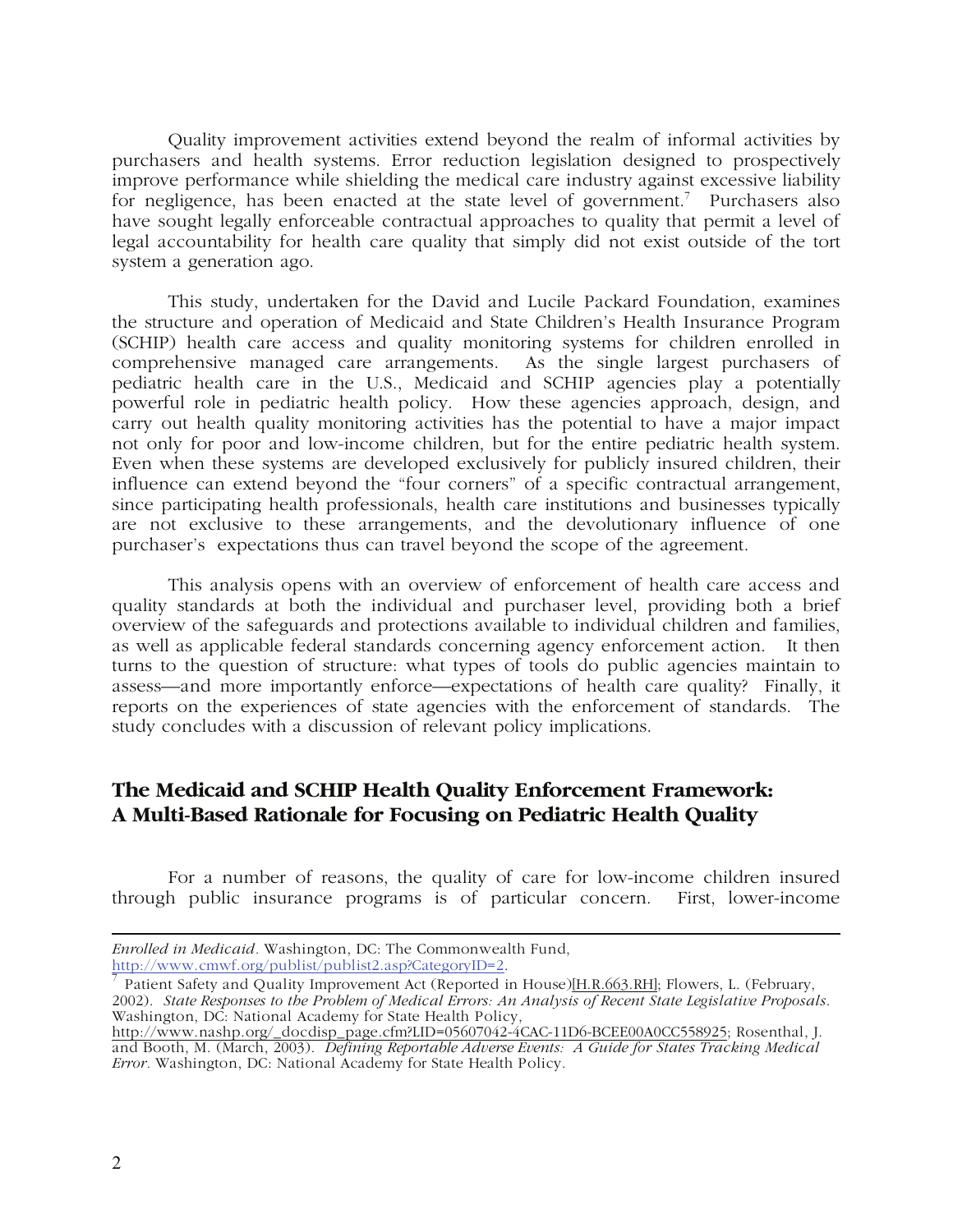Quality improvement activities extend beyond the realm of informal activities by purchasers and health systems. Error reduction legislation designed to prospectively improve performance while shielding the medical care industry against excessive liability for negligence, has been enacted at the state level of government.[7] Purchasers also have sought legally enforceable contractual approaches to quality that permit a level of legal accountability for health care quality that simply did not exist outside of the tort system a generation ago.

This study, undertaken for the David and Lucile Packard Foundation, examines the structure and operation of Medicaid and State Children's Health Insurance Program (SCHIP) health care access and quality monitoring systems for children enrolled in comprehensive managed care arrangements. As the single largest purchasers of pediatric health care in the U.S., Medicaid and SCHIP agencies play a potentially powerful role in pediatric health policy. How these agencies approach, design, and carry out health quality monitoring activities has the potential to have a major impact not only for poor and low-income children, but for the entire pediatric health system. Even when these systems are developed exclusively for publicly insured children, their influence can extend beyond the "four corners" of a specific contractual arrangement, since participating health professionals, health care institutions and businesses typically are not exclusive to these arrangements, and the devolutionary influence of one purchaser's expectations thus can travel beyond the scope of the agreement.

This analysis opens with an overview of enforcement of health care access and quality standards at both the individual and purchaser level, providing both a brief overview of the safeguards and protections available to individual children and families, as well as applicable federal standards concerning agency enforcement action. It then turns to the question of structure: what types of tools do public agencies maintain to assess—and more importantly enforce—expectations of health care quality? Finally, it reports on the experiences of state agencies with the enforcement of standards. The study concludes with a discussion of relevant policy implications.

## The Medicaid and SCHIP Health Quality Enforcement Framework: A Multi-Based Rationale for Focusing on Pediatric Health Quality

For a number of reasons, the quality of care for low-income children insured through public insurance programs is of particular concern. First, lower-income

---

*Enrolled in Medicaid*. Washington, DC: The Commonwealth Fund, http://www.cmwf.org/publist/publist2.asp?CategoryID=2.

[7] Patient Safety and Quality Improvement Act (Reported in House)[H.R.663.RH]; Flowers, L. (February, 2002). *State Responses to the Problem of Medical Errors: An Analysis of Recent State Legislative Proposals*. Washington, DC: National Academy for State Health Policy, http://www.nashp.org/_docdisp_page.cfm?LID=05607042-4CAC-11D6-BCEE00A0CC558925; Rosenthal, J. and Booth, M. (March, 2003). *Defining Reportable Adverse Events: A Guide for States Tracking Medical Error*. Washington, DC: National Academy for State Health Policy.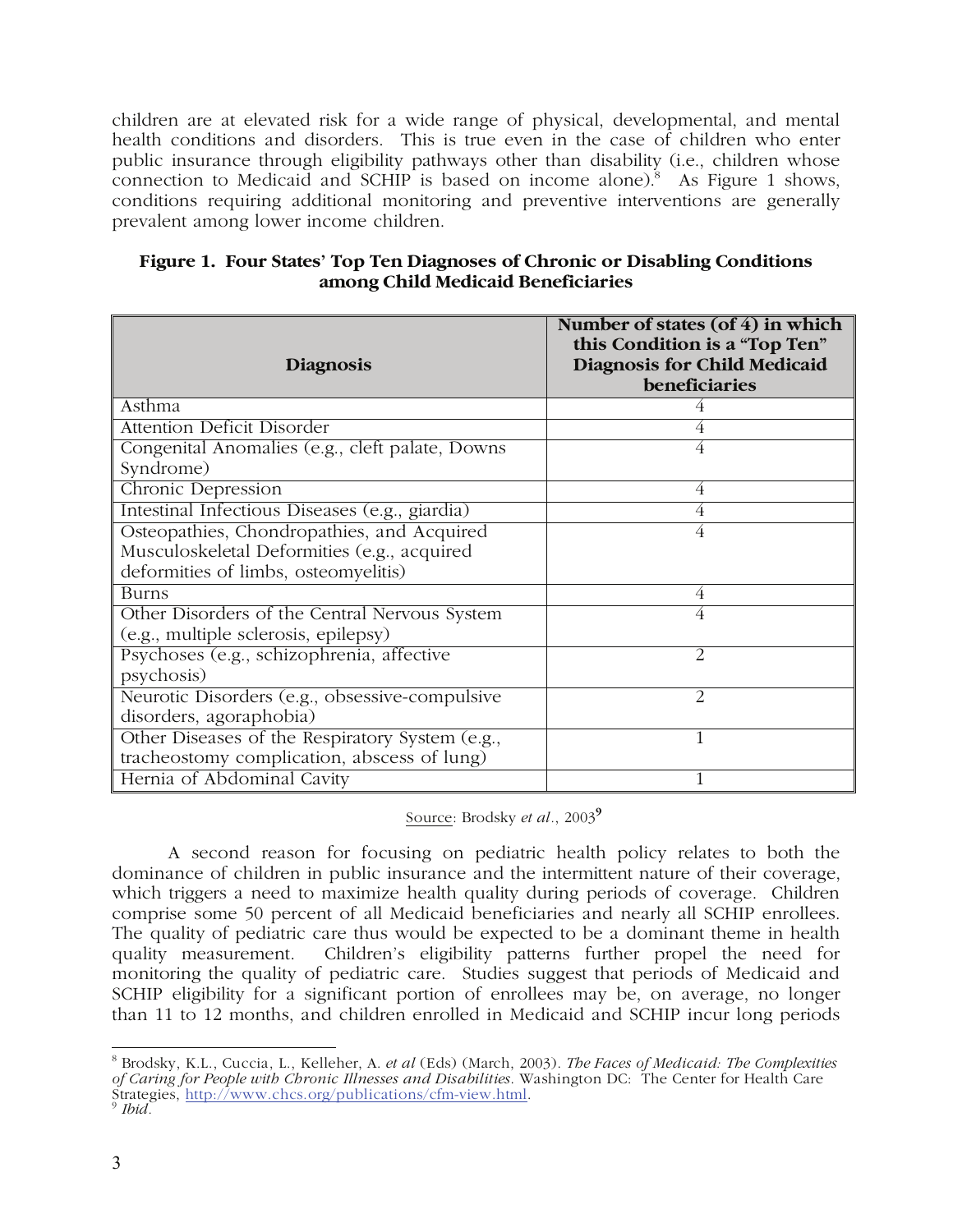children are at elevated risk for a wide range of physical, developmental, and mental health conditions and disorders. This is true even in the case of children who enter public insurance through eligibility pathways other than disability (i.e., children whose connection to Medicaid and SCHIP is based on income alone).[8] As Figure 1 shows, conditions requiring additional monitoring and preventive interventions are generally prevalent among lower income children.

**Figure 1. Four States' Top Ten Diagnoses of Chronic or Disabling Conditions among Child Medicaid Beneficiaries**

| Diagnosis | Number of states (of 4) in which this Condition is a "Top Ten" Diagnosis for Child Medicaid beneficiaries |
|---|---|
| Asthma | 4 |
| Attention Deficit Disorder | 4 |
| Congenital Anomalies (e.g., cleft palate, Downs Syndrome) | 4 |
| Chronic Depression | 4 |
| Intestinal Infectious Diseases (e.g., giardia) | 4 |
| Osteopathies, Chondropathies, and Acquired Musculoskeletal Deformities (e.g., acquired deformities of limbs, osteomyelitis) | 4 |
| Burns | 4 |
| Other Disorders of the Central Nervous System (e.g., multiple sclerosis, epilepsy) | 4 |
| Psychoses (e.g., schizophrenia, affective psychosis) | 2 |
| Neurotic Disorders (e.g., obsessive-compulsive disorders, agoraphobia) | 2 |
| Other Diseases of the Respiratory System (e.g., tracheostomy complication, abscess of lung) | 1 |
| Hernia of Abdominal Cavity | 1 |

Source: Brodsky *et al*., 2003[9]

A second reason for focusing on pediatric health policy relates to both the dominance of children in public insurance and the intermittent nature of their coverage, which triggers a need to maximize health quality during periods of coverage. Children comprise some 50 percent of all Medicaid beneficiaries and nearly all SCHIP enrollees. The quality of pediatric care thus would be expected to be a dominant theme in health quality measurement. Children's eligibility patterns further propel the need for monitoring the quality of pediatric care. Studies suggest that periods of Medicaid and SCHIP eligibility for a significant portion of enrollees may be, on average, no longer than 11 to 12 months, and children enrolled in Medicaid and SCHIP incur long periods

---

[8] Brodsky, K.L., Cuccia, L., Kelleher, A. *et al* (Eds) (March, 2003). *The Faces of Medicaid: The Complexities of Caring for People with Chronic Illnesses and Disabilities*. Washington DC: The Center for Health Care Strategies, http://www.chcs.org/publications/cfm-view.html.

[9] *Ibid*.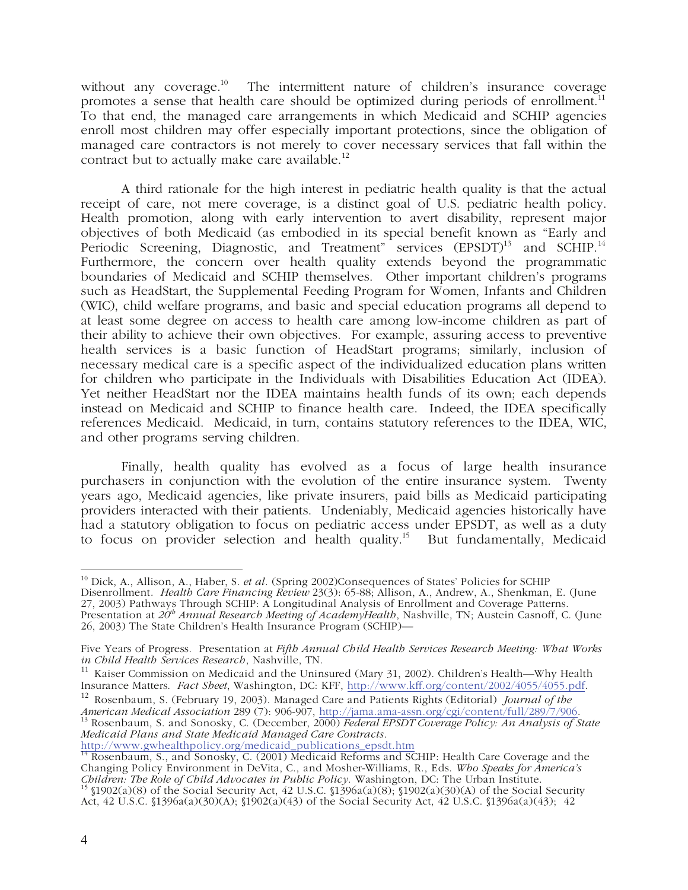without any coverage.[10] The intermittent nature of children's insurance coverage promotes a sense that health care should be optimized during periods of enrollment.[11] To that end, the managed care arrangements in which Medicaid and SCHIP agencies enroll most children may offer especially important protections, since the obligation of managed care contractors is not merely to cover necessary services that fall within the contract but to actually make care available.[12]

A third rationale for the high interest in pediatric health quality is that the actual receipt of care, not mere coverage, is a distinct goal of U.S. pediatric health policy. Health promotion, along with early intervention to avert disability, represent major objectives of both Medicaid (as embodied in its special benefit known as "Early and Periodic Screening, Diagnostic, and Treatment" services (EPSDT)[13] and SCHIP.[14] Furthermore, the concern over health quality extends beyond the programmatic boundaries of Medicaid and SCHIP themselves. Other important children's programs such as HeadStart, the Supplemental Feeding Program for Women, Infants and Children (WIC), child welfare programs, and basic and special education programs all depend to at least some degree on access to health care among low-income children as part of their ability to achieve their own objectives. For example, assuring access to preventive health services is a basic function of HeadStart programs; similarly, inclusion of necessary medical care is a specific aspect of the individualized education plans written for children who participate in the Individuals with Disabilities Education Act (IDEA). Yet neither HeadStart nor the IDEA maintains health funds of its own; each depends instead on Medicaid and SCHIP to finance health care. Indeed, the IDEA specifically references Medicaid. Medicaid, in turn, contains statutory references to the IDEA, WIC, and other programs serving children.

Finally, health quality has evolved as a focus of large health insurance purchasers in conjunction with the evolution of the entire insurance system. Twenty years ago, Medicaid agencies, like private insurers, paid bills as Medicaid participating providers interacted with their patients. Undeniably, Medicaid agencies historically have had a statutory obligation to focus on pediatric access under EPSDT, as well as a duty to focus on provider selection and health quality.[15] But fundamentally, Medicaid

---

[10] Dick, A., Allison, A., Haber, S. *et al*. (Spring 2002)Consequences of States' Policies for SCHIP Disenrollment. *Health Care Financing Review* 23(3): 65-88; Allison, A., Andrew, A., Shenkman, E. (June 27, 2003) Pathways Through SCHIP: A Longitudinal Analysis of Enrollment and Coverage Patterns. Presentation at *20th Annual Research Meeting of AcademyHealth*, Nashville, TN; Austein Casnoff, C. (June 26, 2003) The State Children's Health Insurance Program (SCHIP)—

Five Years of Progress. Presentation at *Fifth Annual Child Health Services Research Meeting: What Works in Child Health Services Research*, Nashville, TN.

[11] Kaiser Commission on Medicaid and the Uninsured (Mary 31, 2002). Children's Health—Why Health Insurance Matters. *Fact Sheet*, Washington, DC: KFF, http://www.kff.org/content/2002/4055/4055.pdf.

[12] Rosenbaum, S. (February 19, 2003). Managed Care and Patients Rights (Editorial) *Journal of the American Medical Association* 289 (7): 906-907, http://jama.ama-assn.org/cgi/content/full/289/7/906.

[13] Rosenbaum, S. and Sonosky, C. (December, 2000) *Federal EPSDT Coverage Policy: An Analysis of State Medicaid Plans and State Medicaid Managed Care Contracts*. http://www.gwhealthpolicy.org/medicaid_publications_epsdt.htm

[14] Rosenbaum, S., and Sonosky, C. (2001) Medicaid Reforms and SCHIP: Health Care Coverage and the Changing Policy Environment in DeVita, C., and Mosher-Williams, R., Eds. *Who Speaks for America's Children: The Role of Child Advocates in Public Policy*. Washington, DC: The Urban Institute.

[15] §1902(a)(8) of the Social Security Act, 42 U.S.C. §1396a(a)(8); §1902(a)(30)(A) of the Social Security Act, 42 U.S.C. §1396a(a)(30)(A); §1902(a)(43) of the Social Security Act, 42 U.S.C. §1396a(a)(43); 42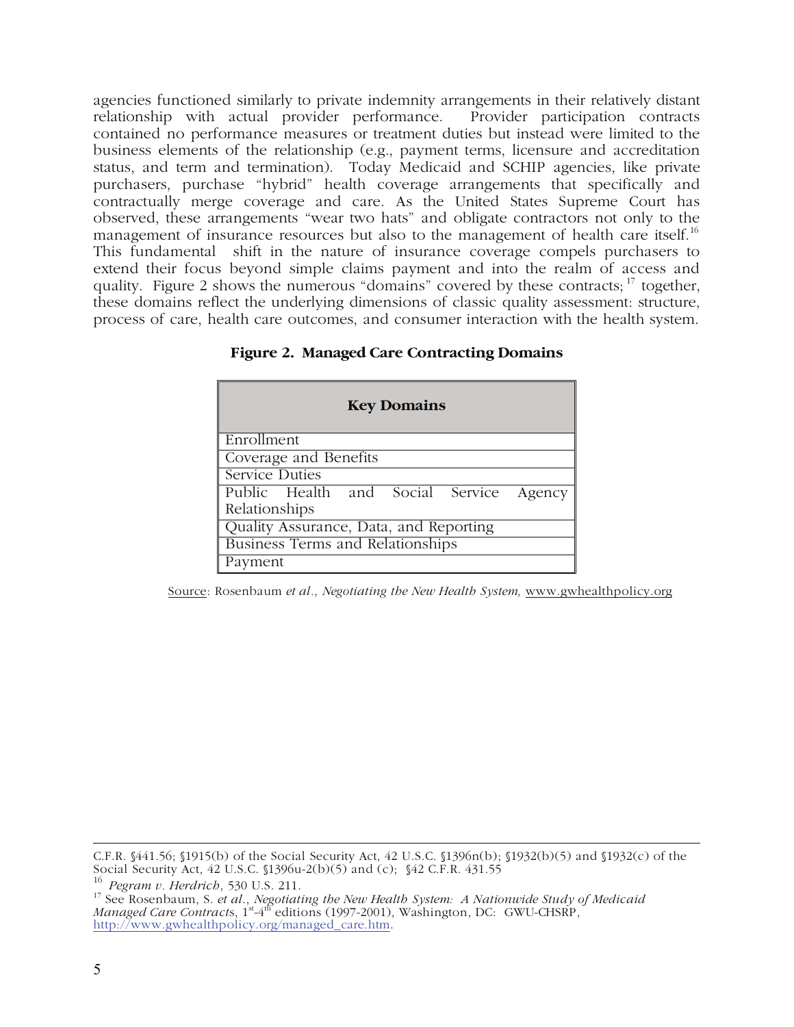agencies functioned similarly to private indemnity arrangements in their relatively distant relationship with actual provider performance. Provider participation contracts contained no performance measures or treatment duties but instead were limited to the business elements of the relationship (e.g., payment terms, licensure and accreditation status, and term and termination). Today Medicaid and SCHIP agencies, like private purchasers, purchase "hybrid" health coverage arrangements that specifically and contractually merge coverage and care. As the United States Supreme Court has observed, these arrangements "wear two hats" and obligate contractors not only to the management of insurance resources but also to the management of health care itself.[16] This fundamental shift in the nature of insurance coverage compels purchasers to extend their focus beyond simple claims payment and into the realm of access and quality. Figure 2 shows the numerous "domains" covered by these contracts;[17] together, these domains reflect the underlying dimensions of classic quality assessment: structure, process of care, health care outcomes, and consumer interaction with the health system.

**Figure 2. Managed Care Contracting Domains**

| Key Domains |
| --- |
| Enrollment |
| Coverage and Benefits |
| Service Duties |
| Public Health and Social Service Agency Relationships |
| Quality Assurance, Data, and Reporting |
| Business Terms and Relationships |
| Payment |

Source: Rosenbaum *et al*., *Negotiating the New Health System,* www.gwhealthpolicy.org

---

C.F.R. §441.56; §1915(b) of the Social Security Act, 42 U.S.C. §1396n(b); §1932(b)(5) and §1932(c) of the Social Security Act, 42 U.S.C. §1396u-2(b)(5) and (c); §42 C.F.R. 431.55

[16] *Pegram v. Herdrich*, 530 U.S. 211.

[17] See Rosenbaum, S. *et al*., *Negotiating the New Health System: A Nationwide Study of Medicaid Managed Care Contracts*, 1st-4th editions (1997-2001), Washington, DC: GWU-CHSRP, http://www.gwhealthpolicy.org/managed_care.htm.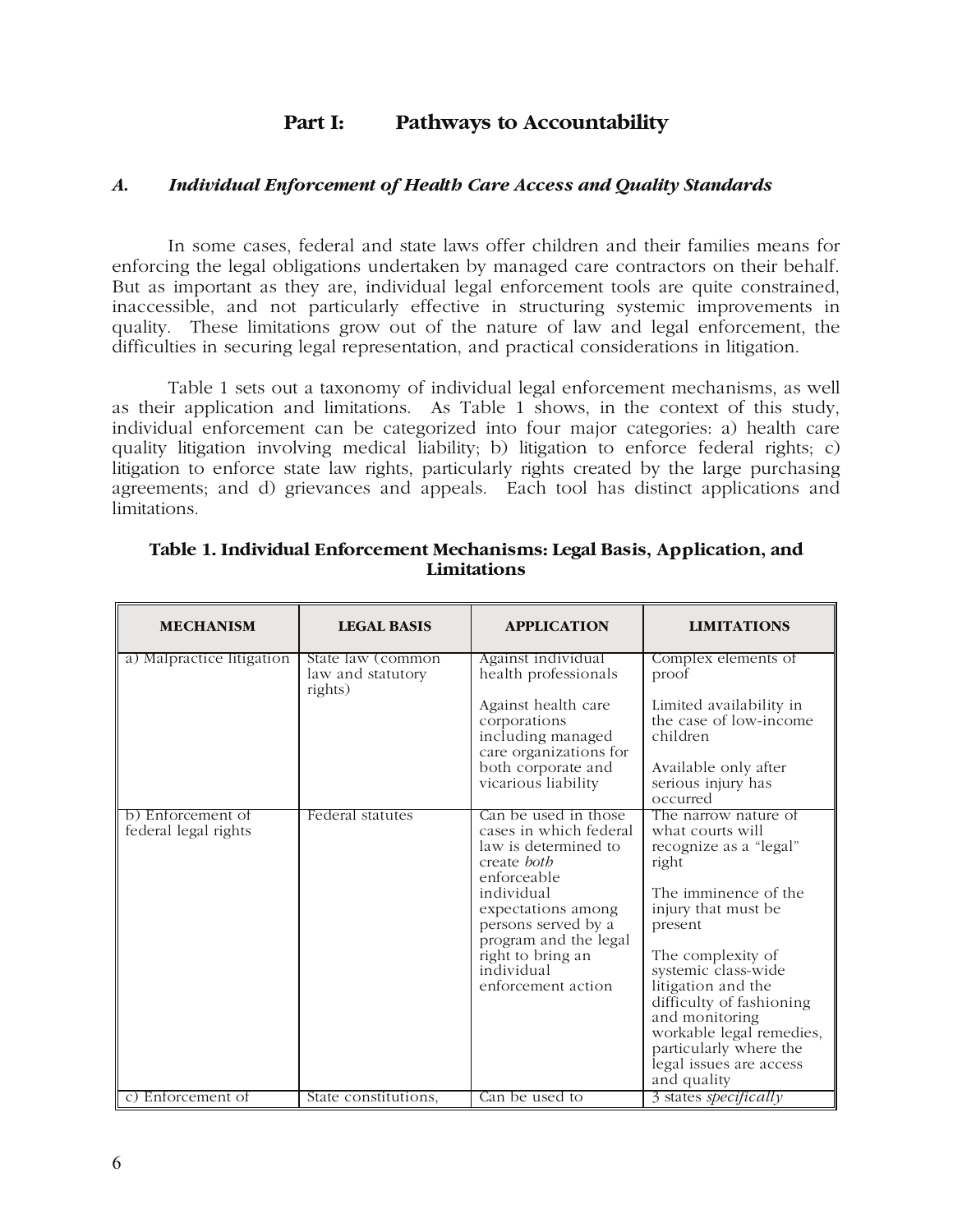## Part I: Pathways to Accountability

### *A. Individual Enforcement of Health Care Access and Quality Standards*

In some cases, federal and state laws offer children and their families means for enforcing the legal obligations undertaken by managed care contractors on their behalf. But as important as they are, individual legal enforcement tools are quite constrained, inaccessible, and not particularly effective in structuring systemic improvements in quality. These limitations grow out of the nature of law and legal enforcement, the difficulties in securing legal representation, and practical considerations in litigation.

Table 1 sets out a taxonomy of individual legal enforcement mechanisms, as well as their application and limitations. As Table 1 shows, in the context of this study, individual enforcement can be categorized into four major categories: a) health care quality litigation involving medical liability; b) litigation to enforce federal rights; c) litigation to enforce state law rights, particularly rights created by the large purchasing agreements; and d) grievances and appeals. Each tool has distinct applications and limitations.

**Table 1. Individual Enforcement Mechanisms: Legal Basis, Application, and Limitations**

| MECHANISM | LEGAL BASIS | APPLICATION | LIMITATIONS |
|---|---|---|---|
| a) Malpractice litigation | State law (common law and statutory rights) | Against individual health professionals<br><br>Against health care corporations including managed care organizations for both corporate and vicarious liability | Complex elements of proof<br><br>Limited availability in the case of low-income children<br><br>Available only after serious injury has occurred |
| b) Enforcement of federal legal rights | Federal statutes | Can be used in those cases in which federal law is determined to create *both* enforceable individual expectations among persons served by a program and the legal right to bring an individual enforcement action | The narrow nature of what courts will recognize as a "legal" right<br><br>The imminence of the injury that must be present<br><br>The complexity of systemic class-wide litigation and the difficulty of fashioning and monitoring workable legal remedies, particularly where the legal issues are access and quality |
| c) Enforcement of | State constitutions, | Can be used to | 3 states *specifically* |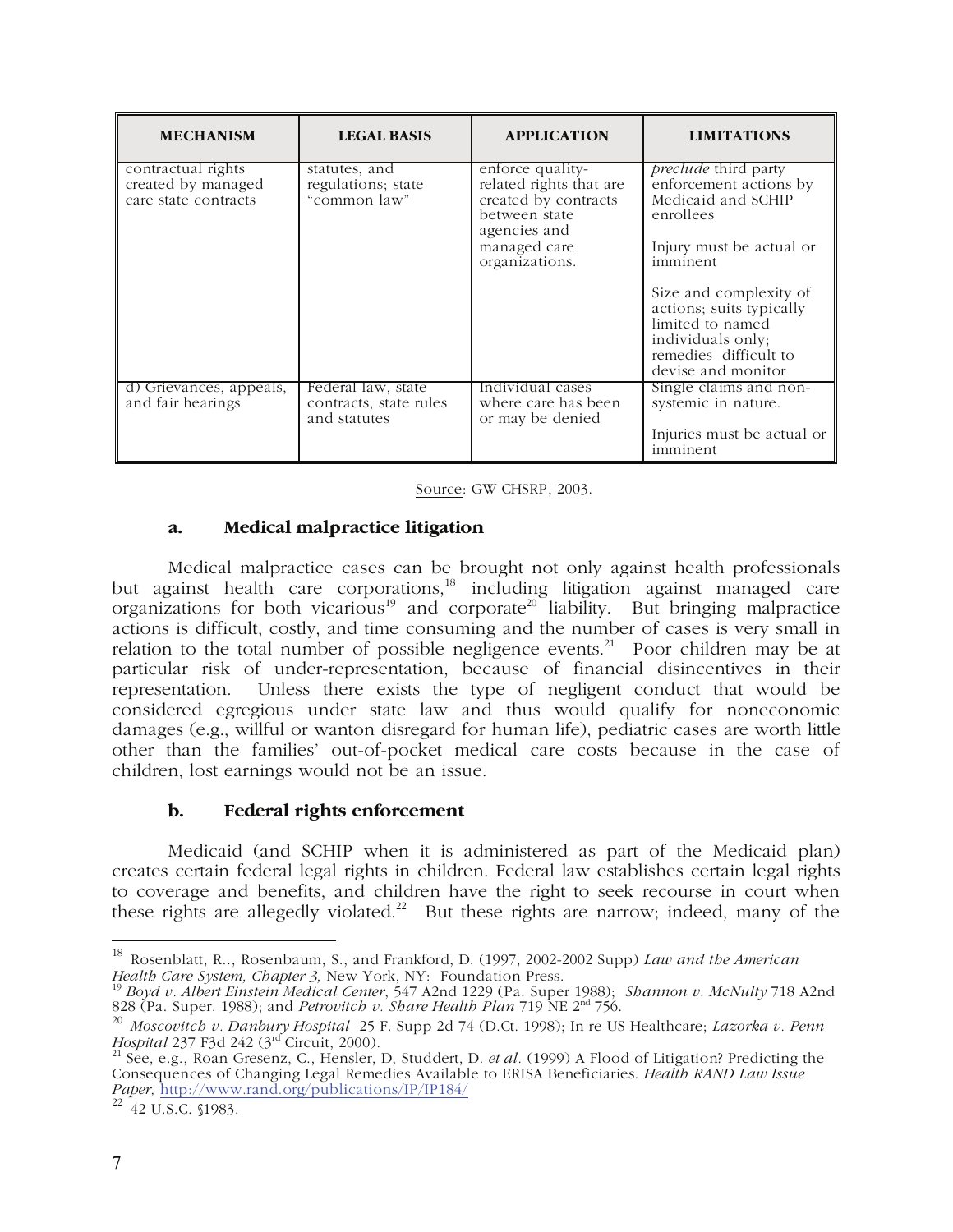| MECHANISM | LEGAL BASIS | APPLICATION | LIMITATIONS |
| --- | --- | --- | --- |
| contractual rights created by managed care state contracts | statutes, and regulations; state "common law" | enforce quality-related rights that are created by contracts between state agencies and managed care organizations. | *preclude* third party enforcement actions by Medicaid and SCHIP enrollees<br><br>Injury must be actual or imminent<br><br>Size and complexity of actions; suits typically limited to named individuals only; remedies difficult to devise and monitor |
| d) Grievances, appeals, and fair hearings | Federal law, state contracts, state rules and statutes | Individual cases where care has been or may be denied | Single claims and non-systemic in nature.<br><br>Injuries must be actual or imminent |

Source: GW CHSRP, 2003.

### a. Medical malpractice litigation

Medical malpractice cases can be brought not only against health professionals but against health care corporations,[18] including litigation against managed care organizations for both vicarious[19] and corporate[20] liability. But bringing malpractice actions is difficult, costly, and time consuming and the number of cases is very small in relation to the total number of possible negligence events.[21] Poor children may be at particular risk of under-representation, because of financial disincentives in their representation. Unless there exists the type of negligent conduct that would be considered egregious under state law and thus would qualify for noneconomic damages (e.g., willful or wanton disregard for human life), pediatric cases are worth little other than the families' out-of-pocket medical care costs because in the case of children, lost earnings would not be an issue.

### b. Federal rights enforcement

Medicaid (and SCHIP when it is administered as part of the Medicaid plan) creates certain federal legal rights in children. Federal law establishes certain legal rights to coverage and benefits, and children have the right to seek recourse in court when these rights are allegedly violated.[22] But these rights are narrow; indeed, many of the

---

[18] Rosenblatt, R.., Rosenbaum, S., and Frankford, D. (1997, 2002-2002 Supp) *Law and the American Health Care System, Chapter 3,* New York, NY: Foundation Press.

[19] *Boyd v. Albert Einstein Medical Center*, 547 A2nd 1229 (Pa. Super 1988); *Shannon v. McNulty* 718 A2nd 828 (Pa. Super. 1988); and *Petrovitch v. Share Health Plan* 719 NE 2nd 756.

[20] *Moscovitch v. Danbury Hospital* 25 F. Supp 2d 74 (D.Ct. 1998); In re US Healthcare; *Lazorka v. Penn Hospital* 237 F3d 242 (3rd Circuit, 2000).

[21] See, e.g., Roan Gresenz, C., Hensler, D, Studdert, D. *et al*. (1999) A Flood of Litigation? Predicting the Consequences of Changing Legal Remedies Available to ERISA Beneficiaries. *Health RAND Law Issue Paper,* http://www.rand.org/publications/IP/IP184/

[22] 42 U.S.C. §1983.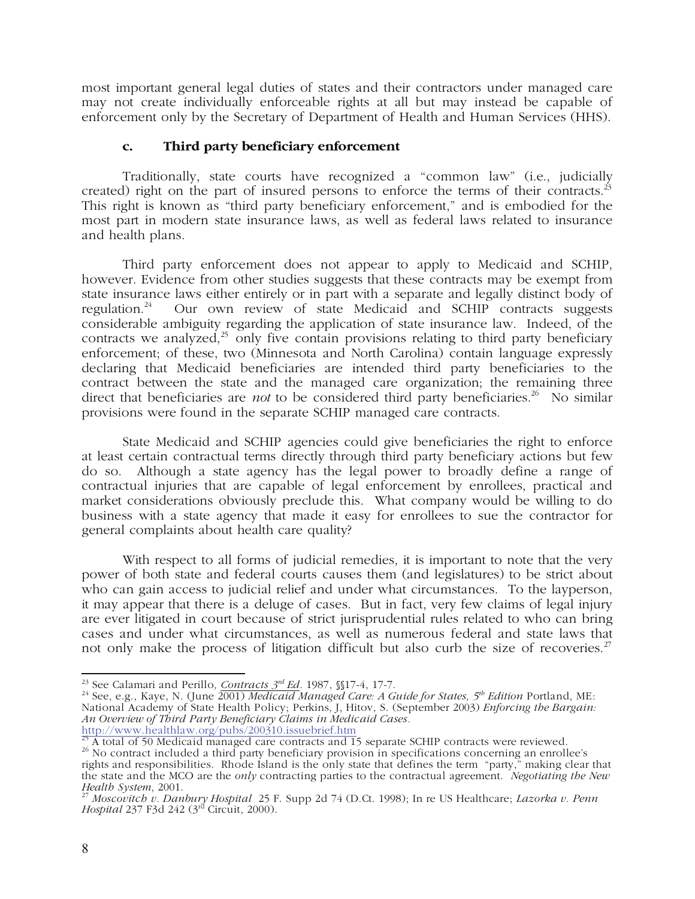most important general legal duties of states and their contractors under managed care may not create individually enforceable rights at all but may instead be capable of enforcement only by the Secretary of Department of Health and Human Services (HHS).

### c. Third party beneficiary enforcement

Traditionally, state courts have recognized a "common law" (i.e., judicially created) right on the part of insured persons to enforce the terms of their contracts.[23] This right is known as "third party beneficiary enforcement," and is embodied for the most part in modern state insurance laws, as well as federal laws related to insurance and health plans.

Third party enforcement does not appear to apply to Medicaid and SCHIP, however. Evidence from other studies suggests that these contracts may be exempt from state insurance laws either entirely or in part with a separate and legally distinct body of regulation.[24] Our own review of state Medicaid and SCHIP contracts suggests considerable ambiguity regarding the application of state insurance law. Indeed, of the contracts we analyzed,[25] only five contain provisions relating to third party beneficiary enforcement; of these, two (Minnesota and North Carolina) contain language expressly declaring that Medicaid beneficiaries are intended third party beneficiaries to the contract between the state and the managed care organization; the remaining three direct that beneficiaries are *not* to be considered third party beneficiaries.[26] No similar provisions were found in the separate SCHIP managed care contracts.

State Medicaid and SCHIP agencies could give beneficiaries the right to enforce at least certain contractual terms directly through third party beneficiary actions but few do so. Although a state agency has the legal power to broadly define a range of contractual injuries that are capable of legal enforcement by enrollees, practical and market considerations obviously preclude this. What company would be willing to do business with a state agency that made it easy for enrollees to sue the contractor for general complaints about health care quality?

With respect to all forms of judicial remedies, it is important to note that the very power of both state and federal courts causes them (and legislatures) to be strict about who can gain access to judicial relief and under what circumstances. To the layperson, it may appear that there is a deluge of cases. But in fact, very few claims of legal injury are ever litigated in court because of strict jurisprudential rules related to who can bring cases and under what circumstances, as well as numerous federal and state laws that not only make the process of litigation difficult but also curb the size of recoveries.[27]

---

[23] See Calamari and Perillo, *Contracts 3rd Ed.* 1987, §§17-4, 17-7.

[24] See, e.g., Kaye, N. (June 2001) *Medicaid Managed Care: A Guide for States, 5th Edition* Portland, ME: National Academy of State Health Policy; Perkins, J, Hitov, S. (September 2003) *Enforcing the Bargain: An Overview of Third Party Beneficiary Claims in Medicaid Cases.* http://www.healthlaw.org/pubs/200310.issuebrief.htm

[25] A total of 50 Medicaid managed care contracts and 15 separate SCHIP contracts were reviewed.

[26] No contract included a third party beneficiary provision in specifications concerning an enrollee's rights and responsibilities. Rhode Island is the only state that defines the term "party," making clear that the state and the MCO are the *only* contracting parties to the contractual agreement. *Negotiating the New Health System*, 2001.

[27] *Moscovitch v. Danbury Hospital* 25 F. Supp 2d 74 (D.Ct. 1998); In re US Healthcare; *Lazorka v. Penn Hospital* 237 F3d 242 (3rd Circuit, 2000).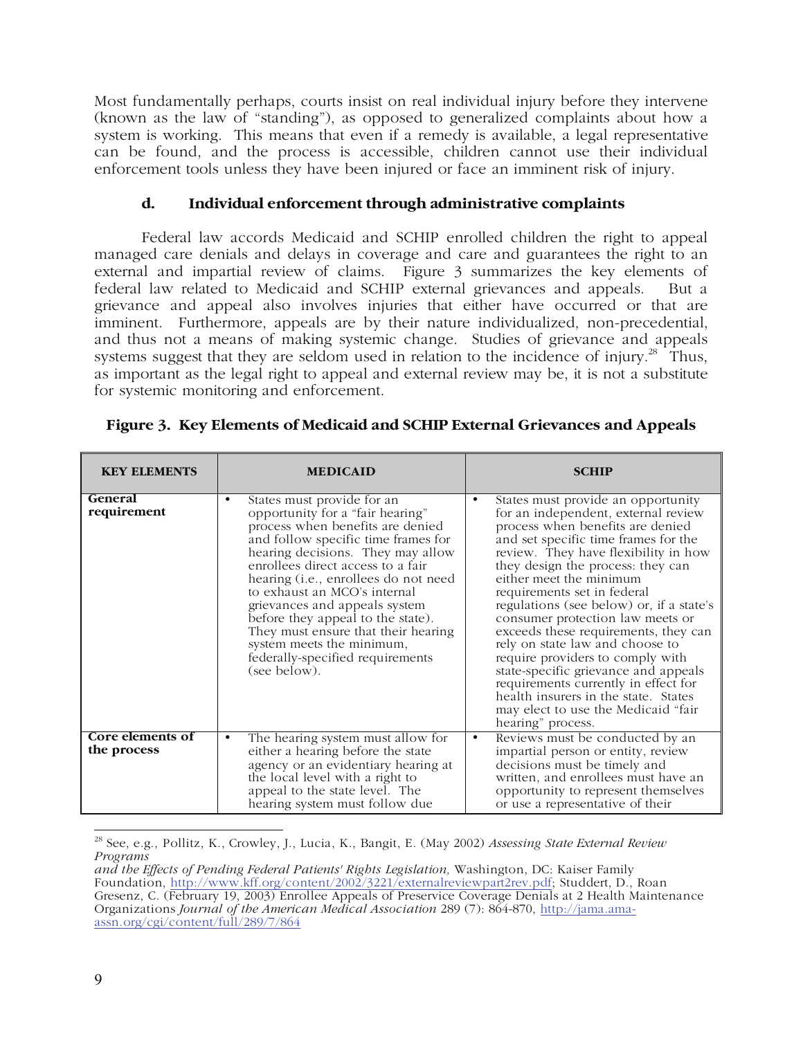Most fundamentally perhaps, courts insist on real individual injury before they intervene (known as the law of "standing"), as opposed to generalized complaints about how a system is working. This means that even if a remedy is available, a legal representative can be found, and the process is accessible, children cannot use their individual enforcement tools unless they have been injured or face an imminent risk of injury.

#### d. Individual enforcement through administrative complaints

Federal law accords Medicaid and SCHIP enrolled children the right to appeal managed care denials and delays in coverage and care and guarantees the right to an external and impartial review of claims. Figure 3 summarizes the key elements of federal law related to Medicaid and SCHIP external grievances and appeals. But a grievance and appeal also involves injuries that either have occurred or that are imminent. Furthermore, appeals are by their nature individualized, non-precedential, and thus not a means of making systemic change. Studies of grievance and appeals systems suggest that they are seldom used in relation to the incidence of injury.[28] Thus, as important as the legal right to appeal and external review may be, it is not a substitute for systemic monitoring and enforcement.

**Figure 3. Key Elements of Medicaid and SCHIP External Grievances and Appeals**

| KEY ELEMENTS | MEDICAID | SCHIP |
|---|---|---|
| **General requirement** | • States must provide for an opportunity for a "fair hearing" process when benefits are denied and follow specific time frames for hearing decisions. They may allow enrollees direct access to a fair hearing (i.e., enrollees do not need to exhaust an MCO's internal grievances and appeals system before they appeal to the state). They must ensure that their hearing system meets the minimum, federally-specified requirements (see below). | • States must provide an opportunity for an independent, external review process when benefits are denied and set specific time frames for the review. They have flexibility in how they design the process: they can either meet the minimum requirements set in federal regulations (see below) or, if a state's consumer protection law meets or exceeds these requirements, they can rely on state law and choose to require providers to comply with state-specific grievance and appeals requirements currently in effect for health insurers in the state. States may elect to use the Medicaid "fair hearing" process. |
| **Core elements of the process** | • The hearing system must allow for either a hearing before the state agency or an evidentiary hearing at the local level with a right to appeal to the state level. The hearing system must follow due | • Reviews must be conducted by an impartial person or entity, review decisions must be timely and written, and enrollees must have an opportunity to represent themselves or use a representative of their |

[28] See, e.g., Pollitz, K., Crowley, J., Lucia, K., Bangit, E. (May 2002) *Assessing State External Review Programs and the Effects of Pending Federal Patients' Rights Legislation,* Washington, DC: Kaiser Family Foundation, http://www.kff.org/content/2002/3221/externalreviewpart2rev.pdf; Studdert, D., Roan Gresenz, C. (February 19, 2003) Enrollee Appeals of Preservice Coverage Denials at 2 Health Maintenance Organizations *Journal of the American Medical Association* 289 (7): 864-870, http://jama.ama-assn.org/cgi/content/full/289/7/864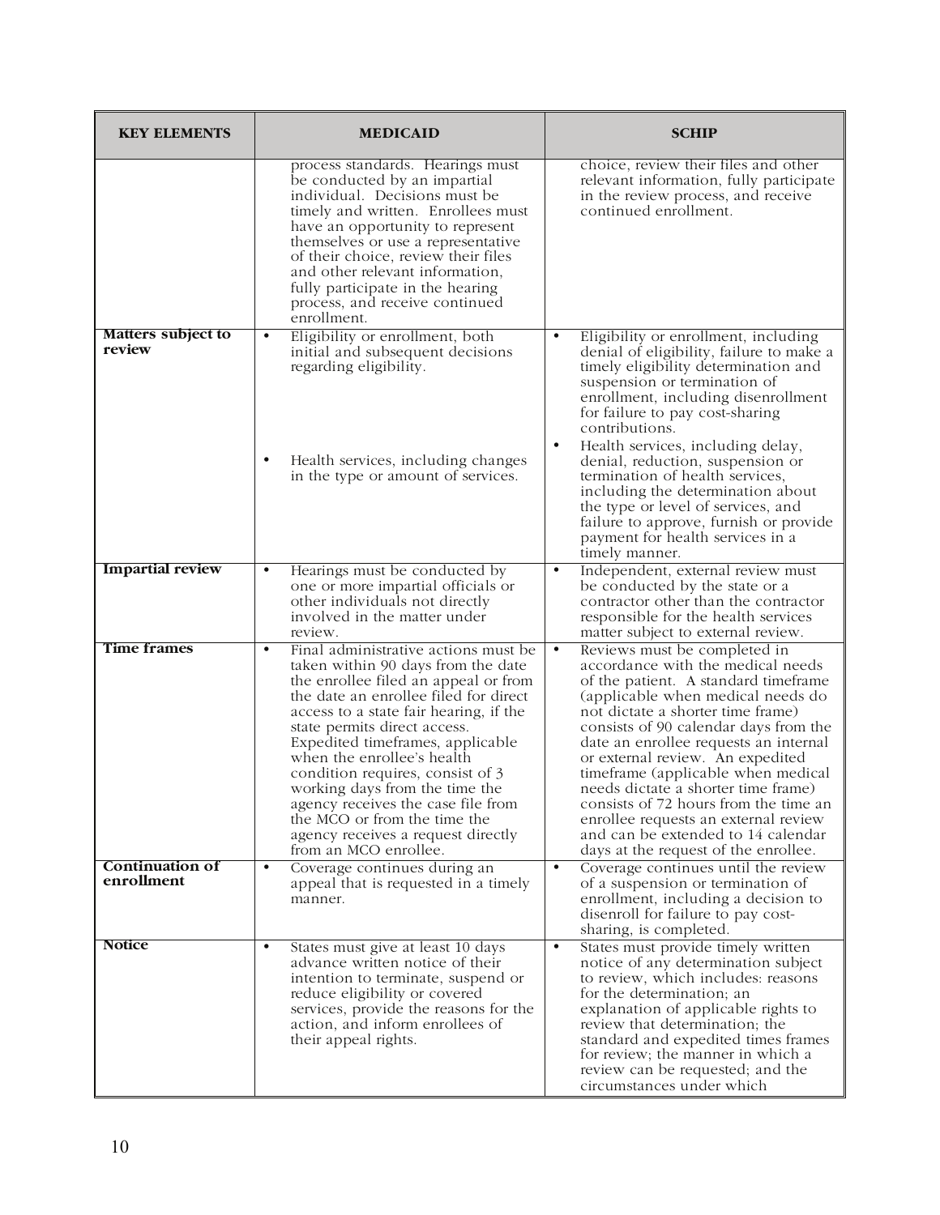| KEY ELEMENTS | MEDICAID | SCHIP |
|---|---|---|
| | process standards. Hearings must be conducted by an impartial individual. Decisions must be timely and written. Enrollees must have an opportunity to represent themselves or use a representative of their choice, review their files and other relevant information, fully participate in the hearing process, and receive continued enrollment. | choice, review their files and other relevant information, fully participate in the review process, and receive continued enrollment. |
| **Matters subject to review** | • Eligibility or enrollment, both initial and subsequent decisions regarding eligibility.<br><br>• Health services, including changes in the type or amount of services. | • Eligibility or enrollment, including denial of eligibility, failure to make a timely eligibility determination and suspension or termination of enrollment, including disenrollment for failure to pay cost-sharing contributions.<br><br>• Health services, including delay, denial, reduction, suspension or termination of health services, including the determination about the type or level of services, and failure to approve, furnish or provide payment for health services in a timely manner. |
| **Impartial review** | • Hearings must be conducted by one or more impartial officials or other individuals not directly involved in the matter under review. | • Independent, external review must be conducted by the state or a contractor other than the contractor responsible for the health services matter subject to external review. |
| **Time frames** | • Final administrative actions must be taken within 90 days from the date the enrollee filed an appeal or from the date an enrollee filed for direct access to a state fair hearing, if the state permits direct access. Expedited timeframes, applicable when the enrollee's health condition requires, consist of 3 working days from the time the agency receives the case file from the MCO or from the time the agency receives a request directly from an MCO enrollee. | • Reviews must be completed in accordance with the medical needs of the patient. A standard timeframe (applicable when medical needs do not dictate a shorter time frame) consists of 90 calendar days from the date an enrollee requests an internal or external review. An expedited timeframe (applicable when medical needs dictate a shorter time frame) consists of 72 hours from the time an enrollee requests an external review and can be extended to 14 calendar days at the request of the enrollee. |
| **Continuation of enrollment** | • Coverage continues during an appeal that is requested in a timely manner. | • Coverage continues until the review of a suspension or termination of enrollment, including a decision to disenroll for failure to pay cost-sharing, is completed. |
| **Notice** | • States must give at least 10 days advance written notice of their intention to terminate, suspend or reduce eligibility or covered services, provide the reasons for the action, and inform enrollees of their appeal rights. | • States must provide timely written notice of any determination subject to review, which includes: reasons for the determination; an explanation of applicable rights to review that determination; the standard and expedited times frames for review; the manner in which a review can be requested; and the circumstances under which |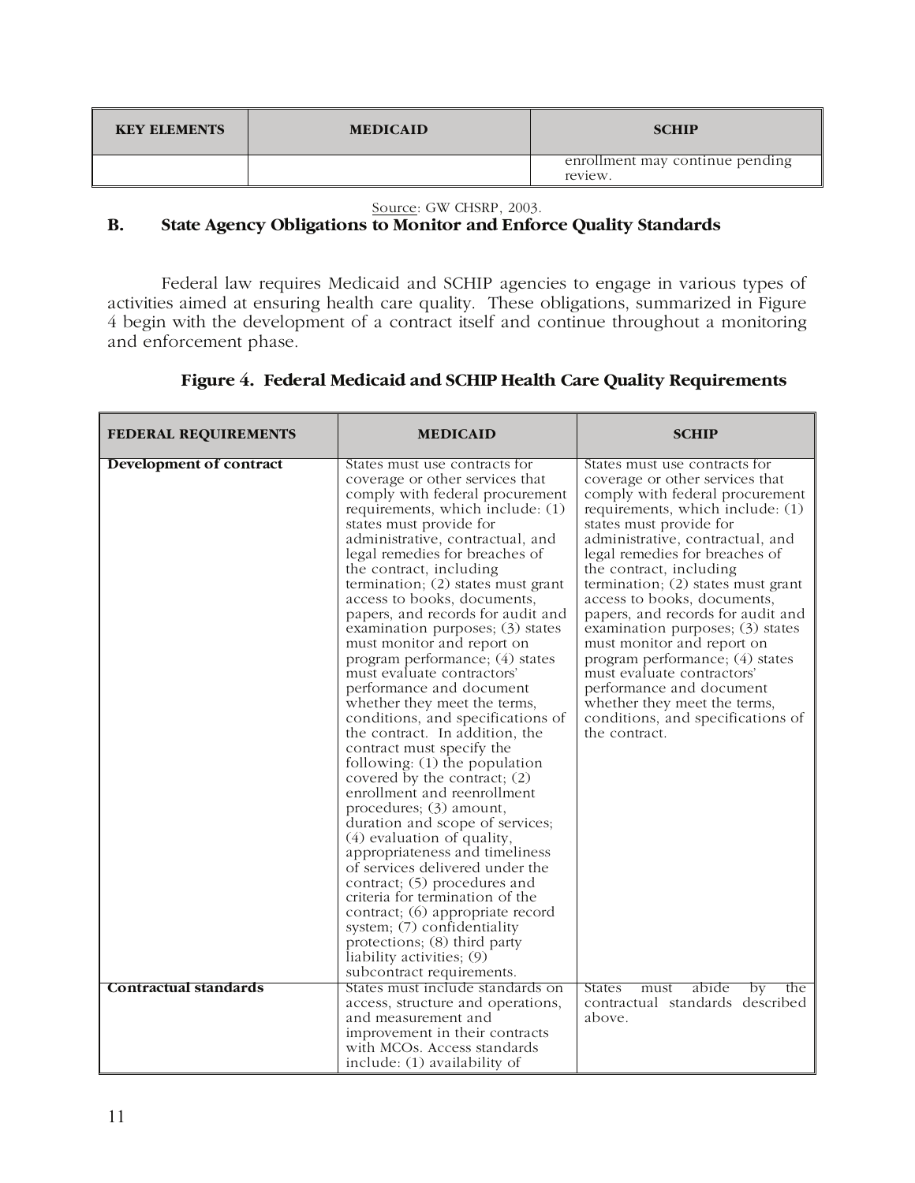| KEY ELEMENTS | MEDICAID | SCHIP |
|---|---|---|
| | | enrollment may continue pending review. |

Source: GW CHSRP, 2003.

## B. State Agency Obligations to Monitor and Enforce Quality Standards

Federal law requires Medicaid and SCHIP agencies to engage in various types of activities aimed at ensuring health care quality. These obligations, summarized in Figure 4 begin with the development of a contract itself and continue throughout a monitoring and enforcement phase.

**Figure 4. Federal Medicaid and SCHIP Health Care Quality Requirements**

| FEDERAL REQUIREMENTS | MEDICAID | SCHIP |
|---|---|---|
| **Development of contract** | States must use contracts for coverage or other services that comply with federal procurement requirements, which include: (1) states must provide for administrative, contractual, and legal remedies for breaches of the contract, including termination; (2) states must grant access to books, documents, papers, and records for audit and examination purposes; (3) states must monitor and report on program performance; (4) states must evaluate contractors' performance and document whether they meet the terms, conditions, and specifications of the contract. In addition, the contract must specify the following: (1) the population covered by the contract; (2) enrollment and reenrollment procedures; (3) amount, duration and scope of services; (4) evaluation of quality, appropriateness and timeliness of services delivered under the contract; (5) procedures and criteria for termination of the contract; (6) appropriate record system; (7) confidentiality protections; (8) third party liability activities; (9) subcontract requirements. | States must use contracts for coverage or other services that comply with federal procurement requirements, which include: (1) states must provide for administrative, contractual, and legal remedies for breaches of the contract, including termination; (2) states must grant access to books, documents, papers, and records for audit and examination purposes; (3) states must monitor and report on program performance; (4) states must evaluate contractors' performance and document whether they meet the terms, conditions, and specifications of the contract. |
| **Contractual standards** | States must include standards on access, structure and operations, and measurement and improvement in their contracts with MCOs. Access standards include: (1) availability of | States must abide by the contractual standards described above. |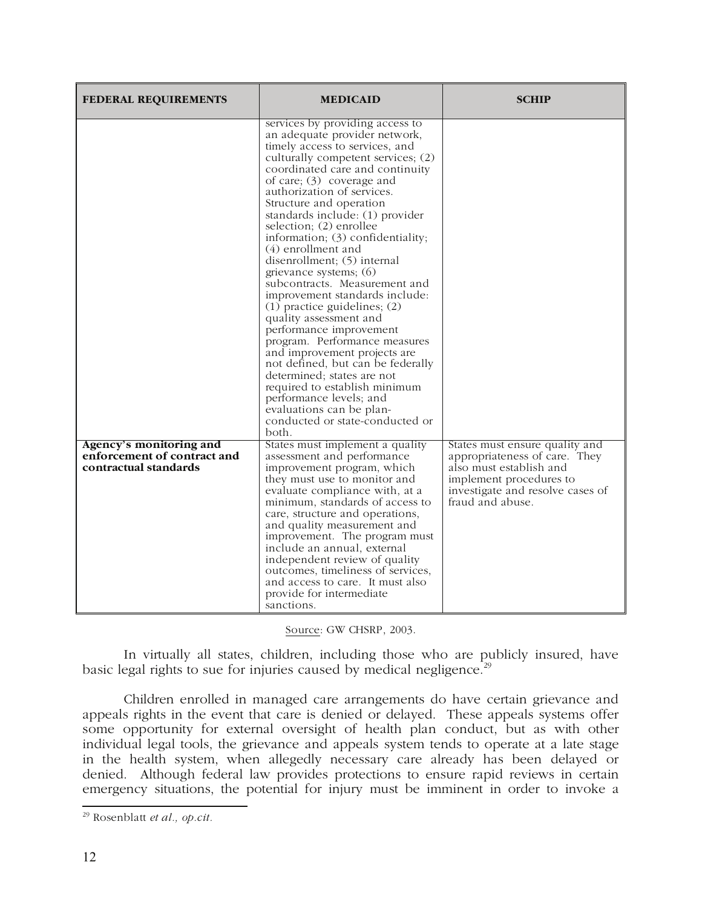| FEDERAL REQUIREMENTS | MEDICAID | SCHIP |
| --- | --- | --- |
| | services by providing access to an adequate provider network, timely access to services, and culturally competent services; (2) coordinated care and continuity of care; (3) coverage and authorization of services. Structure and operation standards include: (1) provider selection; (2) enrollee information; (3) confidentiality; (4) enrollment and disenrollment; (5) internal grievance systems; (6) subcontracts. Measurement and improvement standards include: (1) practice guidelines; (2) quality assessment and performance improvement program. Performance measures and improvement projects are not defined, but can be federally determined; states are not required to establish minimum performance levels; and evaluations can be plan-conducted or state-conducted or both. | |
| **Agency's monitoring and enforcement of contract and contractual standards** | States must implement a quality assessment and performance improvement program, which they must use to monitor and evaluate compliance with, at a minimum, standards of access to care, structure and operations, and quality measurement and improvement. The program must include an annual, external independent review of quality outcomes, timeliness of services, and access to care. It must also provide for intermediate sanctions. | States must ensure quality and appropriateness of care. They also must establish and implement procedures to investigate and resolve cases of fraud and abuse. |

Source: GW CHSRP, 2003.

In virtually all states, children, including those who are publicly insured, have basic legal rights to sue for injuries caused by medical negligence.[29]

Children enrolled in managed care arrangements do have certain grievance and appeals rights in the event that care is denied or delayed. These appeals systems offer some opportunity for external oversight of health plan conduct, but as with other individual legal tools, the grievance and appeals system tends to operate at a late stage in the health system, when allegedly necessary care already has been delayed or denied. Although federal law provides protections to ensure rapid reviews in certain emergency situations, the potential for injury must be imminent in order to invoke a

[29] Rosenblatt *et al., op.cit.*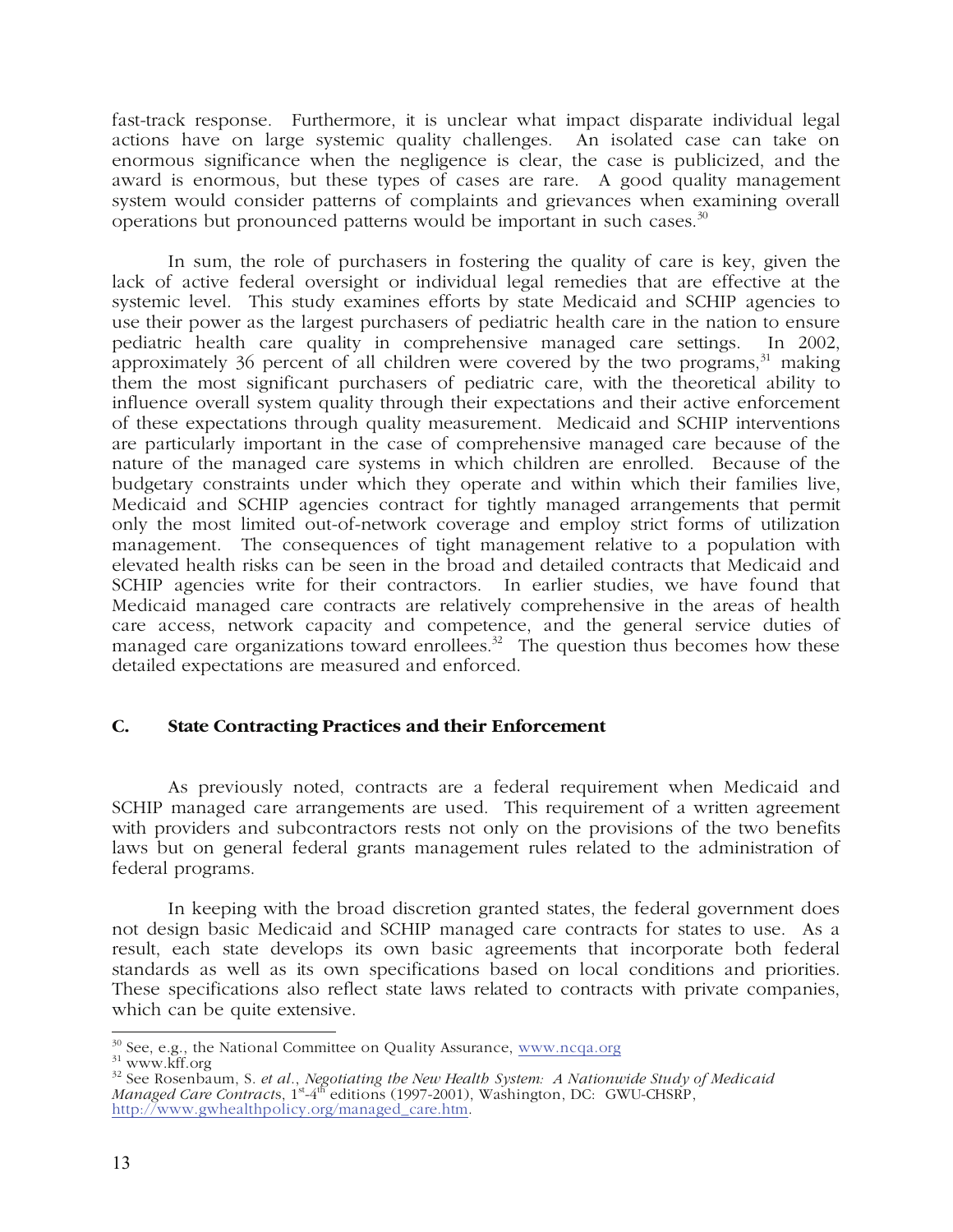fast-track response. Furthermore, it is unclear what impact disparate individual legal actions have on large systemic quality challenges. An isolated case can take on enormous significance when the negligence is clear, the case is publicized, and the award is enormous, but these types of cases are rare. A good quality management system would consider patterns of complaints and grievances when examining overall operations but pronounced patterns would be important in such cases.[30]

In sum, the role of purchasers in fostering the quality of care is key, given the lack of active federal oversight or individual legal remedies that are effective at the systemic level. This study examines efforts by state Medicaid and SCHIP agencies to use their power as the largest purchasers of pediatric health care in the nation to ensure pediatric health care quality in comprehensive managed care settings. In 2002, approximately 36 percent of all children were covered by the two programs,[31] making them the most significant purchasers of pediatric care, with the theoretical ability to influence overall system quality through their expectations and their active enforcement of these expectations through quality measurement. Medicaid and SCHIP interventions are particularly important in the case of comprehensive managed care because of the nature of the managed care systems in which children are enrolled. Because of the budgetary constraints under which they operate and within which their families live, Medicaid and SCHIP agencies contract for tightly managed arrangements that permit only the most limited out-of-network coverage and employ strict forms of utilization management. The consequences of tight management relative to a population with elevated health risks can be seen in the broad and detailed contracts that Medicaid and SCHIP agencies write for their contractors. In earlier studies, we have found that Medicaid managed care contracts are relatively comprehensive in the areas of health care access, network capacity and competence, and the general service duties of managed care organizations toward enrollees.[32] The question thus becomes how these detailed expectations are measured and enforced.

## C. State Contracting Practices and their Enforcement

As previously noted, contracts are a federal requirement when Medicaid and SCHIP managed care arrangements are used. This requirement of a written agreement with providers and subcontractors rests not only on the provisions of the two benefits laws but on general federal grants management rules related to the administration of federal programs.

In keeping with the broad discretion granted states, the federal government does not design basic Medicaid and SCHIP managed care contracts for states to use. As a result, each state develops its own basic agreements that incorporate both federal standards as well as its own specifications based on local conditions and priorities. These specifications also reflect state laws related to contracts with private companies, which can be quite extensive.

---

[30] See, e.g., the National Committee on Quality Assurance, www.ncqa.org

[31] www.kff.org

[32] See Rosenbaum, S. *et al.*, *Negotiating the New Health System: A Nationwide Study of Medicaid Managed Care Contracts*, 1st-4th editions (1997-2001), Washington, DC: GWU-CHSRP, http://www.gwhealthpolicy.org/managed_care.htm.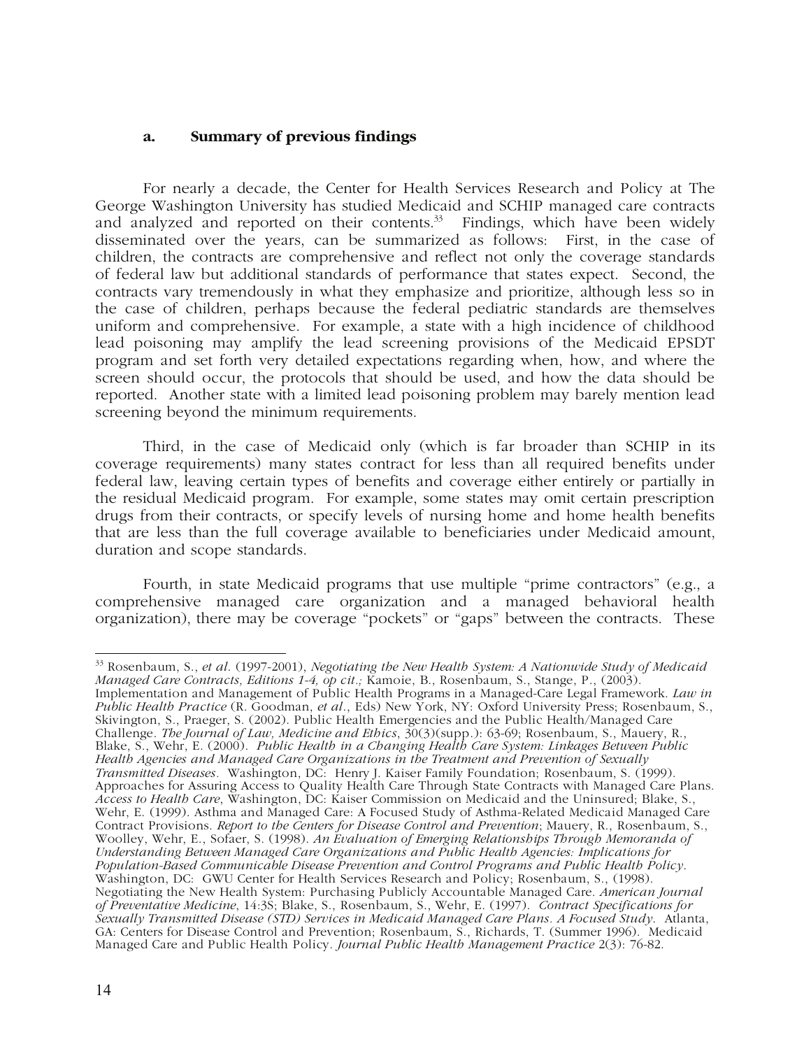### a. Summary of previous findings

For nearly a decade, the Center for Health Services Research and Policy at The George Washington University has studied Medicaid and SCHIP managed care contracts and analyzed and reported on their contents.[33] Findings, which have been widely disseminated over the years, can be summarized as follows: First, in the case of children, the contracts are comprehensive and reflect not only the coverage standards of federal law but additional standards of performance that states expect. Second, the contracts vary tremendously in what they emphasize and prioritize, although less so in the case of children, perhaps because the federal pediatric standards are themselves uniform and comprehensive. For example, a state with a high incidence of childhood lead poisoning may amplify the lead screening provisions of the Medicaid EPSDT program and set forth very detailed expectations regarding when, how, and where the screen should occur, the protocols that should be used, and how the data should be reported. Another state with a limited lead poisoning problem may barely mention lead screening beyond the minimum requirements.

Third, in the case of Medicaid only (which is far broader than SCHIP in its coverage requirements) many states contract for less than all required benefits under federal law, leaving certain types of benefits and coverage either entirely or partially in the residual Medicaid program. For example, some states may omit certain prescription drugs from their contracts, or specify levels of nursing home and home health benefits that are less than the full coverage available to beneficiaries under Medicaid amount, duration and scope standards.

Fourth, in state Medicaid programs that use multiple "prime contractors" (e.g., a comprehensive managed care organization and a managed behavioral health organization), there may be coverage "pockets" or "gaps" between the contracts. These

---

[33] Rosenbaum, S., *et al*. (1997-2001), *Negotiating the New Health System: A Nationwide Study of Medicaid Managed Care Contracts, Editions 1-4, op cit*.; Kamoie, B., Rosenbaum, S., Stange, P., (2003). Implementation and Management of Public Health Programs in a Managed-Care Legal Framework. *Law in Public Health Practice* (R. Goodman, *et al*., Eds) New York, NY: Oxford University Press; Rosenbaum, S., Skivington, S., Praeger, S. (2002). Public Health Emergencies and the Public Health/Managed Care Challenge. *The Journal of Law, Medicine and Ethics*, 30(3)(supp.): 63-69; Rosenbaum, S., Mauery, R., Blake, S., Wehr, E. (2000). *Public Health in a Changing Health Care System: Linkages Between Public Health Agencies and Managed Care Organizations in the Treatment and Prevention of Sexually Transmitted Diseases*. Washington, DC: Henry J. Kaiser Family Foundation; Rosenbaum, S. (1999). Approaches for Assuring Access to Quality Health Care Through State Contracts with Managed Care Plans. *Access to Health Care*, Washington, DC: Kaiser Commission on Medicaid and the Uninsured; Blake, S., Wehr, E. (1999). Asthma and Managed Care: A Focused Study of Asthma-Related Medicaid Managed Care Contract Provisions. *Report to the Centers for Disease Control and Prevention*; Mauery, R., Rosenbaum, S., Woolley, Wehr, E., Sofaer, S. (1998). *An Evaluation of Emerging Relationships Through Memoranda of Understanding Between Managed Care Organizations and Public Health Agencies: Implications for Population-Based Communicable Disease Prevention and Control Programs and Public Health Policy*. Washington, DC: GWU Center for Health Services Research and Policy; Rosenbaum, S., (1998). Negotiating the New Health System: Purchasing Publicly Accountable Managed Care. *American Journal of Preventative Medicine*, 14:3S; Blake, S., Rosenbaum, S., Wehr, E. (1997). *Contract Specifications for Sexually Transmitted Disease (STD) Services in Medicaid Managed Care Plans. A Focused Study*. Atlanta, GA: Centers for Disease Control and Prevention; Rosenbaum, S., Richards, T. (Summer 1996). Medicaid Managed Care and Public Health Policy. *Journal Public Health Management Practice* 2(3): 76-82.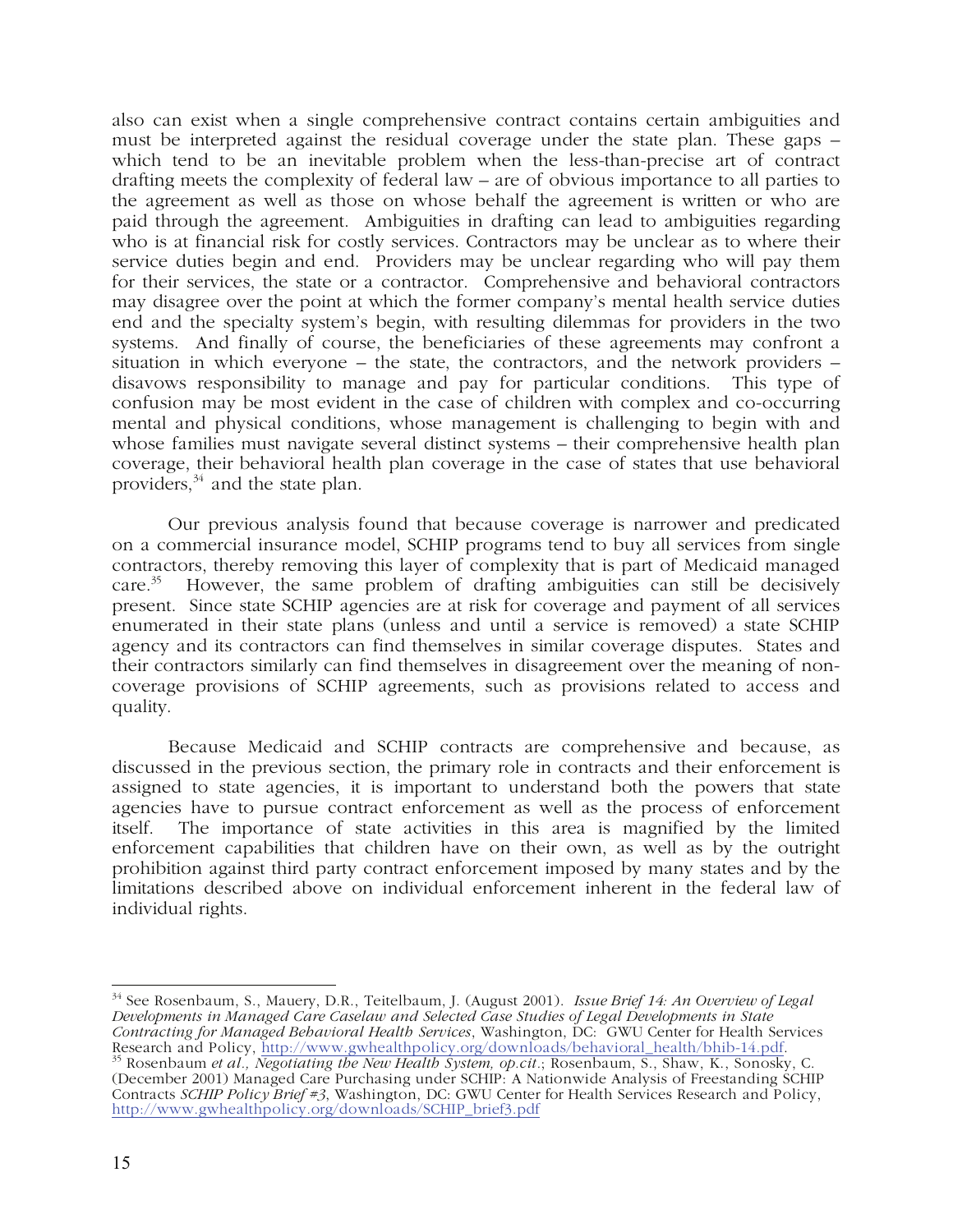also can exist when a single comprehensive contract contains certain ambiguities and must be interpreted against the residual coverage under the state plan. These gaps – which tend to be an inevitable problem when the less-than-precise art of contract drafting meets the complexity of federal law – are of obvious importance to all parties to the agreement as well as those on whose behalf the agreement is written or who are paid through the agreement. Ambiguities in drafting can lead to ambiguities regarding who is at financial risk for costly services. Contractors may be unclear as to where their service duties begin and end. Providers may be unclear regarding who will pay them for their services, the state or a contractor. Comprehensive and behavioral contractors may disagree over the point at which the former company's mental health service duties end and the specialty system's begin, with resulting dilemmas for providers in the two systems. And finally of course, the beneficiaries of these agreements may confront a situation in which everyone – the state, the contractors, and the network providers – disavows responsibility to manage and pay for particular conditions. This type of confusion may be most evident in the case of children with complex and co-occurring mental and physical conditions, whose management is challenging to begin with and whose families must navigate several distinct systems – their comprehensive health plan coverage, their behavioral health plan coverage in the case of states that use behavioral providers,[34] and the state plan.

Our previous analysis found that because coverage is narrower and predicated on a commercial insurance model, SCHIP programs tend to buy all services from single contractors, thereby removing this layer of complexity that is part of Medicaid managed care.[35] However, the same problem of drafting ambiguities can still be decisively present. Since state SCHIP agencies are at risk for coverage and payment of all services enumerated in their state plans (unless and until a service is removed) a state SCHIP agency and its contractors can find themselves in similar coverage disputes. States and their contractors similarly can find themselves in disagreement over the meaning of non-coverage provisions of SCHIP agreements, such as provisions related to access and quality.

Because Medicaid and SCHIP contracts are comprehensive and because, as discussed in the previous section, the primary role in contracts and their enforcement is assigned to state agencies, it is important to understand both the powers that state agencies have to pursue contract enforcement as well as the process of enforcement itself. The importance of state activities in this area is magnified by the limited enforcement capabilities that children have on their own, as well as by the outright prohibition against third party contract enforcement imposed by many states and by the limitations described above on individual enforcement inherent in the federal law of individual rights.

---

[34] See Rosenbaum, S., Mauery, D.R., Teitelbaum, J. (August 2001). *Issue Brief 14: An Overview of Legal Developments in Managed Care Caselaw and Selected Case Studies of Legal Developments in State Contracting for Managed Behavioral Health Services*, Washington, DC: GWU Center for Health Services Research and Policy, http://www.gwhealthpolicy.org/downloads/behavioral_health/bhib-14.pdf.

[35] Rosenbaum *et al., Negotiating the New Health System, op.cit*.; Rosenbaum, S., Shaw, K., Sonosky, C. (December 2001) Managed Care Purchasing under SCHIP: A Nationwide Analysis of Freestanding SCHIP Contracts *SCHIP Policy Brief #3*, Washington, DC: GWU Center for Health Services Research and Policy, http://www.gwhealthpolicy.org/downloads/SCHIP_brief3.pdf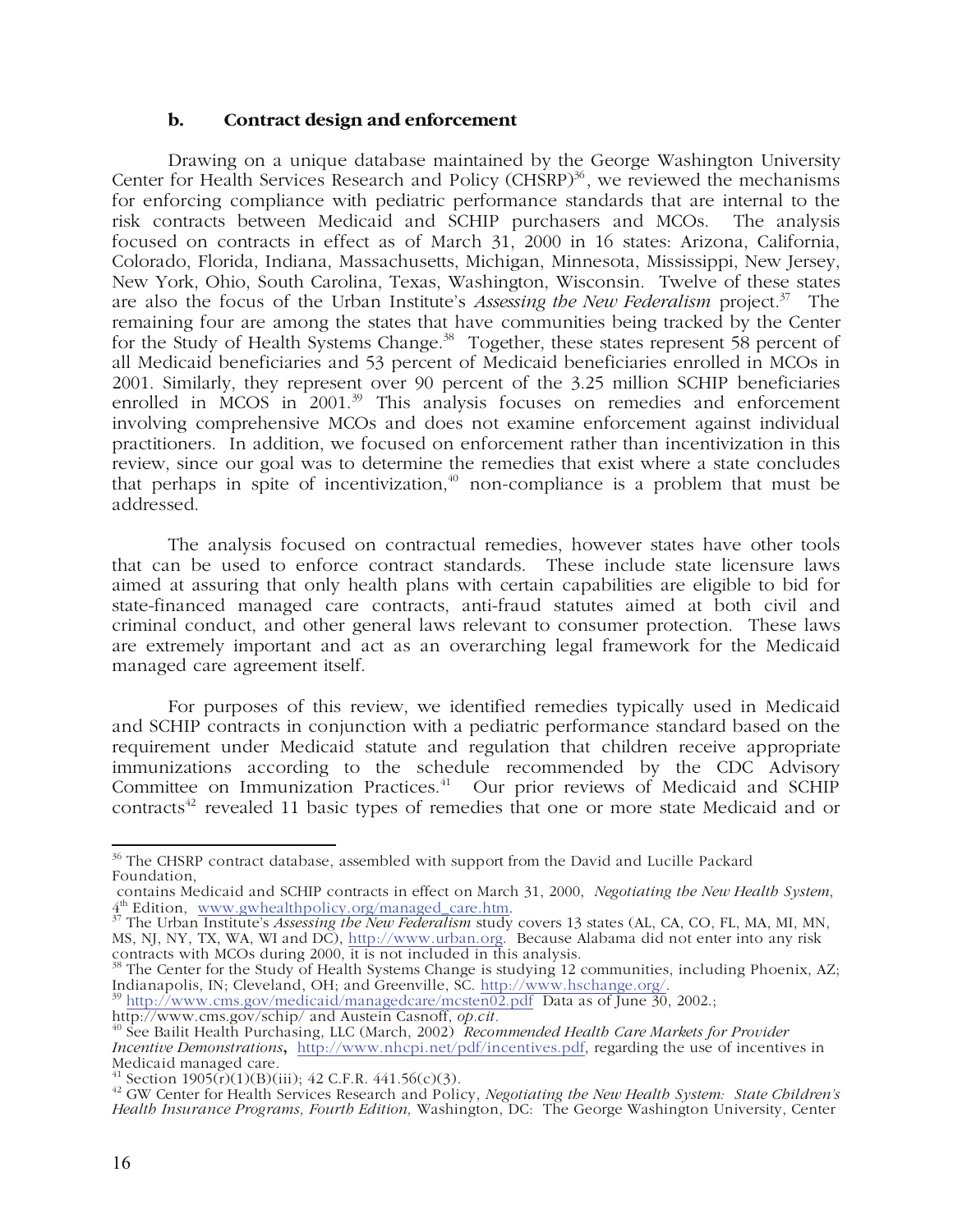### b. Contract design and enforcement

Drawing on a unique database maintained by the George Washington University Center for Health Services Research and Policy (CHSRP)[36], we reviewed the mechanisms for enforcing compliance with pediatric performance standards that are internal to the risk contracts between Medicaid and SCHIP purchasers and MCOs. The analysis focused on contracts in effect as of March 31, 2000 in 16 states: Arizona, California, Colorado, Florida, Indiana, Massachusetts, Michigan, Minnesota, Mississippi, New Jersey, New York, Ohio, South Carolina, Texas, Washington, Wisconsin. Twelve of these states are also the focus of the Urban Institute's *Assessing the New Federalism* project.[37] The remaining four are among the states that have communities being tracked by the Center for the Study of Health Systems Change.[38] Together, these states represent 58 percent of all Medicaid beneficiaries and 53 percent of Medicaid beneficiaries enrolled in MCOs in 2001. Similarly, they represent over 90 percent of the 3.25 million SCHIP beneficiaries enrolled in MCOS in 2001.[39] This analysis focuses on remedies and enforcement involving comprehensive MCOs and does not examine enforcement against individual practitioners. In addition, we focused on enforcement rather than incentivization in this review, since our goal was to determine the remedies that exist where a state concludes that perhaps in spite of incentivization,[40] non-compliance is a problem that must be addressed.

The analysis focused on contractual remedies, however states have other tools that can be used to enforce contract standards. These include state licensure laws aimed at assuring that only health plans with certain capabilities are eligible to bid for state-financed managed care contracts, anti-fraud statutes aimed at both civil and criminal conduct, and other general laws relevant to consumer protection. These laws are extremely important and act as an overarching legal framework for the Medicaid managed care agreement itself.

For purposes of this review, we identified remedies typically used in Medicaid and SCHIP contracts in conjunction with a pediatric performance standard based on the requirement under Medicaid statute and regulation that children receive appropriate immunizations according to the schedule recommended by the CDC Advisory Committee on Immunization Practices.[41] Our prior reviews of Medicaid and SCHIP contracts[42] revealed 11 basic types of remedies that one or more state Medicaid and or

---

[36] The CHSRP contract database, assembled with support from the David and Lucille Packard Foundation,
contains Medicaid and SCHIP contracts in effect on March 31, 2000, *Negotiating the New Health System*, 4th Edition, www.gwhealthpolicy.org/managed_care.htm.

[37] The Urban Institute's *Assessing the New Federalism* study covers 13 states (AL, CA, CO, FL, MA, MI, MN, MS, NJ, NY, TX, WA, WI and DC), http://www.urban.org. Because Alabama did not enter into any risk contracts with MCOs during 2000, it is not included in this analysis.

[38] The Center for the Study of Health Systems Change is studying 12 communities, including Phoenix, AZ; Indianapolis, IN; Cleveland, OH; and Greenville, SC. http://www.hschange.org/.

[39] http://www.cms.gov/medicaid/managedcare/mcsten02.pdf Data as of June 30, 2002.; http://www.cms.gov/schip/ and Austein Casnoff, *op.cit*.

[40] See Bailit Health Purchasing, LLC (March, 2002) *Recommended Health Care Markets for Provider Incentive Demonstrations*, http://www.nhcpi.net/pdf/incentives.pdf, regarding the use of incentives in Medicaid managed care.

[41] Section 1905(r)(1)(B)(iii); 42 C.F.R. 441.56(c)(3).

[42] GW Center for Health Services Research and Policy, *Negotiating the New Health System: State Children's Health Insurance Programs, Fourth Edition,* Washington, DC: The George Washington University, Center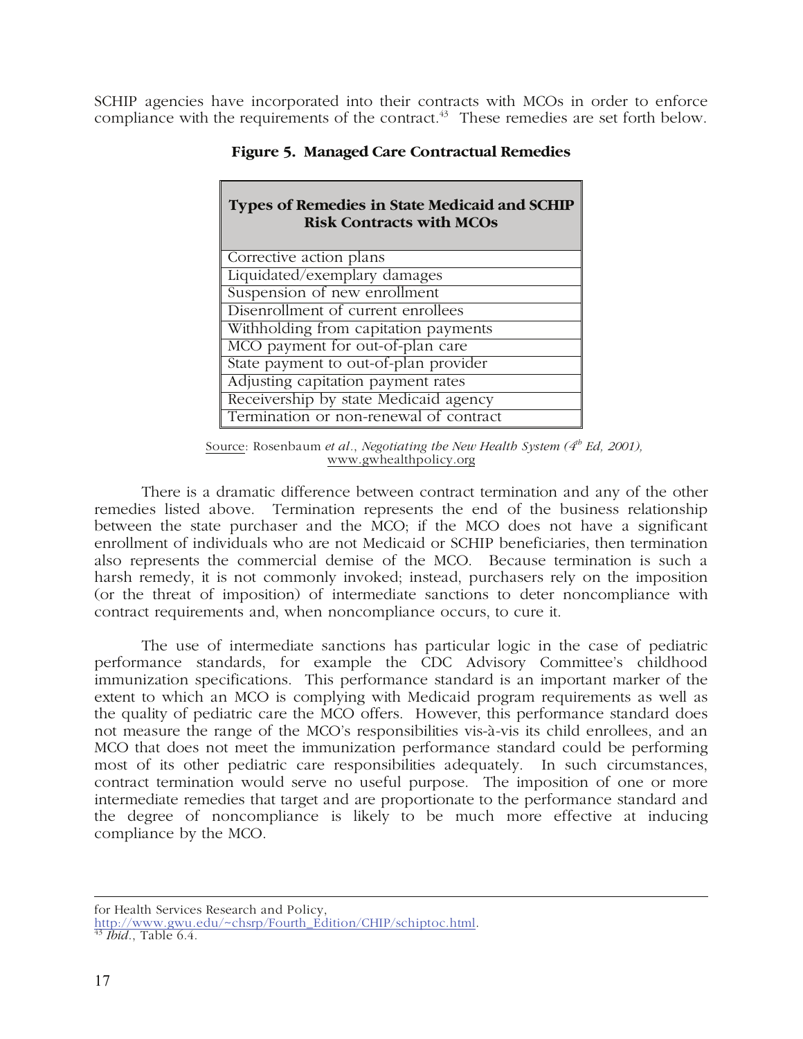SCHIP agencies have incorporated into their contracts with MCOs in order to enforce compliance with the requirements of the contract.[43] These remedies are set forth below.

**Figure 5. Managed Care Contractual Remedies**

| Types of Remedies in State Medicaid and SCHIP Risk Contracts with MCOs |
|---|
| Corrective action plans |
| Liquidated/exemplary damages |
| Suspension of new enrollment |
| Disenrollment of current enrollees |
| Withholding from capitation payments |
| MCO payment for out-of-plan care |
| State payment to out-of-plan provider |
| Adjusting capitation payment rates |
| Receivership by state Medicaid agency |
| Termination or non-renewal of contract |

Source: Rosenbaum *et al*., *Negotiating the New Health System (4th Ed, 2001),* www.gwhealthpolicy.org

There is a dramatic difference between contract termination and any of the other remedies listed above. Termination represents the end of the business relationship between the state purchaser and the MCO; if the MCO does not have a significant enrollment of individuals who are not Medicaid or SCHIP beneficiaries, then termination also represents the commercial demise of the MCO. Because termination is such a harsh remedy, it is not commonly invoked; instead, purchasers rely on the imposition (or the threat of imposition) of intermediate sanctions to deter noncompliance with contract requirements and, when noncompliance occurs, to cure it.

The use of intermediate sanctions has particular logic in the case of pediatric performance standards, for example the CDC Advisory Committee's childhood immunization specifications. This performance standard is an important marker of the extent to which an MCO is complying with Medicaid program requirements as well as the quality of pediatric care the MCO offers. However, this performance standard does not measure the range of the MCO's responsibilities vis-à-vis its child enrollees, and an MCO that does not meet the immunization performance standard could be performing most of its other pediatric care responsibilities adequately. In such circumstances, contract termination would serve no useful purpose. The imposition of one or more intermediate remedies that target and are proportionate to the performance standard and the degree of noncompliance is likely to be much more effective at inducing compliance by the MCO.

---

for Health Services Research and Policy, http://www.gwu.edu/~chsrp/Fourth_Edition/CHIP/schiptoc.html.

[43] *Ibid*., Table 6.4.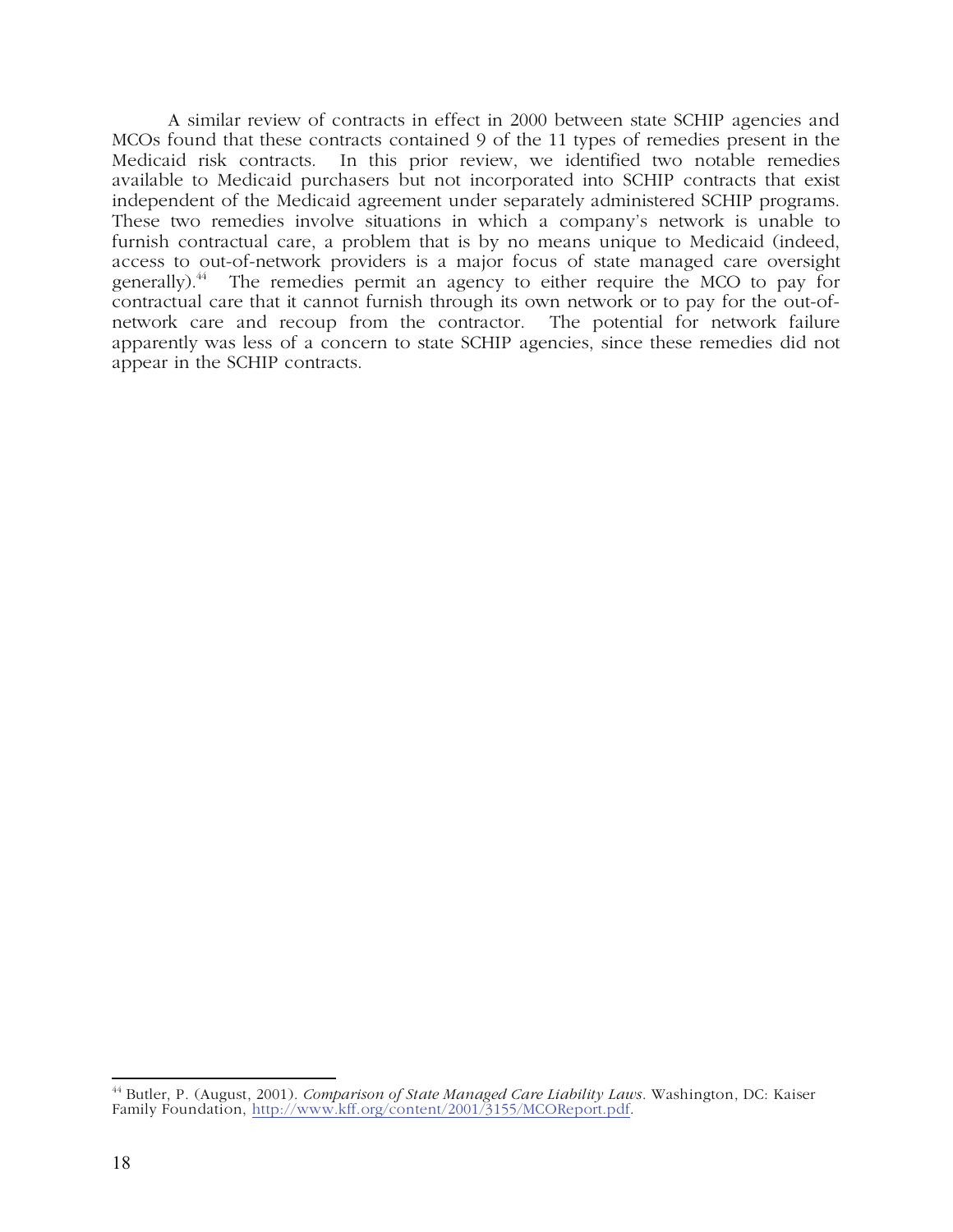A similar review of contracts in effect in 2000 between state SCHIP agencies and MCOs found that these contracts contained 9 of the 11 types of remedies present in the Medicaid risk contracts. In this prior review, we identified two notable remedies available to Medicaid purchasers but not incorporated into SCHIP contracts that exist independent of the Medicaid agreement under separately administered SCHIP programs. These two remedies involve situations in which a company's network is unable to furnish contractual care, a problem that is by no means unique to Medicaid (indeed, access to out-of-network providers is a major focus of state managed care oversight generally).[44] The remedies permit an agency to either require the MCO to pay for contractual care that it cannot furnish through its own network or to pay for the out-of-network care and recoup from the contractor. The potential for network failure apparently was less of a concern to state SCHIP agencies, since these remedies did not appear in the SCHIP contracts.

---

[44] Butler, P. (August, 2001). *Comparison of State Managed Care Liability Laws*. Washington, DC: Kaiser Family Foundation, http://www.kff.org/content/2001/3155/MCOReport.pdf.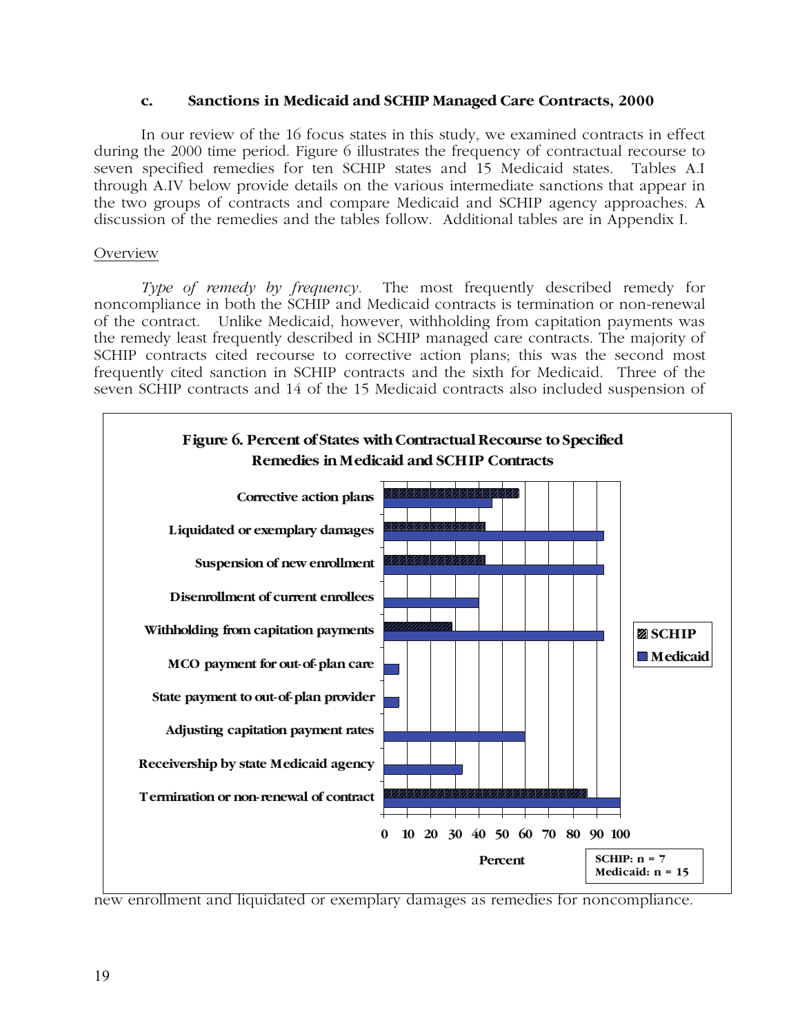### c. Sanctions in Medicaid and SCHIP Managed Care Contracts, 2000

In our review of the 16 focus states in this study, we examined contracts in effect during the 2000 time period. Figure 6 illustrates the frequency of contractual recourse to seven specified remedies for ten SCHIP states and 15 Medicaid states. Tables A.I through A.IV below provide details on the various intermediate sanctions that appear in the two groups of contracts and compare Medicaid and SCHIP agency approaches. A discussion of the remedies and the tables follow. Additional tables are in Appendix I.

Overview

*Type of remedy by frequency.* The most frequently described remedy for noncompliance in both the SCHIP and Medicaid contracts is termination or non-renewal of the contract. Unlike Medicaid, however, withholding from capitation payments was the remedy least frequently described in SCHIP managed care contracts. The majority of SCHIP contracts cited recourse to corrective action plans; this was the second most frequently cited sanction in SCHIP contracts and the sixth for Medicaid. Three of the seven SCHIP contracts and 14 of the 15 Medicaid contracts also included suspension of new enrollment and liquidated or exemplary damages as remedies for noncompliance.

**Figure 6. Percent of States with Contractual Recourse to Specified Remedies in Medicaid and SCHIP Contracts**

| Remedy | SCHIP | Medicaid |
|---|---|---|
| Corrective action plans | ■ | ■ |
| Liquidated or exemplary damages | ■ | ■ |
| Suspension of new enrollment | ■ | ■ |
| Disenrollment of current enrollees | | ■ |
| Withholding from capitation payments | ■ | ■ |
| MCO payment for out-of-plan care | | ■ |
| State payment to out-of-plan provider | | ■ |
| Adjusting capitation payment rates | | ■ |
| Receivership by state Medicaid agency | | ■ |
| Termination or non-renewal of contract | ■ | ■ |

Percent (0–100)

SCHIP: n = 7
Medicaid: n = 15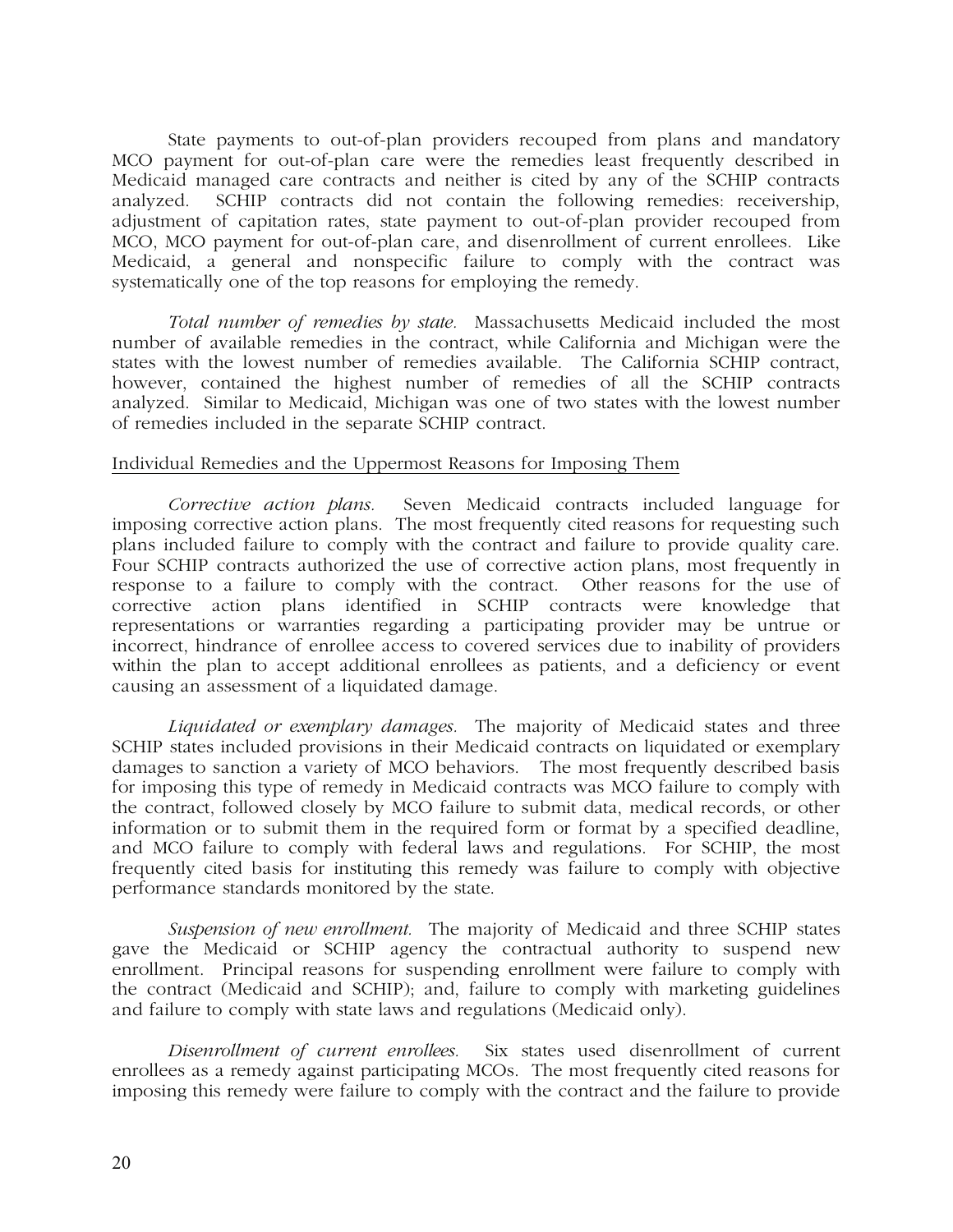State payments to out-of-plan providers recouped from plans and mandatory MCO payment for out-of-plan care were the remedies least frequently described in Medicaid managed care contracts and neither is cited by any of the SCHIP contracts analyzed. SCHIP contracts did not contain the following remedies: receivership, adjustment of capitation rates, state payment to out-of-plan provider recouped from MCO, MCO payment for out-of-plan care, and disenrollment of current enrollees. Like Medicaid, a general and nonspecific failure to comply with the contract was systematically one of the top reasons for employing the remedy.

*Total number of remedies by state.* Massachusetts Medicaid included the most number of available remedies in the contract, while California and Michigan were the states with the lowest number of remedies available. The California SCHIP contract, however, contained the highest number of remedies of all the SCHIP contracts analyzed. Similar to Medicaid, Michigan was one of two states with the lowest number of remedies included in the separate SCHIP contract.

Individual Remedies and the Uppermost Reasons for Imposing Them

*Corrective action plans.* Seven Medicaid contracts included language for imposing corrective action plans. The most frequently cited reasons for requesting such plans included failure to comply with the contract and failure to provide quality care. Four SCHIP contracts authorized the use of corrective action plans, most frequently in response to a failure to comply with the contract. Other reasons for the use of corrective action plans identified in SCHIP contracts were knowledge that representations or warranties regarding a participating provider may be untrue or incorrect, hindrance of enrollee access to covered services due to inability of providers within the plan to accept additional enrollees as patients, and a deficiency or event causing an assessment of a liquidated damage.

*Liquidated or exemplary damages.* The majority of Medicaid states and three SCHIP states included provisions in their Medicaid contracts on liquidated or exemplary damages to sanction a variety of MCO behaviors. The most frequently described basis for imposing this type of remedy in Medicaid contracts was MCO failure to comply with the contract, followed closely by MCO failure to submit data, medical records, or other information or to submit them in the required form or format by a specified deadline, and MCO failure to comply with federal laws and regulations. For SCHIP, the most frequently cited basis for instituting this remedy was failure to comply with objective performance standards monitored by the state.

*Suspension of new enrollment.* The majority of Medicaid and three SCHIP states gave the Medicaid or SCHIP agency the contractual authority to suspend new enrollment. Principal reasons for suspending enrollment were failure to comply with the contract (Medicaid and SCHIP); and, failure to comply with marketing guidelines and failure to comply with state laws and regulations (Medicaid only).

*Disenrollment of current enrollees.* Six states used disenrollment of current enrollees as a remedy against participating MCOs. The most frequently cited reasons for imposing this remedy were failure to comply with the contract and the failure to provide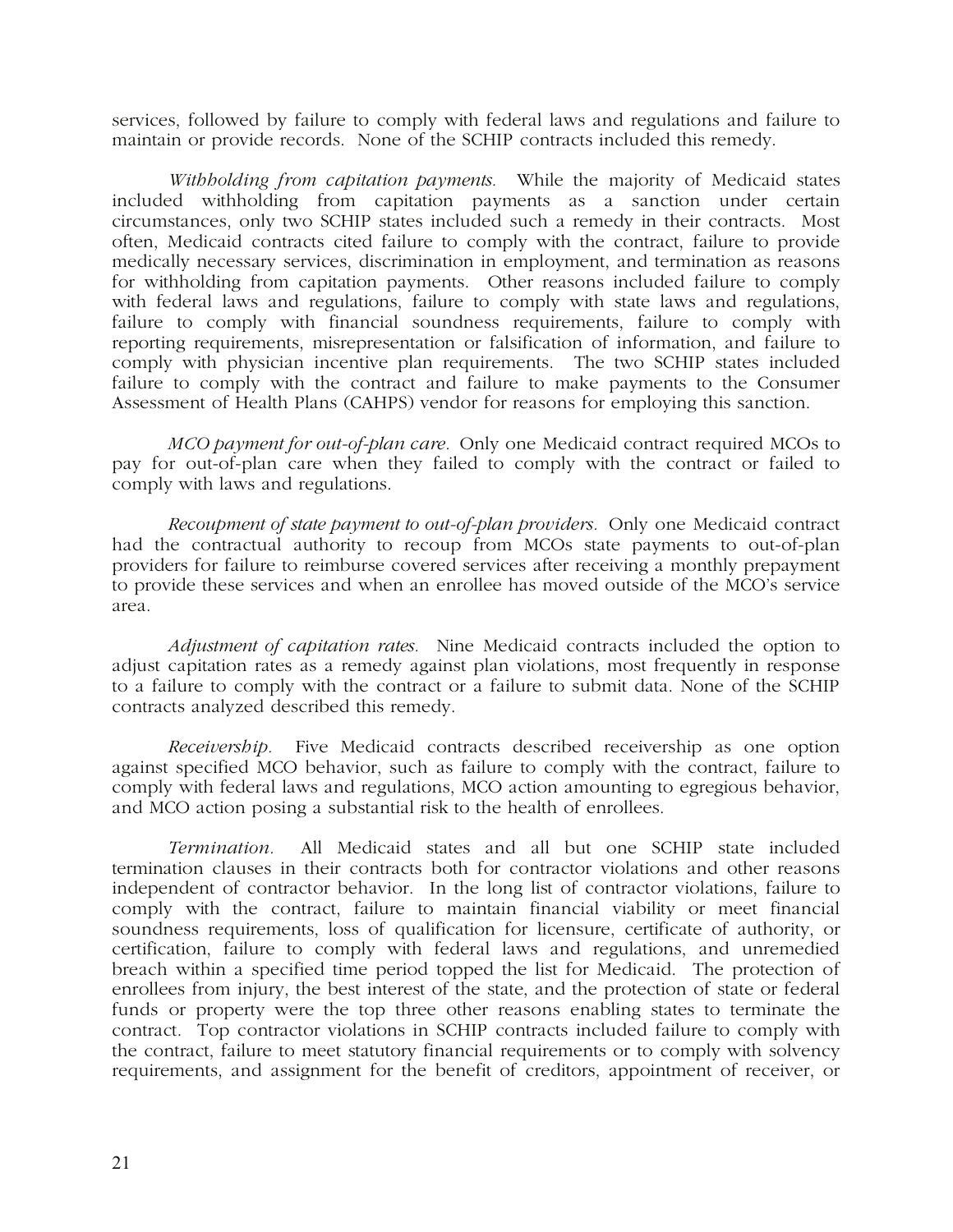services, followed by failure to comply with federal laws and regulations and failure to maintain or provide records. None of the SCHIP contracts included this remedy.

*Withholding from capitation payments.* While the majority of Medicaid states included withholding from capitation payments as a sanction under certain circumstances, only two SCHIP states included such a remedy in their contracts. Most often, Medicaid contracts cited failure to comply with the contract, failure to provide medically necessary services, discrimination in employment, and termination as reasons for withholding from capitation payments. Other reasons included failure to comply with federal laws and regulations, failure to comply with state laws and regulations, failure to comply with financial soundness requirements, failure to comply with reporting requirements, misrepresentation or falsification of information, and failure to comply with physician incentive plan requirements. The two SCHIP states included failure to comply with the contract and failure to make payments to the Consumer Assessment of Health Plans (CAHPS) vendor for reasons for employing this sanction.

*MCO payment for out-of-plan care.* Only one Medicaid contract required MCOs to pay for out-of-plan care when they failed to comply with the contract or failed to comply with laws and regulations.

*Recoupment of state payment to out-of-plan providers.* Only one Medicaid contract had the contractual authority to recoup from MCOs state payments to out-of-plan providers for failure to reimburse covered services after receiving a monthly prepayment to provide these services and when an enrollee has moved outside of the MCO's service area.

*Adjustment of capitation rates.* Nine Medicaid contracts included the option to adjust capitation rates as a remedy against plan violations, most frequently in response to a failure to comply with the contract or a failure to submit data. None of the SCHIP contracts analyzed described this remedy.

*Receivership.* Five Medicaid contracts described receivership as one option against specified MCO behavior, such as failure to comply with the contract, failure to comply with federal laws and regulations, MCO action amounting to egregious behavior, and MCO action posing a substantial risk to the health of enrollees.

*Termination.* All Medicaid states and all but one SCHIP state included termination clauses in their contracts both for contractor violations and other reasons independent of contractor behavior. In the long list of contractor violations, failure to comply with the contract, failure to maintain financial viability or meet financial soundness requirements, loss of qualification for licensure, certificate of authority, or certification, failure to comply with federal laws and regulations, and unremedied breach within a specified time period topped the list for Medicaid. The protection of enrollees from injury, the best interest of the state, and the protection of state or federal funds or property were the top three other reasons enabling states to terminate the contract. Top contractor violations in SCHIP contracts included failure to comply with the contract, failure to meet statutory financial requirements or to comply with solvency requirements, and assignment for the benefit of creditors, appointment of receiver, or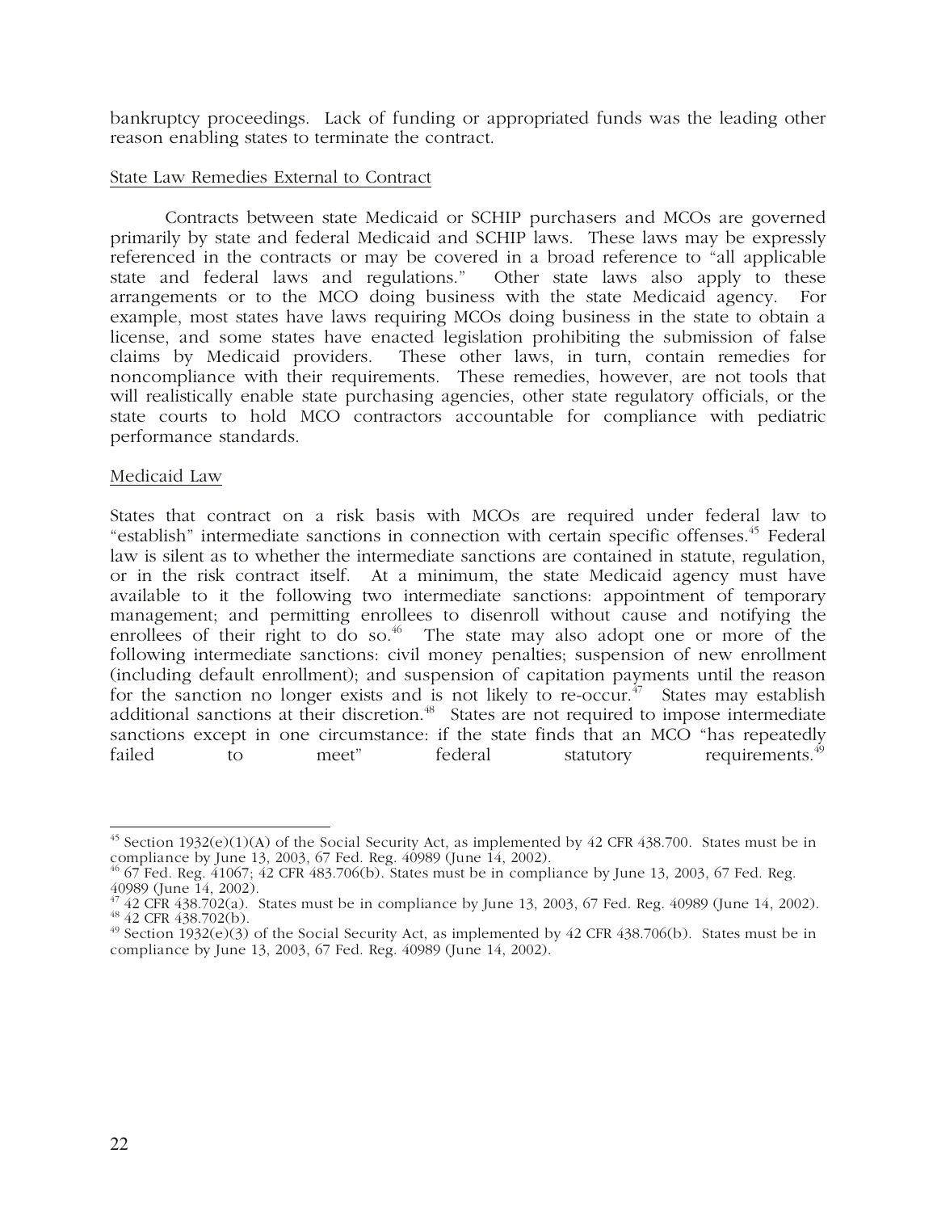bankruptcy proceedings. Lack of funding or appropriated funds was the leading other reason enabling states to terminate the contract.

State Law Remedies External to Contract

Contracts between state Medicaid or SCHIP purchasers and MCOs are governed primarily by state and federal Medicaid and SCHIP laws. These laws may be expressly referenced in the contracts or may be covered in a broad reference to "all applicable state and federal laws and regulations." Other state laws also apply to these arrangements or to the MCO doing business with the state Medicaid agency. For example, most states have laws requiring MCOs doing business in the state to obtain a license, and some states have enacted legislation prohibiting the submission of false claims by Medicaid providers. These other laws, in turn, contain remedies for noncompliance with their requirements. These remedies, however, are not tools that will realistically enable state purchasing agencies, other state regulatory officials, or the state courts to hold MCO contractors accountable for compliance with pediatric performance standards.

Medicaid Law

States that contract on a risk basis with MCOs are required under federal law to "establish" intermediate sanctions in connection with certain specific offenses.[45] Federal law is silent as to whether the intermediate sanctions are contained in statute, regulation, or in the risk contract itself. At a minimum, the state Medicaid agency must have available to it the following two intermediate sanctions: appointment of temporary management; and permitting enrollees to disenroll without cause and notifying the enrollees of their right to do so.[46] The state may also adopt one or more of the following intermediate sanctions: civil money penalties; suspension of new enrollment (including default enrollment); and suspension of capitation payments until the reason for the sanction no longer exists and is not likely to re-occur.[47] States may establish additional sanctions at their discretion.[48] States are not required to impose intermediate sanctions except in one circumstance: if the state finds that an MCO "has repeatedly failed to meet" federal statutory requirements.[49]

---

[45] Section 1932(e)(1)(A) of the Social Security Act, as implemented by 42 CFR 438.700. States must be in compliance by June 13, 2003, 67 Fed. Reg. 40989 (June 14, 2002).

[46] 67 Fed. Reg. 41067; 42 CFR 483.706(b). States must be in compliance by June 13, 2003, 67 Fed. Reg. 40989 (June 14, 2002).

[47] 42 CFR 438.702(a). States must be in compliance by June 13, 2003, 67 Fed. Reg. 40989 (June 14, 2002).

[48] 42 CFR 438.702(b).

[49] Section 1932(e)(3) of the Social Security Act, as implemented by 42 CFR 438.706(b). States must be in compliance by June 13, 2003, 67 Fed. Reg. 40989 (June 14, 2002).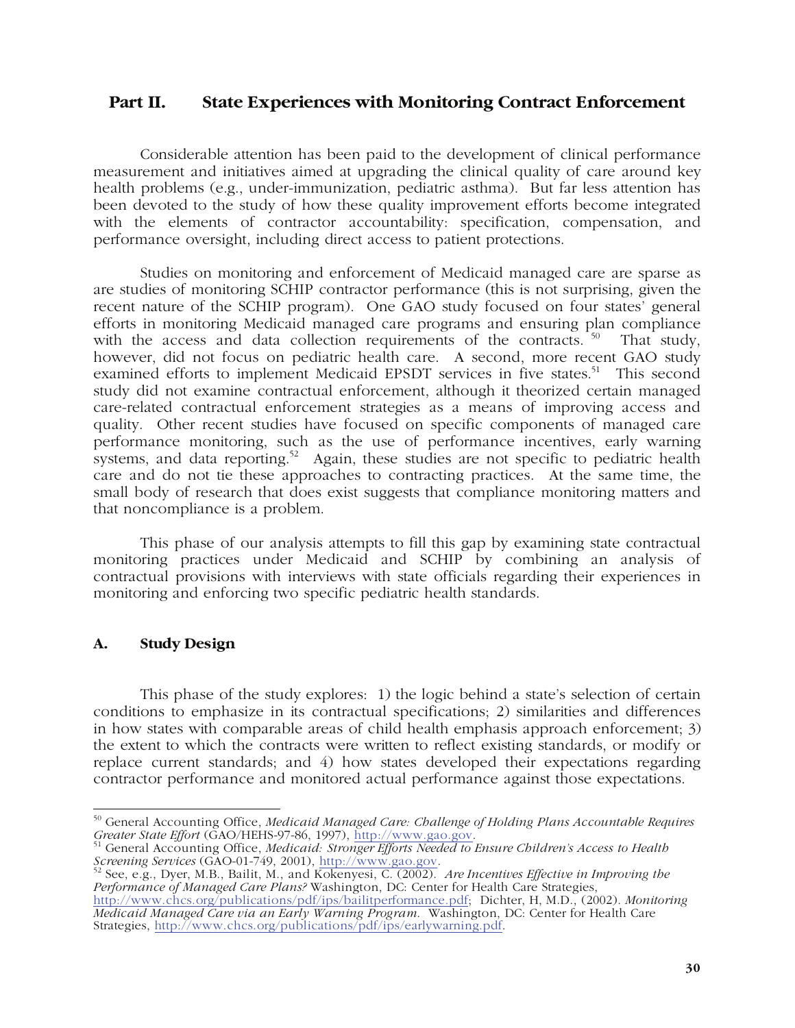## Part II. State Experiences with Monitoring Contract Enforcement

Considerable attention has been paid to the development of clinical performance measurement and initiatives aimed at upgrading the clinical quality of care around key health problems (e.g., under-immunization, pediatric asthma). But far less attention has been devoted to the study of how these quality improvement efforts become integrated with the elements of contractor accountability: specification, compensation, and performance oversight, including direct access to patient protections.

Studies on monitoring and enforcement of Medicaid managed care are sparse as are studies of monitoring SCHIP contractor performance (this is not surprising, given the recent nature of the SCHIP program). One GAO study focused on four states' general efforts in monitoring Medicaid managed care programs and ensuring plan compliance with the access and data collection requirements of the contracts.[50] That study, however, did not focus on pediatric health care. A second, more recent GAO study examined efforts to implement Medicaid EPSDT services in five states.[51] This second study did not examine contractual enforcement, although it theorized certain managed care-related contractual enforcement strategies as a means of improving access and quality. Other recent studies have focused on specific components of managed care performance monitoring, such as the use of performance incentives, early warning systems, and data reporting.[52] Again, these studies are not specific to pediatric health care and do not tie these approaches to contracting practices. At the same time, the small body of research that does exist suggests that compliance monitoring matters and that noncompliance is a problem.

This phase of our analysis attempts to fill this gap by examining state contractual monitoring practices under Medicaid and SCHIP by combining an analysis of contractual provisions with interviews with state officials regarding their experiences in monitoring and enforcing two specific pediatric health standards.

### A. Study Design

This phase of the study explores: 1) the logic behind a state's selection of certain conditions to emphasize in its contractual specifications; 2) similarities and differences in how states with comparable areas of child health emphasis approach enforcement; 3) the extent to which the contracts were written to reflect existing standards, or modify or replace current standards; and 4) how states developed their expectations regarding contractor performance and monitored actual performance against those expectations.

---

[50] General Accounting Office, *Medicaid Managed Care: Challenge of Holding Plans Accountable Requires Greater State Effort* (GAO/HEHS-97-86, 1997), http://www.gao.gov.

[51] General Accounting Office, *Medicaid: Stronger Efforts Needed to Ensure Children's Access to Health Screening Services* (GAO-01-749, 2001), http://www.gao.gov.

[52] See, e.g., Dyer, M.B., Bailit, M., and Kokenyesi, C. (2002). *Are Incentives Effective in Improving the Performance of Managed Care Plans?* Washington, DC: Center for Health Care Strategies, http://www.chcs.org/publications/pdf/ips/bailitperformance.pdf; Dichter, H, M.D., (2002). *Monitoring Medicaid Managed Care via an Early Warning Program.* Washington, DC: Center for Health Care Strategies, http://www.chcs.org/publications/pdf/ips/earlywarning.pdf.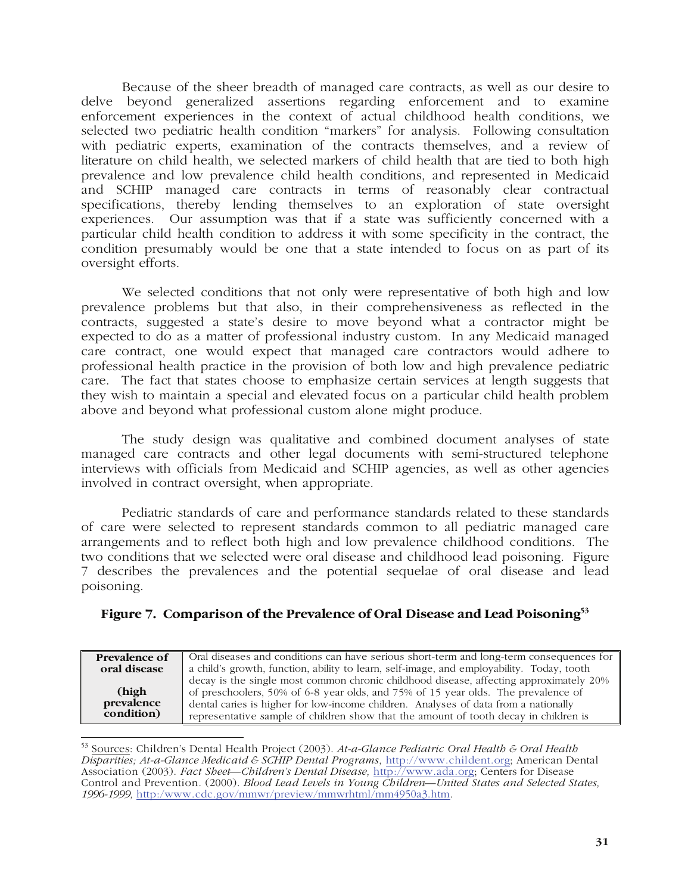Because of the sheer breadth of managed care contracts, as well as our desire to delve beyond generalized assertions regarding enforcement and to examine enforcement experiences in the context of actual childhood health conditions, we selected two pediatric health condition "markers" for analysis. Following consultation with pediatric experts, examination of the contracts themselves, and a review of literature on child health, we selected markers of child health that are tied to both high prevalence and low prevalence child health conditions, and represented in Medicaid and SCHIP managed care contracts in terms of reasonably clear contractual specifications, thereby lending themselves to an exploration of state oversight experiences. Our assumption was that if a state was sufficiently concerned with a particular child health condition to address it with some specificity in the contract, the condition presumably would be one that a state intended to focus on as part of its oversight efforts.

We selected conditions that not only were representative of both high and low prevalence problems but that also, in their comprehensiveness as reflected in the contracts, suggested a state's desire to move beyond what a contractor might be expected to do as a matter of professional industry custom. In any Medicaid managed care contract, one would expect that managed care contractors would adhere to professional health practice in the provision of both low and high prevalence pediatric care. The fact that states choose to emphasize certain services at length suggests that they wish to maintain a special and elevated focus on a particular child health problem above and beyond what professional custom alone might produce.

The study design was qualitative and combined document analyses of state managed care contracts and other legal documents with semi-structured telephone interviews with officials from Medicaid and SCHIP agencies, as well as other agencies involved in contract oversight, when appropriate.

Pediatric standards of care and performance standards related to these standards of care were selected to represent standards common to all pediatric managed care arrangements and to reflect both high and low prevalence childhood conditions. The two conditions that we selected were oral disease and childhood lead poisoning. Figure 7 describes the prevalences and the potential sequelae of oral disease and lead poisoning.

**Figure 7. Comparison of the Prevalence of Oral Disease and Lead Poisoning[53]**

| | |
|---|---|
| **Prevalence of oral disease**<br><br>**(high prevalence condition)** | Oral diseases and conditions can have serious short-term and long-term consequences for a child's growth, function, ability to learn, self-image, and employability. Today, tooth decay is the single most common chronic childhood disease, affecting approximately 20% of preschoolers, 50% of 6-8 year olds, and 75% of 15 year olds. The prevalence of dental caries is higher for low-income children. Analyses of data from a nationally representative sample of children show that the amount of tooth decay in children is |

[53] Sources: Children's Dental Health Project (2003). *At-a-Glance Pediatric Oral Health & Oral Health Disparities; At-a-Glance Medicaid & SCHIP Dental Programs*, http://www.childent.org; American Dental Association (2003). *Fact Sheet—Children's Dental Disease,* http://www.ada.org; Centers for Disease Control and Prevention. (2000). *Blood Lead Levels in Young Children—United States and Selected States, 1996-1999,* http:/www.cdc.gov/mmwr/preview/mmwrhtml/mm4950a3.htm.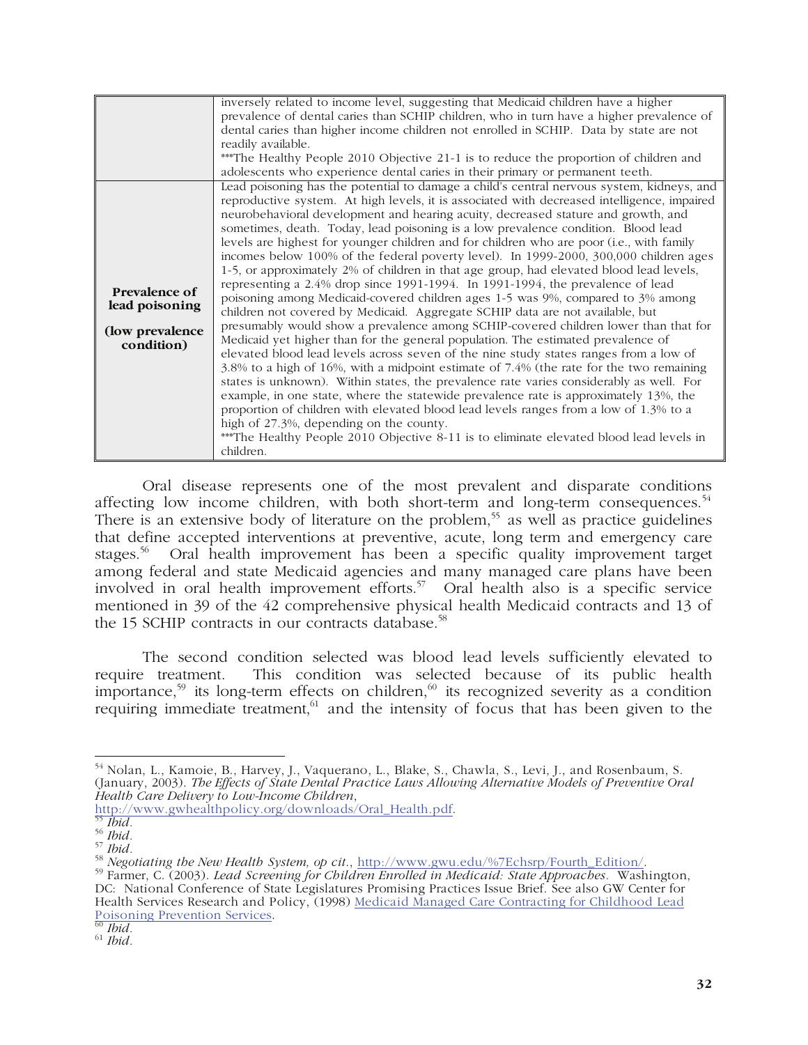| | |
|---|---|
| | inversely related to income level, suggesting that Medicaid children have a higher prevalence of dental caries than SCHIP children, who in turn have a higher prevalence of dental caries than higher income children not enrolled in SCHIP. Data by state are not readily available.<br>***The Healthy People 2010 Objective 21-1 is to reduce the proportion of children and adolescents who experience dental caries in their primary or permanent teeth. |
| **Prevalence of lead poisoning**<br><br>**(low prevalence condition)** | Lead poisoning has the potential to damage a child's central nervous system, kidneys, and reproductive system. At high levels, it is associated with decreased intelligence, impaired neurobehavioral development and hearing acuity, decreased stature and growth, and sometimes, death. Today, lead poisoning is a low prevalence condition. Blood lead levels are highest for younger children and for children who are poor (i.e., with family incomes below 100% of the federal poverty level). In 1999-2000, 300,000 children ages 1-5, or approximately 2% of children in that age group, had elevated blood lead levels, representing a 2.4% drop since 1991-1994. In 1991-1994, the prevalence of lead poisoning among Medicaid-covered children ages 1-5 was 9%, compared to 3% among children not covered by Medicaid. Aggregate SCHIP data are not available, but presumably would show a prevalence among SCHIP-covered children lower than that for Medicaid yet higher than for the general population. The estimated prevalence of elevated blood lead levels across seven of the nine study states ranges from a low of 3.8% to a high of 16%, with a midpoint estimate of 7.4% (the rate for the two remaining states is unknown). Within states, the prevalence rate varies considerably as well. For example, in one state, where the statewide prevalence rate is approximately 13%, the proportion of children with elevated blood lead levels ranges from a low of 1.3% to a high of 27.3%, depending on the county.<br>***The Healthy People 2010 Objective 8-11 is to eliminate elevated blood lead levels in children. |

Oral disease represents one of the most prevalent and disparate conditions affecting low income children, with both short-term and long-term consequences.[54] There is an extensive body of literature on the problem,[55] as well as practice guidelines that define accepted interventions at preventive, acute, long term and emergency care stages.[56] Oral health improvement has been a specific quality improvement target among federal and state Medicaid agencies and many managed care plans have been involved in oral health improvement efforts.[57] Oral health also is a specific service mentioned in 39 of the 42 comprehensive physical health Medicaid contracts and 13 of the 15 SCHIP contracts in our contracts database.[58]

The second condition selected was blood lead levels sufficiently elevated to require treatment. This condition was selected because of its public health importance,[59] its long-term effects on children,[60] its recognized severity as a condition requiring immediate treatment,[61] and the intensity of focus that has been given to the

---

[54] Nolan, L., Kamoie, B., Harvey, J., Vaquerano, L., Blake, S., Chawla, S., Levi, J., and Rosenbaum, S. (January, 2003). *The Effects of State Dental Practice Laws Allowing Alternative Models of Preventive Oral Health Care Delivery to Low-Income Children*, http://www.gwhealthpolicy.org/downloads/Oral_Health.pdf.
[55] *Ibid*.
[56] *Ibid*.
[57] *Ibid*.
[58] *Negotiating the New Health System, op cit*., http://www.gwu.edu/%7Echsrp/Fourth_Edition/.
[59] Farmer, C. (2003). *Lead Screening for Children Enrolled in Medicaid: State Approaches*. Washington, DC: National Conference of State Legislatures Promising Practices Issue Brief. See also GW Center for Health Services Research and Policy, (1998) Medicaid Managed Care Contracting for Childhood Lead Poisoning Prevention Services.
[60] *Ibid*.
[61] *Ibid*.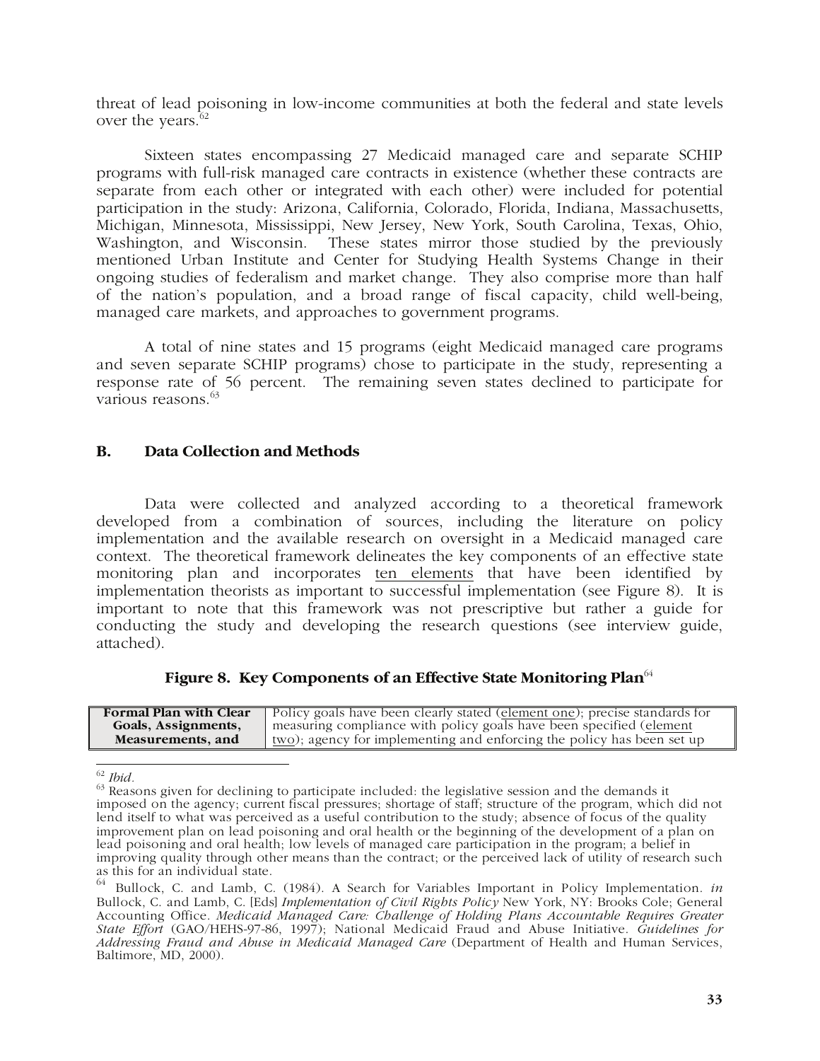threat of lead poisoning in low-income communities at both the federal and state levels over the years.[62]

Sixteen states encompassing 27 Medicaid managed care and separate SCHIP programs with full-risk managed care contracts in existence (whether these contracts are separate from each other or integrated with each other) were included for potential participation in the study: Arizona, California, Colorado, Florida, Indiana, Massachusetts, Michigan, Minnesota, Mississippi, New Jersey, New York, South Carolina, Texas, Ohio, Washington, and Wisconsin. These states mirror those studied by the previously mentioned Urban Institute and Center for Studying Health Systems Change in their ongoing studies of federalism and market change. They also comprise more than half of the nation's population, and a broad range of fiscal capacity, child well-being, managed care markets, and approaches to government programs.

A total of nine states and 15 programs (eight Medicaid managed care programs and seven separate SCHIP programs) chose to participate in the study, representing a response rate of 56 percent. The remaining seven states declined to participate for various reasons.[63]

## B. Data Collection and Methods

Data were collected and analyzed according to a theoretical framework developed from a combination of sources, including the literature on policy implementation and the available research on oversight in a Medicaid managed care context. The theoretical framework delineates the key components of an effective state monitoring plan and incorporates ten elements that have been identified by implementation theorists as important to successful implementation (see Figure 8). It is important to note that this framework was not prescriptive but rather a guide for conducting the study and developing the research questions (see interview guide, attached).

**Figure 8. Key Components of an Effective State Monitoring Plan**[64]

| **Formal Plan with Clear Goals, Assignments, Measurements, and** | Policy goals have been clearly stated (element one); precise standards for measuring compliance with policy goals have been specified (element two); agency for implementing and enforcing the policy has been set up |
|---|---|

---

[62] *Ibid.*

[63] Reasons given for declining to participate included: the legislative session and the demands it imposed on the agency; current fiscal pressures; shortage of staff; structure of the program, which did not lend itself to what was perceived as a useful contribution to the study; absence of focus of the quality improvement plan on lead poisoning and oral health or the beginning of the development of a plan on lead poisoning and oral health; low levels of managed care participation in the program; a belief in improving quality through other means than the contract; or the perceived lack of utility of research such as this for an individual state.

[64] Bullock, C. and Lamb, C. (1984). A Search for Variables Important in Policy Implementation. *in* Bullock, C. and Lamb, C. [Eds] *Implementation of Civil Rights Policy* New York, NY: Brooks Cole; General Accounting Office. *Medicaid Managed Care: Challenge of Holding Plans Accountable Requires Greater State Effort* (GAO/HEHS-97-86, 1997); National Medicaid Fraud and Abuse Initiative. *Guidelines for Addressing Fraud and Abuse in Medicaid Managed Care* (Department of Health and Human Services, Baltimore, MD, 2000).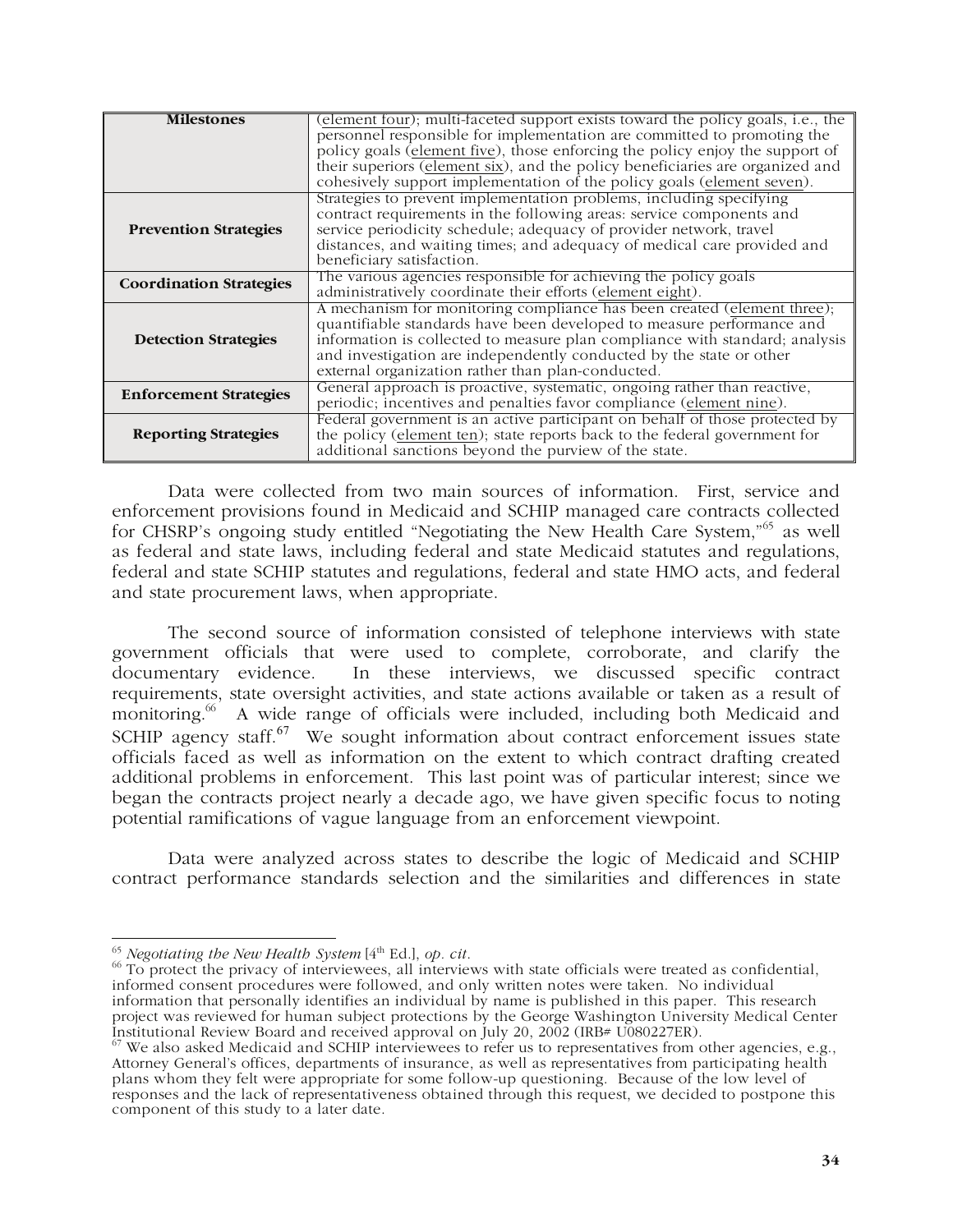| Milestones | (element four); multi-faceted support exists toward the policy goals, i.e., the personnel responsible for implementation are committed to promoting the policy goals (element five), those enforcing the policy enjoy the support of their superiors (element six), and the policy beneficiaries are organized and cohesively support implementation of the policy goals (element seven). |
|---|---|
| **Prevention Strategies** | Strategies to prevent implementation problems, including specifying contract requirements in the following areas: service components and service periodicity schedule; adequacy of provider network, travel distances, and waiting times; and adequacy of medical care provided and beneficiary satisfaction. |
| **Coordination Strategies** | The various agencies responsible for achieving the policy goals administratively coordinate their efforts (element eight). |
| **Detection Strategies** | A mechanism for monitoring compliance has been created (element three); quantifiable standards have been developed to measure performance and information is collected to measure plan compliance with standard; analysis and investigation are independently conducted by the state or other external organization rather than plan-conducted. |
| **Enforcement Strategies** | General approach is proactive, systematic, ongoing rather than reactive, periodic; incentives and penalties favor compliance (element nine). |
| **Reporting Strategies** | Federal government is an active participant on behalf of those protected by the policy (element ten); state reports back to the federal government for additional sanctions beyond the purview of the state. |

Data were collected from two main sources of information. First, service and enforcement provisions found in Medicaid and SCHIP managed care contracts collected for CHSRP's ongoing study entitled "Negotiating the New Health Care System,"[65] as well as federal and state laws, including federal and state Medicaid statutes and regulations, federal and state SCHIP statutes and regulations, federal and state HMO acts, and federal and state procurement laws, when appropriate.

The second source of information consisted of telephone interviews with state government officials that were used to complete, corroborate, and clarify the documentary evidence. In these interviews, we discussed specific contract requirements, state oversight activities, and state actions available or taken as a result of monitoring.[66] A wide range of officials were included, including both Medicaid and SCHIP agency staff.[67] We sought information about contract enforcement issues state officials faced as well as information on the extent to which contract drafting created additional problems in enforcement. This last point was of particular interest; since we began the contracts project nearly a decade ago, we have given specific focus to noting potential ramifications of vague language from an enforcement viewpoint.

Data were analyzed across states to describe the logic of Medicaid and SCHIP contract performance standards selection and the similarities and differences in state

---

[65] *Negotiating the New Health System* [4th Ed.], *op. cit*.

[66] To protect the privacy of interviewees, all interviews with state officials were treated as confidential, informed consent procedures were followed, and only written notes were taken. No individual information that personally identifies an individual by name is published in this paper. This research project was reviewed for human subject protections by the George Washington University Medical Center Institutional Review Board and received approval on July 20, 2002 (IRB# U080227ER).

[67] We also asked Medicaid and SCHIP interviewees to refer us to representatives from other agencies, e.g., Attorney General's offices, departments of insurance, as well as representatives from participating health plans whom they felt were appropriate for some follow-up questioning. Because of the low level of responses and the lack of representativeness obtained through this request, we decided to postpone this component of this study to a later date.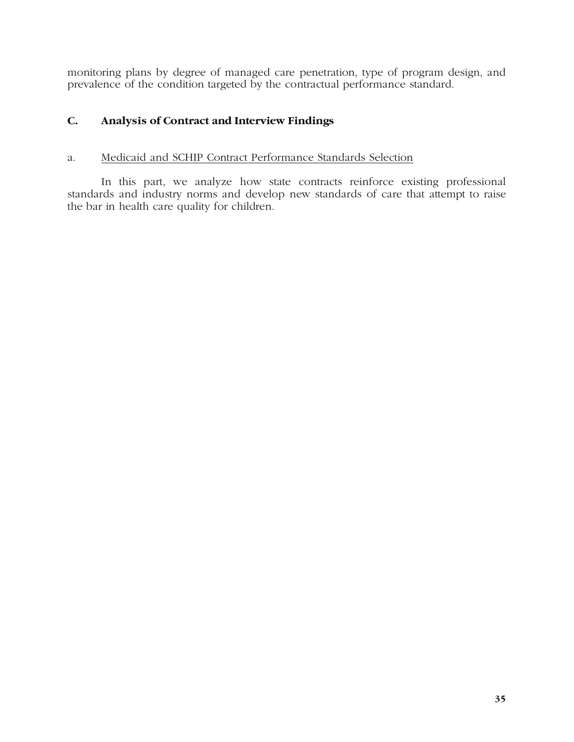monitoring plans by degree of managed care penetration, type of program design, and prevalence of the condition targeted by the contractual performance standard.

## C. Analysis of Contract and Interview Findings

### a. Medicaid and SCHIP Contract Performance Standards Selection

In this part, we analyze how state contracts reinforce existing professional standards and industry norms and develop new standards of care that attempt to raise the bar in health care quality for children.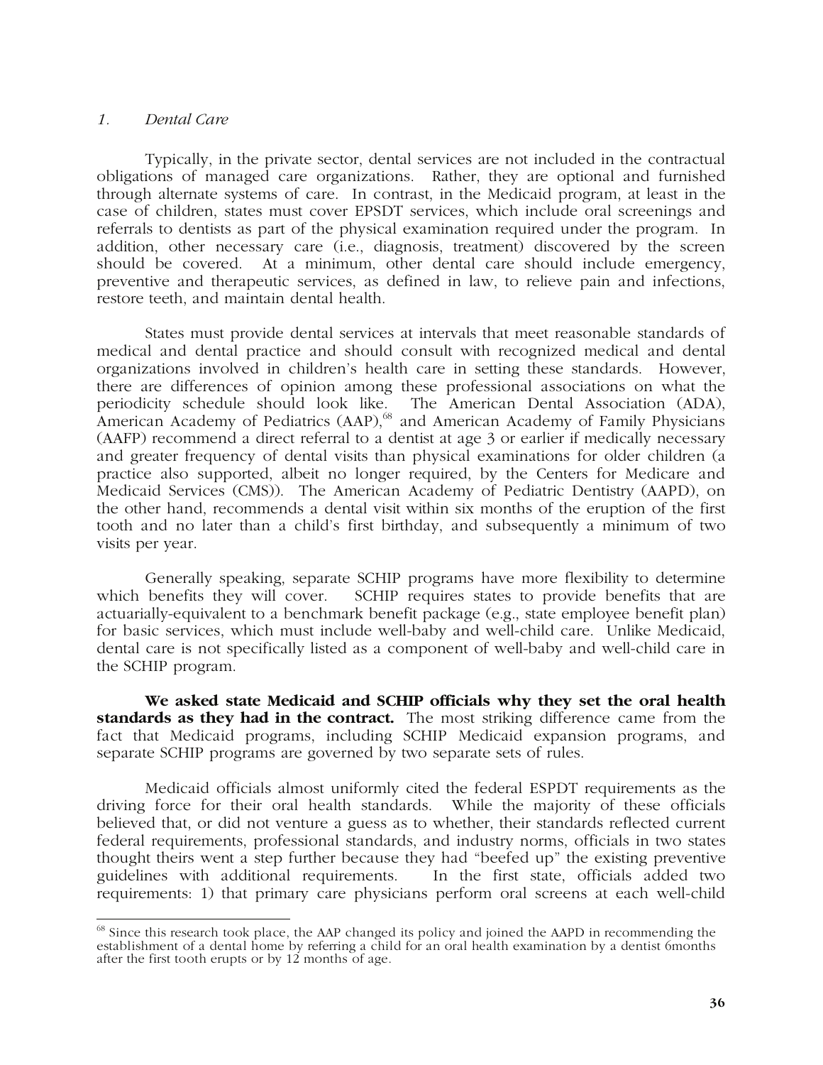*1. Dental Care*

Typically, in the private sector, dental services are not included in the contractual obligations of managed care organizations. Rather, they are optional and furnished through alternate systems of care. In contrast, in the Medicaid program, at least in the case of children, states must cover EPSDT services, which include oral screenings and referrals to dentists as part of the physical examination required under the program. In addition, other necessary care (i.e., diagnosis, treatment) discovered by the screen should be covered. At a minimum, other dental care should include emergency, preventive and therapeutic services, as defined in law, to relieve pain and infections, restore teeth, and maintain dental health.

States must provide dental services at intervals that meet reasonable standards of medical and dental practice and should consult with recognized medical and dental organizations involved in children's health care in setting these standards. However, there are differences of opinion among these professional associations on what the periodicity schedule should look like. The American Dental Association (ADA), American Academy of Pediatrics (AAP),[68] and American Academy of Family Physicians (AAFP) recommend a direct referral to a dentist at age 3 or earlier if medically necessary and greater frequency of dental visits than physical examinations for older children (a practice also supported, albeit no longer required, by the Centers for Medicare and Medicaid Services (CMS)). The American Academy of Pediatric Dentistry (AAPD), on the other hand, recommends a dental visit within six months of the eruption of the first tooth and no later than a child's first birthday, and subsequently a minimum of two visits per year.

Generally speaking, separate SCHIP programs have more flexibility to determine which benefits they will cover. SCHIP requires states to provide benefits that are actuarially-equivalent to a benchmark benefit package (e.g., state employee benefit plan) for basic services, which must include well-baby and well-child care. Unlike Medicaid, dental care is not specifically listed as a component of well-baby and well-child care in the SCHIP program.

**We asked state Medicaid and SCHIP officials why they set the oral health standards as they had in the contract.** The most striking difference came from the fact that Medicaid programs, including SCHIP Medicaid expansion programs, and separate SCHIP programs are governed by two separate sets of rules.

Medicaid officials almost uniformly cited the federal ESPDT requirements as the driving force for their oral health standards. While the majority of these officials believed that, or did not venture a guess as to whether, their standards reflected current federal requirements, professional standards, and industry norms, officials in two states thought theirs went a step further because they had "beefed up" the existing preventive guidelines with additional requirements. In the first state, officials added two requirements: 1) that primary care physicians perform oral screens at each well-child

---

[68] Since this research took place, the AAP changed its policy and joined the AAPD in recommending the establishment of a dental home by referring a child for an oral health examination by a dentist 6months after the first tooth erupts or by 12 months of age.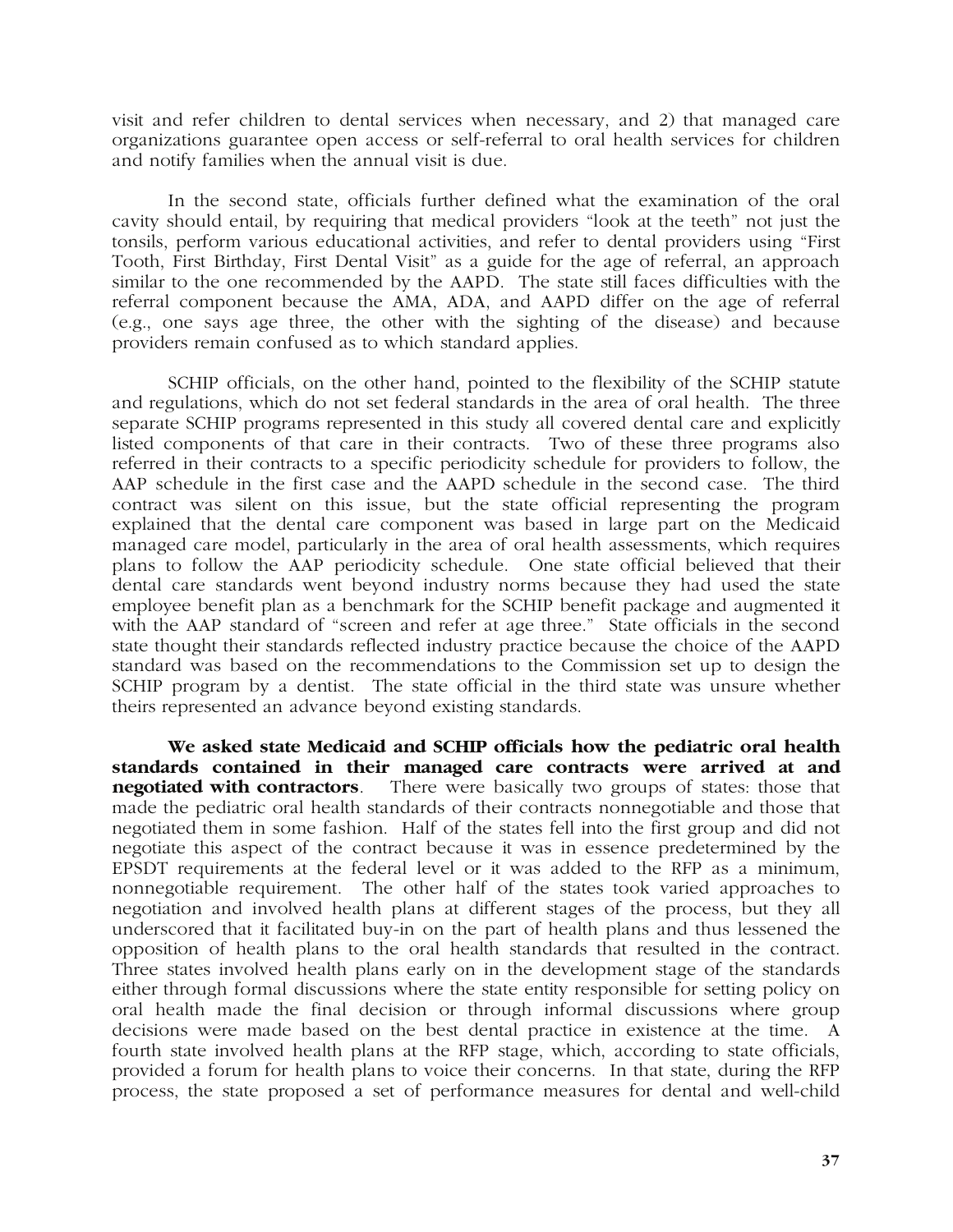visit and refer children to dental services when necessary, and 2) that managed care organizations guarantee open access or self-referral to oral health services for children and notify families when the annual visit is due.

In the second state, officials further defined what the examination of the oral cavity should entail, by requiring that medical providers "look at the teeth" not just the tonsils, perform various educational activities, and refer to dental providers using "First Tooth, First Birthday, First Dental Visit" as a guide for the age of referral, an approach similar to the one recommended by the AAPD. The state still faces difficulties with the referral component because the AMA, ADA, and AAPD differ on the age of referral (e.g., one says age three, the other with the sighting of the disease) and because providers remain confused as to which standard applies.

SCHIP officials, on the other hand, pointed to the flexibility of the SCHIP statute and regulations, which do not set federal standards in the area of oral health. The three separate SCHIP programs represented in this study all covered dental care and explicitly listed components of that care in their contracts. Two of these three programs also referred in their contracts to a specific periodicity schedule for providers to follow, the AAP schedule in the first case and the AAPD schedule in the second case. The third contract was silent on this issue, but the state official representing the program explained that the dental care component was based in large part on the Medicaid managed care model, particularly in the area of oral health assessments, which requires plans to follow the AAP periodicity schedule. One state official believed that their dental care standards went beyond industry norms because they had used the state employee benefit plan as a benchmark for the SCHIP benefit package and augmented it with the AAP standard of "screen and refer at age three." State officials in the second state thought their standards reflected industry practice because the choice of the AAPD standard was based on the recommendations to the Commission set up to design the SCHIP program by a dentist. The state official in the third state was unsure whether theirs represented an advance beyond existing standards.

**We asked state Medicaid and SCHIP officials how the pediatric oral health standards contained in their managed care contracts were arrived at and negotiated with contractors**. There were basically two groups of states: those that made the pediatric oral health standards of their contracts nonnegotiable and those that negotiated them in some fashion. Half of the states fell into the first group and did not negotiate this aspect of the contract because it was in essence predetermined by the EPSDT requirements at the federal level or it was added to the RFP as a minimum, nonnegotiable requirement. The other half of the states took varied approaches to negotiation and involved health plans at different stages of the process, but they all underscored that it facilitated buy-in on the part of health plans and thus lessened the opposition of health plans to the oral health standards that resulted in the contract. Three states involved health plans early on in the development stage of the standards either through formal discussions where the state entity responsible for setting policy on oral health made the final decision or through informal discussions where group decisions were made based on the best dental practice in existence at the time. A fourth state involved health plans at the RFP stage, which, according to state officials, provided a forum for health plans to voice their concerns. In that state, during the RFP process, the state proposed a set of performance measures for dental and well-child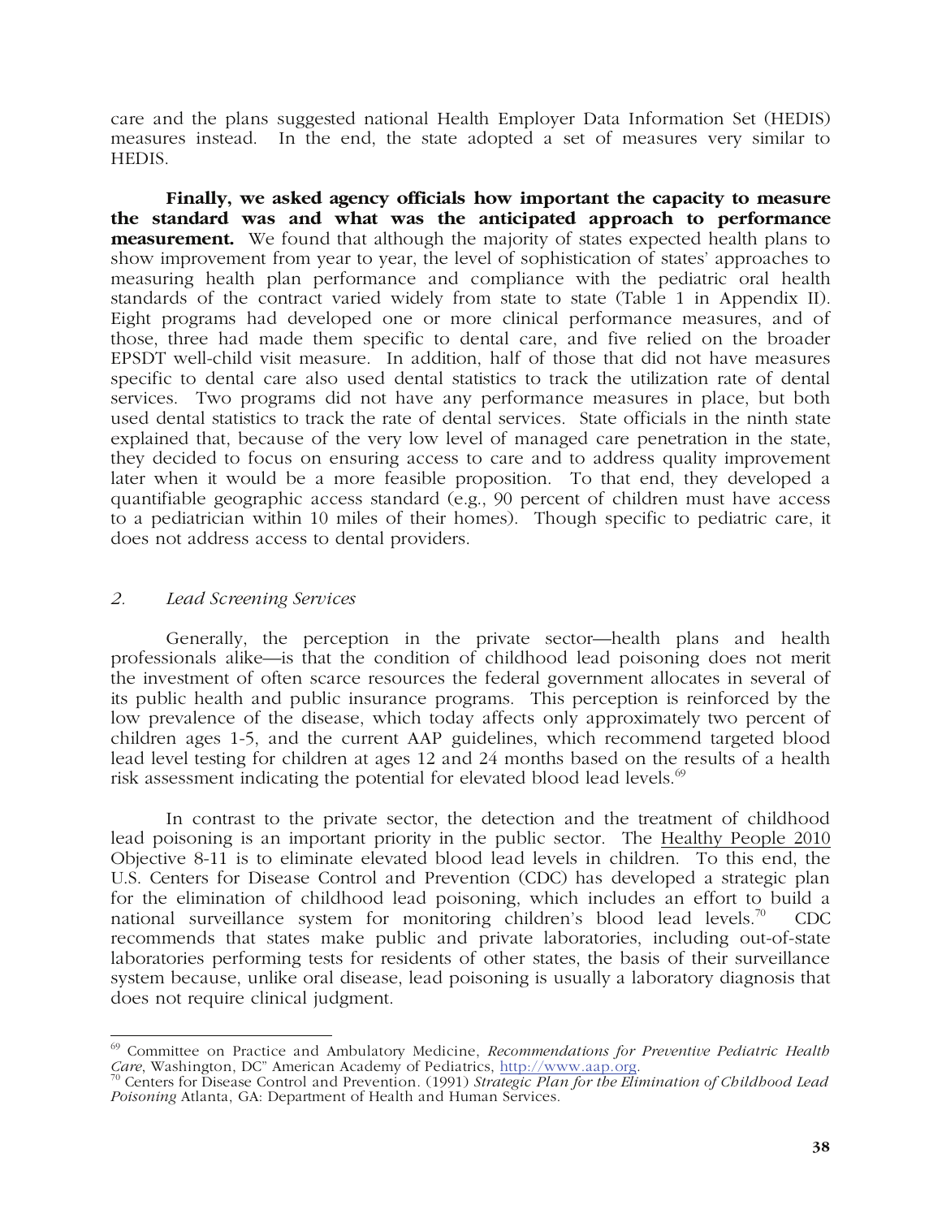care and the plans suggested national Health Employer Data Information Set (HEDIS) measures instead. In the end, the state adopted a set of measures very similar to HEDIS.

**Finally, we asked agency officials how important the capacity to measure the standard was and what was the anticipated approach to performance measurement.** We found that although the majority of states expected health plans to show improvement from year to year, the level of sophistication of states' approaches to measuring health plan performance and compliance with the pediatric oral health standards of the contract varied widely from state to state (Table 1 in Appendix II). Eight programs had developed one or more clinical performance measures, and of those, three had made them specific to dental care, and five relied on the broader EPSDT well-child visit measure. In addition, half of those that did not have measures specific to dental care also used dental statistics to track the utilization rate of dental services. Two programs did not have any performance measures in place, but both used dental statistics to track the rate of dental services. State officials in the ninth state explained that, because of the very low level of managed care penetration in the state, they decided to focus on ensuring access to care and to address quality improvement later when it would be a more feasible proposition. To that end, they developed a quantifiable geographic access standard (e.g., 90 percent of children must have access to a pediatrician within 10 miles of their homes). Though specific to pediatric care, it does not address access to dental providers.

### *2. Lead Screening Services*

Generally, the perception in the private sector—health plans and health professionals alike—is that the condition of childhood lead poisoning does not merit the investment of often scarce resources the federal government allocates in several of its public health and public insurance programs. This perception is reinforced by the low prevalence of the disease, which today affects only approximately two percent of children ages 1-5, and the current AAP guidelines, which recommend targeted blood lead level testing for children at ages 12 and 24 months based on the results of a health risk assessment indicating the potential for elevated blood lead levels.[69]

In contrast to the private sector, the detection and the treatment of childhood lead poisoning is an important priority in the public sector. The Healthy People 2010 Objective 8-11 is to eliminate elevated blood lead levels in children. To this end, the U.S. Centers for Disease Control and Prevention (CDC) has developed a strategic plan for the elimination of childhood lead poisoning, which includes an effort to build a national surveillance system for monitoring children's blood lead levels.[70] CDC recommends that states make public and private laboratories, including out-of-state laboratories performing tests for residents of other states, the basis of their surveillance system because, unlike oral disease, lead poisoning is usually a laboratory diagnosis that does not require clinical judgment.

---

[69] Committee on Practice and Ambulatory Medicine, *Recommendations for Preventive Pediatric Health Care*, Washington, DC" American Academy of Pediatrics, http://www.aap.org.

[70] Centers for Disease Control and Prevention. (1991) *Strategic Plan for the Elimination of Childhood Lead Poisoning* Atlanta, GA: Department of Health and Human Services.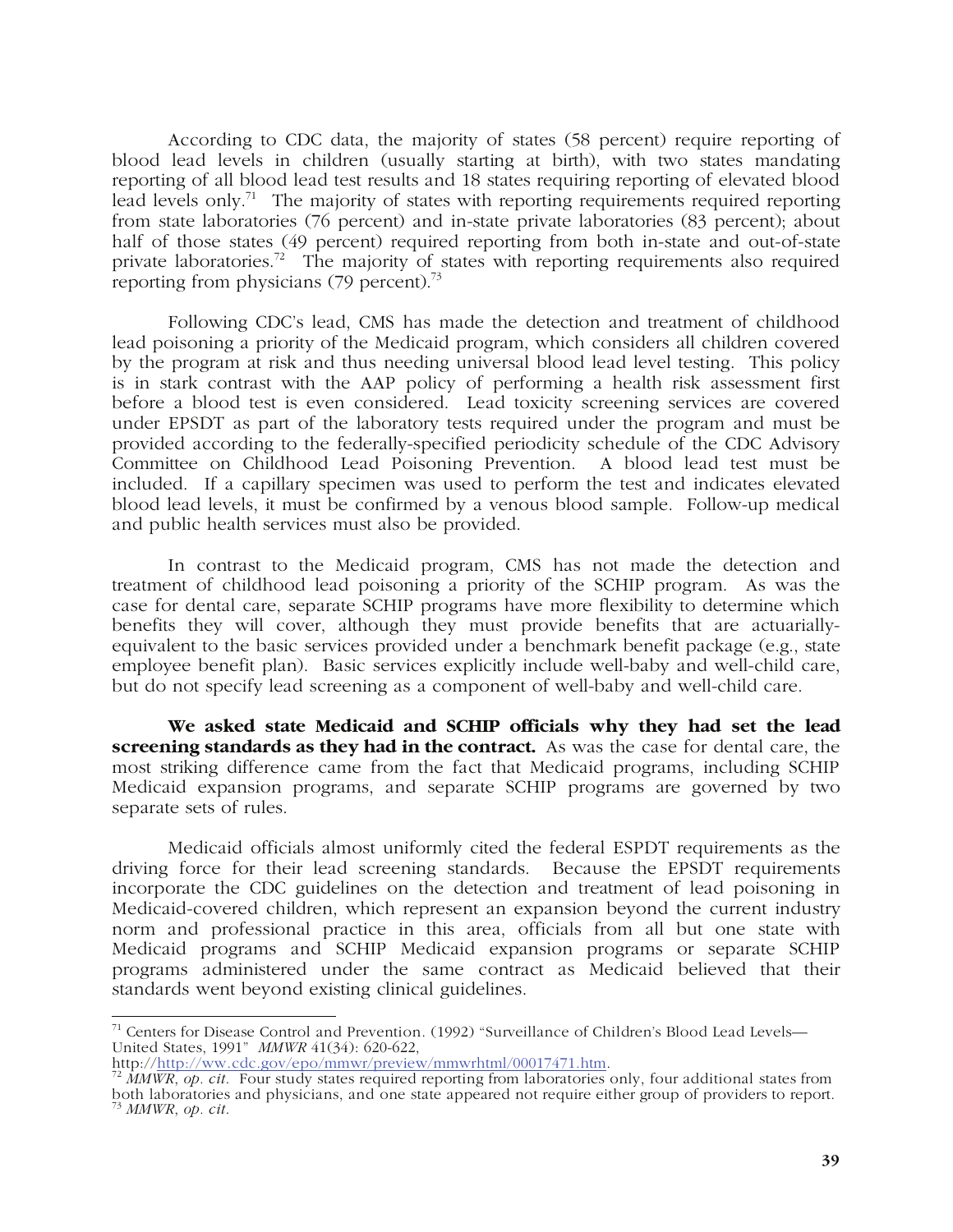According to CDC data, the majority of states (58 percent) require reporting of blood lead levels in children (usually starting at birth), with two states mandating reporting of all blood lead test results and 18 states requiring reporting of elevated blood lead levels only.[71] The majority of states with reporting requirements required reporting from state laboratories (76 percent) and in-state private laboratories (83 percent); about half of those states (49 percent) required reporting from both in-state and out-of-state private laboratories.[72] The majority of states with reporting requirements also required reporting from physicians (79 percent).[73]

Following CDC's lead, CMS has made the detection and treatment of childhood lead poisoning a priority of the Medicaid program, which considers all children covered by the program at risk and thus needing universal blood lead level testing. This policy is in stark contrast with the AAP policy of performing a health risk assessment first before a blood test is even considered. Lead toxicity screening services are covered under EPSDT as part of the laboratory tests required under the program and must be provided according to the federally-specified periodicity schedule of the CDC Advisory Committee on Childhood Lead Poisoning Prevention. A blood lead test must be included. If a capillary specimen was used to perform the test and indicates elevated blood lead levels, it must be confirmed by a venous blood sample. Follow-up medical and public health services must also be provided.

In contrast to the Medicaid program, CMS has not made the detection and treatment of childhood lead poisoning a priority of the SCHIP program. As was the case for dental care, separate SCHIP programs have more flexibility to determine which benefits they will cover, although they must provide benefits that are actuarially-equivalent to the basic services provided under a benchmark benefit package (e.g., state employee benefit plan). Basic services explicitly include well-baby and well-child care, but do not specify lead screening as a component of well-baby and well-child care.

**We asked state Medicaid and SCHIP officials why they had set the lead screening standards as they had in the contract.** As was the case for dental care, the most striking difference came from the fact that Medicaid programs, including SCHIP Medicaid expansion programs, and separate SCHIP programs are governed by two separate sets of rules.

Medicaid officials almost uniformly cited the federal ESPDT requirements as the driving force for their lead screening standards. Because the EPSDT requirements incorporate the CDC guidelines on the detection and treatment of lead poisoning in Medicaid-covered children, which represent an expansion beyond the current industry norm and professional practice in this area, officials from all but one state with Medicaid programs and SCHIP Medicaid expansion programs or separate SCHIP programs administered under the same contract as Medicaid believed that their standards went beyond existing clinical guidelines.

---

[71] Centers for Disease Control and Prevention. (1992) "Surveillance of Children's Blood Lead Levels—United States, 1991" *MMWR* 41(34): 620-622, http://http://ww.cdc.gov/epo/mmwr/preview/mmwrhtml/00017471.htm.

[72] *MMWR*, *op. cit.* Four study states required reporting from laboratories only, four additional states from both laboratories and physicians, and one state appeared not require either group of providers to report.

[73] *MMWR*, *op. cit.*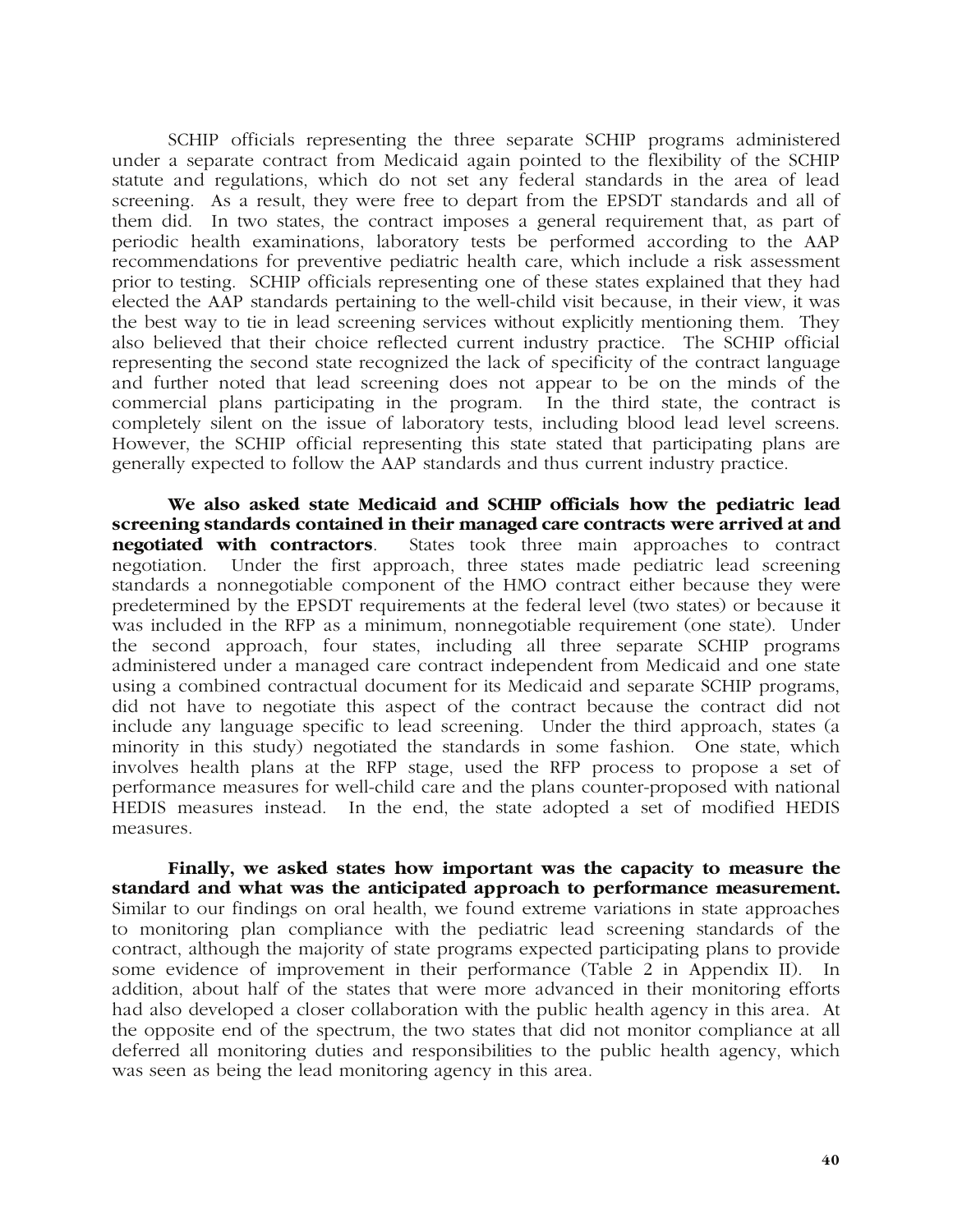SCHIP officials representing the three separate SCHIP programs administered under a separate contract from Medicaid again pointed to the flexibility of the SCHIP statute and regulations, which do not set any federal standards in the area of lead screening. As a result, they were free to depart from the EPSDT standards and all of them did. In two states, the contract imposes a general requirement that, as part of periodic health examinations, laboratory tests be performed according to the AAP recommendations for preventive pediatric health care, which include a risk assessment prior to testing. SCHIP officials representing one of these states explained that they had elected the AAP standards pertaining to the well-child visit because, in their view, it was the best way to tie in lead screening services without explicitly mentioning them. They also believed that their choice reflected current industry practice. The SCHIP official representing the second state recognized the lack of specificity of the contract language and further noted that lead screening does not appear to be on the minds of the commercial plans participating in the program. In the third state, the contract is completely silent on the issue of laboratory tests, including blood lead level screens. However, the SCHIP official representing this state stated that participating plans are generally expected to follow the AAP standards and thus current industry practice.

**We also asked state Medicaid and SCHIP officials how the pediatric lead screening standards contained in their managed care contracts were arrived at and negotiated with contractors**. States took three main approaches to contract negotiation. Under the first approach, three states made pediatric lead screening standards a nonnegotiable component of the HMO contract either because they were predetermined by the EPSDT requirements at the federal level (two states) or because it was included in the RFP as a minimum, nonnegotiable requirement (one state). Under the second approach, four states, including all three separate SCHIP programs administered under a managed care contract independent from Medicaid and one state using a combined contractual document for its Medicaid and separate SCHIP programs, did not have to negotiate this aspect of the contract because the contract did not include any language specific to lead screening. Under the third approach, states (a minority in this study) negotiated the standards in some fashion. One state, which involves health plans at the RFP stage, used the RFP process to propose a set of performance measures for well-child care and the plans counter-proposed with national HEDIS measures instead. In the end, the state adopted a set of modified HEDIS measures.

**Finally, we asked states how important was the capacity to measure the standard and what was the anticipated approach to performance measurement.** Similar to our findings on oral health, we found extreme variations in state approaches to monitoring plan compliance with the pediatric lead screening standards of the contract, although the majority of state programs expected participating plans to provide some evidence of improvement in their performance (Table 2 in Appendix II). In addition, about half of the states that were more advanced in their monitoring efforts had also developed a closer collaboration with the public health agency in this area. At the opposite end of the spectrum, the two states that did not monitor compliance at all deferred all monitoring duties and responsibilities to the public health agency, which was seen as being the lead monitoring agency in this area.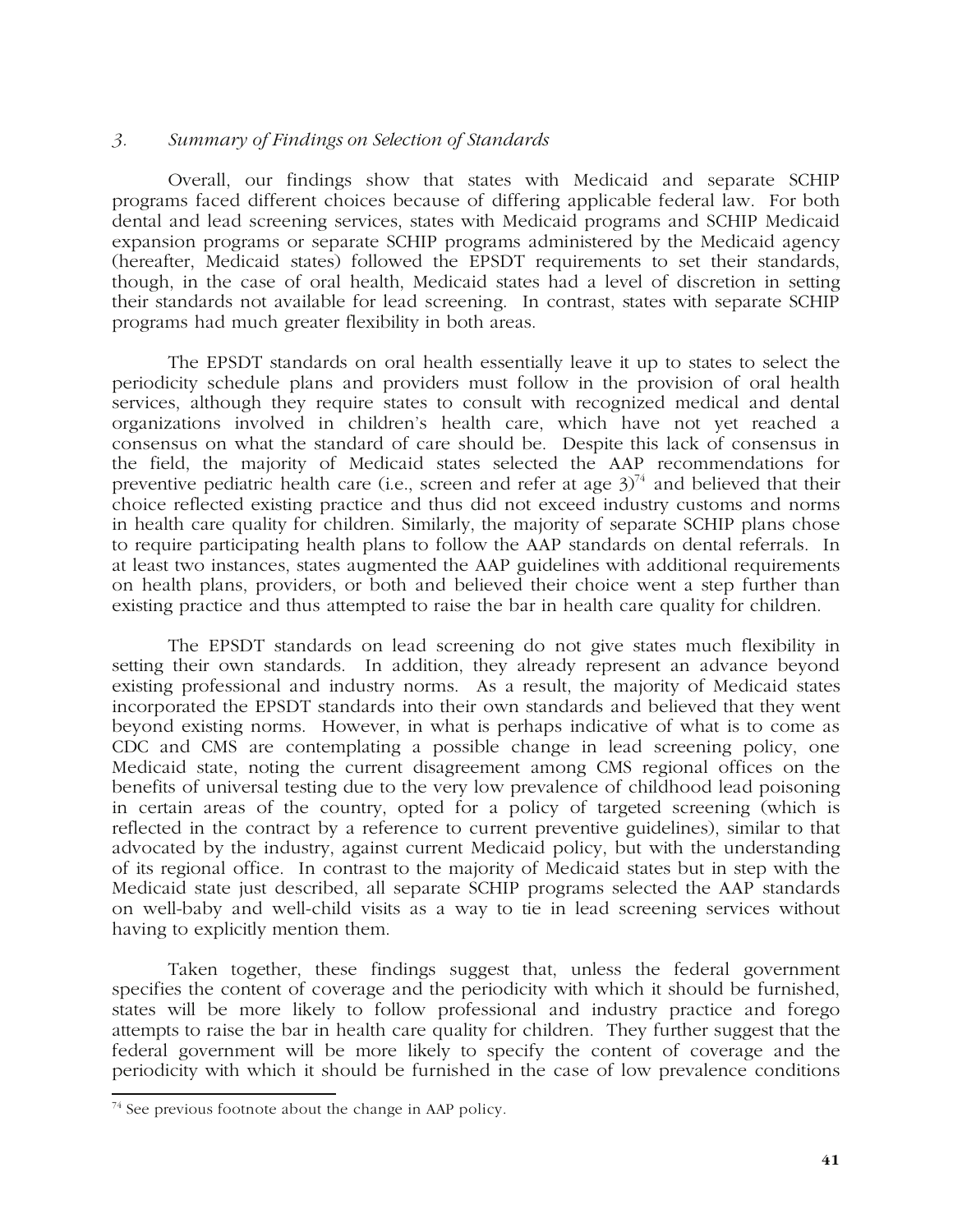*3. Summary of Findings on Selection of Standards*

Overall, our findings show that states with Medicaid and separate SCHIP programs faced different choices because of differing applicable federal law. For both dental and lead screening services, states with Medicaid programs and SCHIP Medicaid expansion programs or separate SCHIP programs administered by the Medicaid agency (hereafter, Medicaid states) followed the EPSDT requirements to set their standards, though, in the case of oral health, Medicaid states had a level of discretion in setting their standards not available for lead screening. In contrast, states with separate SCHIP programs had much greater flexibility in both areas.

The EPSDT standards on oral health essentially leave it up to states to select the periodicity schedule plans and providers must follow in the provision of oral health services, although they require states to consult with recognized medical and dental organizations involved in children's health care, which have not yet reached a consensus on what the standard of care should be. Despite this lack of consensus in the field, the majority of Medicaid states selected the AAP recommendations for preventive pediatric health care (i.e., screen and refer at age 3)[74] and believed that their choice reflected existing practice and thus did not exceed industry customs and norms in health care quality for children. Similarly, the majority of separate SCHIP plans chose to require participating health plans to follow the AAP standards on dental referrals. In at least two instances, states augmented the AAP guidelines with additional requirements on health plans, providers, or both and believed their choice went a step further than existing practice and thus attempted to raise the bar in health care quality for children.

The EPSDT standards on lead screening do not give states much flexibility in setting their own standards. In addition, they already represent an advance beyond existing professional and industry norms. As a result, the majority of Medicaid states incorporated the EPSDT standards into their own standards and believed that they went beyond existing norms. However, in what is perhaps indicative of what is to come as CDC and CMS are contemplating a possible change in lead screening policy, one Medicaid state, noting the current disagreement among CMS regional offices on the benefits of universal testing due to the very low prevalence of childhood lead poisoning in certain areas of the country, opted for a policy of targeted screening (which is reflected in the contract by a reference to current preventive guidelines), similar to that advocated by the industry, against current Medicaid policy, but with the understanding of its regional office. In contrast to the majority of Medicaid states but in step with the Medicaid state just described, all separate SCHIP programs selected the AAP standards on well-baby and well-child visits as a way to tie in lead screening services without having to explicitly mention them.

Taken together, these findings suggest that, unless the federal government specifies the content of coverage and the periodicity with which it should be furnished, states will be more likely to follow professional and industry practice and forego attempts to raise the bar in health care quality for children. They further suggest that the federal government will be more likely to specify the content of coverage and the periodicity with which it should be furnished in the case of low prevalence conditions

[74] See previous footnote about the change in AAP policy.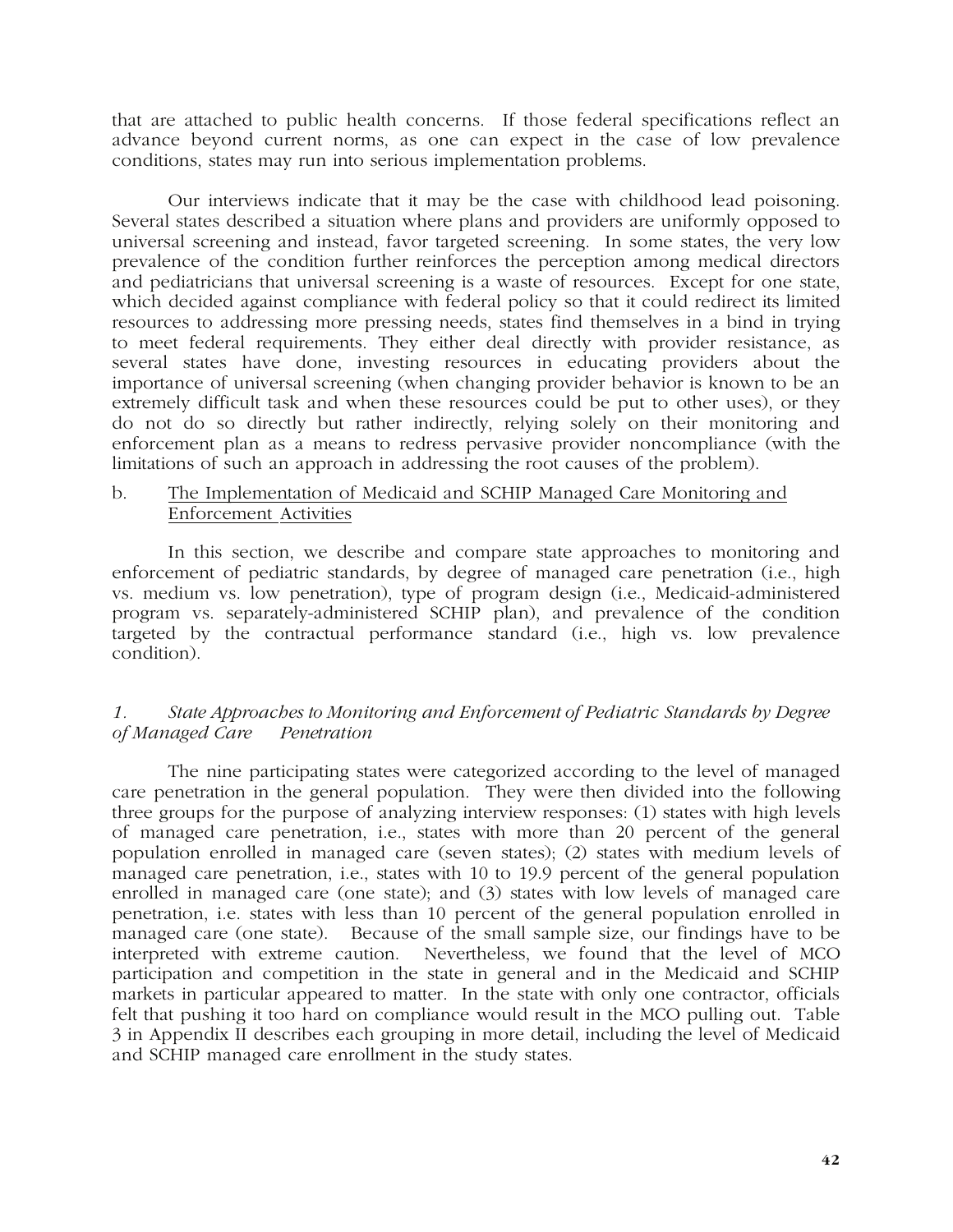that are attached to public health concerns. If those federal specifications reflect an advance beyond current norms, as one can expect in the case of low prevalence conditions, states may run into serious implementation problems.

Our interviews indicate that it may be the case with childhood lead poisoning. Several states described a situation where plans and providers are uniformly opposed to universal screening and instead, favor targeted screening. In some states, the very low prevalence of the condition further reinforces the perception among medical directors and pediatricians that universal screening is a waste of resources. Except for one state, which decided against compliance with federal policy so that it could redirect its limited resources to addressing more pressing needs, states find themselves in a bind in trying to meet federal requirements. They either deal directly with provider resistance, as several states have done, investing resources in educating providers about the importance of universal screening (when changing provider behavior is known to be an extremely difficult task and when these resources could be put to other uses), or they do not do so directly but rather indirectly, relying solely on their monitoring and enforcement plan as a means to redress pervasive provider noncompliance (with the limitations of such an approach in addressing the root causes of the problem).

b. <u>The Implementation of Medicaid and SCHIP Managed Care Monitoring and Enforcement Activities</u>

In this section, we describe and compare state approaches to monitoring and enforcement of pediatric standards, by degree of managed care penetration (i.e., high vs. medium vs. low penetration), type of program design (i.e., Medicaid-administered program vs. separately-administered SCHIP plan), and prevalence of the condition targeted by the contractual performance standard (i.e., high vs. low prevalence condition).

*1. State Approaches to Monitoring and Enforcement of Pediatric Standards by Degree of Managed Care Penetration*

The nine participating states were categorized according to the level of managed care penetration in the general population. They were then divided into the following three groups for the purpose of analyzing interview responses: (1) states with high levels of managed care penetration, i.e., states with more than 20 percent of the general population enrolled in managed care (seven states); (2) states with medium levels of managed care penetration, i.e., states with 10 to 19.9 percent of the general population enrolled in managed care (one state); and (3) states with low levels of managed care penetration, i.e. states with less than 10 percent of the general population enrolled in managed care (one state). Because of the small sample size, our findings have to be interpreted with extreme caution. Nevertheless, we found that the level of MCO participation and competition in the state in general and in the Medicaid and SCHIP markets in particular appeared to matter. In the state with only one contractor, officials felt that pushing it too hard on compliance would result in the MCO pulling out. Table 3 in Appendix II describes each grouping in more detail, including the level of Medicaid and SCHIP managed care enrollment in the study states.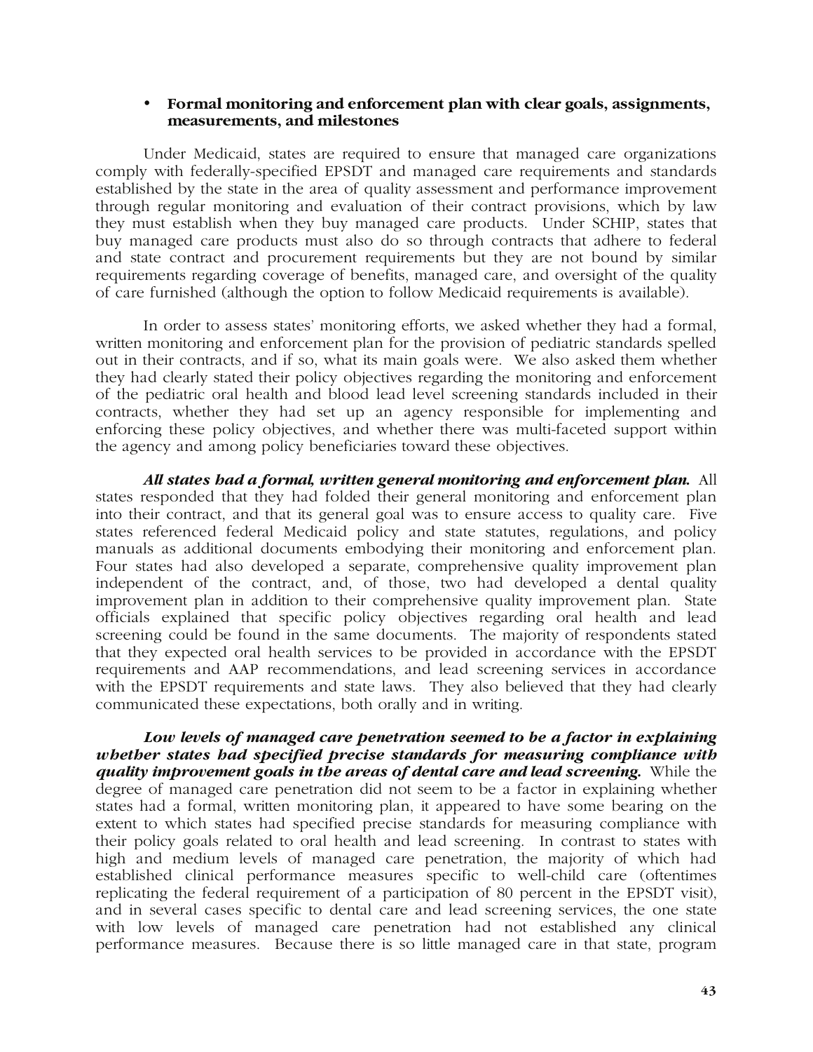- **Formal monitoring and enforcement plan with clear goals, assignments, measurements, and milestones**

Under Medicaid, states are required to ensure that managed care organizations comply with federally-specified EPSDT and managed care requirements and standards established by the state in the area of quality assessment and performance improvement through regular monitoring and evaluation of their contract provisions, which by law they must establish when they buy managed care products. Under SCHIP, states that buy managed care products must also do so through contracts that adhere to federal and state contract and procurement requirements but they are not bound by similar requirements regarding coverage of benefits, managed care, and oversight of the quality of care furnished (although the option to follow Medicaid requirements is available).

In order to assess states' monitoring efforts, we asked whether they had a formal, written monitoring and enforcement plan for the provision of pediatric standards spelled out in their contracts, and if so, what its main goals were. We also asked them whether they had clearly stated their policy objectives regarding the monitoring and enforcement of the pediatric oral health and blood lead level screening standards included in their contracts, whether they had set up an agency responsible for implementing and enforcing these policy objectives, and whether there was multi-faceted support within the agency and among policy beneficiaries toward these objectives.

***All states had a formal, written general monitoring and enforcement plan.*** All states responded that they had folded their general monitoring and enforcement plan into their contract, and that its general goal was to ensure access to quality care. Five states referenced federal Medicaid policy and state statutes, regulations, and policy manuals as additional documents embodying their monitoring and enforcement plan. Four states had also developed a separate, comprehensive quality improvement plan independent of the contract, and, of those, two had developed a dental quality improvement plan in addition to their comprehensive quality improvement plan. State officials explained that specific policy objectives regarding oral health and lead screening could be found in the same documents. The majority of respondents stated that they expected oral health services to be provided in accordance with the EPSDT requirements and AAP recommendations, and lead screening services in accordance with the EPSDT requirements and state laws. They also believed that they had clearly communicated these expectations, both orally and in writing.

***Low levels of managed care penetration seemed to be a factor in explaining whether states had specified precise standards for measuring compliance with quality improvement goals in the areas of dental care and lead screening.*** While the degree of managed care penetration did not seem to be a factor in explaining whether states had a formal, written monitoring plan, it appeared to have some bearing on the extent to which states had specified precise standards for measuring compliance with their policy goals related to oral health and lead screening. In contrast to states with high and medium levels of managed care penetration, the majority of which had established clinical performance measures specific to well-child care (oftentimes replicating the federal requirement of a participation of 80 percent in the EPSDT visit), and in several cases specific to dental care and lead screening services, the one state with low levels of managed care penetration had not established any clinical performance measures. Because there is so little managed care in that state, program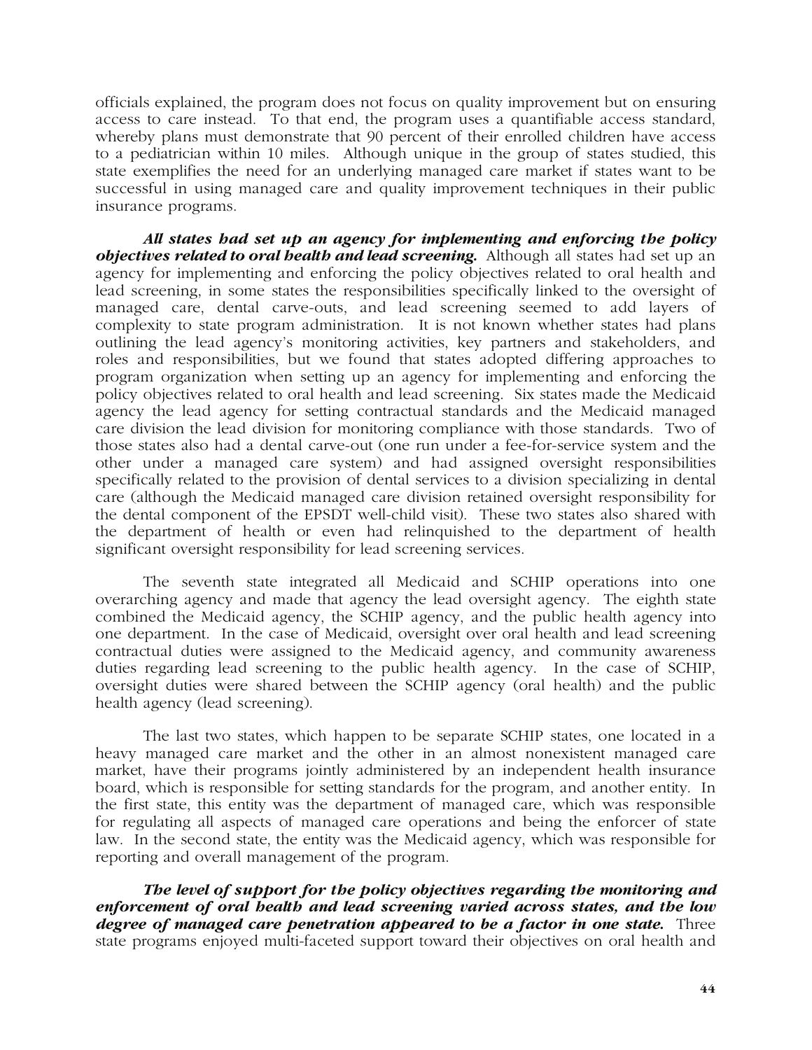officials explained, the program does not focus on quality improvement but on ensuring access to care instead. To that end, the program uses a quantifiable access standard, whereby plans must demonstrate that 90 percent of their enrolled children have access to a pediatrician within 10 miles. Although unique in the group of states studied, this state exemplifies the need for an underlying managed care market if states want to be successful in using managed care and quality improvement techniques in their public insurance programs.

***All states had set up an agency for implementing and enforcing the policy objectives related to oral health and lead screening.*** Although all states had set up an agency for implementing and enforcing the policy objectives related to oral health and lead screening, in some states the responsibilities specifically linked to the oversight of managed care, dental carve-outs, and lead screening seemed to add layers of complexity to state program administration. It is not known whether states had plans outlining the lead agency's monitoring activities, key partners and stakeholders, and roles and responsibilities, but we found that states adopted differing approaches to program organization when setting up an agency for implementing and enforcing the policy objectives related to oral health and lead screening. Six states made the Medicaid agency the lead agency for setting contractual standards and the Medicaid managed care division the lead division for monitoring compliance with those standards. Two of those states also had a dental carve-out (one run under a fee-for-service system and the other under a managed care system) and had assigned oversight responsibilities specifically related to the provision of dental services to a division specializing in dental care (although the Medicaid managed care division retained oversight responsibility for the dental component of the EPSDT well-child visit). These two states also shared with the department of health or even had relinquished to the department of health significant oversight responsibility for lead screening services.

The seventh state integrated all Medicaid and SCHIP operations into one overarching agency and made that agency the lead oversight agency. The eighth state combined the Medicaid agency, the SCHIP agency, and the public health agency into one department. In the case of Medicaid, oversight over oral health and lead screening contractual duties were assigned to the Medicaid agency, and community awareness duties regarding lead screening to the public health agency. In the case of SCHIP, oversight duties were shared between the SCHIP agency (oral health) and the public health agency (lead screening).

The last two states, which happen to be separate SCHIP states, one located in a heavy managed care market and the other in an almost nonexistent managed care market, have their programs jointly administered by an independent health insurance board, which is responsible for setting standards for the program, and another entity. In the first state, this entity was the department of managed care, which was responsible for regulating all aspects of managed care operations and being the enforcer of state law. In the second state, the entity was the Medicaid agency, which was responsible for reporting and overall management of the program.

***The level of support for the policy objectives regarding the monitoring and enforcement of oral health and lead screening varied across states, and the low degree of managed care penetration appeared to be a factor in one state.*** Three state programs enjoyed multi-faceted support toward their objectives on oral health and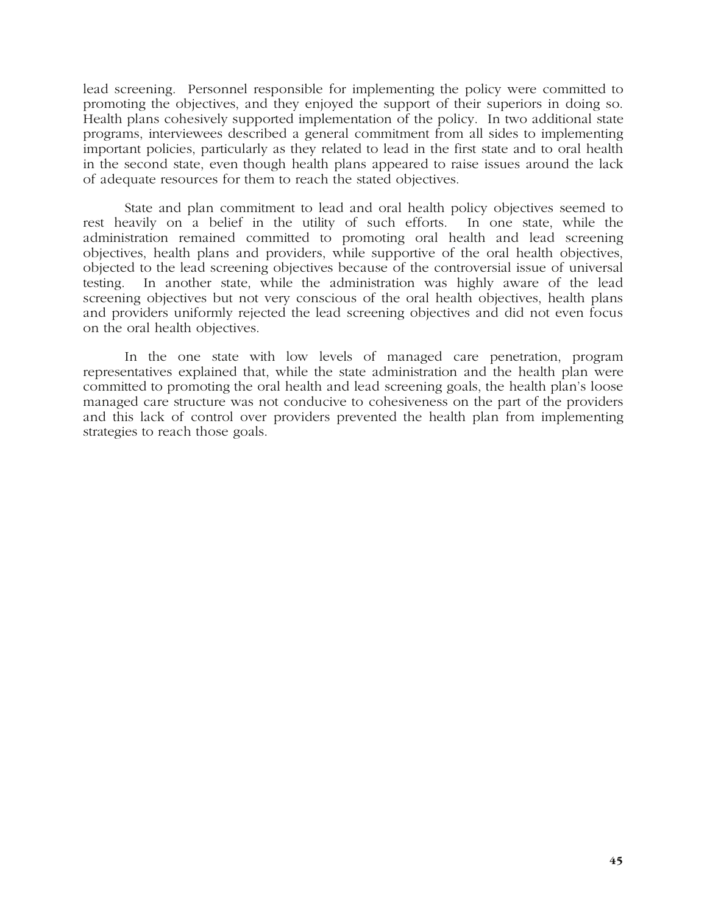lead screening. Personnel responsible for implementing the policy were committed to promoting the objectives, and they enjoyed the support of their superiors in doing so. Health plans cohesively supported implementation of the policy. In two additional state programs, interviewees described a general commitment from all sides to implementing important policies, particularly as they related to lead in the first state and to oral health in the second state, even though health plans appeared to raise issues around the lack of adequate resources for them to reach the stated objectives.

State and plan commitment to lead and oral health policy objectives seemed to rest heavily on a belief in the utility of such efforts. In one state, while the administration remained committed to promoting oral health and lead screening objectives, health plans and providers, while supportive of the oral health objectives, objected to the lead screening objectives because of the controversial issue of universal testing. In another state, while the administration was highly aware of the lead screening objectives but not very conscious of the oral health objectives, health plans and providers uniformly rejected the lead screening objectives and did not even focus on the oral health objectives.

In the one state with low levels of managed care penetration, program representatives explained that, while the state administration and the health plan were committed to promoting the oral health and lead screening goals, the health plan's loose managed care structure was not conducive to cohesiveness on the part of the providers and this lack of control over providers prevented the health plan from implementing strategies to reach those goals.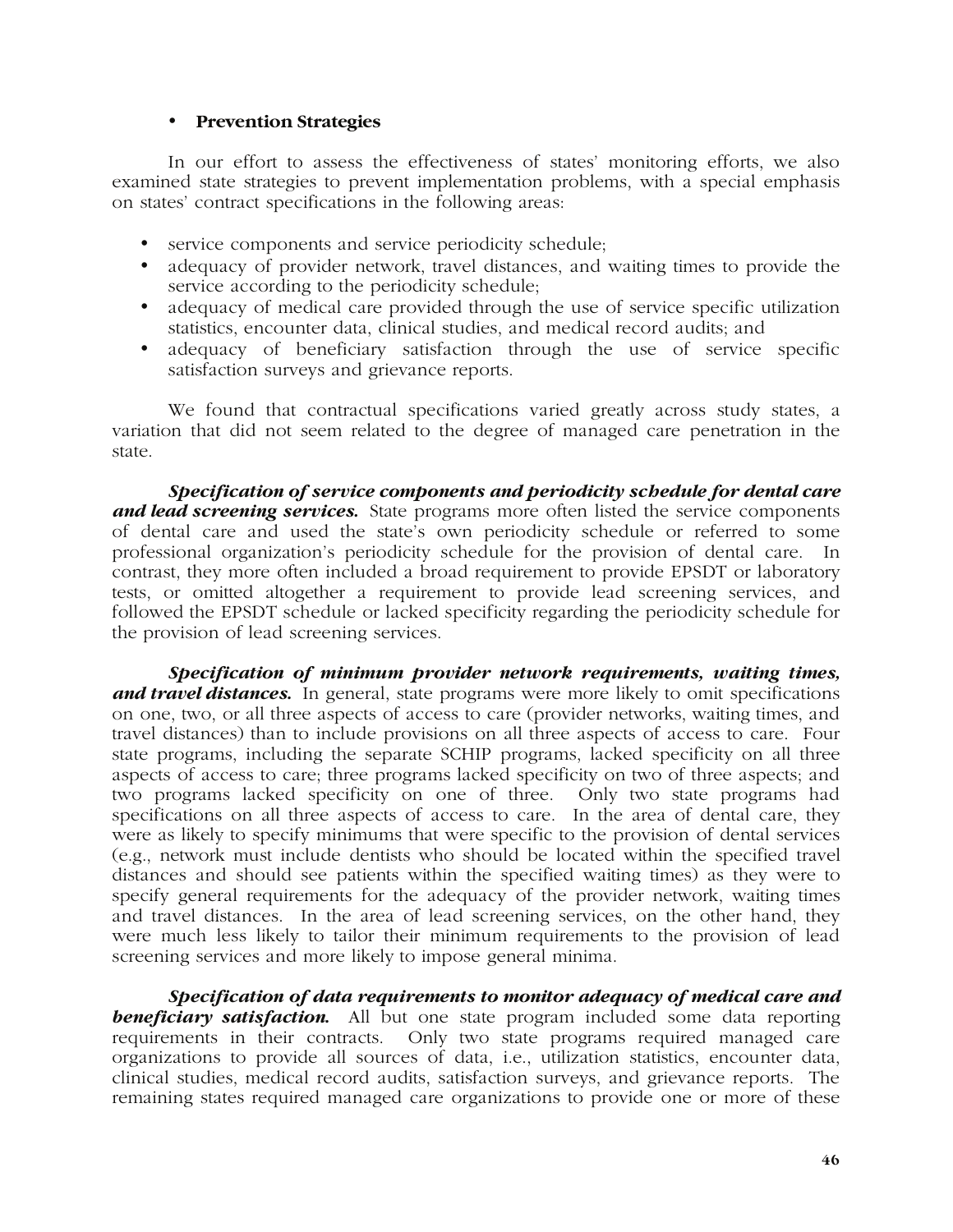- **Prevention Strategies**

In our effort to assess the effectiveness of states' monitoring efforts, we also examined state strategies to prevent implementation problems, with a special emphasis on states' contract specifications in the following areas:

- service components and service periodicity schedule;
- adequacy of provider network, travel distances, and waiting times to provide the service according to the periodicity schedule;
- adequacy of medical care provided through the use of service specific utilization statistics, encounter data, clinical studies, and medical record audits; and
- adequacy of beneficiary satisfaction through the use of service specific satisfaction surveys and grievance reports.

We found that contractual specifications varied greatly across study states, a variation that did not seem related to the degree of managed care penetration in the state.

***Specification of service components and periodicity schedule for dental care and lead screening services.*** State programs more often listed the service components of dental care and used the state's own periodicity schedule or referred to some professional organization's periodicity schedule for the provision of dental care. In contrast, they more often included a broad requirement to provide EPSDT or laboratory tests, or omitted altogether a requirement to provide lead screening services, and followed the EPSDT schedule or lacked specificity regarding the periodicity schedule for the provision of lead screening services.

***Specification of minimum provider network requirements, waiting times, and travel distances.*** In general, state programs were more likely to omit specifications on one, two, or all three aspects of access to care (provider networks, waiting times, and travel distances) than to include provisions on all three aspects of access to care. Four state programs, including the separate SCHIP programs, lacked specificity on all three aspects of access to care; three programs lacked specificity on two of three aspects; and two programs lacked specificity on one of three. Only two state programs had specifications on all three aspects of access to care. In the area of dental care, they were as likely to specify minimums that were specific to the provision of dental services (e.g., network must include dentists who should be located within the specified travel distances and should see patients within the specified waiting times) as they were to specify general requirements for the adequacy of the provider network, waiting times and travel distances. In the area of lead screening services, on the other hand, they were much less likely to tailor their minimum requirements to the provision of lead screening services and more likely to impose general minima.

***Specification of data requirements to monitor adequacy of medical care and beneficiary satisfaction.*** All but one state program included some data reporting requirements in their contracts. Only two state programs required managed care organizations to provide all sources of data, i.e., utilization statistics, encounter data, clinical studies, medical record audits, satisfaction surveys, and grievance reports. The remaining states required managed care organizations to provide one or more of these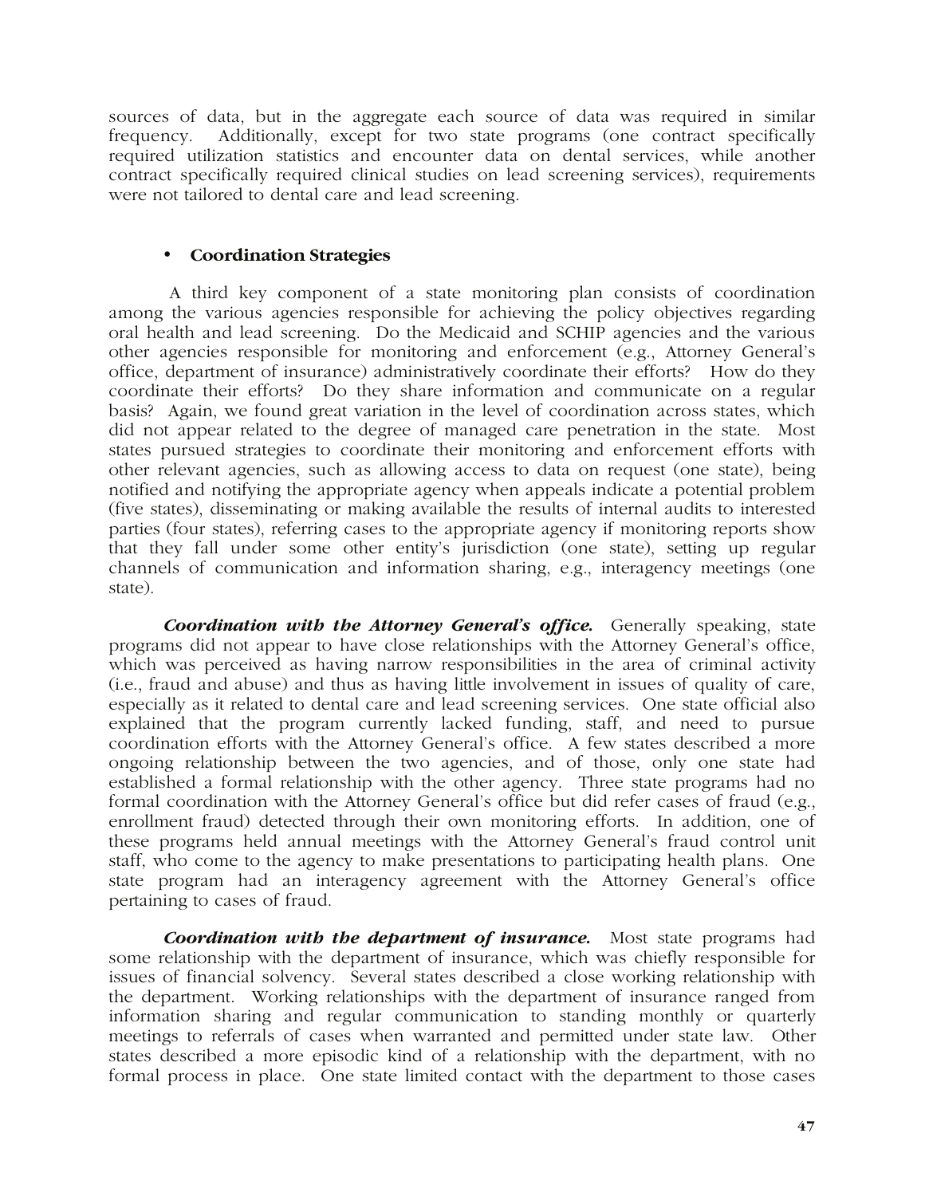sources of data, but in the aggregate each source of data was required in similar frequency. Additionally, except for two state programs (one contract specifically required utilization statistics and encounter data on dental services, while another contract specifically required clinical studies on lead screening services), requirements were not tailored to dental care and lead screening.

- **Coordination Strategies**

A third key component of a state monitoring plan consists of coordination among the various agencies responsible for achieving the policy objectives regarding oral health and lead screening. Do the Medicaid and SCHIP agencies and the various other agencies responsible for monitoring and enforcement (e.g., Attorney General's office, department of insurance) administratively coordinate their efforts? How do they coordinate their efforts? Do they share information and communicate on a regular basis? Again, we found great variation in the level of coordination across states, which did not appear related to the degree of managed care penetration in the state. Most states pursued strategies to coordinate their monitoring and enforcement efforts with other relevant agencies, such as allowing access to data on request (one state), being notified and notifying the appropriate agency when appeals indicate a potential problem (five states), disseminating or making available the results of internal audits to interested parties (four states), referring cases to the appropriate agency if monitoring reports show that they fall under some other entity's jurisdiction (one state), setting up regular channels of communication and information sharing, e.g., interagency meetings (one state).

***Coordination with the Attorney General's office.*** Generally speaking, state programs did not appear to have close relationships with the Attorney General's office, which was perceived as having narrow responsibilities in the area of criminal activity (i.e., fraud and abuse) and thus as having little involvement in issues of quality of care, especially as it related to dental care and lead screening services. One state official also explained that the program currently lacked funding, staff, and need to pursue coordination efforts with the Attorney General's office. A few states described a more ongoing relationship between the two agencies, and of those, only one state had established a formal relationship with the other agency. Three state programs had no formal coordination with the Attorney General's office but did refer cases of fraud (e.g., enrollment fraud) detected through their own monitoring efforts. In addition, one of these programs held annual meetings with the Attorney General's fraud control unit staff, who come to the agency to make presentations to participating health plans. One state program had an interagency agreement with the Attorney General's office pertaining to cases of fraud.

***Coordination with the department of insurance.*** Most state programs had some relationship with the department of insurance, which was chiefly responsible for issues of financial solvency. Several states described a close working relationship with the department. Working relationships with the department of insurance ranged from information sharing and regular communication to standing monthly or quarterly meetings to referrals of cases when warranted and permitted under state law. Other states described a more episodic kind of a relationship with the department, with no formal process in place. One state limited contact with the department to those cases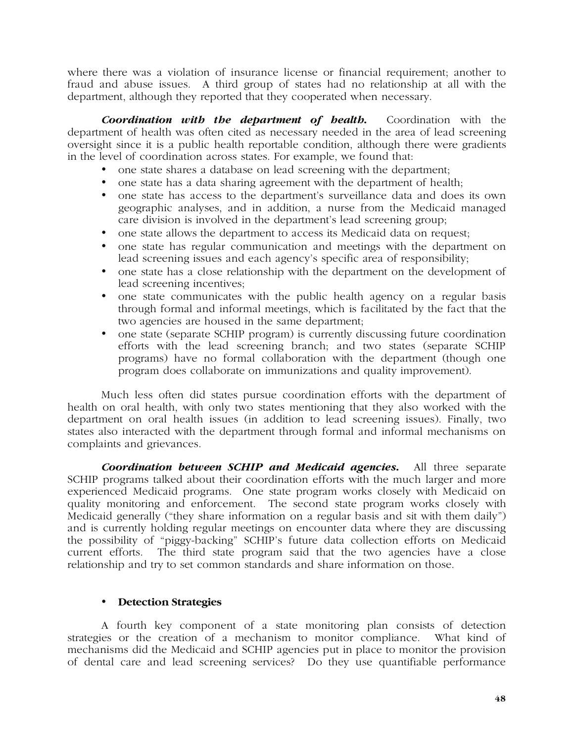where there was a violation of insurance license or financial requirement; another to fraud and abuse issues. A third group of states had no relationship at all with the department, although they reported that they cooperated when necessary.

***Coordination with the department of health.*** Coordination with the department of health was often cited as necessary needed in the area of lead screening oversight since it is a public health reportable condition, although there were gradients in the level of coordination across states. For example, we found that:

- one state shares a database on lead screening with the department;
- one state has a data sharing agreement with the department of health;
- one state has access to the department's surveillance data and does its own geographic analyses, and in addition, a nurse from the Medicaid managed care division is involved in the department's lead screening group;
- one state allows the department to access its Medicaid data on request;
- one state has regular communication and meetings with the department on lead screening issues and each agency's specific area of responsibility;
- one state has a close relationship with the department on the development of lead screening incentives;
- one state communicates with the public health agency on a regular basis through formal and informal meetings, which is facilitated by the fact that the two agencies are housed in the same department;
- one state (separate SCHIP program) is currently discussing future coordination efforts with the lead screening branch; and two states (separate SCHIP programs) have no formal collaboration with the department (though one program does collaborate on immunizations and quality improvement).

Much less often did states pursue coordination efforts with the department of health on oral health, with only two states mentioning that they also worked with the department on oral health issues (in addition to lead screening issues). Finally, two states also interacted with the department through formal and informal mechanisms on complaints and grievances.

***Coordination between SCHIP and Medicaid agencies.*** All three separate SCHIP programs talked about their coordination efforts with the much larger and more experienced Medicaid programs. One state program works closely with Medicaid on quality monitoring and enforcement. The second state program works closely with Medicaid generally ("they share information on a regular basis and sit with them daily") and is currently holding regular meetings on encounter data where they are discussing the possibility of "piggy-backing" SCHIP's future data collection efforts on Medicaid current efforts. The third state program said that the two agencies have a close relationship and try to set common standards and share information on those.

- **Detection Strategies**

A fourth key component of a state monitoring plan consists of detection strategies or the creation of a mechanism to monitor compliance. What kind of mechanisms did the Medicaid and SCHIP agencies put in place to monitor the provision of dental care and lead screening services? Do they use quantifiable performance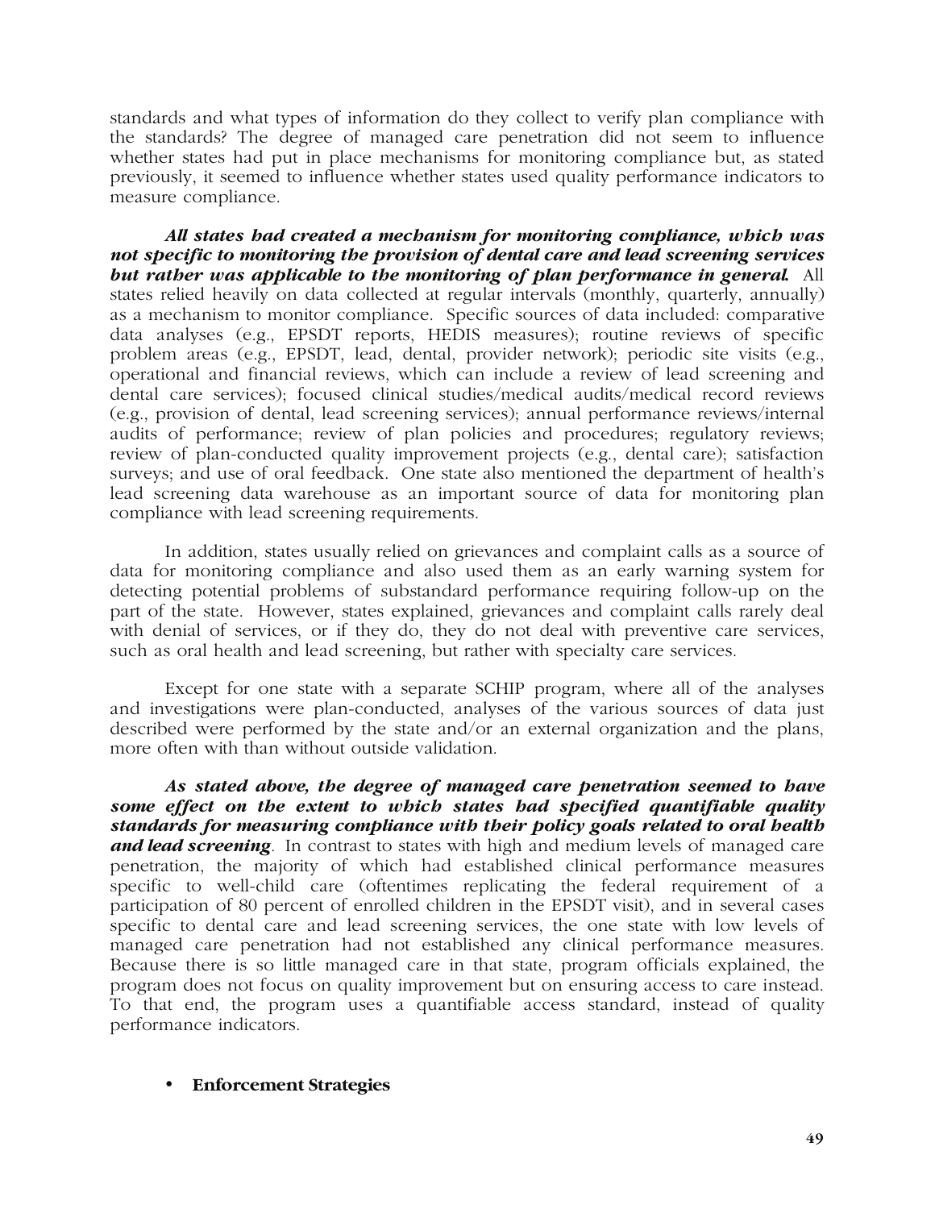standards and what types of information do they collect to verify plan compliance with the standards? The degree of managed care penetration did not seem to influence whether states had put in place mechanisms for monitoring compliance but, as stated previously, it seemed to influence whether states used quality performance indicators to measure compliance.

***All states had created a mechanism for monitoring compliance, which was not specific to monitoring the provision of dental care and lead screening services but rather was applicable to the monitoring of plan performance in general.*** All states relied heavily on data collected at regular intervals (monthly, quarterly, annually) as a mechanism to monitor compliance. Specific sources of data included: comparative data analyses (e.g., EPSDT reports, HEDIS measures); routine reviews of specific problem areas (e.g., EPSDT, lead, dental, provider network); periodic site visits (e.g., operational and financial reviews, which can include a review of lead screening and dental care services); focused clinical studies/medical audits/medical record reviews (e.g., provision of dental, lead screening services); annual performance reviews/internal audits of performance; review of plan policies and procedures; regulatory reviews; review of plan-conducted quality improvement projects (e.g., dental care); satisfaction surveys; and use of oral feedback. One state also mentioned the department of health's lead screening data warehouse as an important source of data for monitoring plan compliance with lead screening requirements.

In addition, states usually relied on grievances and complaint calls as a source of data for monitoring compliance and also used them as an early warning system for detecting potential problems of substandard performance requiring follow-up on the part of the state. However, states explained, grievances and complaint calls rarely deal with denial of services, or if they do, they do not deal with preventive care services, such as oral health and lead screening, but rather with specialty care services.

Except for one state with a separate SCHIP program, where all of the analyses and investigations were plan-conducted, analyses of the various sources of data just described were performed by the state and/or an external organization and the plans, more often with than without outside validation.

***As stated above, the degree of managed care penetration seemed to have some effect on the extent to which states had specified quantifiable quality standards for measuring compliance with their policy goals related to oral health and lead screening***. In contrast to states with high and medium levels of managed care penetration, the majority of which had established clinical performance measures specific to well-child care (oftentimes replicating the federal requirement of a participation of 80 percent of enrolled children in the EPSDT visit), and in several cases specific to dental care and lead screening services, the one state with low levels of managed care penetration had not established any clinical performance measures. Because there is so little managed care in that state, program officials explained, the program does not focus on quality improvement but on ensuring access to care instead. To that end, the program uses a quantifiable access standard, instead of quality performance indicators.

- **Enforcement Strategies**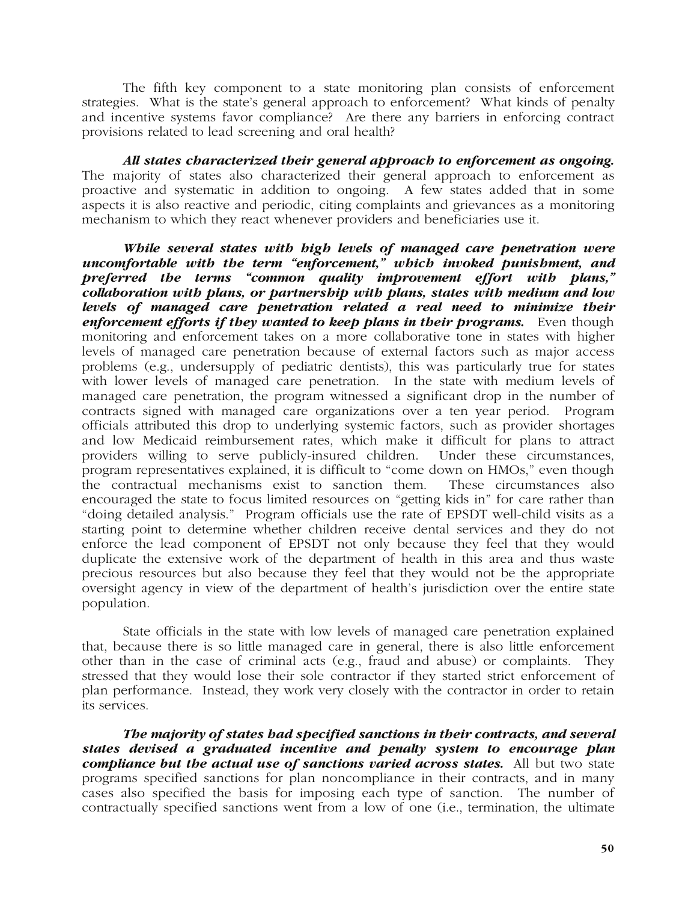The fifth key component to a state monitoring plan consists of enforcement strategies. What is the state's general approach to enforcement? What kinds of penalty and incentive systems favor compliance? Are there any barriers in enforcing contract provisions related to lead screening and oral health?

***All states characterized their general approach to enforcement as ongoing.*** The majority of states also characterized their general approach to enforcement as proactive and systematic in addition to ongoing. A few states added that in some aspects it is also reactive and periodic, citing complaints and grievances as a monitoring mechanism to which they react whenever providers and beneficiaries use it.

***While several states with high levels of managed care penetration were uncomfortable with the term "enforcement," which invoked punishment, and preferred the terms "common quality improvement effort with plans," collaboration with plans, or partnership with plans, states with medium and low levels of managed care penetration related a real need to minimize their enforcement efforts if they wanted to keep plans in their programs.*** Even though monitoring and enforcement takes on a more collaborative tone in states with higher levels of managed care penetration because of external factors such as major access problems (e.g., undersupply of pediatric dentists), this was particularly true for states with lower levels of managed care penetration. In the state with medium levels of managed care penetration, the program witnessed a significant drop in the number of contracts signed with managed care organizations over a ten year period. Program officials attributed this drop to underlying systemic factors, such as provider shortages and low Medicaid reimbursement rates, which make it difficult for plans to attract providers willing to serve publicly-insured children. Under these circumstances, program representatives explained, it is difficult to "come down on HMOs," even though the contractual mechanisms exist to sanction them. These circumstances also encouraged the state to focus limited resources on "getting kids in" for care rather than "doing detailed analysis." Program officials use the rate of EPSDT well-child visits as a starting point to determine whether children receive dental services and they do not enforce the lead component of EPSDT not only because they feel that they would duplicate the extensive work of the department of health in this area and thus waste precious resources but also because they feel that they would not be the appropriate oversight agency in view of the department of health's jurisdiction over the entire state population.

State officials in the state with low levels of managed care penetration explained that, because there is so little managed care in general, there is also little enforcement other than in the case of criminal acts (e.g., fraud and abuse) or complaints. They stressed that they would lose their sole contractor if they started strict enforcement of plan performance. Instead, they work very closely with the contractor in order to retain its services.

***The majority of states had specified sanctions in their contracts, and several states devised a graduated incentive and penalty system to encourage plan compliance but the actual use of sanctions varied across states.*** All but two state programs specified sanctions for plan noncompliance in their contracts, and in many cases also specified the basis for imposing each type of sanction. The number of contractually specified sanctions went from a low of one (i.e., termination, the ultimate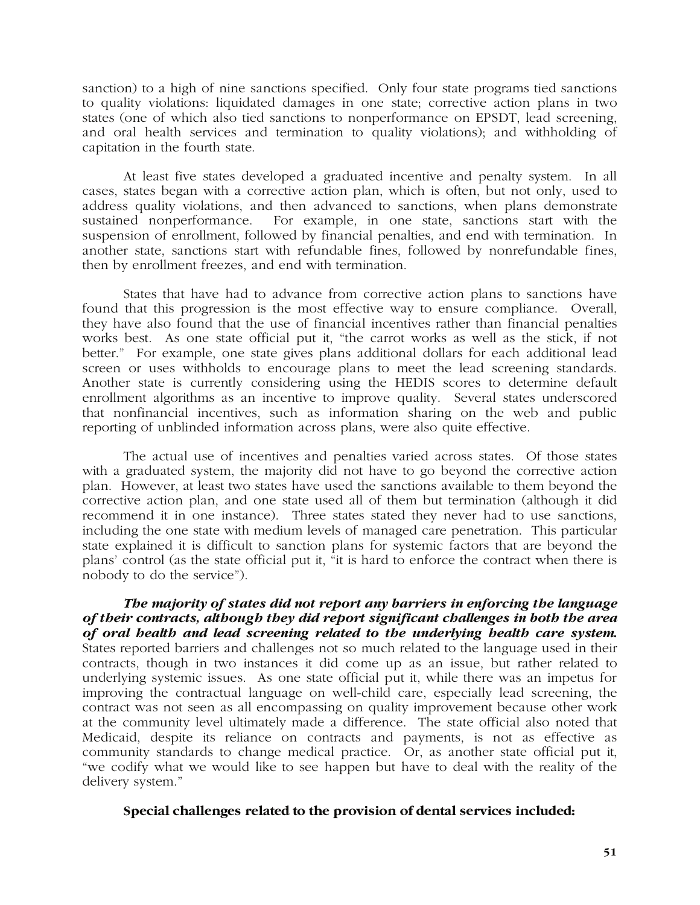sanction) to a high of nine sanctions specified. Only four state programs tied sanctions to quality violations: liquidated damages in one state; corrective action plans in two states (one of which also tied sanctions to nonperformance on EPSDT, lead screening, and oral health services and termination to quality violations); and withholding of capitation in the fourth state.

At least five states developed a graduated incentive and penalty system. In all cases, states began with a corrective action plan, which is often, but not only, used to address quality violations, and then advanced to sanctions, when plans demonstrate sustained nonperformance. For example, in one state, sanctions start with the suspension of enrollment, followed by financial penalties, and end with termination. In another state, sanctions start with refundable fines, followed by nonrefundable fines, then by enrollment freezes, and end with termination.

States that have had to advance from corrective action plans to sanctions have found that this progression is the most effective way to ensure compliance. Overall, they have also found that the use of financial incentives rather than financial penalties works best. As one state official put it, "the carrot works as well as the stick, if not better." For example, one state gives plans additional dollars for each additional lead screen or uses withholds to encourage plans to meet the lead screening standards. Another state is currently considering using the HEDIS scores to determine default enrollment algorithms as an incentive to improve quality. Several states underscored that nonfinancial incentives, such as information sharing on the web and public reporting of unblinded information across plans, were also quite effective.

The actual use of incentives and penalties varied across states. Of those states with a graduated system, the majority did not have to go beyond the corrective action plan. However, at least two states have used the sanctions available to them beyond the corrective action plan, and one state used all of them but termination (although it did recommend it in one instance). Three states stated they never had to use sanctions, including the one state with medium levels of managed care penetration. This particular state explained it is difficult to sanction plans for systemic factors that are beyond the plans' control (as the state official put it, "it is hard to enforce the contract when there is nobody to do the service").

***The majority of states did not report any barriers in enforcing the language of their contracts, although they did report significant challenges in both the area of oral health and lead screening related to the underlying health care system.*** States reported barriers and challenges not so much related to the language used in their contracts, though in two instances it did come up as an issue, but rather related to underlying systemic issues. As one state official put it, while there was an impetus for improving the contractual language on well-child care, especially lead screening, the contract was not seen as all encompassing on quality improvement because other work at the community level ultimately made a difference. The state official also noted that Medicaid, despite its reliance on contracts and payments, is not as effective as community standards to change medical practice. Or, as another state official put it, "we codify what we would like to see happen but have to deal with the reality of the delivery system."

**Special challenges related to the provision of dental services included:**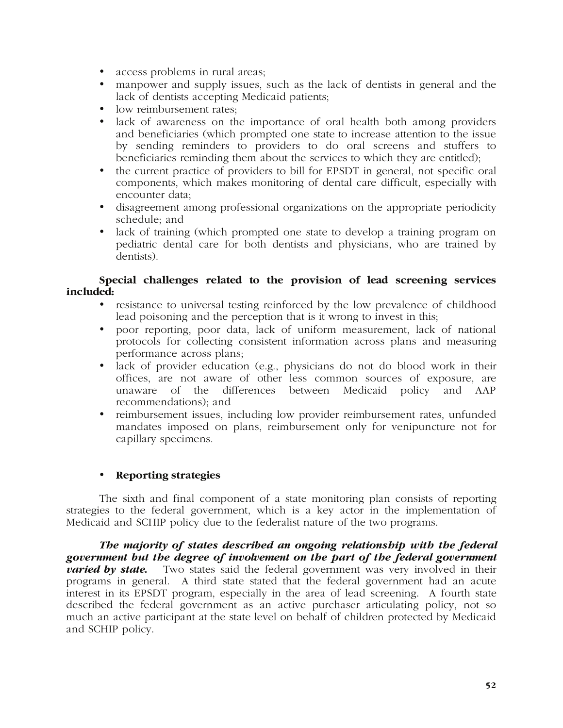- access problems in rural areas;
- manpower and supply issues, such as the lack of dentists in general and the lack of dentists accepting Medicaid patients;
- low reimbursement rates;
- lack of awareness on the importance of oral health both among providers and beneficiaries (which prompted one state to increase attention to the issue by sending reminders to providers to do oral screens and stuffers to beneficiaries reminding them about the services to which they are entitled);
- the current practice of providers to bill for EPSDT in general, not specific oral components, which makes monitoring of dental care difficult, especially with encounter data;
- disagreement among professional organizations on the appropriate periodicity schedule; and
- lack of training (which prompted one state to develop a training program on pediatric dental care for both dentists and physicians, who are trained by dentists).

**Special challenges related to the provision of lead screening services included:**

- resistance to universal testing reinforced by the low prevalence of childhood lead poisoning and the perception that is it wrong to invest in this;
- poor reporting, poor data, lack of uniform measurement, lack of national protocols for collecting consistent information across plans and measuring performance across plans;
- lack of provider education (e.g., physicians do not do blood work in their offices, are not aware of other less common sources of exposure, are unaware of the differences between Medicaid policy and AAP recommendations); and
- reimbursement issues, including low provider reimbursement rates, unfunded mandates imposed on plans, reimbursement only for venipuncture not for capillary specimens.

- **Reporting strategies**

The sixth and final component of a state monitoring plan consists of reporting strategies to the federal government, which is a key actor in the implementation of Medicaid and SCHIP policy due to the federalist nature of the two programs.

***The majority of states described an ongoing relationship with the federal government but the degree of involvement on the part of the federal government varied by state.*** Two states said the federal government was very involved in their programs in general. A third state stated that the federal government had an acute interest in its EPSDT program, especially in the area of lead screening. A fourth state described the federal government as an active purchaser articulating policy, not so much an active participant at the state level on behalf of children protected by Medicaid and SCHIP policy.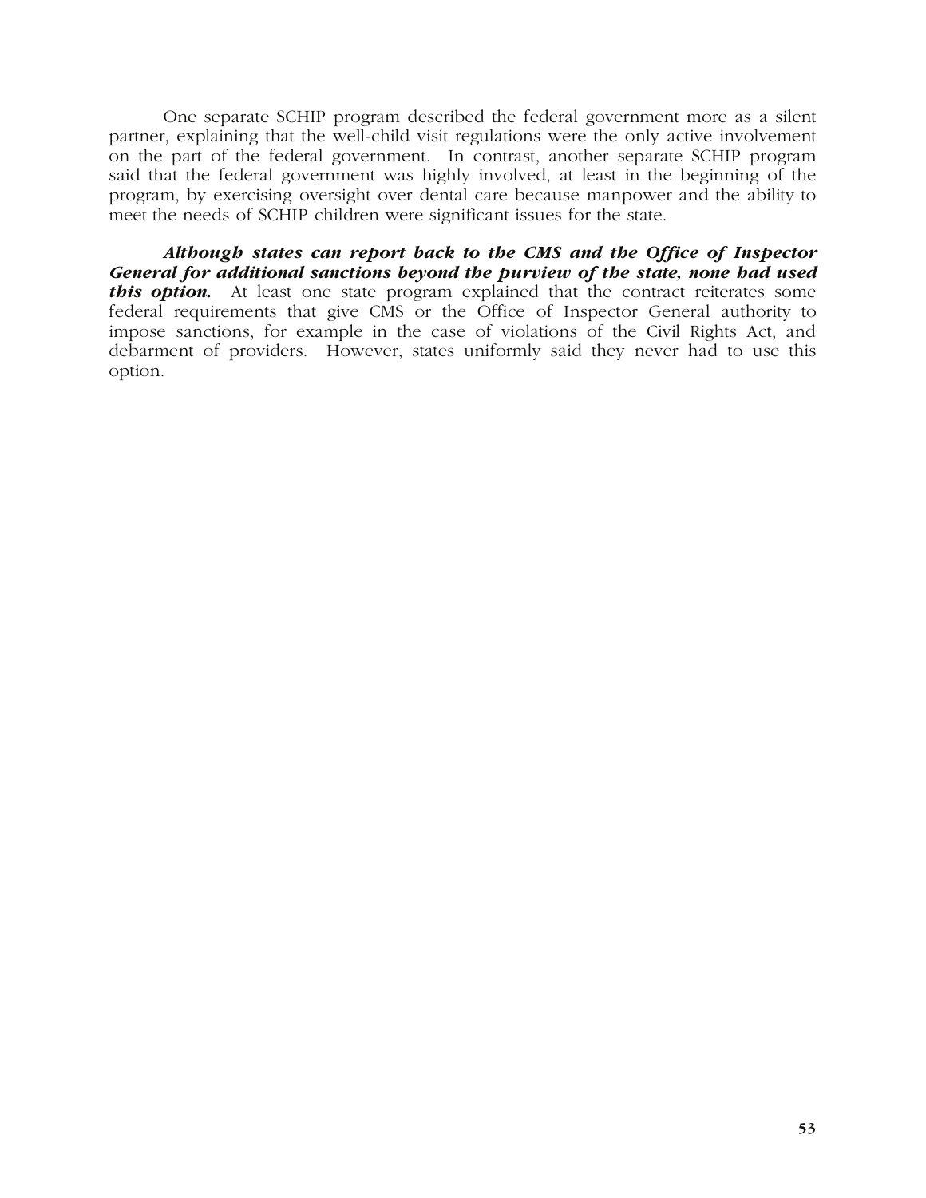One separate SCHIP program described the federal government more as a silent partner, explaining that the well-child visit regulations were the only active involvement on the part of the federal government. In contrast, another separate SCHIP program said that the federal government was highly involved, at least in the beginning of the program, by exercising oversight over dental care because manpower and the ability to meet the needs of SCHIP children were significant issues for the state.

***Although states can report back to the CMS and the Office of Inspector General for additional sanctions beyond the purview of the state, none had used this option.*** At least one state program explained that the contract reiterates some federal requirements that give CMS or the Office of Inspector General authority to impose sanctions, for example in the case of violations of the Civil Rights Act, and debarment of providers. However, states uniformly said they never had to use this option.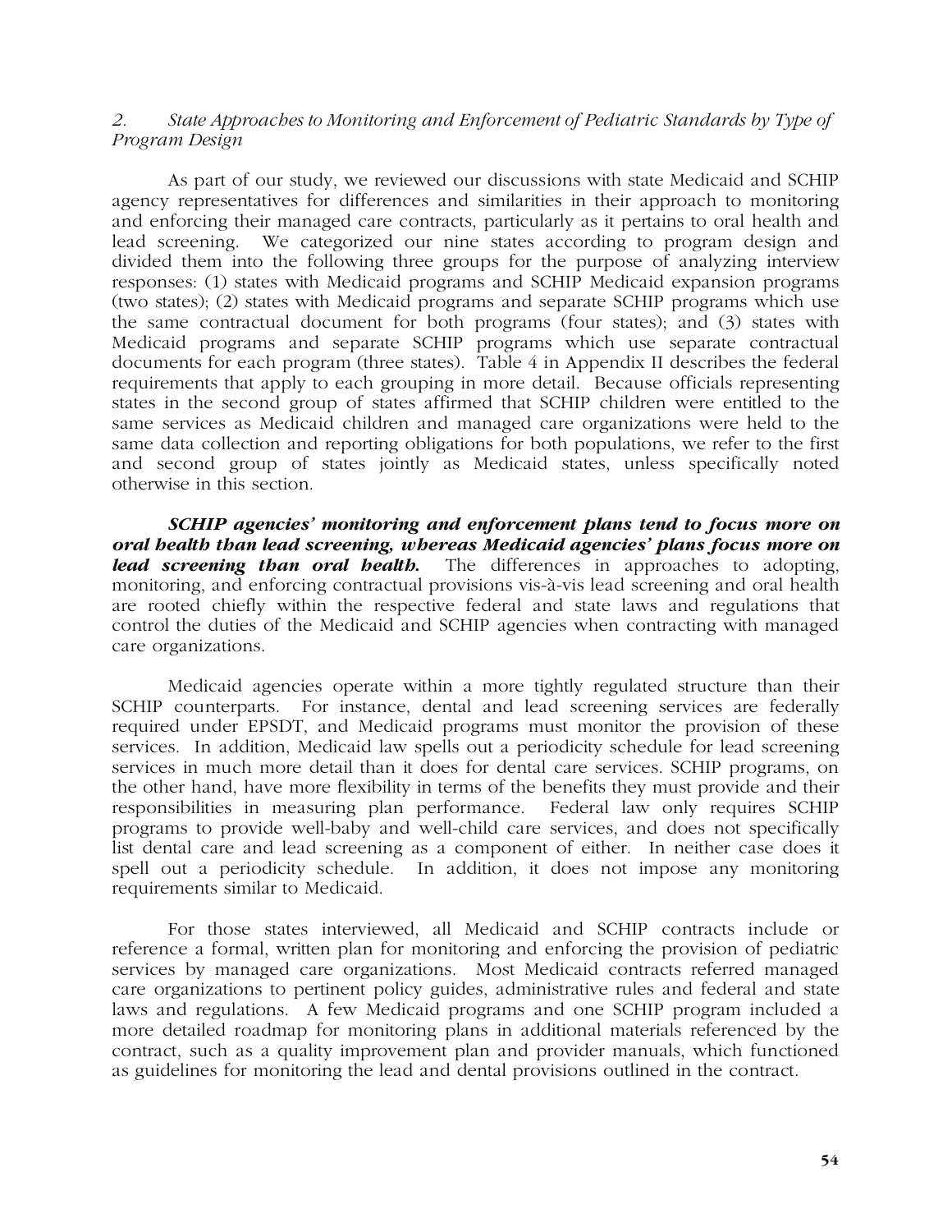*2. State Approaches to Monitoring and Enforcement of Pediatric Standards by Type of Program Design*

As part of our study, we reviewed our discussions with state Medicaid and SCHIP agency representatives for differences and similarities in their approach to monitoring and enforcing their managed care contracts, particularly as it pertains to oral health and lead screening. We categorized our nine states according to program design and divided them into the following three groups for the purpose of analyzing interview responses: (1) states with Medicaid programs and SCHIP Medicaid expansion programs (two states); (2) states with Medicaid programs and separate SCHIP programs which use the same contractual document for both programs (four states); and (3) states with Medicaid programs and separate SCHIP programs which use separate contractual documents for each program (three states). Table 4 in Appendix II describes the federal requirements that apply to each grouping in more detail. Because officials representing states in the second group of states affirmed that SCHIP children were entitled to the same services as Medicaid children and managed care organizations were held to the same data collection and reporting obligations for both populations, we refer to the first and second group of states jointly as Medicaid states, unless specifically noted otherwise in this section.

***SCHIP agencies' monitoring and enforcement plans tend to focus more on oral health than lead screening, whereas Medicaid agencies' plans focus more on lead screening than oral health.*** The differences in approaches to adopting, monitoring, and enforcing contractual provisions vis-à-vis lead screening and oral health are rooted chiefly within the respective federal and state laws and regulations that control the duties of the Medicaid and SCHIP agencies when contracting with managed care organizations.

Medicaid agencies operate within a more tightly regulated structure than their SCHIP counterparts. For instance, dental and lead screening services are federally required under EPSDT, and Medicaid programs must monitor the provision of these services. In addition, Medicaid law spells out a periodicity schedule for lead screening services in much more detail than it does for dental care services. SCHIP programs, on the other hand, have more flexibility in terms of the benefits they must provide and their responsibilities in measuring plan performance. Federal law only requires SCHIP programs to provide well-baby and well-child care services, and does not specifically list dental care and lead screening as a component of either. In neither case does it spell out a periodicity schedule. In addition, it does not impose any monitoring requirements similar to Medicaid.

For those states interviewed, all Medicaid and SCHIP contracts include or reference a formal, written plan for monitoring and enforcing the provision of pediatric services by managed care organizations. Most Medicaid contracts referred managed care organizations to pertinent policy guides, administrative rules and federal and state laws and regulations. A few Medicaid programs and one SCHIP program included a more detailed roadmap for monitoring plans in additional materials referenced by the contract, such as a quality improvement plan and provider manuals, which functioned as guidelines for monitoring the lead and dental provisions outlined in the contract.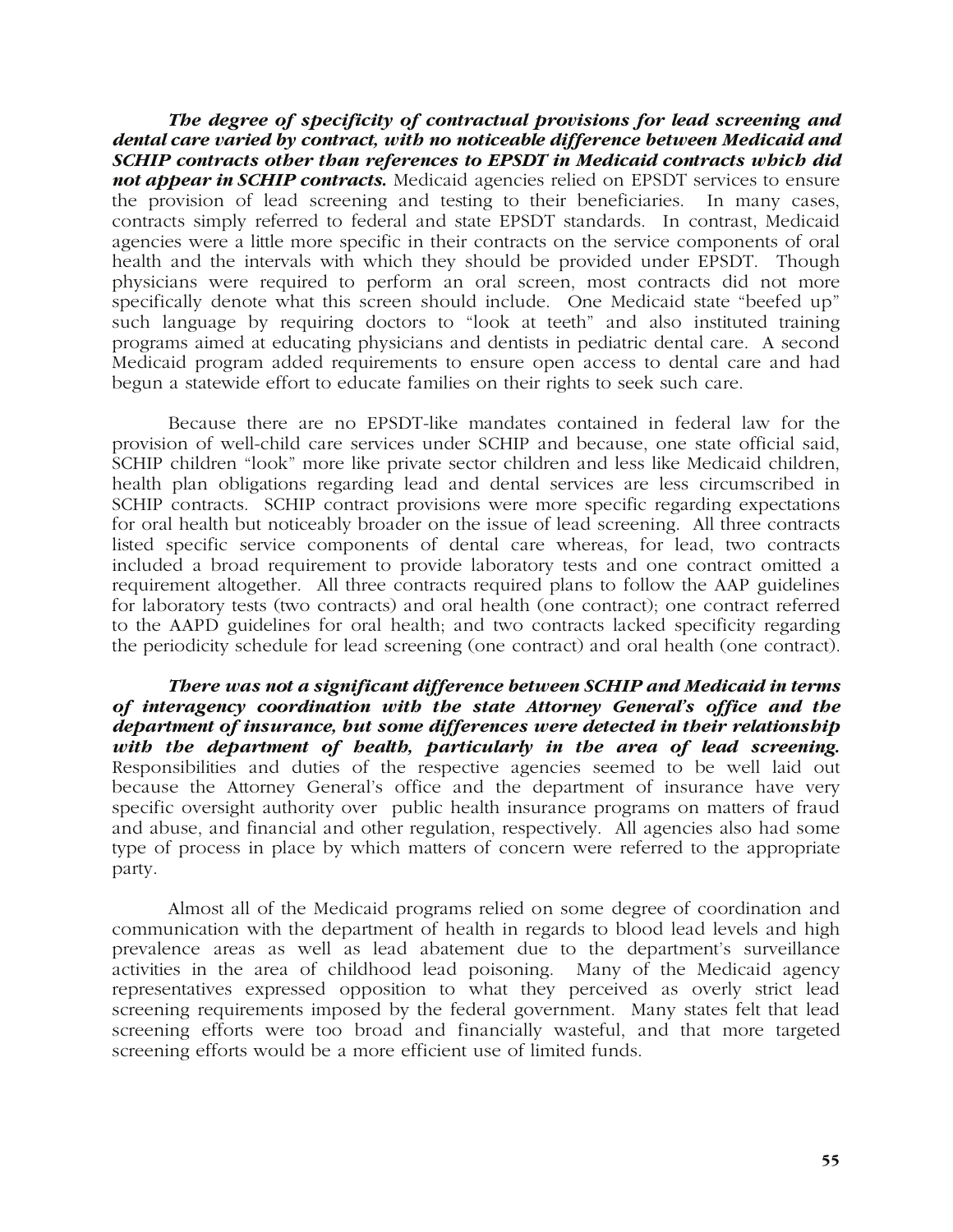***The degree of specificity of contractual provisions for lead screening and dental care varied by contract, with no noticeable difference between Medicaid and SCHIP contracts other than references to EPSDT in Medicaid contracts which did not appear in SCHIP contracts.*** Medicaid agencies relied on EPSDT services to ensure the provision of lead screening and testing to their beneficiaries. In many cases, contracts simply referred to federal and state EPSDT standards. In contrast, Medicaid agencies were a little more specific in their contracts on the service components of oral health and the intervals with which they should be provided under EPSDT. Though physicians were required to perform an oral screen, most contracts did not more specifically denote what this screen should include. One Medicaid state "beefed up" such language by requiring doctors to "look at teeth" and also instituted training programs aimed at educating physicians and dentists in pediatric dental care. A second Medicaid program added requirements to ensure open access to dental care and had begun a statewide effort to educate families on their rights to seek such care.

Because there are no EPSDT-like mandates contained in federal law for the provision of well-child care services under SCHIP and because, one state official said, SCHIP children "look" more like private sector children and less like Medicaid children, health plan obligations regarding lead and dental services are less circumscribed in SCHIP contracts. SCHIP contract provisions were more specific regarding expectations for oral health but noticeably broader on the issue of lead screening. All three contracts listed specific service components of dental care whereas, for lead, two contracts included a broad requirement to provide laboratory tests and one contract omitted a requirement altogether. All three contracts required plans to follow the AAP guidelines for laboratory tests (two contracts) and oral health (one contract); one contract referred to the AAPD guidelines for oral health; and two contracts lacked specificity regarding the periodicity schedule for lead screening (one contract) and oral health (one contract).

***There was not a significant difference between SCHIP and Medicaid in terms of interagency coordination with the state Attorney General's office and the department of insurance, but some differences were detected in their relationship with the department of health, particularly in the area of lead screening.*** Responsibilities and duties of the respective agencies seemed to be well laid out because the Attorney General's office and the department of insurance have very specific oversight authority over public health insurance programs on matters of fraud and abuse, and financial and other regulation, respectively. All agencies also had some type of process in place by which matters of concern were referred to the appropriate party.

Almost all of the Medicaid programs relied on some degree of coordination and communication with the department of health in regards to blood lead levels and high prevalence areas as well as lead abatement due to the department's surveillance activities in the area of childhood lead poisoning. Many of the Medicaid agency representatives expressed opposition to what they perceived as overly strict lead screening requirements imposed by the federal government. Many states felt that lead screening efforts were too broad and financially wasteful, and that more targeted screening efforts would be a more efficient use of limited funds.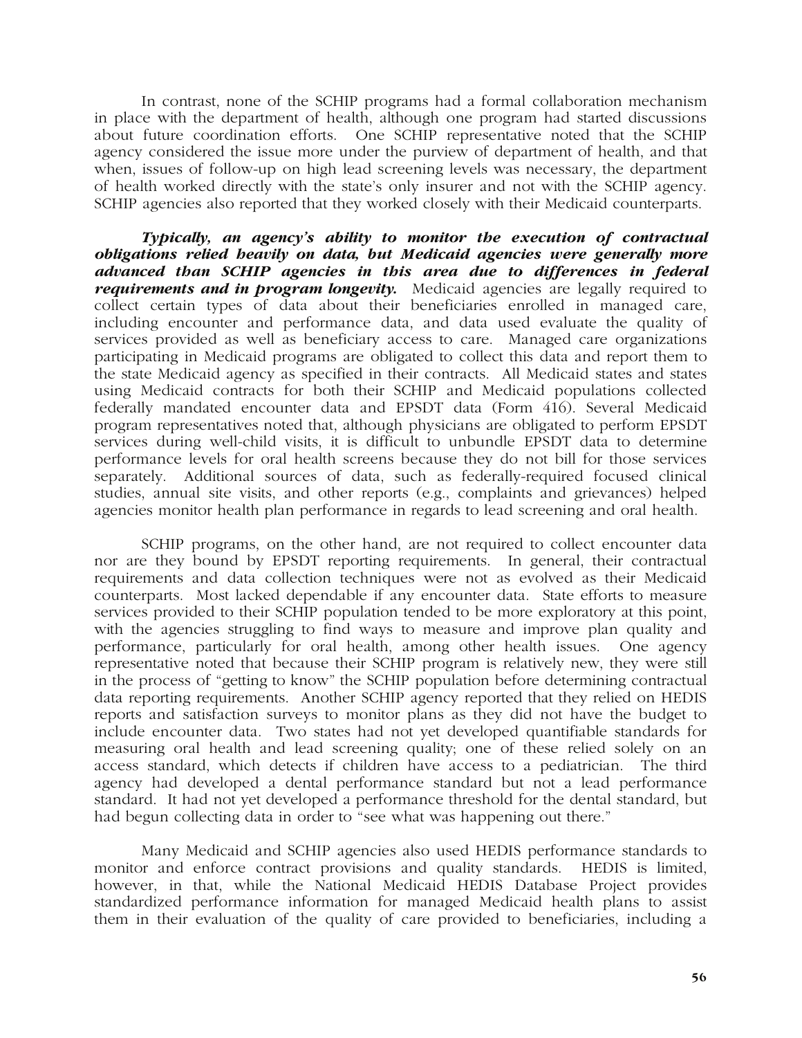In contrast, none of the SCHIP programs had a formal collaboration mechanism in place with the department of health, although one program had started discussions about future coordination efforts. One SCHIP representative noted that the SCHIP agency considered the issue more under the purview of department of health, and that when, issues of follow-up on high lead screening levels was necessary, the department of health worked directly with the state's only insurer and not with the SCHIP agency. SCHIP agencies also reported that they worked closely with their Medicaid counterparts.

***Typically, an agency's ability to monitor the execution of contractual obligations relied heavily on data, but Medicaid agencies were generally more advanced than SCHIP agencies in this area due to differences in federal requirements and in program longevity.*** Medicaid agencies are legally required to collect certain types of data about their beneficiaries enrolled in managed care, including encounter and performance data, and data used evaluate the quality of services provided as well as beneficiary access to care. Managed care organizations participating in Medicaid programs are obligated to collect this data and report them to the state Medicaid agency as specified in their contracts. All Medicaid states and states using Medicaid contracts for both their SCHIP and Medicaid populations collected federally mandated encounter data and EPSDT data (Form 416). Several Medicaid program representatives noted that, although physicians are obligated to perform EPSDT services during well-child visits, it is difficult to unbundle EPSDT data to determine performance levels for oral health screens because they do not bill for those services separately. Additional sources of data, such as federally-required focused clinical studies, annual site visits, and other reports (e.g., complaints and grievances) helped agencies monitor health plan performance in regards to lead screening and oral health.

SCHIP programs, on the other hand, are not required to collect encounter data nor are they bound by EPSDT reporting requirements. In general, their contractual requirements and data collection techniques were not as evolved as their Medicaid counterparts. Most lacked dependable if any encounter data. State efforts to measure services provided to their SCHIP population tended to be more exploratory at this point, with the agencies struggling to find ways to measure and improve plan quality and performance, particularly for oral health, among other health issues. One agency representative noted that because their SCHIP program is relatively new, they were still in the process of "getting to know" the SCHIP population before determining contractual data reporting requirements. Another SCHIP agency reported that they relied on HEDIS reports and satisfaction surveys to monitor plans as they did not have the budget to include encounter data. Two states had not yet developed quantifiable standards for measuring oral health and lead screening quality; one of these relied solely on an access standard, which detects if children have access to a pediatrician. The third agency had developed a dental performance standard but not a lead performance standard. It had not yet developed a performance threshold for the dental standard, but had begun collecting data in order to "see what was happening out there."

Many Medicaid and SCHIP agencies also used HEDIS performance standards to monitor and enforce contract provisions and quality standards. HEDIS is limited, however, in that, while the National Medicaid HEDIS Database Project provides standardized performance information for managed Medicaid health plans to assist them in their evaluation of the quality of care provided to beneficiaries, including a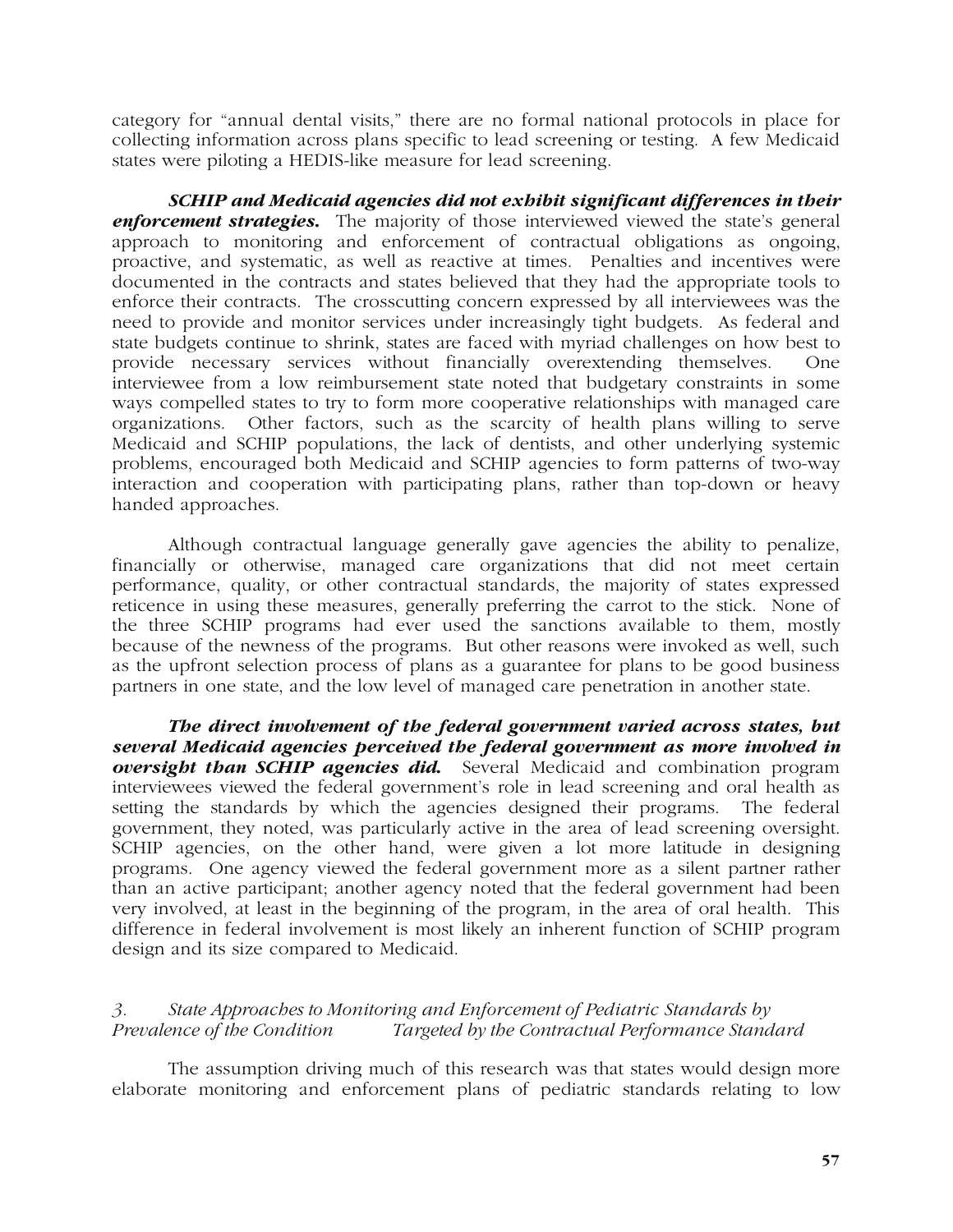category for "annual dental visits," there are no formal national protocols in place for collecting information across plans specific to lead screening or testing. A few Medicaid states were piloting a HEDIS-like measure for lead screening.

***SCHIP and Medicaid agencies did not exhibit significant differences in their enforcement strategies.*** The majority of those interviewed viewed the state's general approach to monitoring and enforcement of contractual obligations as ongoing, proactive, and systematic, as well as reactive at times. Penalties and incentives were documented in the contracts and states believed that they had the appropriate tools to enforce their contracts. The crosscutting concern expressed by all interviewees was the need to provide and monitor services under increasingly tight budgets. As federal and state budgets continue to shrink, states are faced with myriad challenges on how best to provide necessary services without financially overextending themselves. One interviewee from a low reimbursement state noted that budgetary constraints in some ways compelled states to try to form more cooperative relationships with managed care organizations. Other factors, such as the scarcity of health plans willing to serve Medicaid and SCHIP populations, the lack of dentists, and other underlying systemic problems, encouraged both Medicaid and SCHIP agencies to form patterns of two-way interaction and cooperation with participating plans, rather than top-down or heavy handed approaches.

Although contractual language generally gave agencies the ability to penalize, financially or otherwise, managed care organizations that did not meet certain performance, quality, or other contractual standards, the majority of states expressed reticence in using these measures, generally preferring the carrot to the stick. None of the three SCHIP programs had ever used the sanctions available to them, mostly because of the newness of the programs. But other reasons were invoked as well, such as the upfront selection process of plans as a guarantee for plans to be good business partners in one state, and the low level of managed care penetration in another state.

***The direct involvement of the federal government varied across states, but several Medicaid agencies perceived the federal government as more involved in oversight than SCHIP agencies did.*** Several Medicaid and combination program interviewees viewed the federal government's role in lead screening and oral health as setting the standards by which the agencies designed their programs. The federal government, they noted, was particularly active in the area of lead screening oversight. SCHIP agencies, on the other hand, were given a lot more latitude in designing programs. One agency viewed the federal government more as a silent partner rather than an active participant; another agency noted that the federal government had been very involved, at least in the beginning of the program, in the area of oral health. This difference in federal involvement is most likely an inherent function of SCHIP program design and its size compared to Medicaid.

### *3. State Approaches to Monitoring and Enforcement of Pediatric Standards by Prevalence of the Condition Targeted by the Contractual Performance Standard*

The assumption driving much of this research was that states would design more elaborate monitoring and enforcement plans of pediatric standards relating to low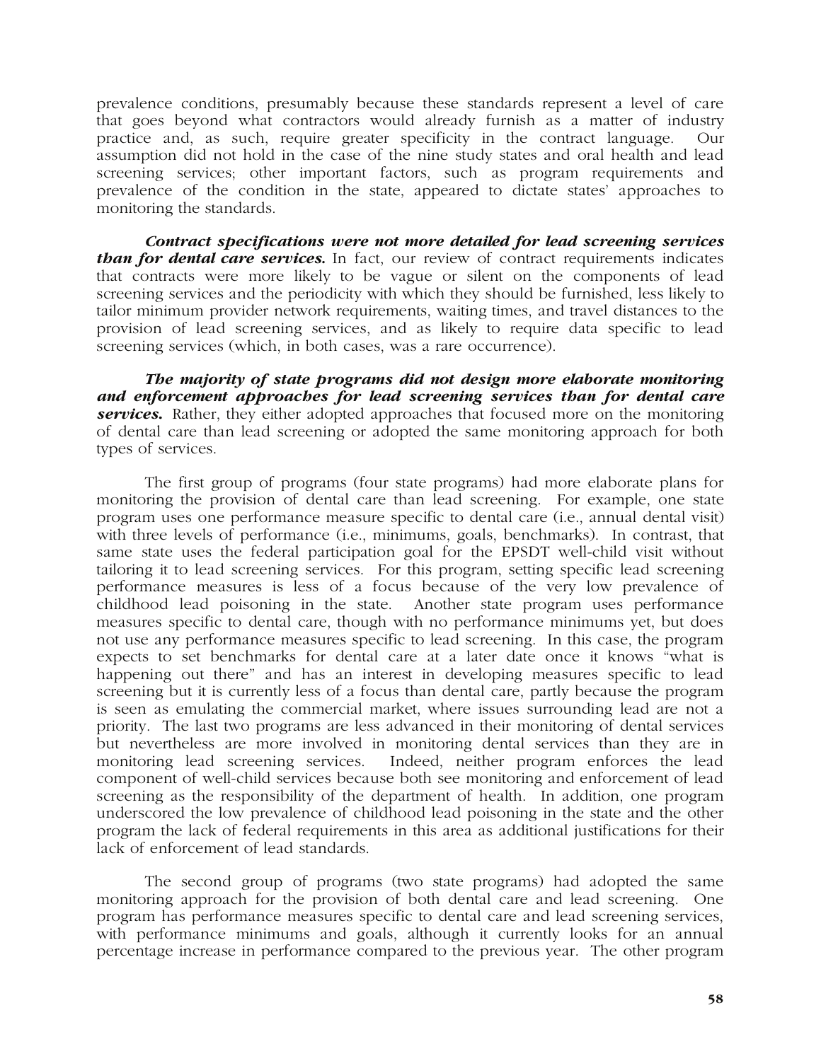prevalence conditions, presumably because these standards represent a level of care that goes beyond what contractors would already furnish as a matter of industry practice and, as such, require greater specificity in the contract language. Our assumption did not hold in the case of the nine study states and oral health and lead screening services; other important factors, such as program requirements and prevalence of the condition in the state, appeared to dictate states' approaches to monitoring the standards.

***Contract specifications were not more detailed for lead screening services than for dental care services.*** In fact, our review of contract requirements indicates that contracts were more likely to be vague or silent on the components of lead screening services and the periodicity with which they should be furnished, less likely to tailor minimum provider network requirements, waiting times, and travel distances to the provision of lead screening services, and as likely to require data specific to lead screening services (which, in both cases, was a rare occurrence).

***The majority of state programs did not design more elaborate monitoring and enforcement approaches for lead screening services than for dental care services.*** Rather, they either adopted approaches that focused more on the monitoring of dental care than lead screening or adopted the same monitoring approach for both types of services.

The first group of programs (four state programs) had more elaborate plans for monitoring the provision of dental care than lead screening. For example, one state program uses one performance measure specific to dental care (i.e., annual dental visit) with three levels of performance (i.e., minimums, goals, benchmarks). In contrast, that same state uses the federal participation goal for the EPSDT well-child visit without tailoring it to lead screening services. For this program, setting specific lead screening performance measures is less of a focus because of the very low prevalence of childhood lead poisoning in the state. Another state program uses performance measures specific to dental care, though with no performance minimums yet, but does not use any performance measures specific to lead screening. In this case, the program expects to set benchmarks for dental care at a later date once it knows "what is happening out there" and has an interest in developing measures specific to lead screening but it is currently less of a focus than dental care, partly because the program is seen as emulating the commercial market, where issues surrounding lead are not a priority. The last two programs are less advanced in their monitoring of dental services but nevertheless are more involved in monitoring dental services than they are in monitoring lead screening services. Indeed, neither program enforces the lead component of well-child services because both see monitoring and enforcement of lead screening as the responsibility of the department of health. In addition, one program underscored the low prevalence of childhood lead poisoning in the state and the other program the lack of federal requirements in this area as additional justifications for their lack of enforcement of lead standards.

The second group of programs (two state programs) had adopted the same monitoring approach for the provision of both dental care and lead screening. One program has performance measures specific to dental care and lead screening services, with performance minimums and goals, although it currently looks for an annual percentage increase in performance compared to the previous year. The other program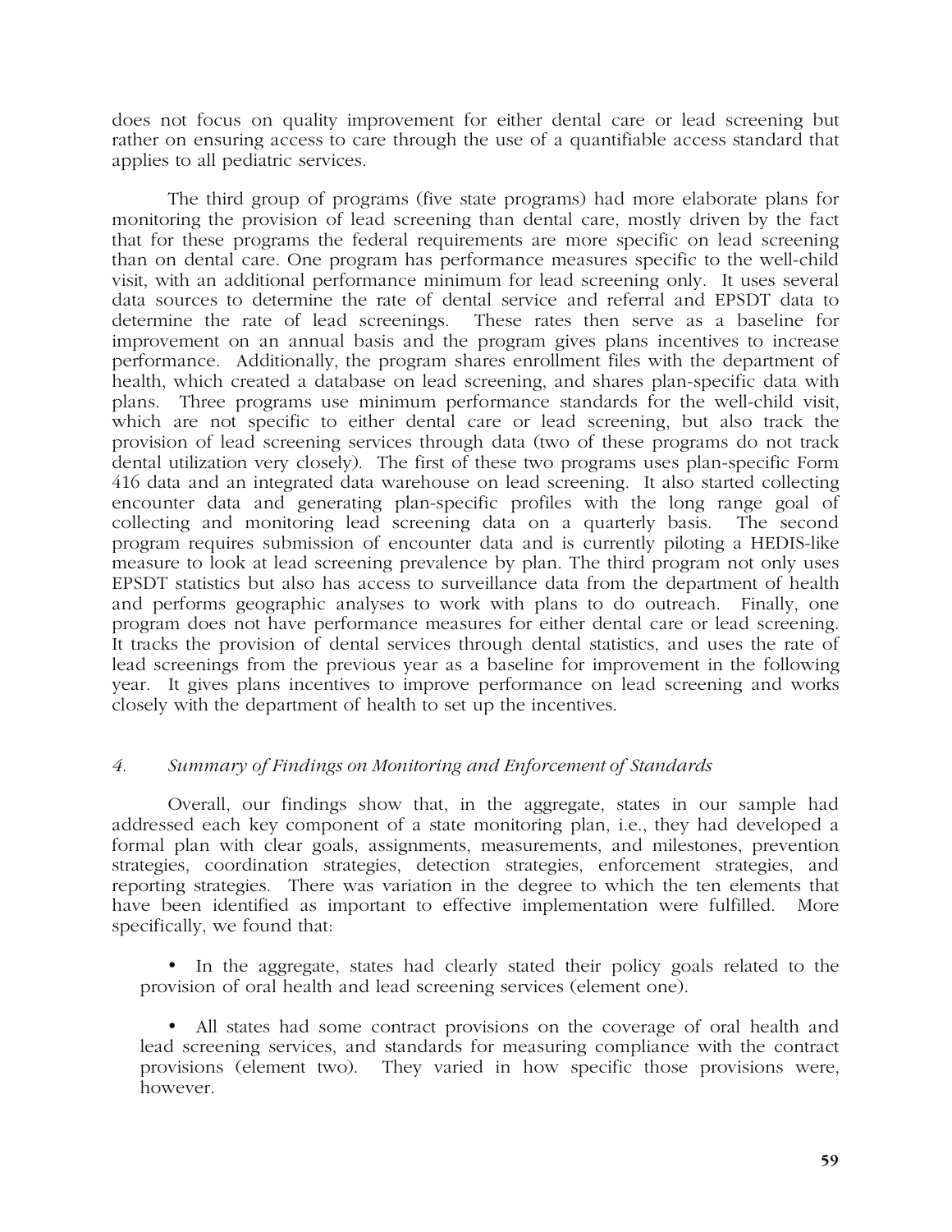does not focus on quality improvement for either dental care or lead screening but rather on ensuring access to care through the use of a quantifiable access standard that applies to all pediatric services.

The third group of programs (five state programs) had more elaborate plans for monitoring the provision of lead screening than dental care, mostly driven by the fact that for these programs the federal requirements are more specific on lead screening than on dental care. One program has performance measures specific to the well-child visit, with an additional performance minimum for lead screening only. It uses several data sources to determine the rate of dental service and referral and EPSDT data to determine the rate of lead screenings. These rates then serve as a baseline for improvement on an annual basis and the program gives plans incentives to increase performance. Additionally, the program shares enrollment files with the department of health, which created a database on lead screening, and shares plan-specific data with plans. Three programs use minimum performance standards for the well-child visit, which are not specific to either dental care or lead screening, but also track the provision of lead screening services through data (two of these programs do not track dental utilization very closely). The first of these two programs uses plan-specific Form 416 data and an integrated data warehouse on lead screening. It also started collecting encounter data and generating plan-specific profiles with the long range goal of collecting and monitoring lead screening data on a quarterly basis. The second program requires submission of encounter data and is currently piloting a HEDIS-like measure to look at lead screening prevalence by plan. The third program not only uses EPSDT statistics but also has access to surveillance data from the department of health and performs geographic analyses to work with plans to do outreach. Finally, one program does not have performance measures for either dental care or lead screening. It tracks the provision of dental services through dental statistics, and uses the rate of lead screenings from the previous year as a baseline for improvement in the following year. It gives plans incentives to improve performance on lead screening and works closely with the department of health to set up the incentives.

### *4. Summary of Findings on Monitoring and Enforcement of Standards*

Overall, our findings show that, in the aggregate, states in our sample had addressed each key component of a state monitoring plan, i.e., they had developed a formal plan with clear goals, assignments, measurements, and milestones, prevention strategies, coordination strategies, detection strategies, enforcement strategies, and reporting strategies. There was variation in the degree to which the ten elements that have been identified as important to effective implementation were fulfilled. More specifically, we found that:

- In the aggregate, states had clearly stated their policy goals related to the provision of oral health and lead screening services (element one).

- All states had some contract provisions on the coverage of oral health and lead screening services, and standards for measuring compliance with the contract provisions (element two). They varied in how specific those provisions were, however.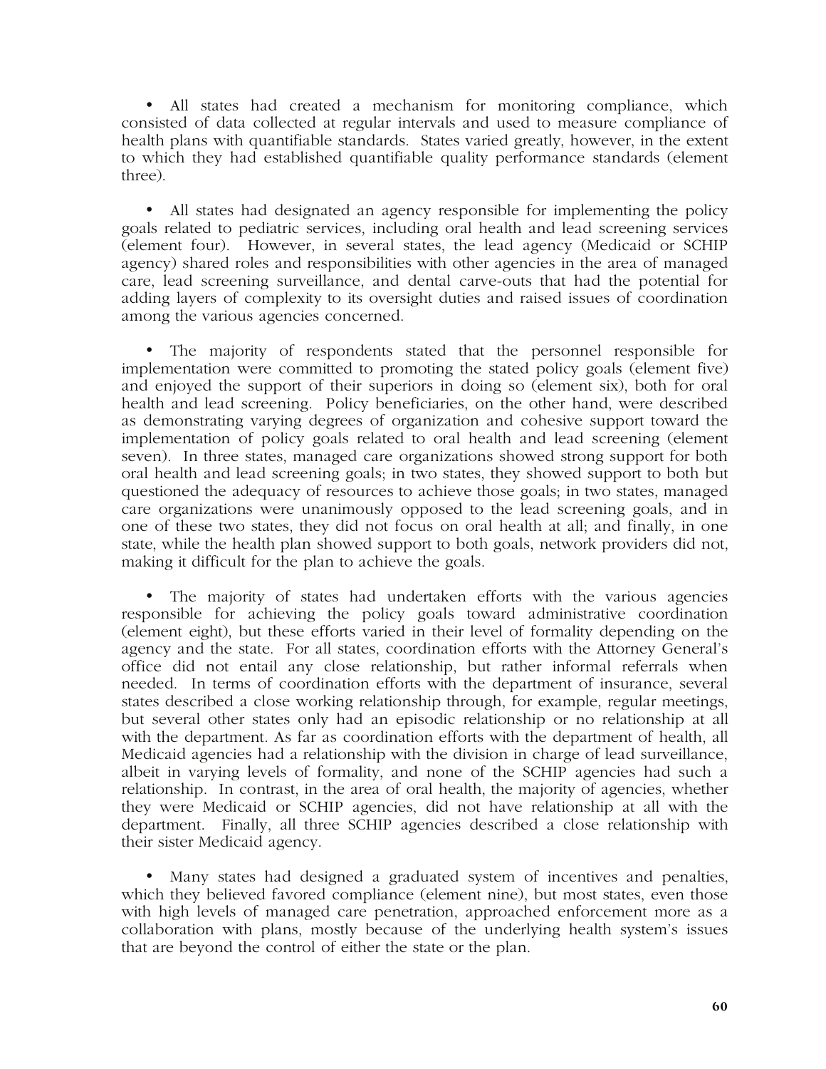- All states had created a mechanism for monitoring compliance, which consisted of data collected at regular intervals and used to measure compliance of health plans with quantifiable standards. States varied greatly, however, in the extent to which they had established quantifiable quality performance standards (element three).

- All states had designated an agency responsible for implementing the policy goals related to pediatric services, including oral health and lead screening services (element four). However, in several states, the lead agency (Medicaid or SCHIP agency) shared roles and responsibilities with other agencies in the area of managed care, lead screening surveillance, and dental carve-outs that had the potential for adding layers of complexity to its oversight duties and raised issues of coordination among the various agencies concerned.

- The majority of respondents stated that the personnel responsible for implementation were committed to promoting the stated policy goals (element five) and enjoyed the support of their superiors in doing so (element six), both for oral health and lead screening. Policy beneficiaries, on the other hand, were described as demonstrating varying degrees of organization and cohesive support toward the implementation of policy goals related to oral health and lead screening (element seven). In three states, managed care organizations showed strong support for both oral health and lead screening goals; in two states, they showed support to both but questioned the adequacy of resources to achieve those goals; in two states, managed care organizations were unanimously opposed to the lead screening goals, and in one of these two states, they did not focus on oral health at all; and finally, in one state, while the health plan showed support to both goals, network providers did not, making it difficult for the plan to achieve the goals.

- The majority of states had undertaken efforts with the various agencies responsible for achieving the policy goals toward administrative coordination (element eight), but these efforts varied in their level of formality depending on the agency and the state. For all states, coordination efforts with the Attorney General's office did not entail any close relationship, but rather informal referrals when needed. In terms of coordination efforts with the department of insurance, several states described a close working relationship through, for example, regular meetings, but several other states only had an episodic relationship or no relationship at all with the department. As far as coordination efforts with the department of health, all Medicaid agencies had a relationship with the division in charge of lead surveillance, albeit in varying levels of formality, and none of the SCHIP agencies had such a relationship. In contrast, in the area of oral health, the majority of agencies, whether they were Medicaid or SCHIP agencies, did not have relationship at all with the department. Finally, all three SCHIP agencies described a close relationship with their sister Medicaid agency.

- Many states had designed a graduated system of incentives and penalties, which they believed favored compliance (element nine), but most states, even those with high levels of managed care penetration, approached enforcement more as a collaboration with plans, mostly because of the underlying health system's issues that are beyond the control of either the state or the plan.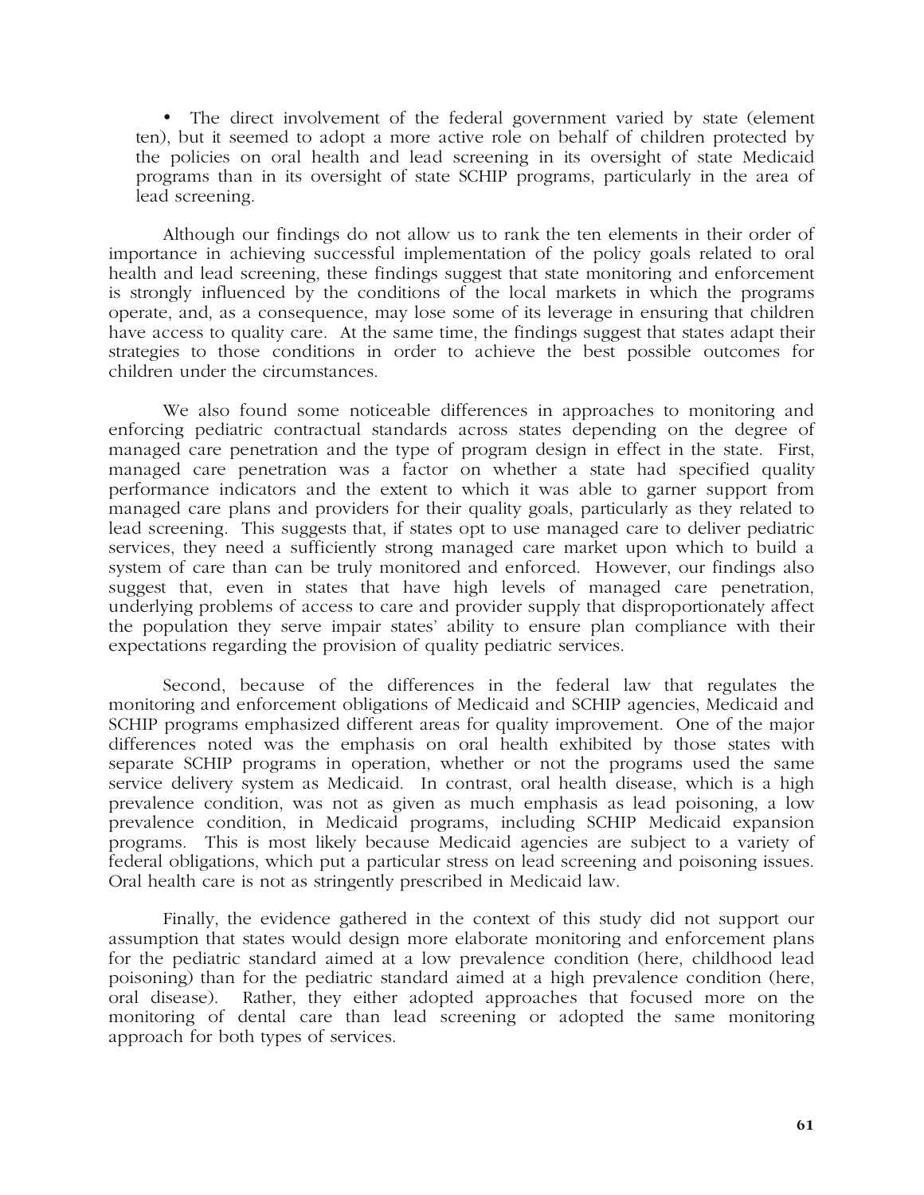- The direct involvement of the federal government varied by state (element ten), but it seemed to adopt a more active role on behalf of children protected by the policies on oral health and lead screening in its oversight of state Medicaid programs than in its oversight of state SCHIP programs, particularly in the area of lead screening.

Although our findings do not allow us to rank the ten elements in their order of importance in achieving successful implementation of the policy goals related to oral health and lead screening, these findings suggest that state monitoring and enforcement is strongly influenced by the conditions of the local markets in which the programs operate, and, as a consequence, may lose some of its leverage in ensuring that children have access to quality care. At the same time, the findings suggest that states adapt their strategies to those conditions in order to achieve the best possible outcomes for children under the circumstances.

We also found some noticeable differences in approaches to monitoring and enforcing pediatric contractual standards across states depending on the degree of managed care penetration and the type of program design in effect in the state. First, managed care penetration was a factor on whether a state had specified quality performance indicators and the extent to which it was able to garner support from managed care plans and providers for their quality goals, particularly as they related to lead screening. This suggests that, if states opt to use managed care to deliver pediatric services, they need a sufficiently strong managed care market upon which to build a system of care than can be truly monitored and enforced. However, our findings also suggest that, even in states that have high levels of managed care penetration, underlying problems of access to care and provider supply that disproportionately affect the population they serve impair states' ability to ensure plan compliance with their expectations regarding the provision of quality pediatric services.

Second, because of the differences in the federal law that regulates the monitoring and enforcement obligations of Medicaid and SCHIP agencies, Medicaid and SCHIP programs emphasized different areas for quality improvement. One of the major differences noted was the emphasis on oral health exhibited by those states with separate SCHIP programs in operation, whether or not the programs used the same service delivery system as Medicaid. In contrast, oral health disease, which is a high prevalence condition, was not as given as much emphasis as lead poisoning, a low prevalence condition, in Medicaid programs, including SCHIP Medicaid expansion programs. This is most likely because Medicaid agencies are subject to a variety of federal obligations, which put a particular stress on lead screening and poisoning issues. Oral health care is not as stringently prescribed in Medicaid law.

Finally, the evidence gathered in the context of this study did not support our assumption that states would design more elaborate monitoring and enforcement plans for the pediatric standard aimed at a low prevalence condition (here, childhood lead poisoning) than for the pediatric standard aimed at a high prevalence condition (here, oral disease). Rather, they either adopted approaches that focused more on the monitoring of dental care than lead screening or adopted the same monitoring approach for both types of services.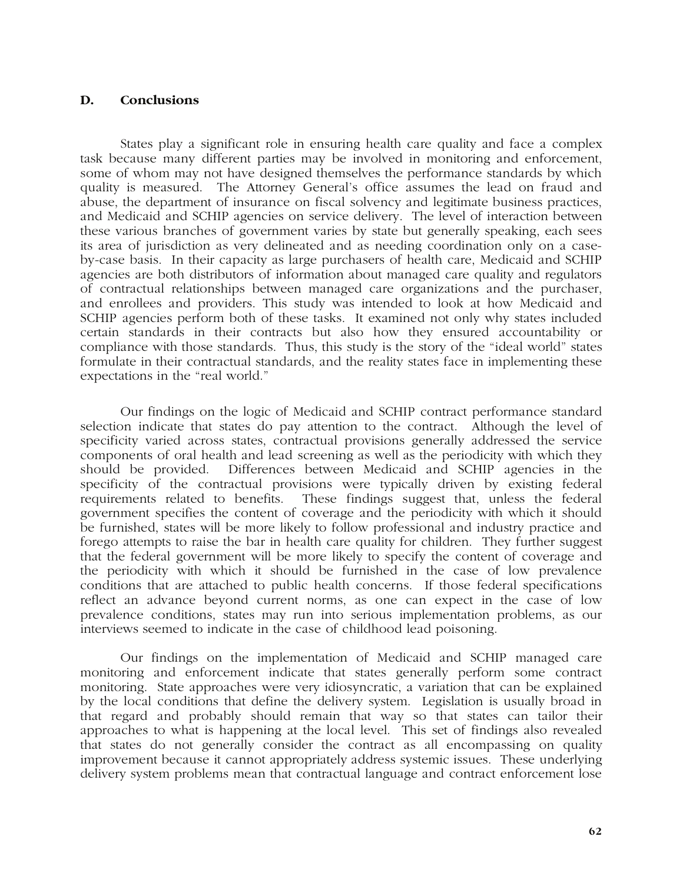## D. Conclusions

States play a significant role in ensuring health care quality and face a complex task because many different parties may be involved in monitoring and enforcement, some of whom may not have designed themselves the performance standards by which quality is measured. The Attorney General's office assumes the lead on fraud and abuse, the department of insurance on fiscal solvency and legitimate business practices, and Medicaid and SCHIP agencies on service delivery. The level of interaction between these various branches of government varies by state but generally speaking, each sees its area of jurisdiction as very delineated and as needing coordination only on a case-by-case basis. In their capacity as large purchasers of health care, Medicaid and SCHIP agencies are both distributors of information about managed care quality and regulators of contractual relationships between managed care organizations and the purchaser, and enrollees and providers. This study was intended to look at how Medicaid and SCHIP agencies perform both of these tasks. It examined not only why states included certain standards in their contracts but also how they ensured accountability or compliance with those standards. Thus, this study is the story of the "ideal world" states formulate in their contractual standards, and the reality states face in implementing these expectations in the "real world."

Our findings on the logic of Medicaid and SCHIP contract performance standard selection indicate that states do pay attention to the contract. Although the level of specificity varied across states, contractual provisions generally addressed the service components of oral health and lead screening as well as the periodicity with which they should be provided. Differences between Medicaid and SCHIP agencies in the specificity of the contractual provisions were typically driven by existing federal requirements related to benefits. These findings suggest that, unless the federal government specifies the content of coverage and the periodicity with which it should be furnished, states will be more likely to follow professional and industry practice and forego attempts to raise the bar in health care quality for children. They further suggest that the federal government will be more likely to specify the content of coverage and the periodicity with which it should be furnished in the case of low prevalence conditions that are attached to public health concerns. If those federal specifications reflect an advance beyond current norms, as one can expect in the case of low prevalence conditions, states may run into serious implementation problems, as our interviews seemed to indicate in the case of childhood lead poisoning.

Our findings on the implementation of Medicaid and SCHIP managed care monitoring and enforcement indicate that states generally perform some contract monitoring. State approaches were very idiosyncratic, a variation that can be explained by the local conditions that define the delivery system. Legislation is usually broad in that regard and probably should remain that way so that states can tailor their approaches to what is happening at the local level. This set of findings also revealed that states do not generally consider the contract as all encompassing on quality improvement because it cannot appropriately address systemic issues. These underlying delivery system problems mean that contractual language and contract enforcement lose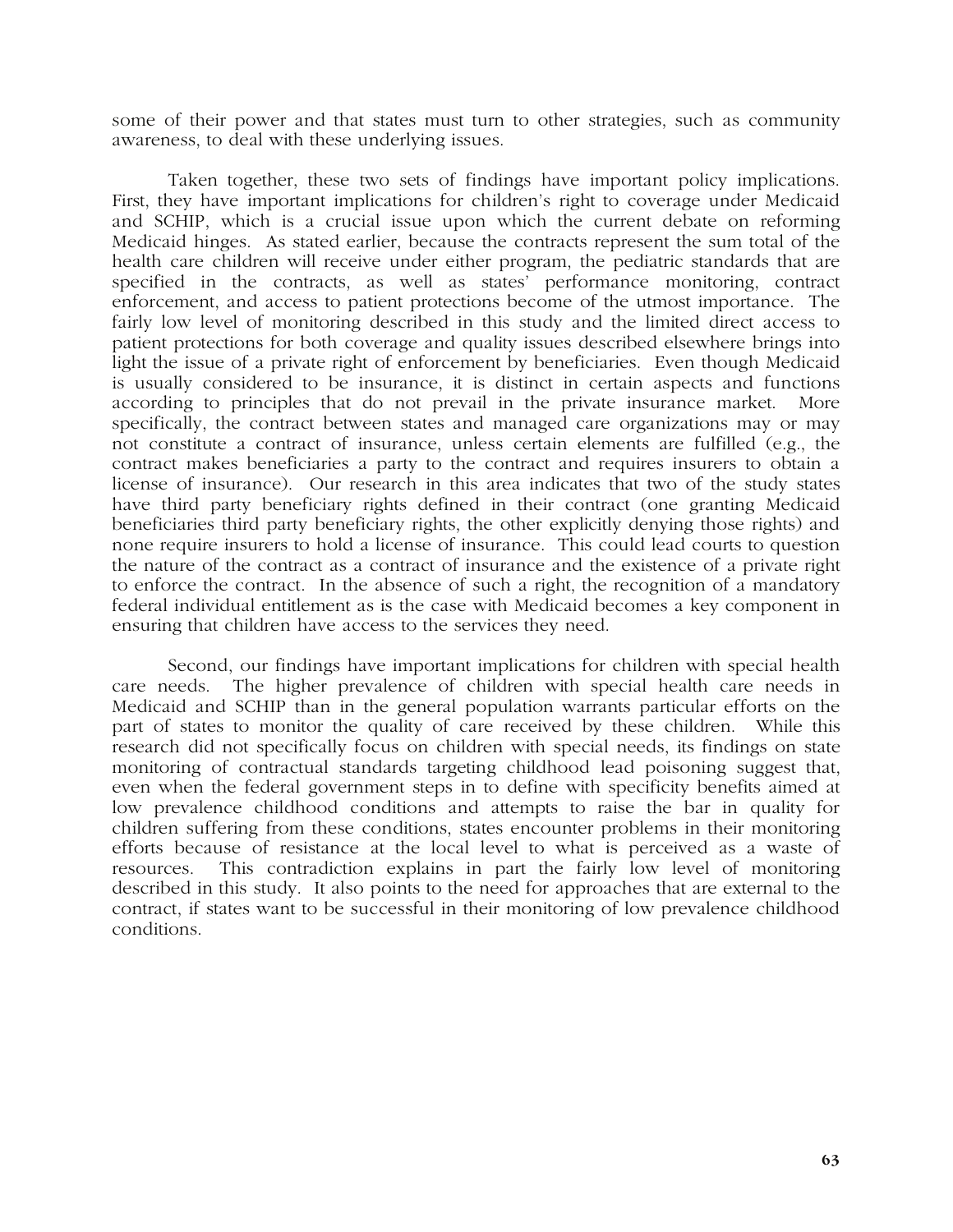some of their power and that states must turn to other strategies, such as community awareness, to deal with these underlying issues.

Taken together, these two sets of findings have important policy implications. First, they have important implications for children's right to coverage under Medicaid and SCHIP, which is a crucial issue upon which the current debate on reforming Medicaid hinges. As stated earlier, because the contracts represent the sum total of the health care children will receive under either program, the pediatric standards that are specified in the contracts, as well as states' performance monitoring, contract enforcement, and access to patient protections become of the utmost importance. The fairly low level of monitoring described in this study and the limited direct access to patient protections for both coverage and quality issues described elsewhere brings into light the issue of a private right of enforcement by beneficiaries. Even though Medicaid is usually considered to be insurance, it is distinct in certain aspects and functions according to principles that do not prevail in the private insurance market. More specifically, the contract between states and managed care organizations may or may not constitute a contract of insurance, unless certain elements are fulfilled (e.g., the contract makes beneficiaries a party to the contract and requires insurers to obtain a license of insurance). Our research in this area indicates that two of the study states have third party beneficiary rights defined in their contract (one granting Medicaid beneficiaries third party beneficiary rights, the other explicitly denying those rights) and none require insurers to hold a license of insurance. This could lead courts to question the nature of the contract as a contract of insurance and the existence of a private right to enforce the contract. In the absence of such a right, the recognition of a mandatory federal individual entitlement as is the case with Medicaid becomes a key component in ensuring that children have access to the services they need.

Second, our findings have important implications for children with special health care needs. The higher prevalence of children with special health care needs in Medicaid and SCHIP than in the general population warrants particular efforts on the part of states to monitor the quality of care received by these children. While this research did not specifically focus on children with special needs, its findings on state monitoring of contractual standards targeting childhood lead poisoning suggest that, even when the federal government steps in to define with specificity benefits aimed at low prevalence childhood conditions and attempts to raise the bar in quality for children suffering from these conditions, states encounter problems in their monitoring efforts because of resistance at the local level to what is perceived as a waste of resources. This contradiction explains in part the fairly low level of monitoring described in this study. It also points to the need for approaches that are external to the contract, if states want to be successful in their monitoring of low prevalence childhood conditions.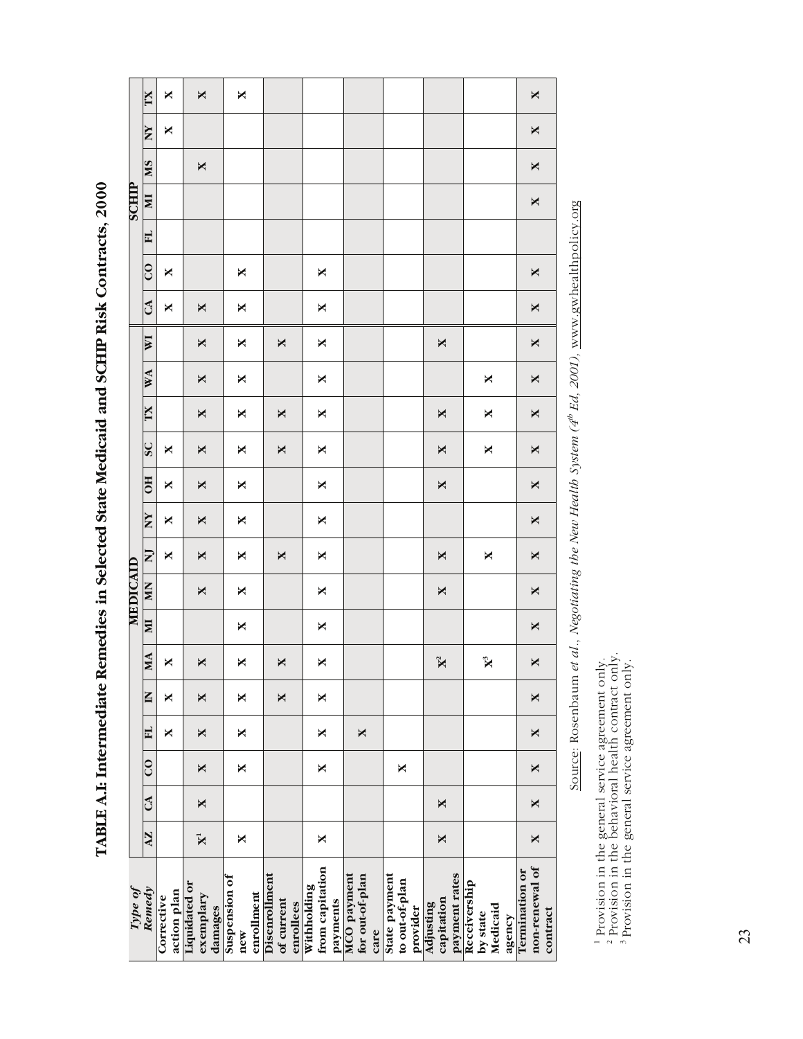# TABLE A.I: Intermediate Remedies in Selected State Medicaid and SCHIP Risk Contracts, 2000

| Type of Remedy | MEDICAID | | | | | | | | | | | | | | | SCHIP | | | | | | |
|---|---|---|---|---|---|---|---|---|---|---|---|---|---|---|---|---|---|---|---|---|---|---|
| | AZ | CA | CO | FL | IN | MA | MI | MN | NJ | NY | OH | SC | TX | WA | WI | CA | CO | FL | MI | MS | NY | TX |
| Corrective action plan | | | | X | X | X | | | X | X | X | X | | | | X | X | | | | X | X |
| Liquidated or exemplary damages | X[1] | X | X | X | X | X | | X | X | X | X | X | X | X | X | X | | | | X | | X |
| Suspension of new enrollment | X | | X | X | X | X | X | X | X | X | X | X | X | X | X | X | X | | | | | X |
| Disenrollment of current enrollees | | | | | X | X | | | X | | | X | X | | X | | | | | | | |
| Withholding from capitation payments | X | | X | X | X | X | X | X | X | X | X | X | X | X | X | X | X | | | | | |
| MCO payment for out-of-plan care | | | | X | | | | | | | | | | | | | | | | | | |
| State payment to out-of-plan provider | | | X | | | | | | | | | | | | | | | | | | | |
| Adjusting capitation payment rates | X | X | | | | X[2] | | X | X | | X | X | X | | X | | | | | | | |
| Receivership by state Medicaid agency | | | | | | X[3] | | | X | | | X | X | X | | | | | | | | |
| Termination or non-renewal of contract | X | X | X | X | X | X | X | X | X | X | X | X | X | X | X | X | X | | X | X | X | X |

Source: Rosenbaum *et al*., *Negotiating the New Health System (4th Ed, 2001)*, www.gwhealthpolicy.org

[1] Provision in the general service agreement only.
[2] Provision in the behavioral health contract only.
[3] Provision in the general service agreement only.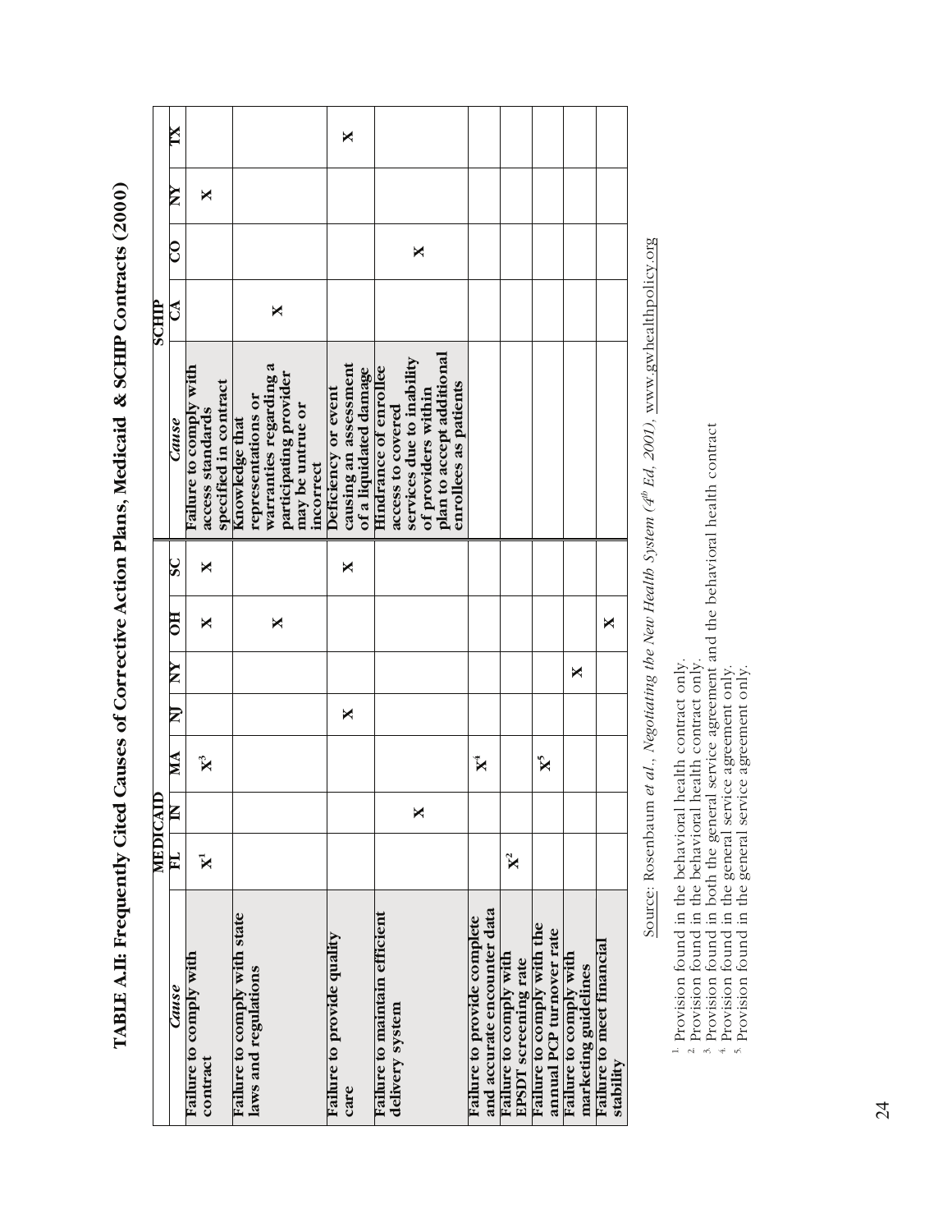# TABLE A.II: Frequently Cited Causes of Corrective Action Plans, Medicaid & SCHIP Contracts (2000)

| | MEDICAID | | | | | | |
|---|---|---|---|---|---|---|---|
| *Cause* | FL | IN | MA | NJ | NY | OH | SC |
| Failure to comply with contract | X[1] | | X[3] | | | X | X |
| Failure to comply with state laws and regulations | | | | | | X | |
| Failure to provide quality care | | | | X | | | X |
| Failure to maintain efficient delivery system | | X | | | | | |
| Failure to provide complete and accurate encounter data | | | X[4] | | | | |
| Failure to comply with EPSDT screening rate | X[2] | | | | | | |
| Failure to comply with the annual PCP turnover rate | | | X[5] | | | | |
| Failure to comply with marketing guidelines | | | | | X | | |
| Failure to meet financial stability | | | | | | X | |

| | SCHIP | | | |
|---|---|---|---|---|
| *Cause* | CA | CO | NY | TX |
| Failure to comply with access standards specified in contract | | | X | |
| Knowledge that representations or warranties regarding a participating provider may be untrue or incorrect | X | | | |
| Deficiency or event causing an assessment of a liquidated damage | | | | X |
| Hindrance of enrollee access to covered services due to inability of providers within plan to accept additional enrollees as patients | | X | | |

Source: Rosenbaum *et al.*, *Negotiating the New Health System (4th Ed, 2001)*, www.gwhealthpolicy.org

1. Provision found in the behavioral health contract only.
2. Provision found in the behavioral health contract only.
3. Provision found in both the general service agreement and the behavioral health contract
4. Provision found in the general service agreement only.
5. Provision found in the general service agreement only.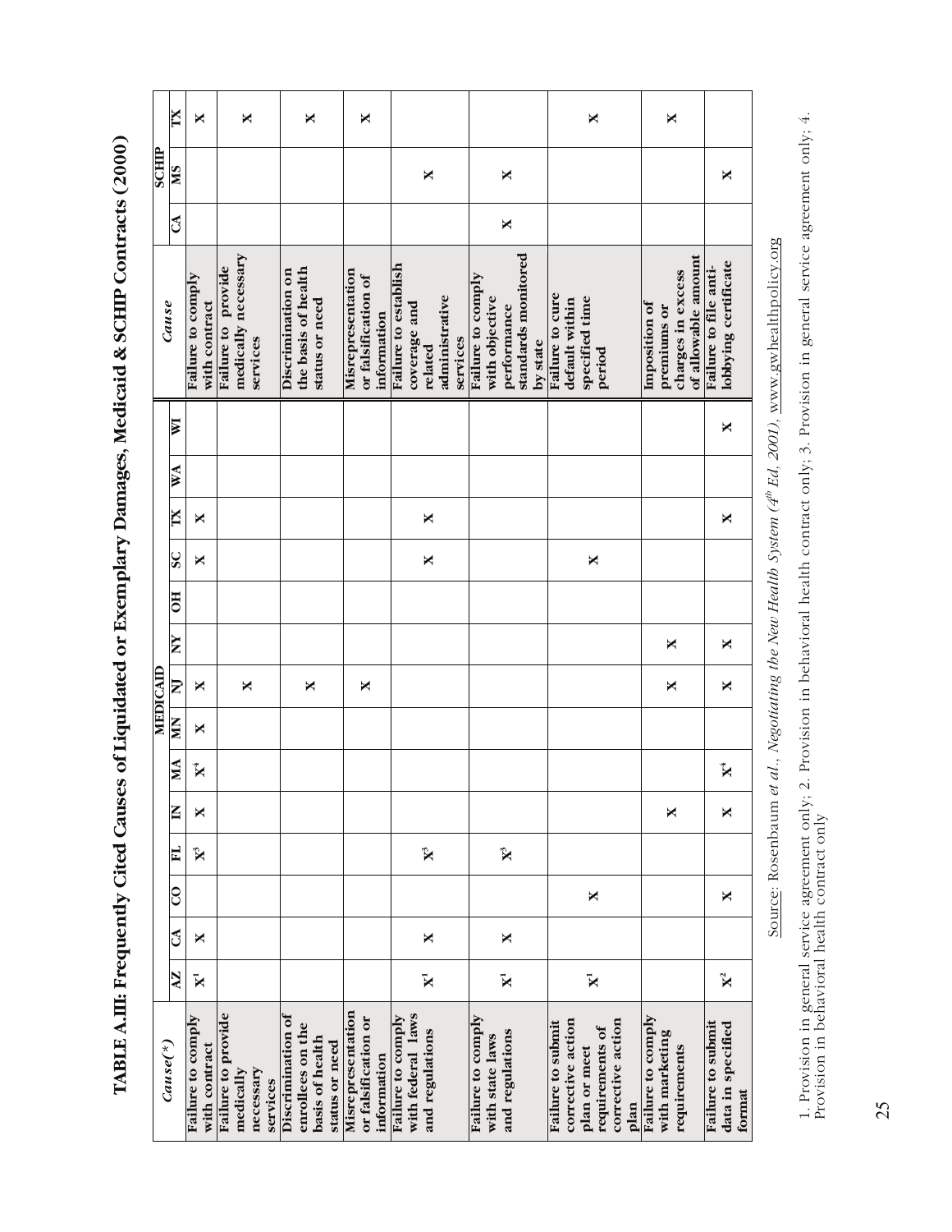# TABLE A.III: Frequently Cited Causes of Liquidated or Exemplary Damages, Medicaid & SCHIP Contracts (2000)

| *Cause(\*)* | MEDICAID | | | | | | | | | | | | | | *Cause* | SCHIP | | |
|---|---|---|---|---|---|---|---|---|---|---|---|---|---|---|---|---|---|---|
| | AZ | CA | CO | FL | IN | MA | MN | NJ | NY | OH | SC | TX | WA | WI | | CA | MS | TX |
| **Failure to comply with contract** | X[1] | X | | X[3] | X | X[4] | X | X | | | X | X | | | **Failure to comply with contract** | | | X |
| **Failure to provide medically necessary services** | | | | | | | | X | | | | | | | **Failure to provide medically necessary services** | | | X |
| **Discrimination of enrollees on the basis of health status or need** | | | | | | | | X | | | | | | | **Discrimination on the basis of health status or need** | | | X |
| **Misrepresentation or falsification of information** | | | | | | | | X | | | | | | | **Misrepresentation or falsification of information** | | | X |
| **Failure to comply with federal laws and regulations** | X[1] | X | | X[3] | | | | | | | X | X | | | **Failure to establish coverage and related administrative services** | | X | |
| **Failure to comply with state laws and regulations** | X[1] | X | | X[3] | | | | | | | | | | | **Failure to comply with objective performance standards monitored by state** | X | X | |
| **Failure to submit corrective action plan or meet requirements of corrective action plan** | X[1] | | X | | | | | | | | X | | | | **Failure to cure default within specified time period** | | | X |
| **Failure to comply with marketing requirements** | | | | | X | | | X | X | | | | | | **Imposition of premiums or charges in excess of allowable amount** | | | X |
| **Failure to submit data in specified format** | X[2] | | X | | X | X[4] | | X | X | | | X | | X | **Failure to file anti-lobbying certificate** | | X | |

Source: Rosenbaum *et al*., *Negotiating the New Health System (4th Ed, 2001)*, www.gwhealthpolicy.org

1. Provision in general service agreement only; 2. Provision in behavioral health contract only; 3. Provision in general service agreement only; 4. Provision in behavioral health contract only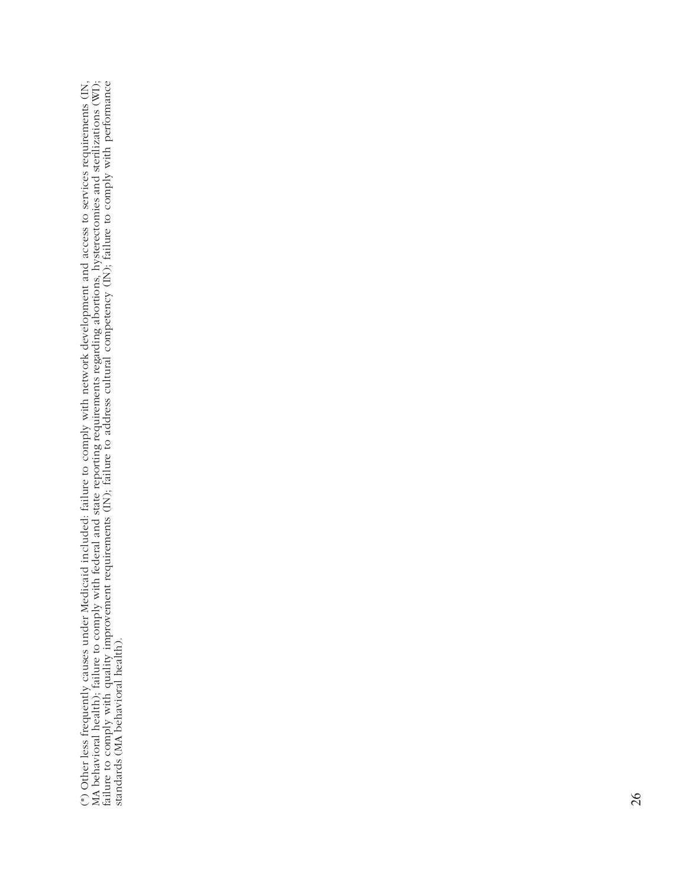(*) Other less frequently causes under Medicaid included: failure to comply with network development and access to services requirements (IN, MA behavioral health); failure to comply with federal and state reporting requirements regarding abortions, hysterectomies and sterilizations (WI); failure to comply with quality improvement requirements (IN); failure to address cultural competency (IN); failure to comply with performance standards (MA behavioral health).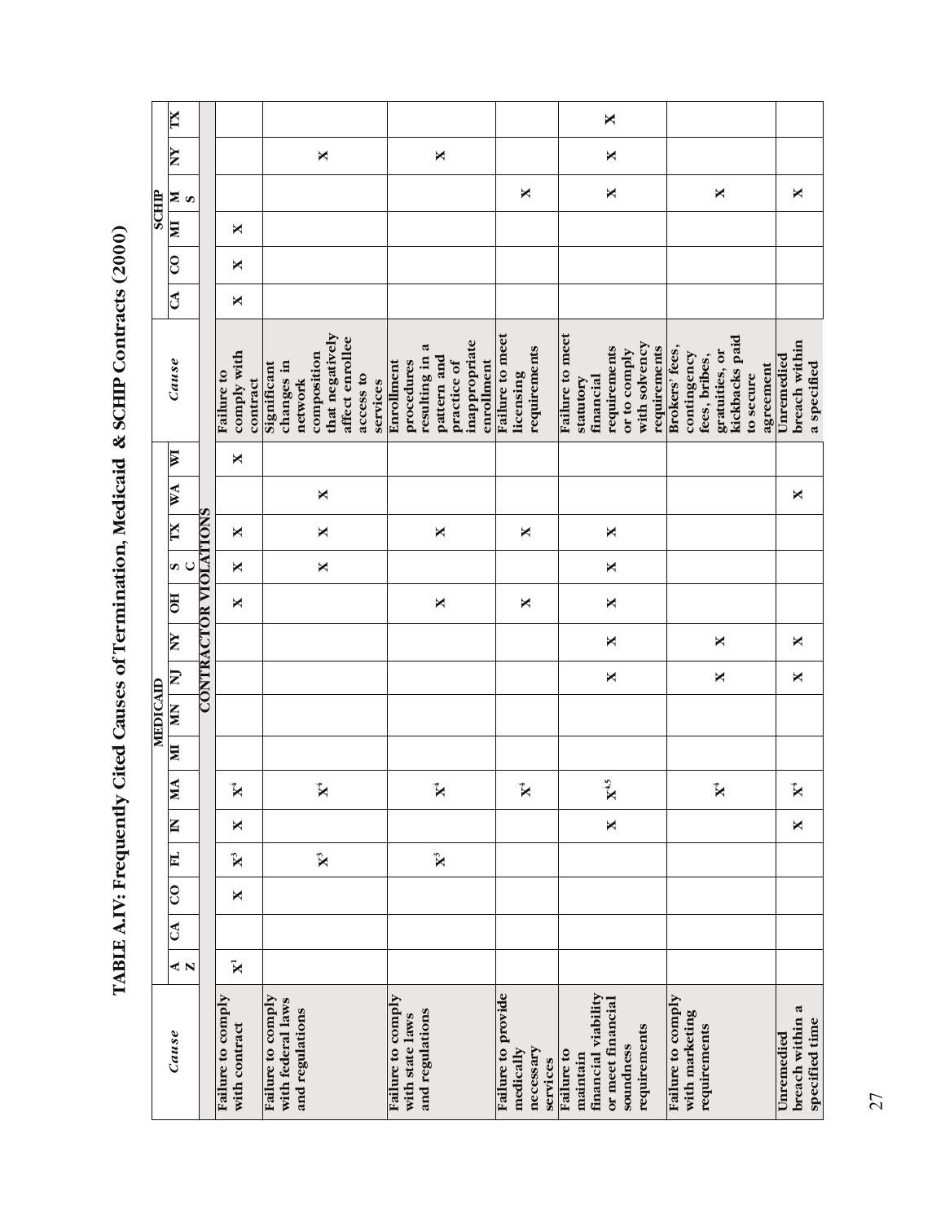# TABLE A.IV: Frequently Cited Causes of Termination, Medicaid & SCHIP Contracts (2000)

| Cause | MEDICAID | | | | | | | | | | | | | | | Cause | SCHIP | | | | | |
|---|---|---|---|---|---|---|---|---|---|---|---|---|---|---|---|---|---|---|---|---|---|---|
| | AZ | CA | CO | FL | IN | MA | MI | MN | NJ | NY | OH | SC | TX | WA | WI | | CA | CO | MI | MS | NY | TX |
| **CONTRACTOR VIOLATIONS** | | | | | | | | | | | | | | | | | | | | | | |
| Failure to comply with contract | X[1] | | X | X[3] | X | X[4] | | | | | X | X | X | | X | Failure to comply with contract | X | X | X | | | |
| Failure to comply with federal laws and regulations | | | | X[3] | | X[4] | | | | | | X | X | X | | Significant changes in network composition that negatively affect enrollee access to services | | | | | X | |
| Failure to comply with state laws and regulations | | | | X[3] | | X[4] | | | | | X | | X | | | Enrollment procedures resulting in a pattern and practice of inappropriate enrollment | | | | | X | |
| Failure to provide medically necessary services | | | | | | X[4] | | | | | X | | X | | | Failure to meet licensing requirements | | | | X | | |
| Failure to maintain financial viability or meet financial soundness requirements | | | | | X | X[4,5] | | | X | X | X | X | X | | | Failure to meet statutory financial requirements or to comply with solvency requirements | | | | X | X | X |
| Failure to comply with marketing requirements | | | | | | X[4] | | | X | X | | | | | | Brokers' fees, contingency fees, bribes, gratuities, or kickbacks paid to secure agreement | | | | X | | |
| Unremedied breach within a specified time | | | | | X | X[4] | | | X | X | | | | X | | Unremedied breach within a specified | | | | X | | |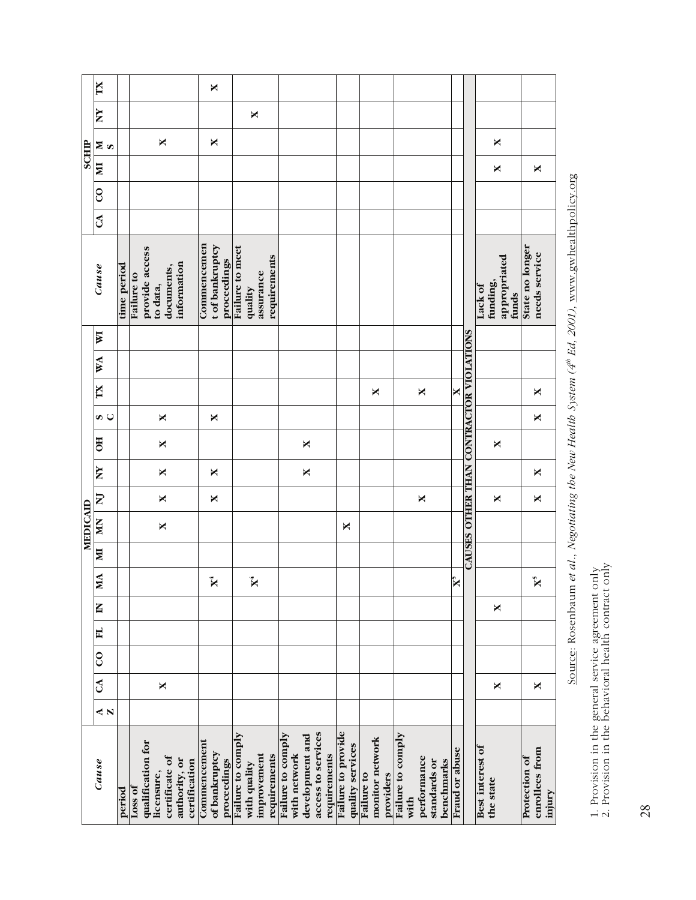| Cause | MEDICAID | | | | | | | | | | | | | | |
|---|---|---|---|---|---|---|---|---|---|---|---|---|---|---|---|
| | AZ | CA | CO | FL | IN | MA | MI | MN | NJ | NY | OH | SC | TX | WA | WI |
| period | | | | | | | | | | | | | | | |
| Loss of qualification for licensure, certificate of authority, or certification | | X | | | | | | X | X | X | X | X | | | |
| Commencement of bankruptcy proceedings | | | | | | X[4] | | | X | X | | X | | | |
| Failure to comply with quality improvement requirements | | | | | | X[4] | | | | | | | | | |
| Failure to comply with network development and access to services requirements | | | | | | | | | | X | X | | | | |
| Failure to provide quality services | | | | | | | | X | | | | | | | |
| Failure to monitor network providers | | | | | | | | | | | | | X | | |
| Failure to comply with performance standards or benchmarks | | | | | | | | | X | | | | X | | |
| Fraud or abuse | | | | | | X[5] | | | | | | | X | | |
| **CAUSES OTHER THAN CONTRACTOR VIOLATIONS** | | | | | | | | | | | | | | | |
| Best interest of the state | | X | | | X | | | | X | | X | | | | |
| Protection of enrollees from injury | | X | | | | X[5] | | | X | X | | X | X | | |

| Cause | SCHIP | | | | | |
|---|---|---|---|---|---|---|
| | CA | CO | MI | MS | NY | TX |
| time period | | | | | | |
| Failure to provide access to data, documents, information | | | | X | | |
| Commencement of bankruptcy proceedings | | | | X | | X |
| Failure to meet quality assurance requirements | | | | | X | |
| **CAUSES OTHER THAN CONTRACTOR VIOLATIONS** | | | | | | |
| Lack of funding, appropriated funds | | | X | X | | |
| State no longer needs service | | | X | | | |

Source: Rosenbaum *et al.*, *Negotiating the New Health System (4th Ed, 2001)*, www.gwhealthpolicy.org

1. Provision in the general service agreement only
2. Provision in the behavioral health contract only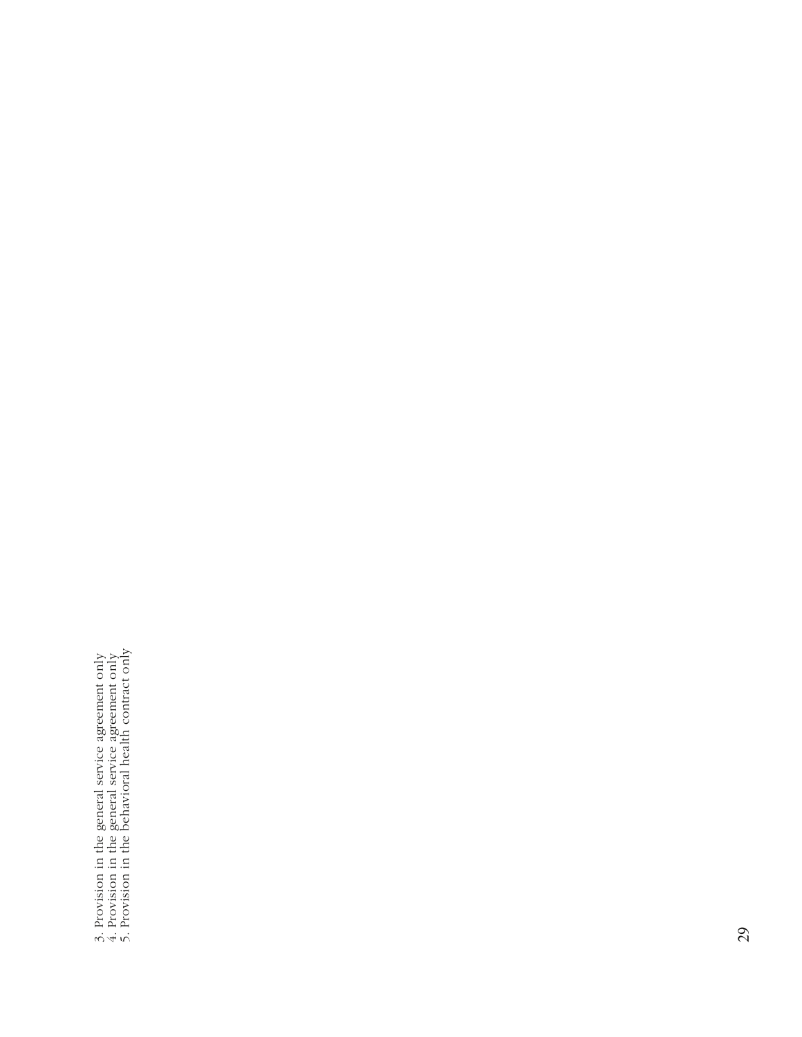3. Provision in the general service agreement only
4. Provision in the general service agreement only
5. Provision in the behavioral health contract only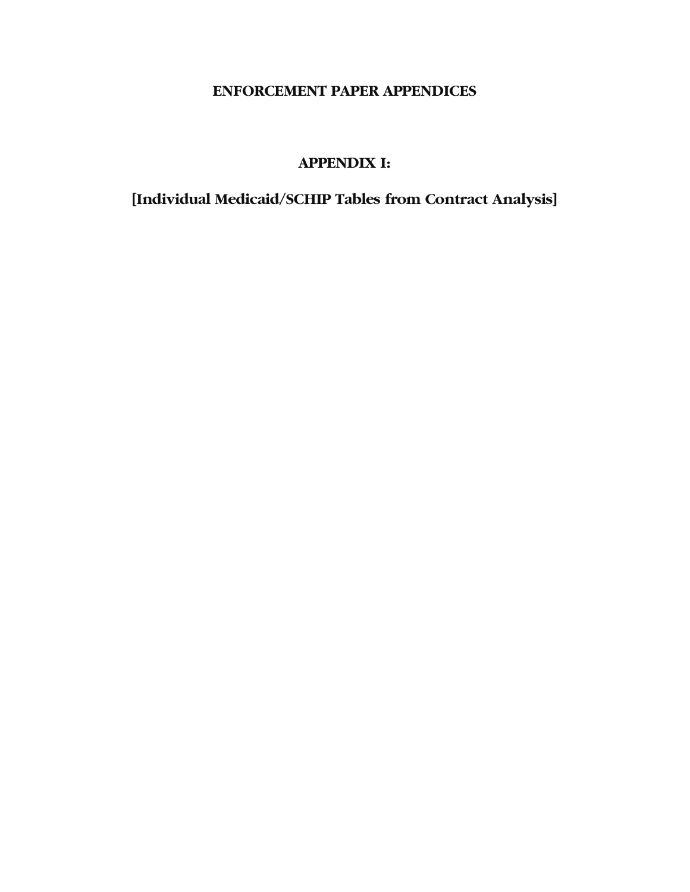# ENFORCEMENT PAPER APPENDICES

## APPENDIX I:

## [Individual Medicaid/SCHIP Tables from Contract Analysis]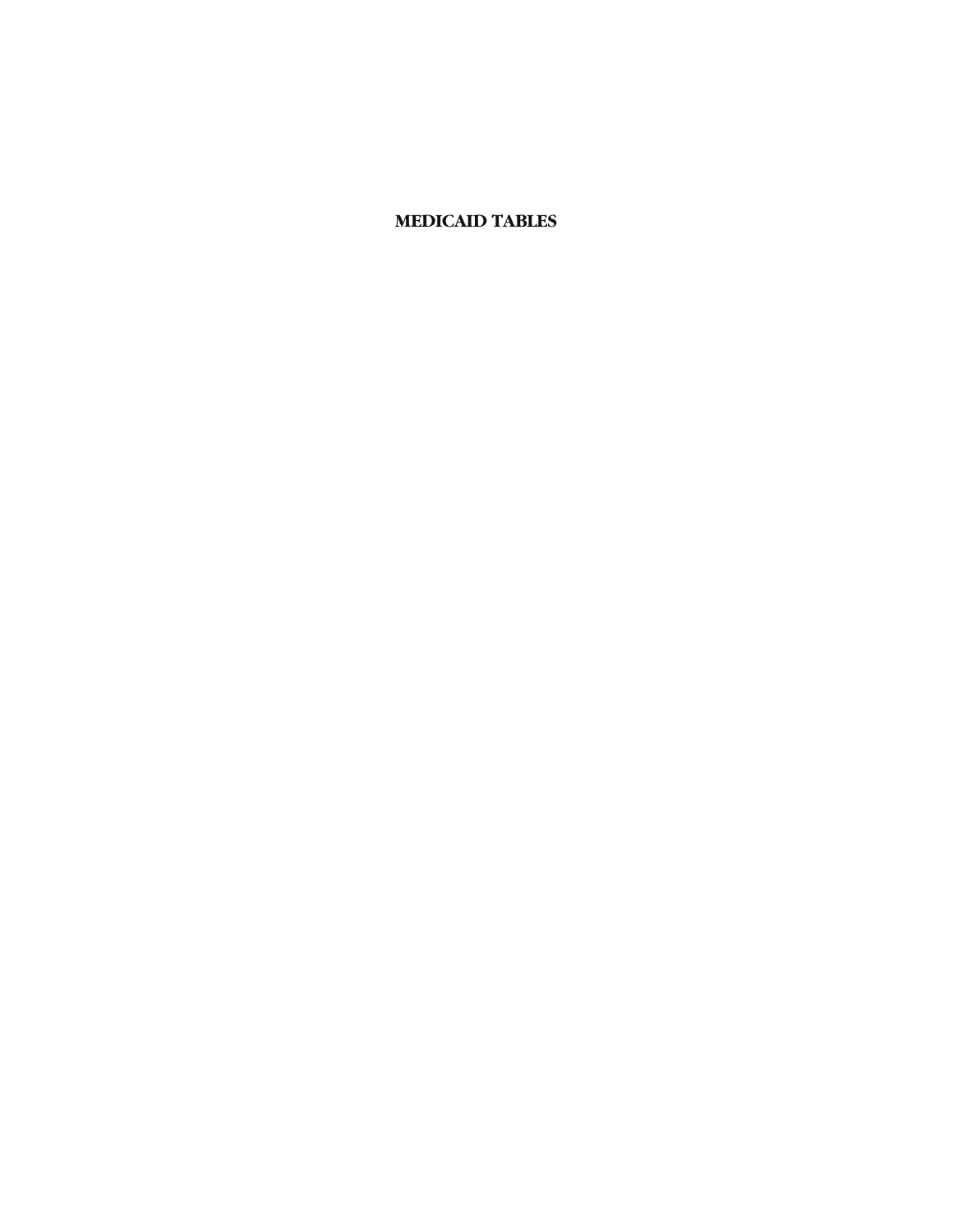# MEDICAID TABLES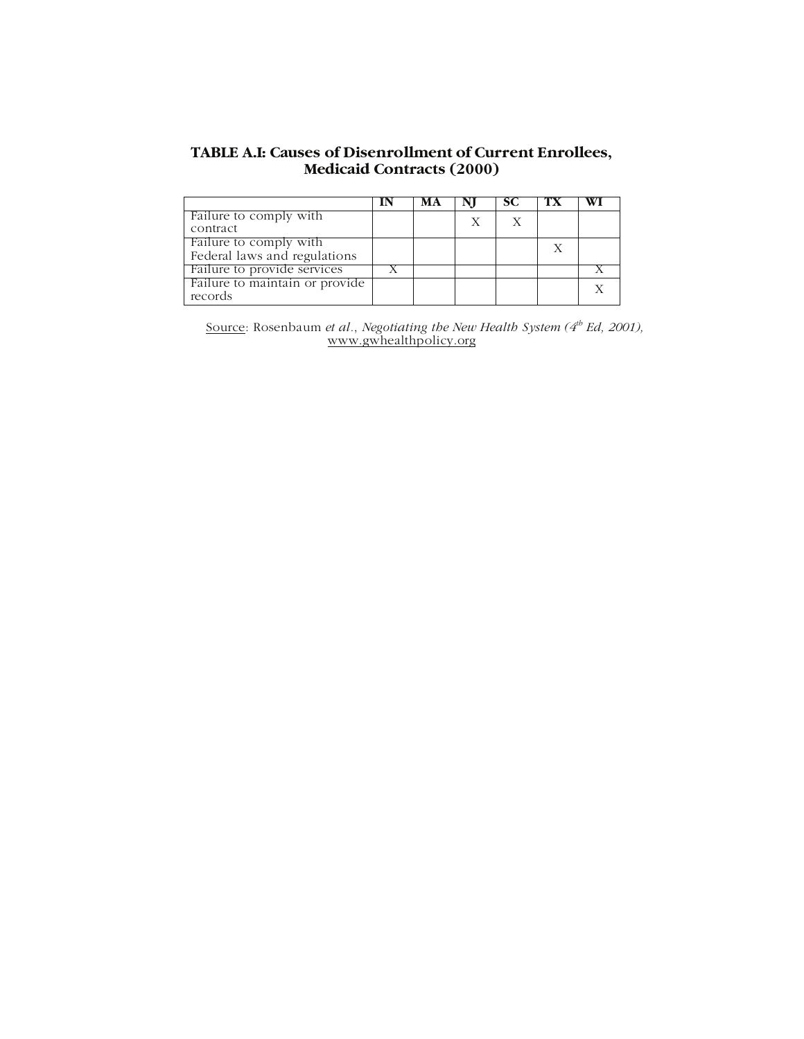**TABLE A.I: Causes of Disenrollment of Current Enrollees, Medicaid Contracts (2000)**

| | IN | MA | NJ | SC | TX | WI |
|---|---|---|---|---|---|---|
| Failure to comply with contract | | | X | X | | |
| Failure to comply with Federal laws and regulations | | | | | X | |
| Failure to provide services | X | | | | | X |
| Failure to maintain or provide records | | | | | | X |

Source: Rosenbaum *et al*., *Negotiating the New Health System (4th Ed, 2001),* www.gwhealthpolicy.org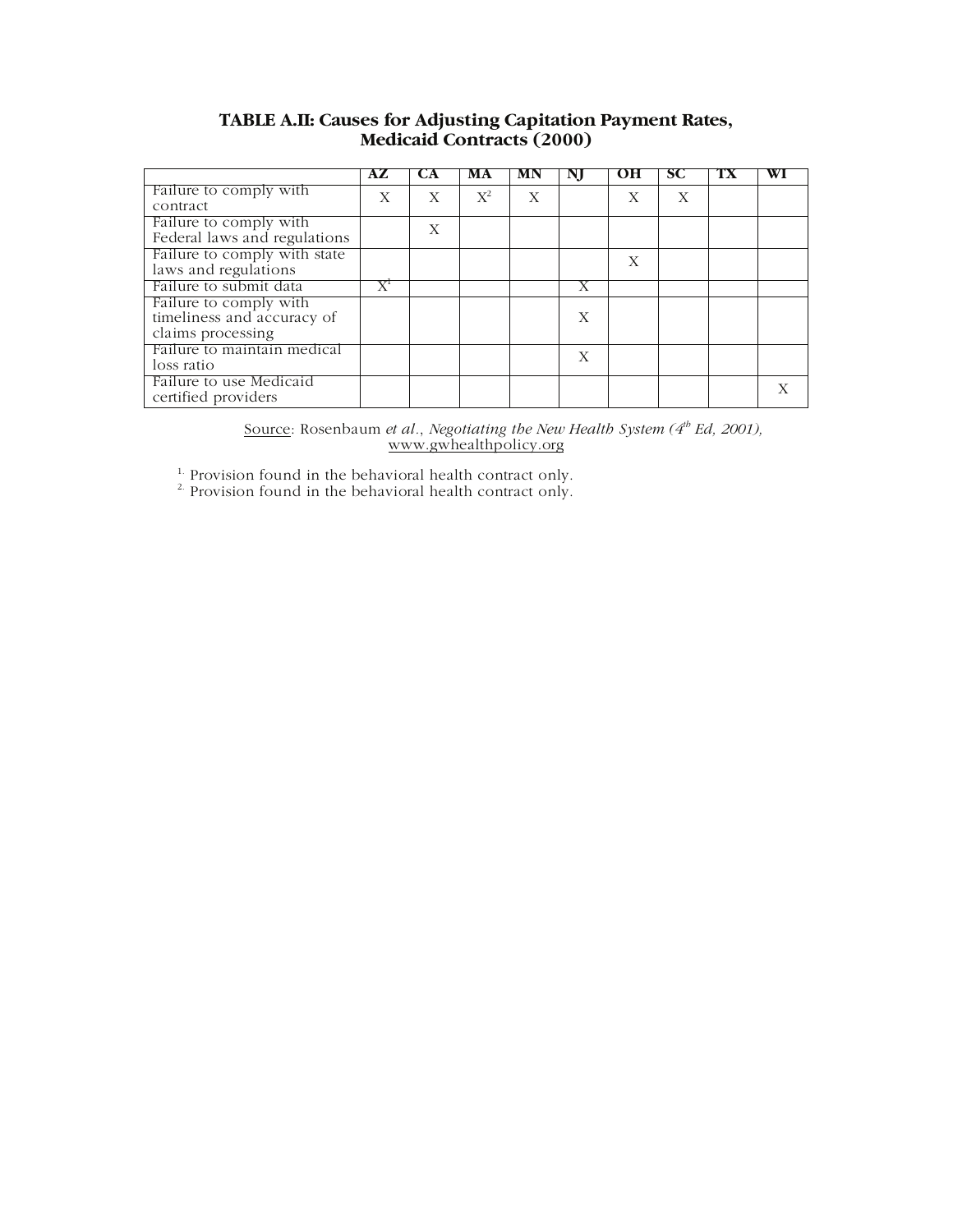**TABLE A.II: Causes for Adjusting Capitation Payment Rates, Medicaid Contracts (2000)**

| | AZ | CA | MA | MN | NJ | OH | SC | TX | WI |
|---|---|---|---|---|---|---|---|---|---|
| Failure to comply with contract | X | X | X[2] | X | | X | X | | |
| Failure to comply with Federal laws and regulations | | X | | | | | | | |
| Failure to comply with state laws and regulations | | | | | | X | | | |
| Failure to submit data | X[1] | | | | X | | | | |
| Failure to comply with timeliness and accuracy of claims processing | | | | | X | | | | |
| Failure to maintain medical loss ratio | | | | | X | | | | |
| Failure to use Medicaid certified providers | | | | | | | | | X |

Source: Rosenbaum *et al.*, *Negotiating the New Health System (4th Ed, 2001),* www.gwhealthpolicy.org

[1] Provision found in the behavioral health contract only.
[2] Provision found in the behavioral health contract only.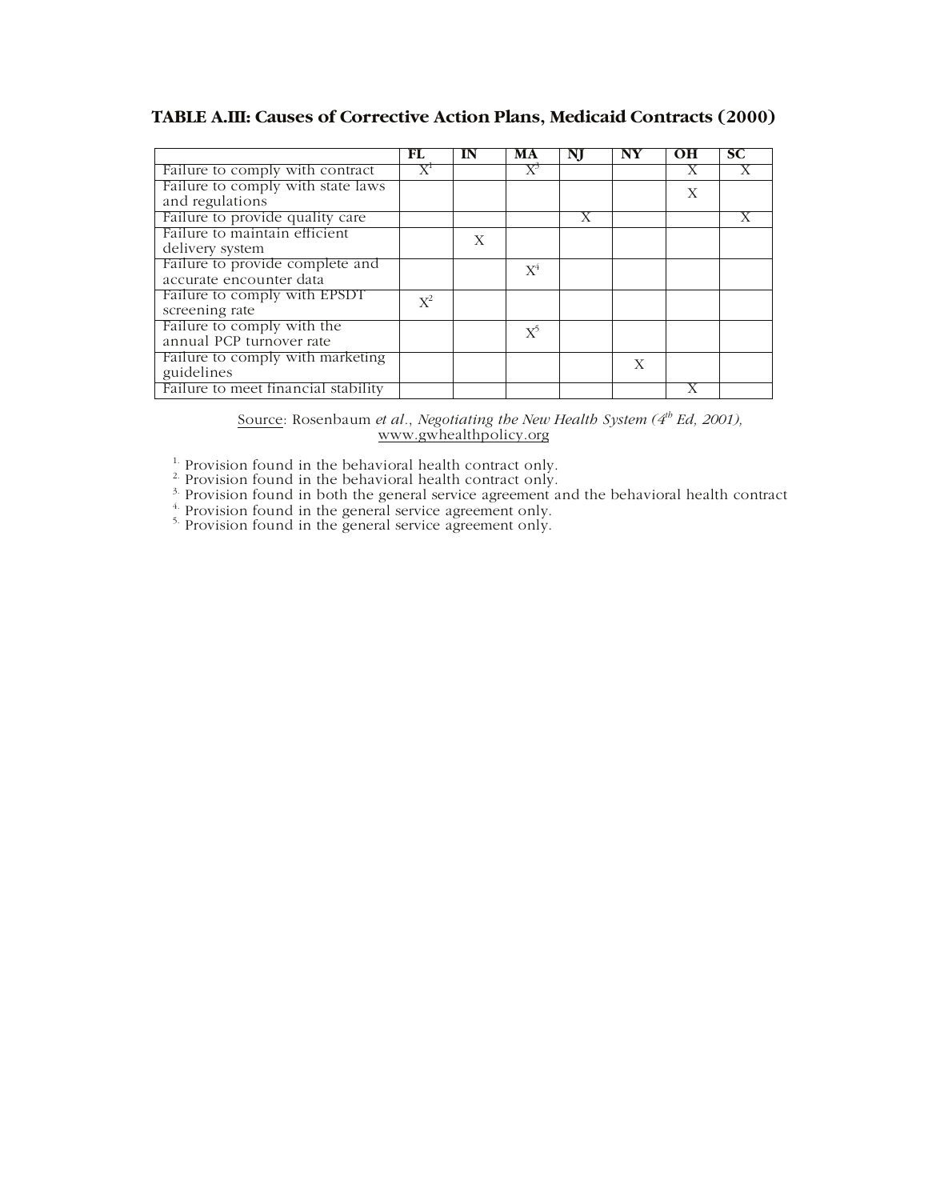**TABLE A.III: Causes of Corrective Action Plans, Medicaid Contracts (2000)**

| | FL | IN | MA | NJ | NY | OH | SC |
|---|---|---|---|---|---|---|---|
| Failure to comply with contract | X[1] | | X[3] | | | X | X |
| Failure to comply with state laws and regulations | | | | | | X | |
| Failure to provide quality care | | | | X | | | X |
| Failure to maintain efficient delivery system | | X | | | | | |
| Failure to provide complete and accurate encounter data | | | X[4] | | | | |
| Failure to comply with EPSDT screening rate | X[2] | | | | | | |
| Failure to comply with the annual PCP turnover rate | | | X[5] | | | | |
| Failure to comply with marketing guidelines | | | | | X | | |
| Failure to meet financial stability | | | | | | X | |

Source: Rosenbaum *et al.*, *Negotiating the New Health System (4th Ed, 2001),* www.gwhealthpolicy.org

1. Provision found in the behavioral health contract only.
2. Provision found in the behavioral health contract only.
3. Provision found in both the general service agreement and the behavioral health contract
4. Provision found in the general service agreement only.
5. Provision found in the general service agreement only.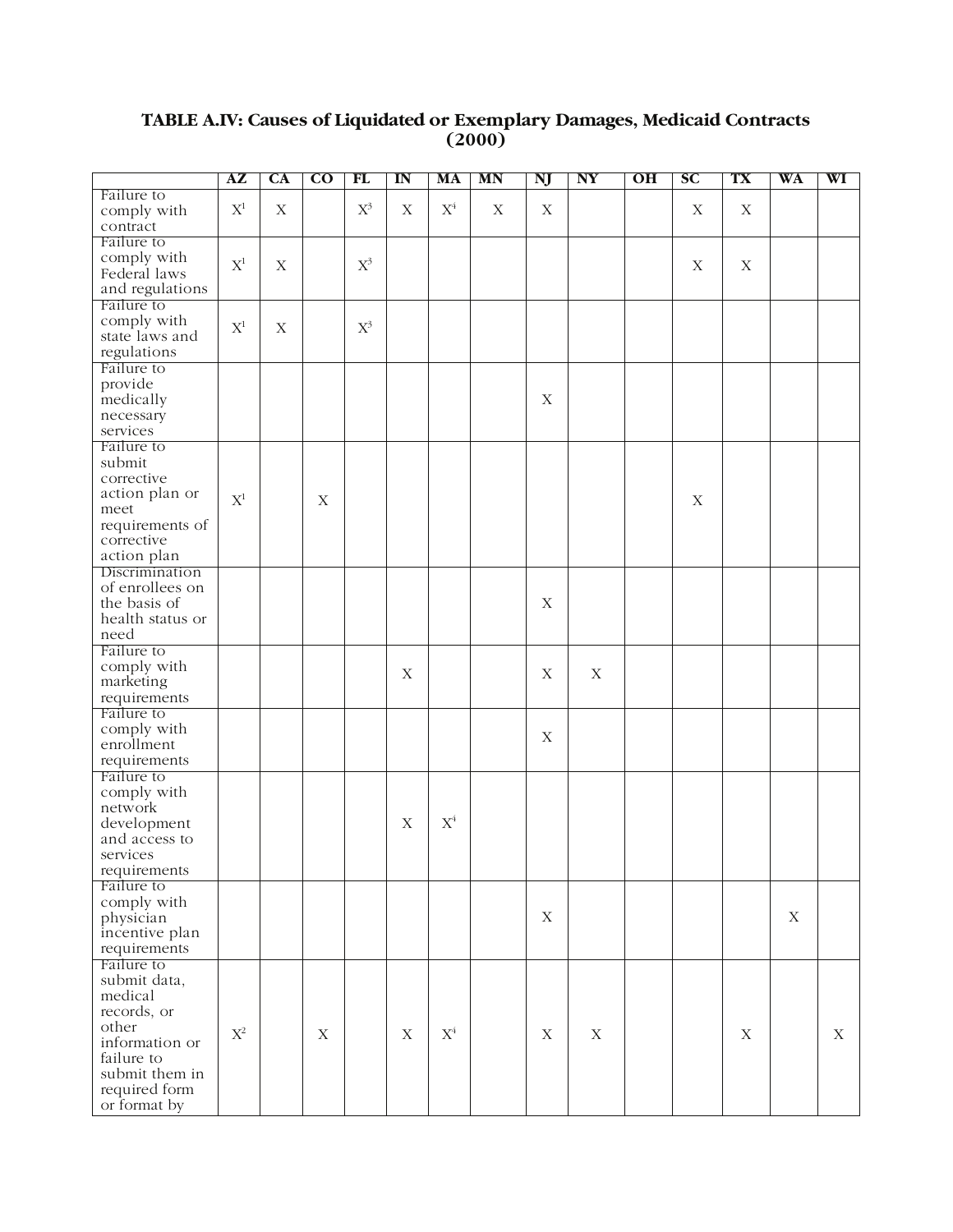**TABLE A.IV: Causes of Liquidated or Exemplary Damages, Medicaid Contracts (2000)**

| | AZ | CA | CO | FL | IN | MA | MN | NJ | NY | OH | SC | TX | WA | WI |
|---|---|---|---|---|---|---|---|---|---|---|---|---|---|---|
| Failure to comply with contract | X[1] | X | | X[3] | X | X[4] | X | X | | | X | X | | |
| Failure to comply with Federal laws and regulations | X[1] | X | | X[3] | | | | | | | X | X | | |
| Failure to comply with state laws and regulations | X[1] | X | | X[3] | | | | | | | | | | |
| Failure to provide medically necessary services | | | | | | | | X | | | | | | |
| Failure to submit corrective action plan or meet requirements of corrective action plan | X[1] | | X | | | | | | | | X | | | |
| Discrimination of enrollees on the basis of health status or need | | | | | | | | X | | | | | | |
| Failure to comply with marketing requirements | | | | | X | | | X | X | | | | | |
| Failure to comply with enrollment requirements | | | | | | | | X | | | | | | |
| Failure to comply with network development and access to services requirements | | | | | X | X[4] | | | | | | | | |
| Failure to comply with physician incentive plan requirements | | | | | | | | X | | | | | X | |
| Failure to submit data, medical records, or other information or failure to submit them in required form or format by | X[2] | | X | | X | X[4] | | X | X | | | X | | X |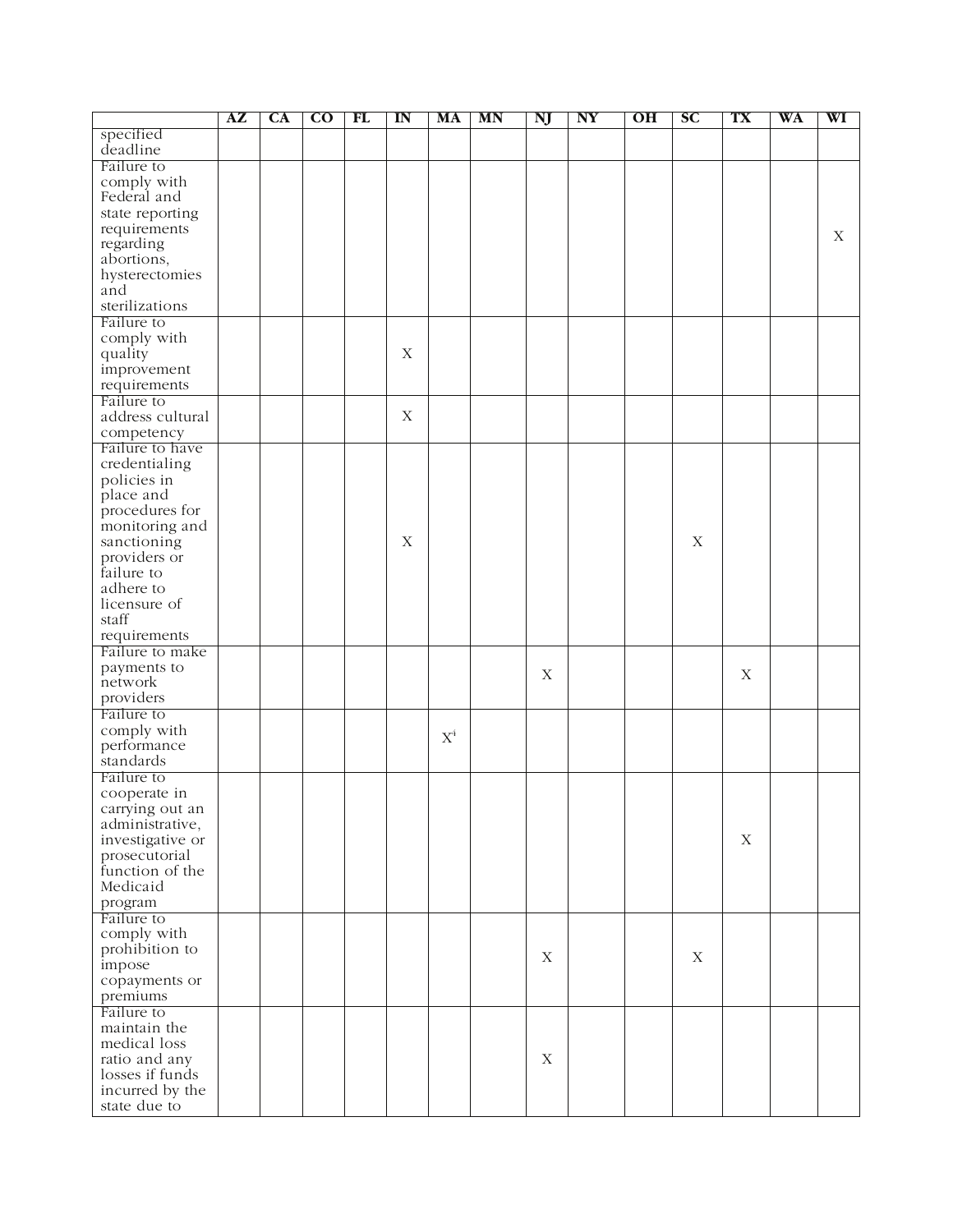| | AZ | CA | CO | FL | IN | MA | MN | NJ | NY | OH | SC | TX | WA | WI |
|---|---|---|---|---|---|---|---|---|---|---|---|---|---|---|
| specified deadline | | | | | | | | | | | | | | |
| Failure to comply with Federal and state reporting requirements regarding abortions, hysterectomies and sterilizations | | | | | | | | | | | | | | X |
| Failure to comply with quality improvement requirements | | | | | X | | | | | | | | | |
| Failure to address cultural competency | | | | | X | | | | | | | | | |
| Failure to have credentialing policies in place and procedures for monitoring and sanctioning providers or failure to adhere to licensure of staff requirements | | | | | X | | | | | | X | | | |
| Failure to make payments to network providers | | | | | | | | X | | | | X | | |
| Failure to comply with performance standards | | | | | | X[4] | | | | | | | | |
| Failure to cooperate in carrying out an administrative, investigative or prosecutorial function of the Medicaid program | | | | | | | | | | | | X | | |
| Failure to comply with prohibition to impose copayments or premiums | | | | | | | | X | | | X | | | |
| Failure to maintain the medical loss ratio and any losses if funds incurred by the state due to | | | | | | | | X | | | | | | |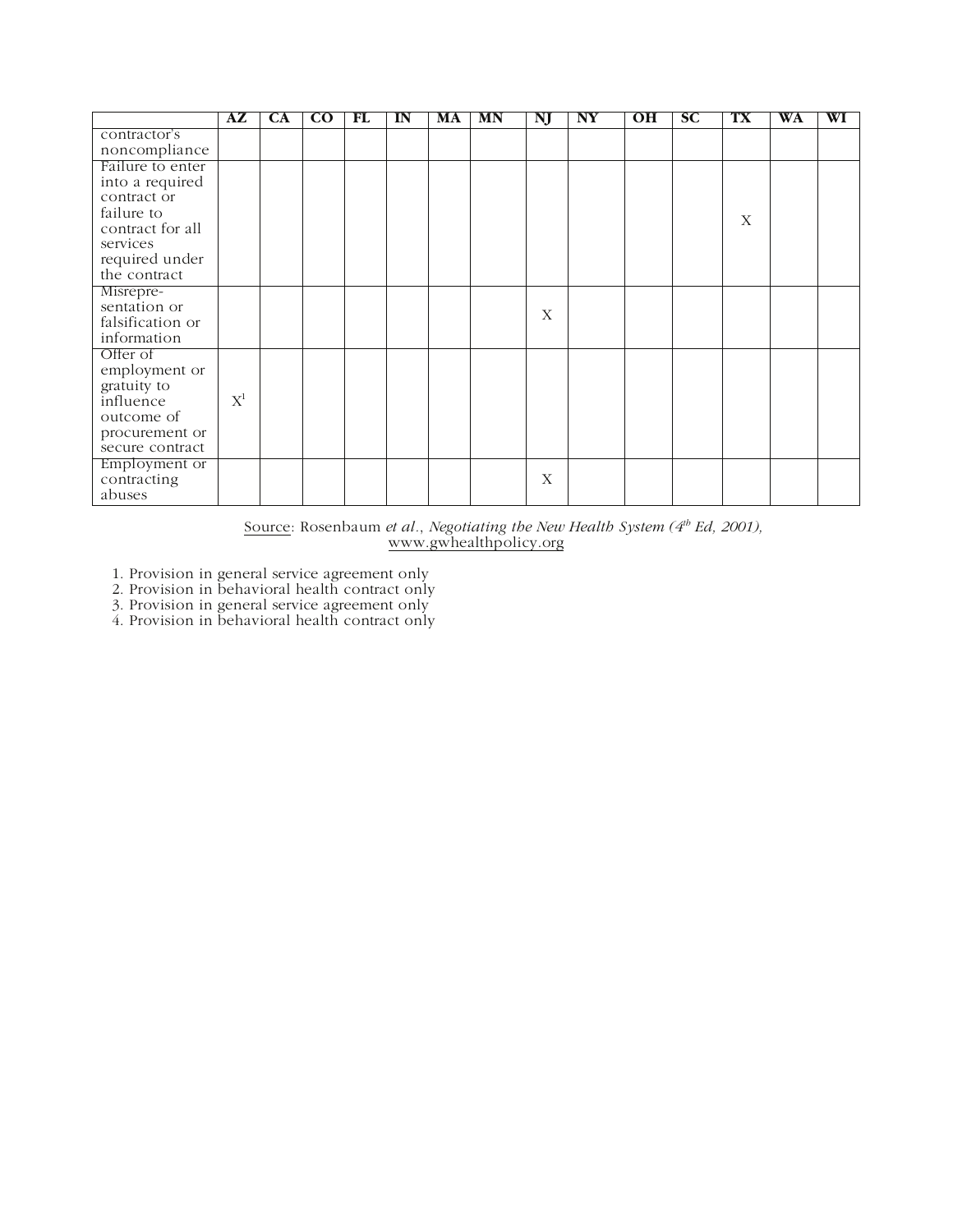| | AZ | CA | CO | FL | IN | MA | MN | NJ | NY | OH | SC | TX | WA | WI |
|---|---|---|---|---|---|---|---|---|---|---|---|---|---|---|
| contractor's noncompliance | | | | | | | | | | | | | | |
| Failure to enter into a required contract or failure to contract for all services required under the contract | | | | | | | | | | | | X | | |
| Misrepre-sentation or falsification or information | | | | | | | | X | | | | | | |
| Offer of employment or gratuity to influence outcome of procurement or secure contract | X[1] | | | | | | | | | | | | | |
| Employment or contracting abuses | | | | | | | | X | | | | | | |

Source: Rosenbaum *et al.*, *Negotiating the New Health System (4th Ed, 2001)*, www.gwhealthpolicy.org

1. Provision in general service agreement only
2. Provision in behavioral health contract only
3. Provision in general service agreement only
4. Provision in behavioral health contract only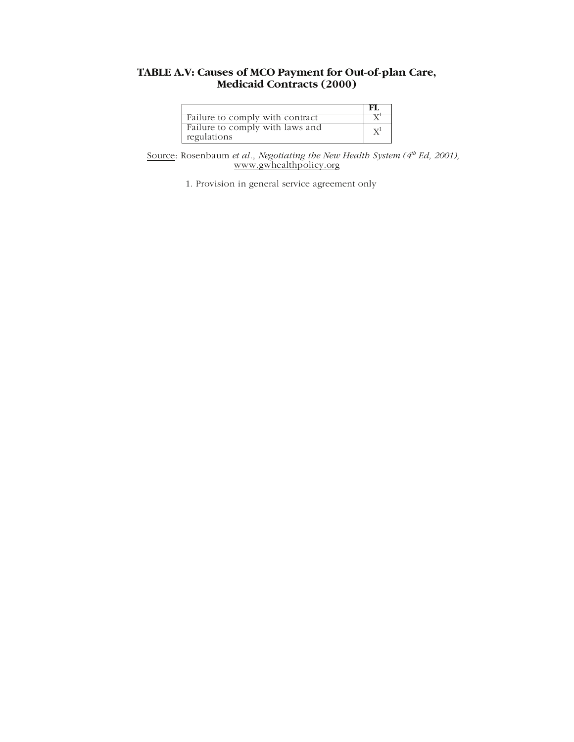**TABLE A.V: Causes of MCO Payment for Out-of-plan Care, Medicaid Contracts (2000)**

| | FL |
|---|---|
| Failure to comply with contract | X[1] |
| Failure to comply with laws and regulations | X[1] |

Source: Rosenbaum *et al.*, *Negotiating the New Health System (4th Ed, 2001),* www.gwhealthpolicy.org

1. Provision in general service agreement only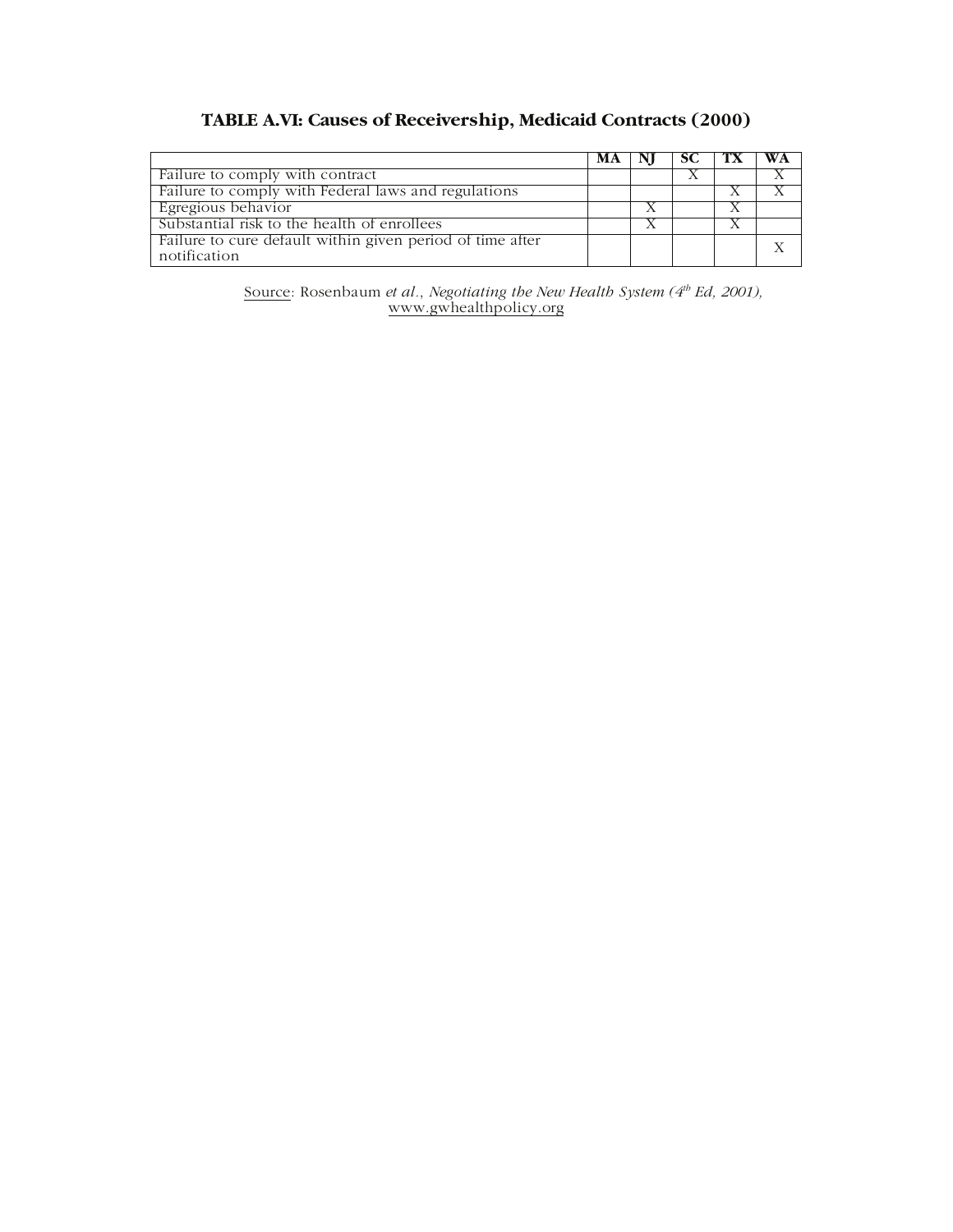**TABLE A.VI: Causes of Receivership, Medicaid Contracts (2000)**

| | MA | NJ | SC | TX | WA |
|---|---|---|---|---|---|
| Failure to comply with contract | | | X | | X |
| Failure to comply with Federal laws and regulations | | | | X | X |
| Egregious behavior | | X | | X | |
| Substantial risk to the health of enrollees | | X | | X | |
| Failure to cure default within given period of time after notification | | | | | X |

Source: Rosenbaum *et al*., *Negotiating the New Health System (4th Ed, 2001),* www.gwhealthpolicy.org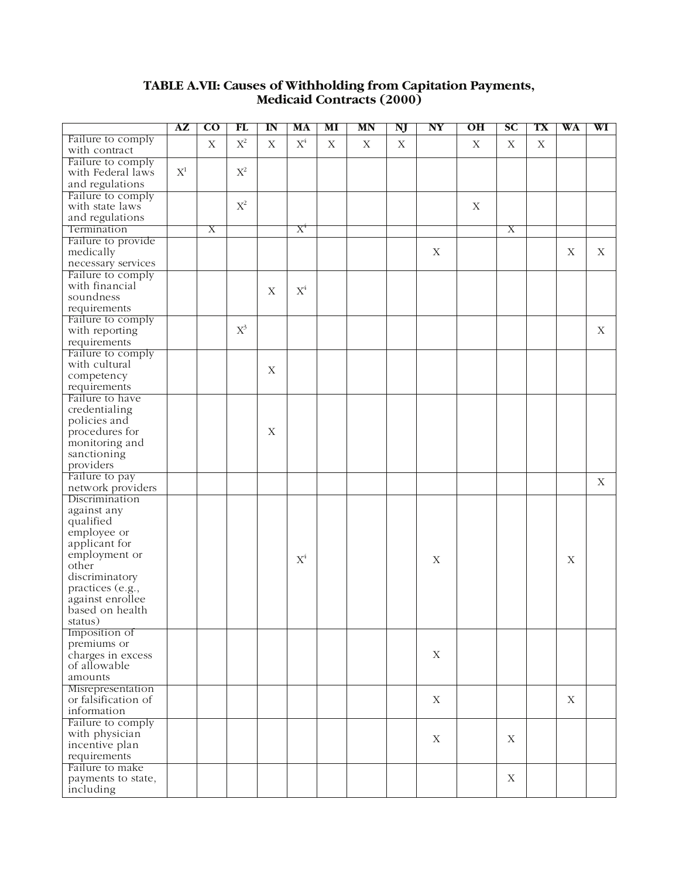# TABLE A.VII: Causes of Withholding from Capitation Payments, Medicaid Contracts (2000)

| | AZ | CO | FL | IN | MA | MI | MN | NJ | NY | OH | SC | TX | WA | WI |
|---|---|---|---|---|---|---|---|---|---|---|---|---|---|---|
| Failure to comply with contract | | X | X[2] | X | X[4] | X | X | X | | X | X | X | | |
| Failure to comply with Federal laws and regulations | X[1] | | X[2] | | | | | | | | | | | |
| Failure to comply with state laws and regulations | | | X[2] | | | | | | | X | | | | |
| Termination | | X | | | X[4] | | | | | | X | | | |
| Failure to provide medically necessary services | | | | | | | | | X | | | | X | X |
| Failure to comply with financial soundness requirements | | | | X | X[4] | | | | | | | | | |
| Failure to comply with reporting requirements | | | X[3] | | | | | | | | | | | X |
| Failure to comply with cultural competency requirements | | | | X | | | | | | | | | | |
| Failure to have credentialing policies and procedures for monitoring and sanctioning providers | | | | X | | | | | | | | | | |
| Failure to pay network providers | | | | | | | | | | | | | | X |
| Discrimination against any qualified employee or applicant for employment or other discriminatory practices (e.g., against enrollee based on health status) | | | | | X[4] | | | | X | | | | X | |
| Imposition of premiums or charges in excess of allowable amounts | | | | | | | | | X | | | | | |
| Misrepresentation or falsification of information | | | | | | | | | X | | | | X | |
| Failure to comply with physician incentive plan requirements | | | | | | | | | X | | X | | | |
| Failure to make payments to state, including | | | | | | | | | | | X | | | |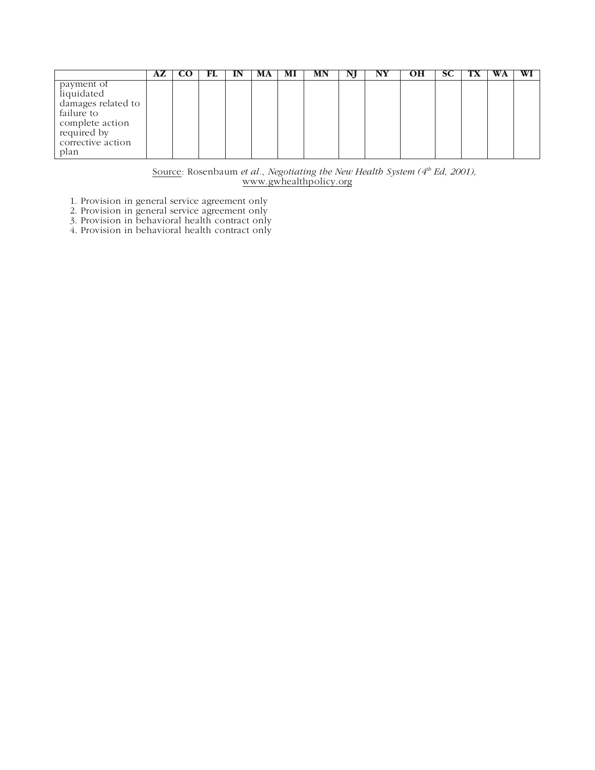| | AZ | CO | FL | IN | MA | MI | MN | NJ | NY | OH | SC | TX | WA | WI |
|---|---|---|---|---|---|---|---|---|---|---|---|---|---|---|
| payment of liquidated damages related to failure to complete action required by corrective action plan | | | | | | | | | | | | | | |

Source: Rosenbaum *et al*., *Negotiating the New Health System (4th Ed, 2001),* www.gwhealthpolicy.org

1. Provision in general service agreement only
2. Provision in general service agreement only
3. Provision in behavioral health contract only
4. Provision in behavioral health contract only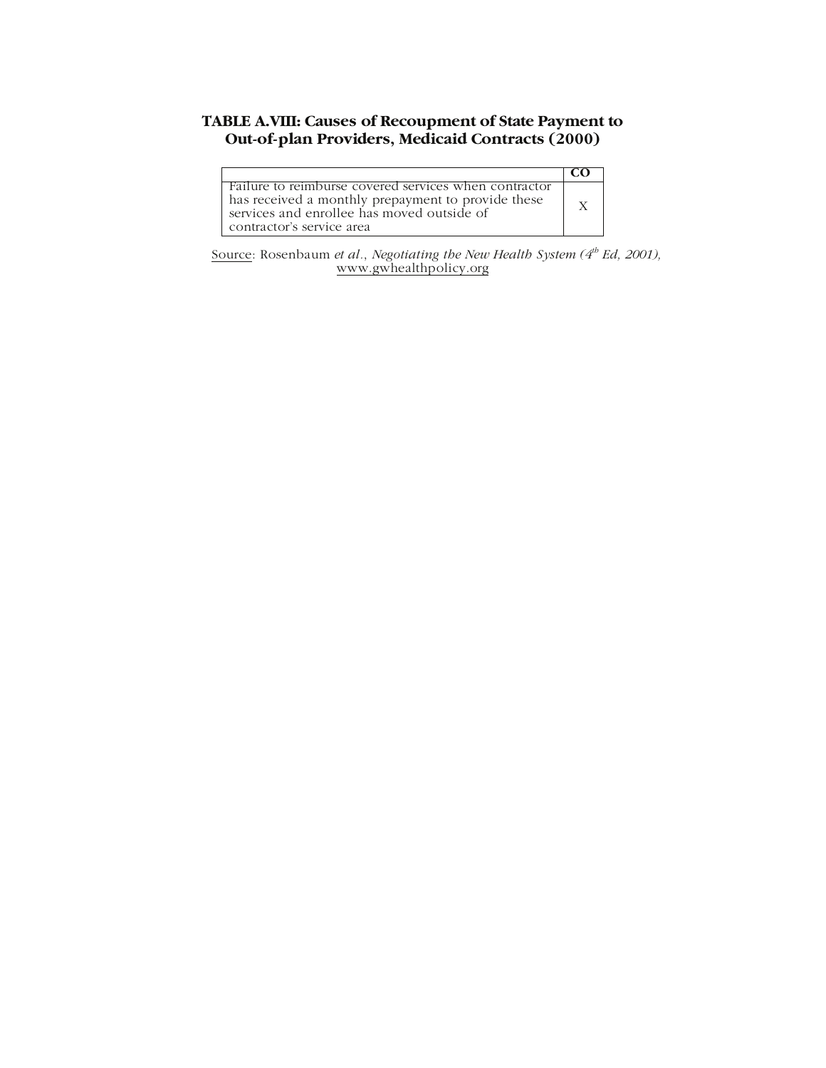### TABLE A.VIII: Causes of Recoupment of State Payment to Out-of-plan Providers, Medicaid Contracts (2000)

| | CO |
|---|---|
| Failure to reimburse covered services when contractor has received a monthly prepayment to provide these services and enrollee has moved outside of contractor's service area | X |

Source: Rosenbaum *et al.*, *Negotiating the New Health System (4th Ed, 2001),* www.gwhealthpolicy.org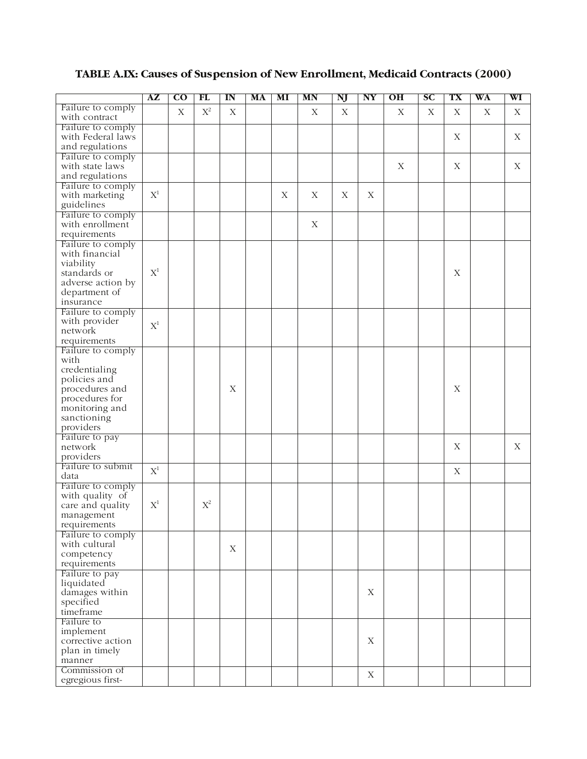**TABLE A.IX: Causes of Suspension of New Enrollment, Medicaid Contracts (2000)**

| | AZ | CO | FL | IN | MA | MI | MN | NJ | NY | OH | SC | TX | WA | WI |
|---|---|---|---|---|---|---|---|---|---|---|---|---|---|---|
| Failure to comply with contract | | X | X[2] | X | | | X | X | | X | X | X | X | X |
| Failure to comply with Federal laws and regulations | | | | | | | | | | | | X | | X |
| Failure to comply with state laws and regulations | | | | | | | | | | X | | X | | X |
| Failure to comply with marketing guidelines | X[1] | | | | | X | X | X | X | | | | | |
| Failure to comply with enrollment requirements | | | | | | | X | | | | | | | |
| Failure to comply with financial viability standards or adverse action by department of insurance | X[1] | | | | | | | | | | | X | | |
| Failure to comply with provider network requirements | X[1] | | | | | | | | | | | | | |
| Failure to comply with credentialing policies and procedures and procedures for monitoring and sanctioning providers | | | | X | | | | | | | | X | | |
| Failure to pay network providers | | | | | | | | | | | | X | | X |
| Failure to submit data | X[1] | | | | | | | | | | | X | | |
| Failure to comply with quality of care and quality management requirements | X[1] | | X[2] | | | | | | | | | | | |
| Failure to comply with cultural competency requirements | | | | X | | | | | | | | | | |
| Failure to pay liquidated damages within specified timeframe | | | | | | | | | X | | | | | |
| Failure to implement corrective action plan in timely manner | | | | | | | | | X | | | | | |
| Commission of egregious first- | | | | | | | | | X | | | | | |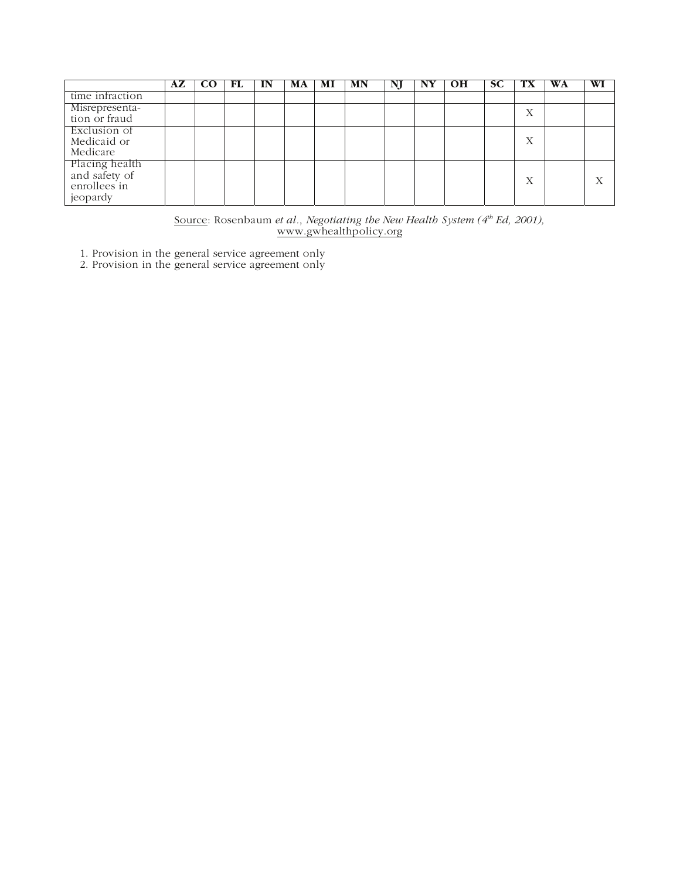| | AZ | CO | FL | IN | MA | MI | MN | NJ | NY | OH | SC | TX | WA | WI |
|---|---|---|---|---|---|---|---|---|---|---|---|---|---|---|
| time infraction | | | | | | | | | | | | | | |
| Misrepresentation or fraud | | | | | | | | | | | | X | | |
| Exclusion of Medicaid or Medicare | | | | | | | | | | | | X | | |
| Placing health and safety of enrollees in jeopardy | | | | | | | | | | | | X | | X |

Source: Rosenbaum *et al.*, *Negotiating the New Health System (4th Ed, 2001),* www.gwhealthpolicy.org

1. Provision in the general service agreement only
2. Provision in the general service agreement only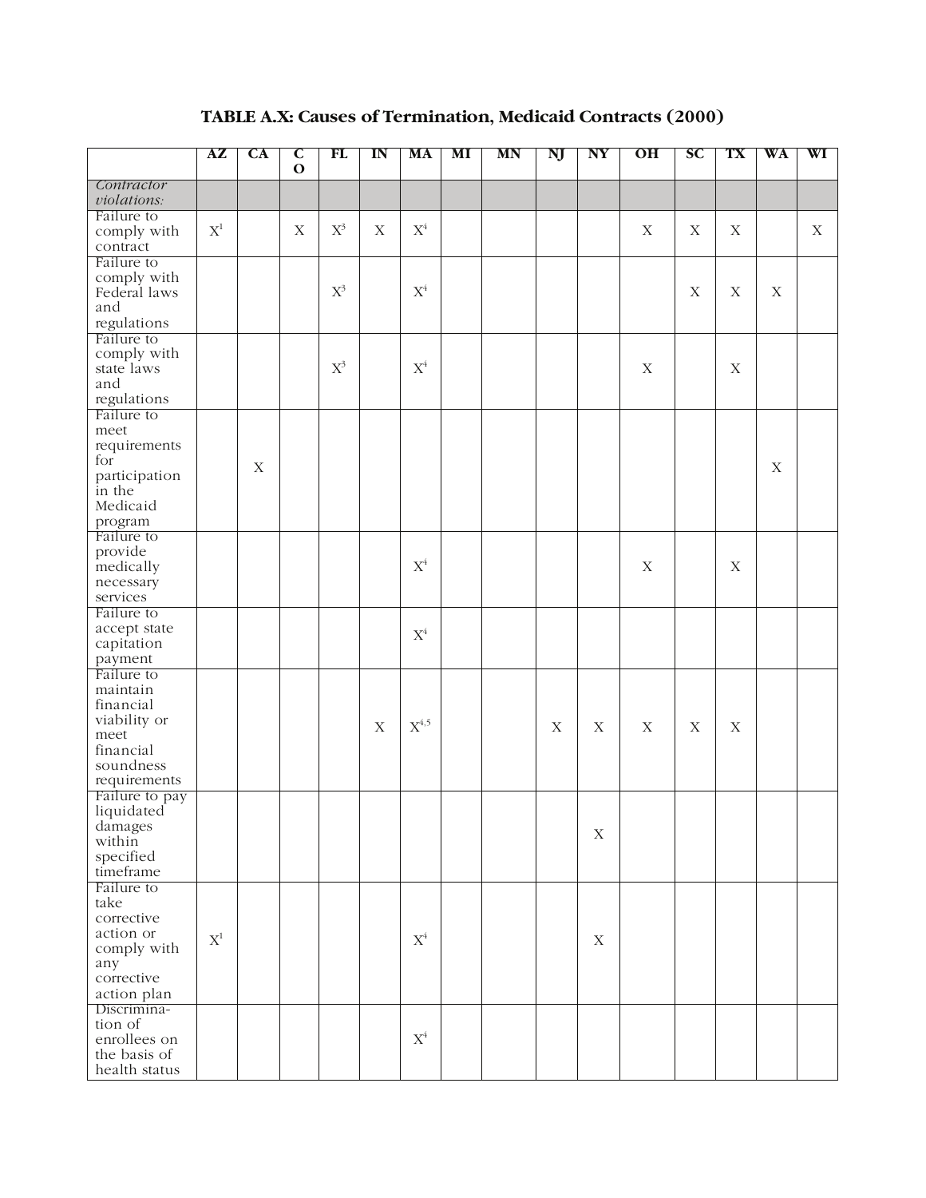**TABLE A.X: Causes of Termination, Medicaid Contracts (2000)**

| | AZ | CA | CO | FL | IN | MA | MI | MN | NJ | NY | OH | SC | TX | WA | WI |
|---|---|---|---|---|---|---|---|---|---|---|---|---|---|---|---|
| *Contractor violations:* | | | | | | | | | | | | | | | |
| Failure to comply with contract | X[1] | | X | X[3] | X | X[4] | | | | | X | X | X | | X |
| Failure to comply with Federal laws and regulations | | | | X[3] | | X[4] | | | | | | X | X | X | |
| Failure to comply with state laws and regulations | | | | X[3] | | X[4] | | | | | X | | X | | |
| Failure to meet requirements for participation in the Medicaid program | | X | | | | | | | | | | | | X | |
| Failure to provide medically necessary services | | | | | | X[4] | | | | | X | | X | | |
| Failure to accept state capitation payment | | | | | | X[4] | | | | | | | | | |
| Failure to maintain financial viability or meet financial soundness requirements | | | | | X | X[4,5] | | | X | X | X | X | X | | |
| Failure to pay liquidated damages within specified timeframe | | | | | | | | | | X | | | | | |
| Failure to take corrective action or comply with any corrective action plan | X[1] | | | | | X[4] | | | | X | | | | | |
| Discrimination of enrollees on the basis of health status | | | | | | X[4] | | | | | | | | | |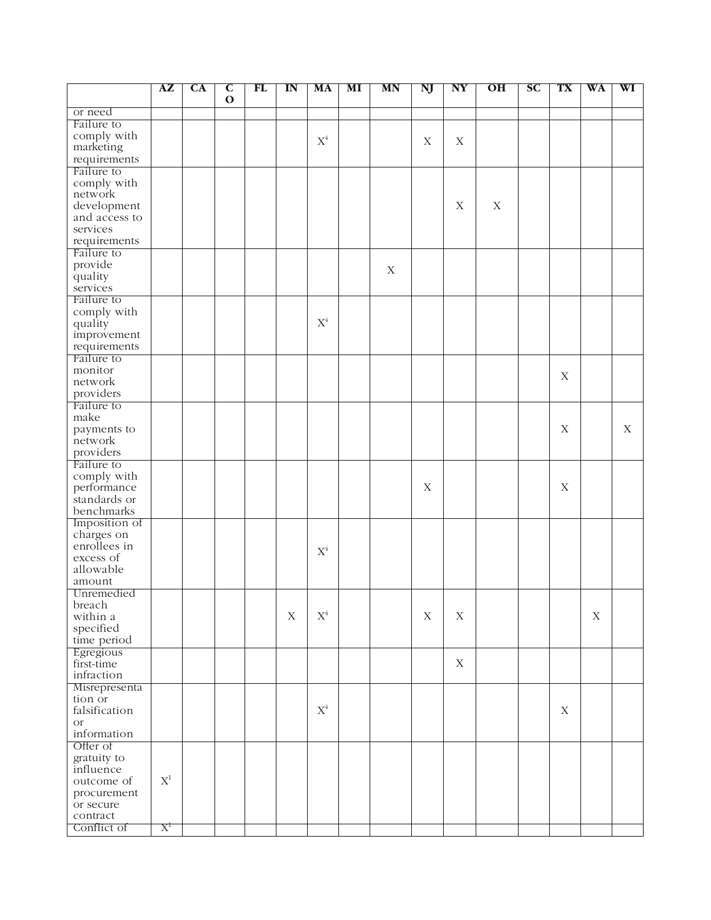| | AZ | CA | CO | FL | IN | MA | MI | MN | NJ | NY | OH | SC | TX | WA | WI |
|---|---|---|---|---|---|---|---|---|---|---|---|---|---|---|---|
| or need | | | | | | | | | | | | | | | |
| Failure to comply with marketing requirements | | | | | | X[4] | | | X | X | | | | | |
| Failure to comply with network development and access to services requirements | | | | | | | | | | X | X | | | | |
| Failure to provide quality services | | | | | | | | X | | | | | | | |
| Failure to comply with quality improvement requirements | | | | | | X[4] | | | | | | | | | |
| Failure to monitor network providers | | | | | | | | | | | | | X | | |
| Failure to make payments to network providers | | | | | | | | | | | | | X | | X |
| Failure to comply with performance standards or benchmarks | | | | | | | | | X | | | | X | | |
| Imposition of charges on enrollees in excess of allowable amount | | | | | | X[4] | | | | | | | | | |
| Unremedied breach within a specified time period | | | | | X | X[4] | | | X | X | | | | X | |
| Egregious first-time infraction | | | | | | | | | | X | | | | | |
| Misrepresentation or falsification or information | | | | | | X[4] | | | | | | | X | | |
| Offer of gratuity to influence outcome of procurement or secure contract | X[1] | | | | | | | | | | | | | | |
| Conflict of | X[1] | | | | | | | | | | | | | | |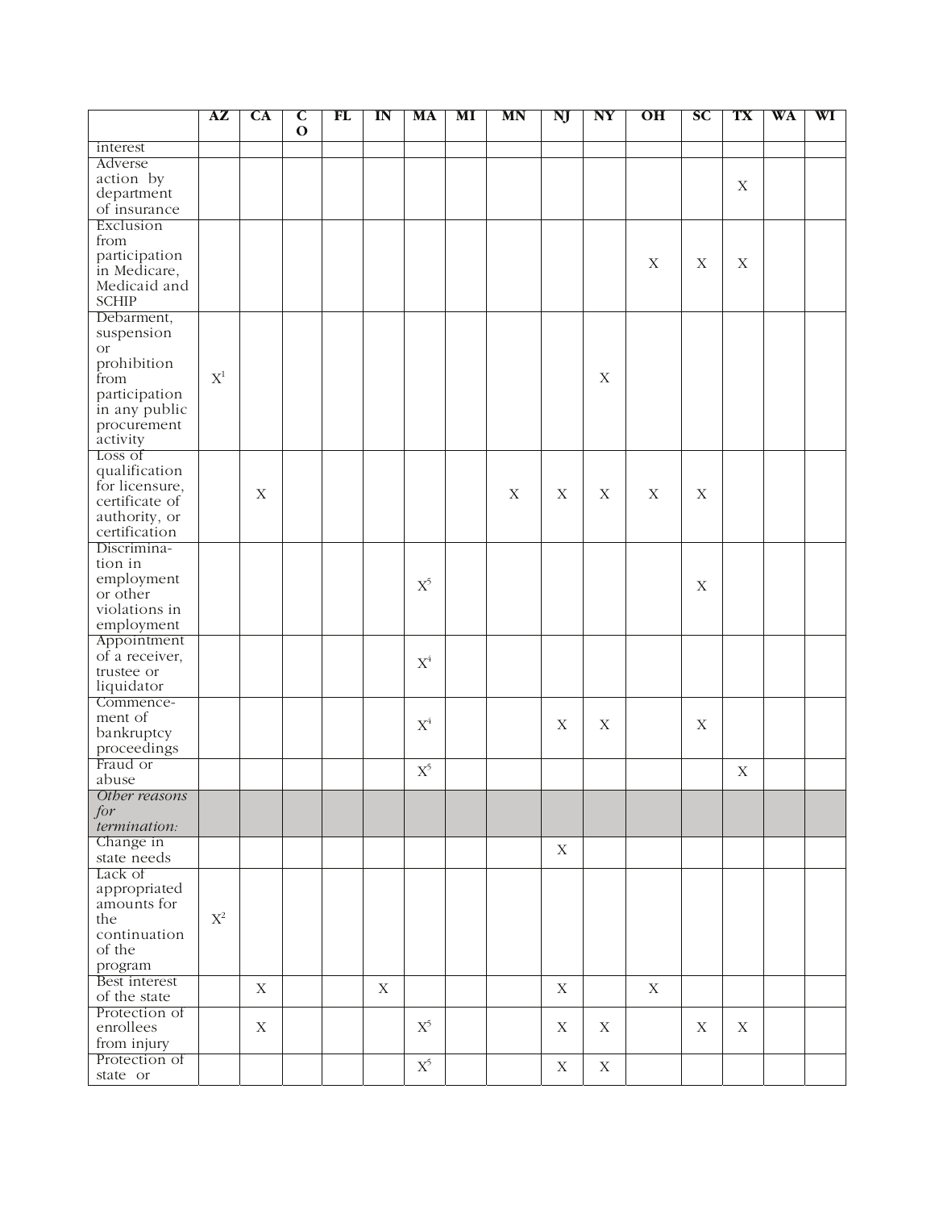| | AZ | CA | CO | FL | IN | MA | MI | MN | NJ | NY | OH | SC | TX | WA | WI |
|---|---|---|---|---|---|---|---|---|---|---|---|---|---|---|---|
| interest | | | | | | | | | | | | | | | |
| Adverse action by department of insurance | | | | | | | | | | | | | X | | |
| Exclusion from participation in Medicare, Medicaid and SCHIP | | | | | | | | | | | X | X | X | | |
| Debarment, suspension or prohibition from participation in any public procurement activity | X[1] | | | | | | | | | X | | | | | |
| Loss of qualification for licensure, certificate of authority, or certification | | X | | | | | | X | X | X | X | X | | | |
| Discrimination in employment or other violations in employment | | | | | | X[5] | | | | | | X | | | |
| Appointment of a receiver, trustee or liquidator | | | | | | X[4] | | | | | | | | | |
| Commencement of bankruptcy proceedings | | | | | | X[4] | | | X | X | | X | | | |
| Fraud or abuse | | | | | | X[5] | | | | | | | X | | |
| *Other reasons for termination:* | | | | | | | | | | | | | | | |
| Change in state needs | | | | | | | | | X | | | | | | |
| Lack of appropriated amounts for the continuation of the program | X[2] | | | | | | | | | | | | | | |
| Best interest of the state | | X | | | X | | | | X | | X | | | | |
| Protection of enrollees from injury | | X | | | | X[5] | | | X | X | | X | X | | |
| Protection of state or | | | | | | X[5] | | | X | X | | | | | |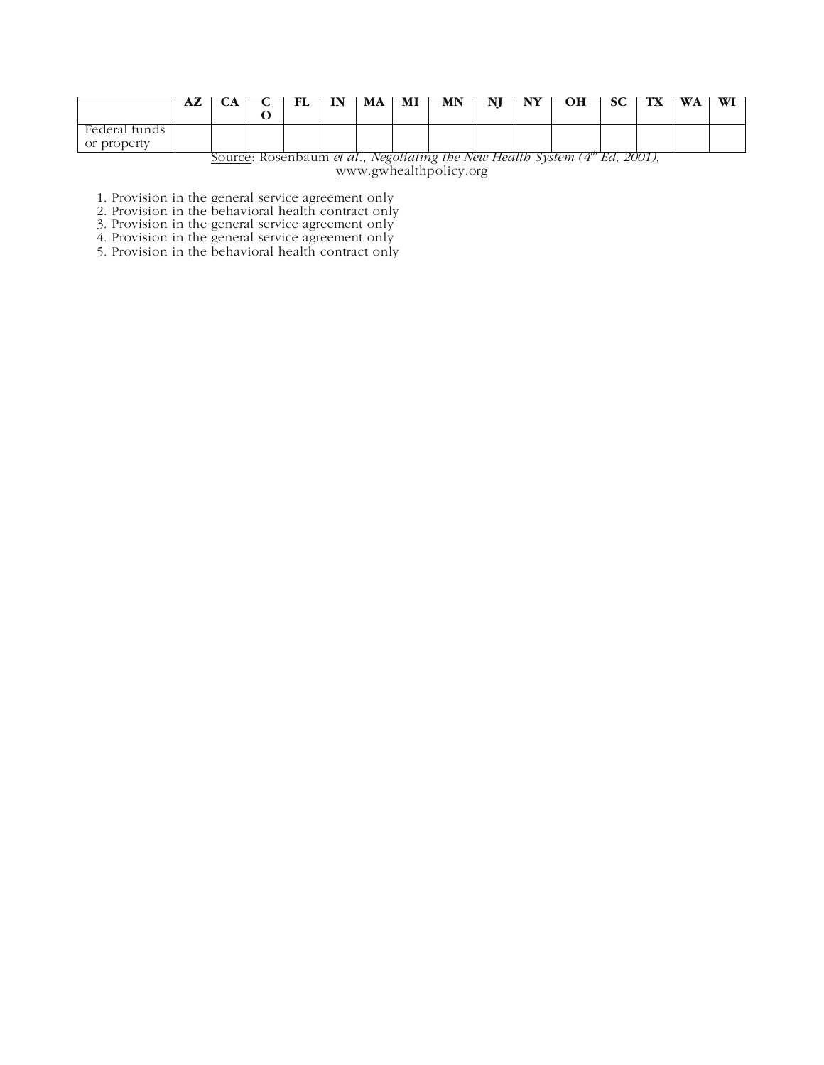| | AZ | CA | CO | FL | IN | MA | MI | MN | NJ | NY | OH | SC | TX | WA | WI |
|---|---|---|---|---|---|---|---|---|---|---|---|---|---|---|---|
| Federal funds or property | | | | | | | | | | | | | | | |

Source: Rosenbaum *et al.*, *Negotiating the New Health System (4th Ed, 2001),* www.gwhealthpolicy.org

1. Provision in the general service agreement only
2. Provision in the behavioral health contract only
3. Provision in the general service agreement only
4. Provision in the general service agreement only
5. Provision in the behavioral health contract only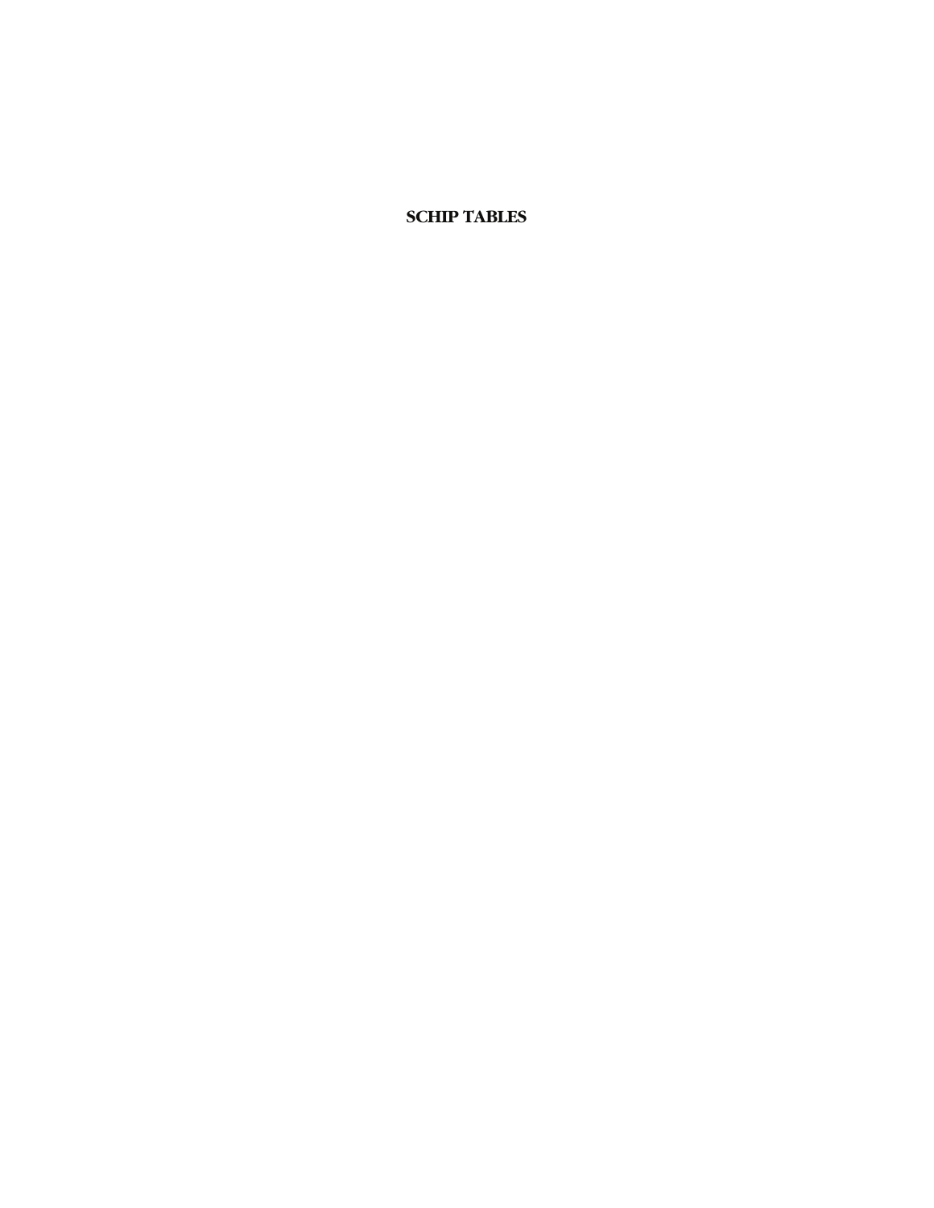# SCHIP TABLES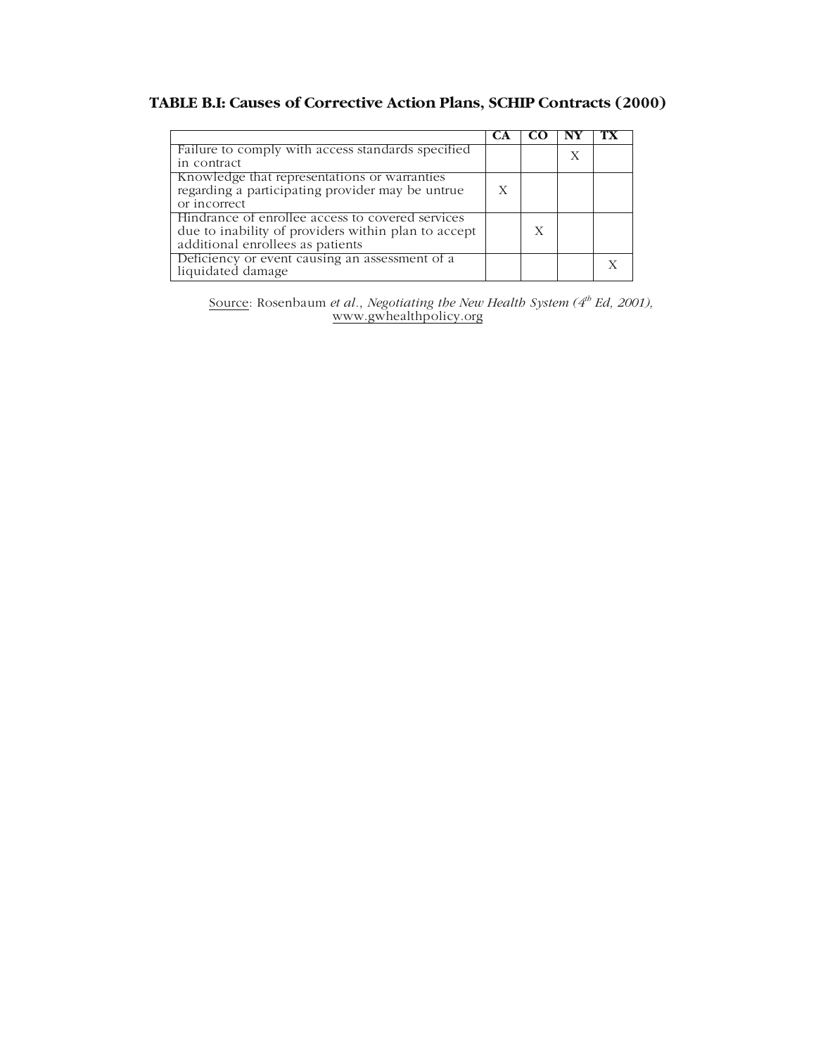**TABLE B.I: Causes of Corrective Action Plans, SCHIP Contracts (2000)**

| | CA | CO | NY | TX |
|---|---|---|---|---|
| Failure to comply with access standards specified in contract | | | X | |
| Knowledge that representations or warranties regarding a participating provider may be untrue or incorrect | X | | | |
| Hindrance of enrollee access to covered services due to inability of providers within plan to accept additional enrollees as patients | | X | | |
| Deficiency or event causing an assessment of a liquidated damage | | | | X |

Source: Rosenbaum *et al.*, *Negotiating the New Health System (4th Ed, 2001),* www.gwhealthpolicy.org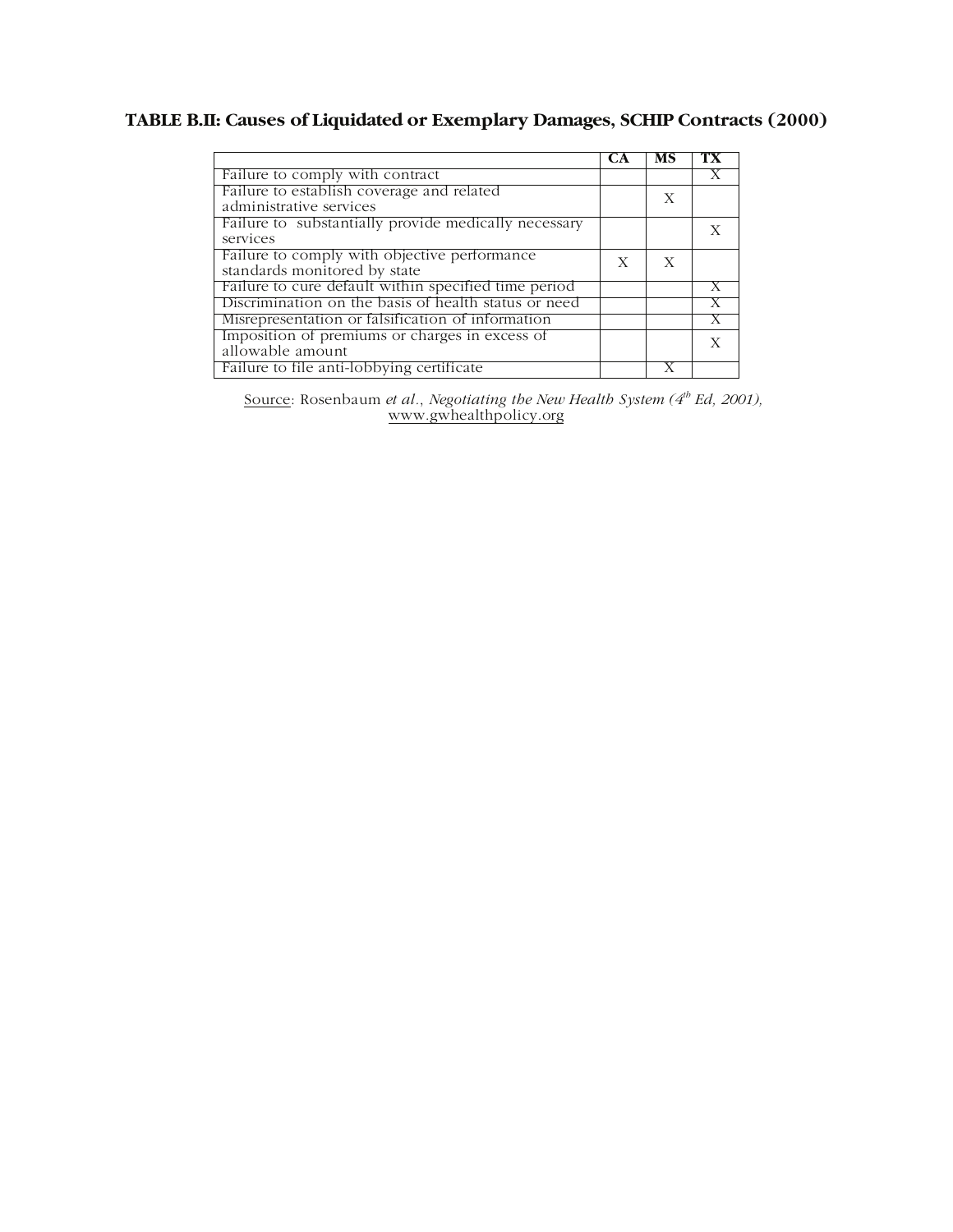**TABLE B.II: Causes of Liquidated or Exemplary Damages, SCHIP Contracts (2000)**

| | CA | MS | TX |
|---|---|---|---|
| Failure to comply with contract | | | X |
| Failure to establish coverage and related administrative services | | X | |
| Failure to substantially provide medically necessary services | | | X |
| Failure to comply with objective performance standards monitored by state | X | X | |
| Failure to cure default within specified time period | | | X |
| Discrimination on the basis of health status or need | | | X |
| Misrepresentation or falsification of information | | | X |
| Imposition of premiums or charges in excess of allowable amount | | | X |
| Failure to file anti-lobbying certificate | | X | |

Source: Rosenbaum *et al.*, *Negotiating the New Health System (4th Ed, 2001),* www.gwhealthpolicy.org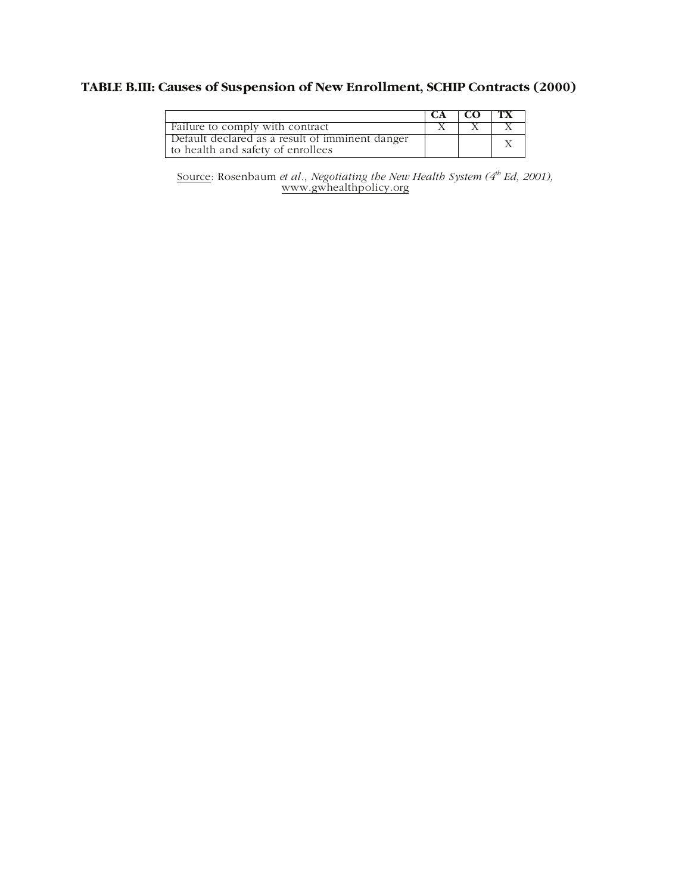**TABLE B.III: Causes of Suspension of New Enrollment, SCHIP Contracts (2000)**

| | CA | CO | TX |
|---|---|---|---|
| Failure to comply with contract | X | X | X |
| Default declared as a result of imminent danger to health and safety of enrollees | | | X |

Source: Rosenbaum *et al*., *Negotiating the New Health System (4th Ed, 2001),* www.gwhealthpolicy.org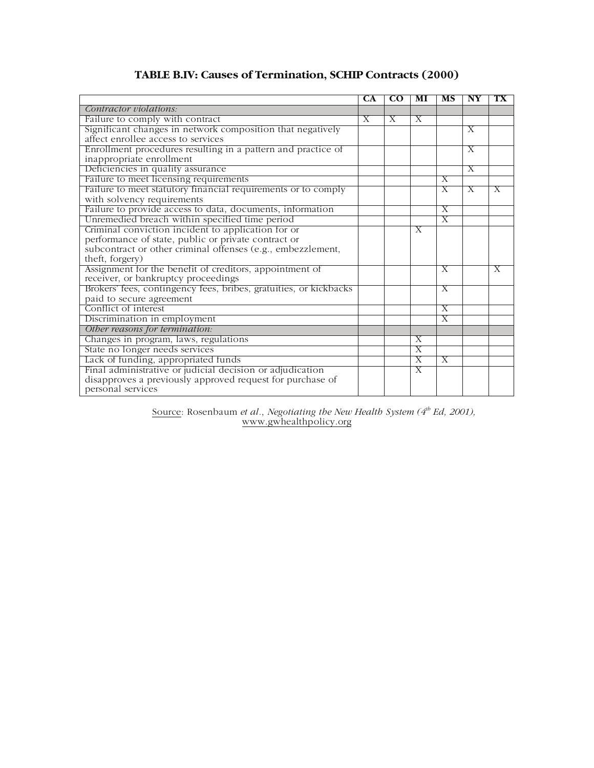**TABLE B.IV: Causes of Termination, SCHIP Contracts (2000)**

| | CA | CO | MI | MS | NY | TX |
|---|---|---|---|---|---|---|
| *Contractor violations:* | | | | | | |
| Failure to comply with contract | X | X | X | | | |
| Significant changes in network composition that negatively affect enrollee access to services | | | | | X | |
| Enrollment procedures resulting in a pattern and practice of inappropriate enrollment | | | | | X | |
| Deficiencies in quality assurance | | | | | X | |
| Failure to meet licensing requirements | | | | X | | |
| Failure to meet statutory financial requirements or to comply with solvency requirements | | | | X | X | X |
| Failure to provide access to data, documents, information | | | | X | | |
| Unremedied breach within specified time period | | | | X | | |
| Criminal conviction incident to application for or performance of state, public or private contract or subcontract or other criminal offenses (e.g., embezzlement, theft, forgery) | | | X | | | |
| Assignment for the benefit of creditors, appointment of receiver, or bankruptcy proceedings | | | | X | | X |
| Brokers' fees, contingency fees, bribes, gratuities, or kickbacks paid to secure agreement | | | | X | | |
| Conflict of interest | | | | X | | |
| Discrimination in employment | | | | X | | |
| *Other reasons for termination:* | | | | | | |
| Changes in program, laws, regulations | | | X | | | |
| State no longer needs services | | | X | | | |
| Lack of funding, appropriated funds | | | X | X | | |
| Final administrative or judicial decision or adjudication disapproves a previously approved request for purchase of personal services | | | X | | | |

Source: Rosenbaum *et al*., *Negotiating the New Health System (4th Ed, 2001),* www.gwhealthpolicy.org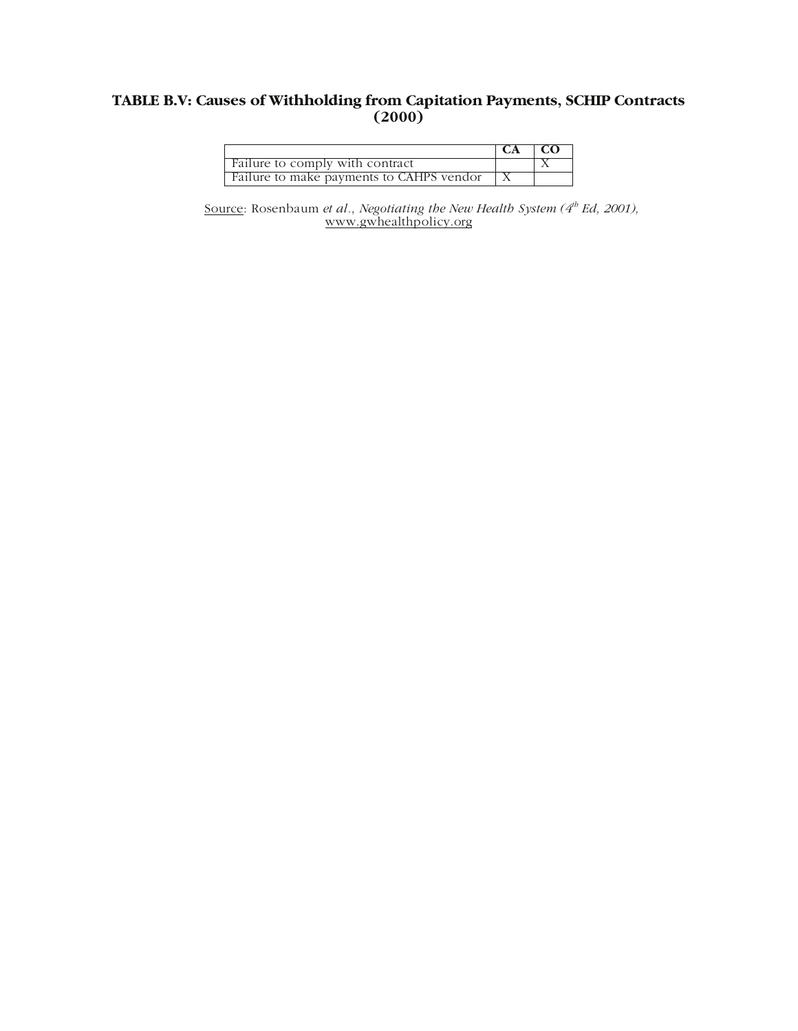**TABLE B.V: Causes of Withholding from Capitation Payments, SCHIP Contracts (2000)**

| | CA | CO |
|---|---|---|
| Failure to comply with contract | | X |
| Failure to make payments to CAHPS vendor | X | |

Source: Rosenbaum *et al*., *Negotiating the New Health System (4th Ed, 2001),* www.gwhealthpolicy.org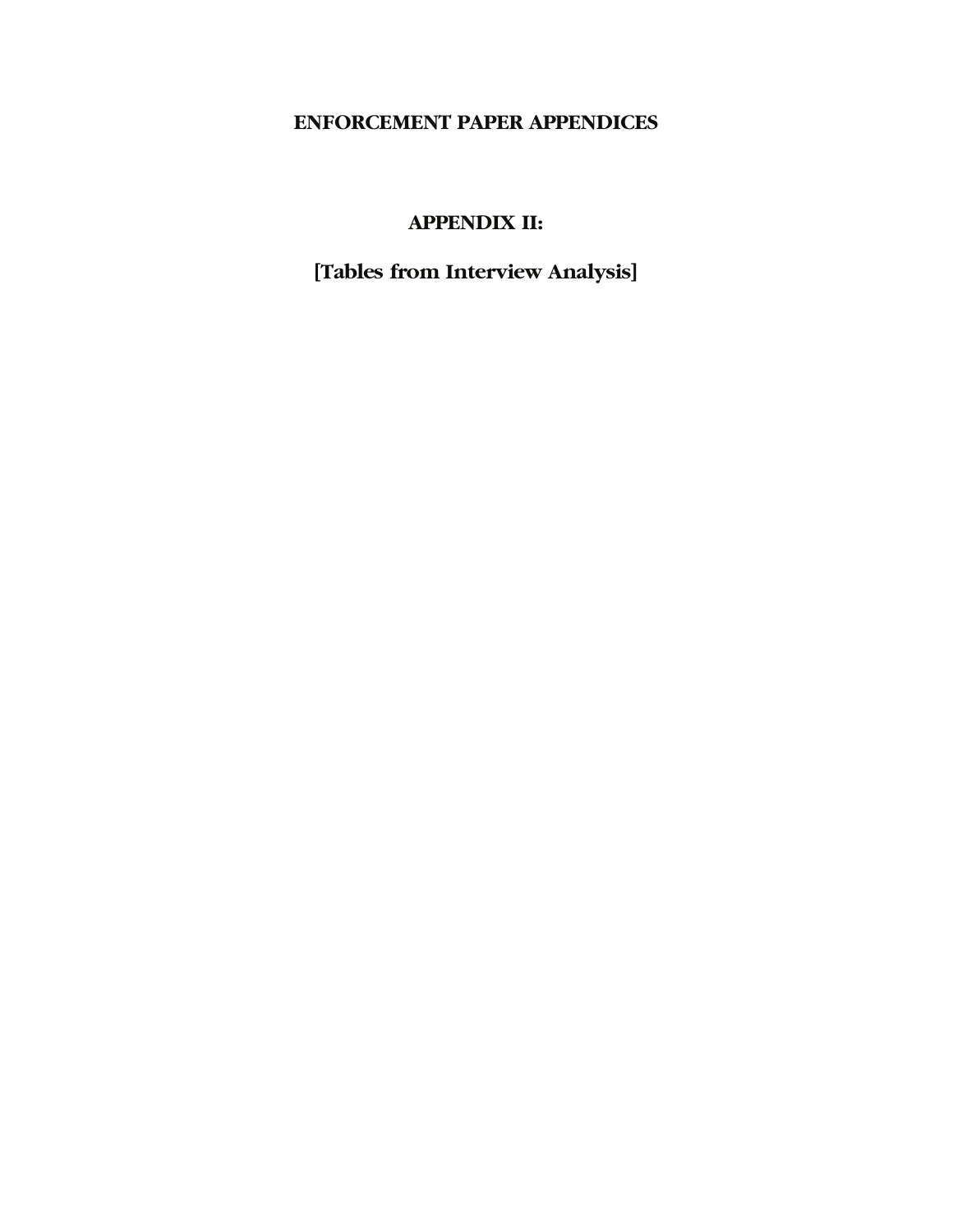# ENFORCEMENT PAPER APPENDICES

## APPENDIX II:

## [Tables from Interview Analysis]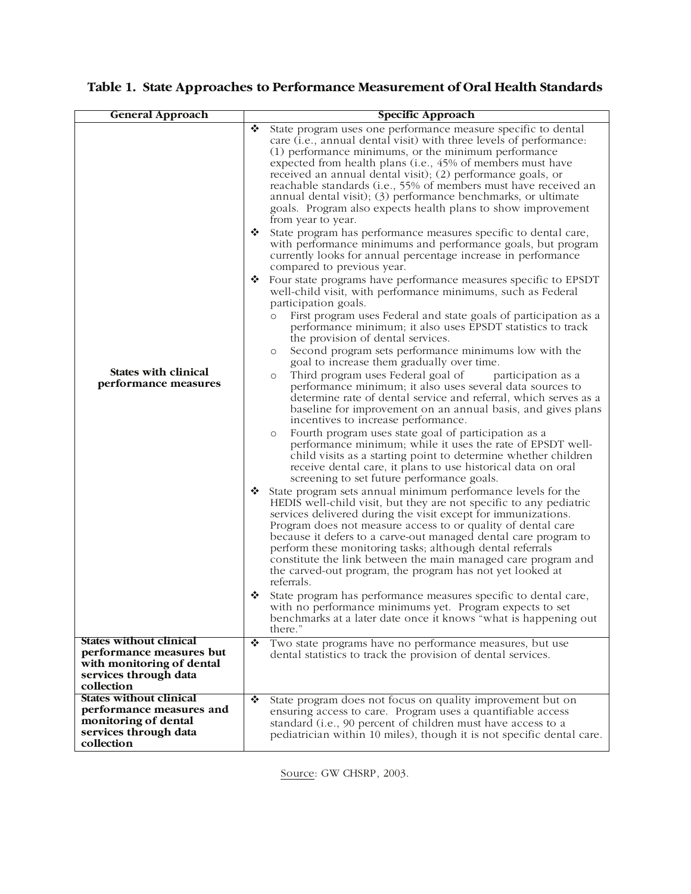**Table 1. State Approaches to Performance Measurement of Oral Health Standards**

| General Approach | Specific Approach |
|---|---|
| **States with clinical performance measures** | ❖ State program uses one performance measure specific to dental care (i.e., annual dental visit) with three levels of performance: (1) performance minimums, or the minimum performance expected from health plans (i.e., 45% of members must have received an annual dental visit); (2) performance goals, or reachable standards (i.e., 55% of members must have received an annual dental visit); (3) performance benchmarks, or ultimate goals. Program also expects health plans to show improvement from year to year.<br>❖ State program has performance measures specific to dental care, with performance minimums and performance goals, but program currently looks for annual percentage increase in performance compared to previous year.<br>❖ Four state programs have performance measures specific to EPSDT well-child visit, with performance minimums, such as Federal participation goals.<br>○ First program uses Federal and state goals of participation as a performance minimum; it also uses EPSDT statistics to track the provision of dental services.<br>○ Second program sets performance minimums low with the goal to increase them gradually over time.<br>○ Third program uses Federal goal of participation as a performance minimum; it also uses several data sources to determine rate of dental service and referral, which serves as a baseline for improvement on an annual basis, and gives plans incentives to increase performance.<br>○ Fourth program uses state goal of participation as a performance minimum; while it uses the rate of EPSDT well-child visits as a starting point to determine whether children receive dental care, it plans to use historical data on oral screening to set future performance goals.<br>❖ State program sets annual minimum performance levels for the HEDIS well-child visit, but they are not specific to any pediatric services delivered during the visit except for immunizations. Program does not measure access to or quality of dental care because it defers to a carve-out managed dental care program to perform these monitoring tasks; although dental referrals constitute the link between the main managed care program and the carved-out program, the program has not yet looked at referrals.<br>❖ State program has performance measures specific to dental care, with no performance minimums yet. Program expects to set benchmarks at a later date once it knows "what is happening out there." |
| **States without clinical performance measures but with monitoring of dental services through data collection** | ❖ Two state programs have no performance measures, but use dental statistics to track the provision of dental services. |
| **States without clinical performance measures and monitoring of dental services through data collection** | ❖ State program does not focus on quality improvement but on ensuring access to care. Program uses a quantifiable access standard (i.e., 90 percent of children must have access to a pediatrician within 10 miles), though it is not specific dental care. |

Source: GW CHSRP, 2003.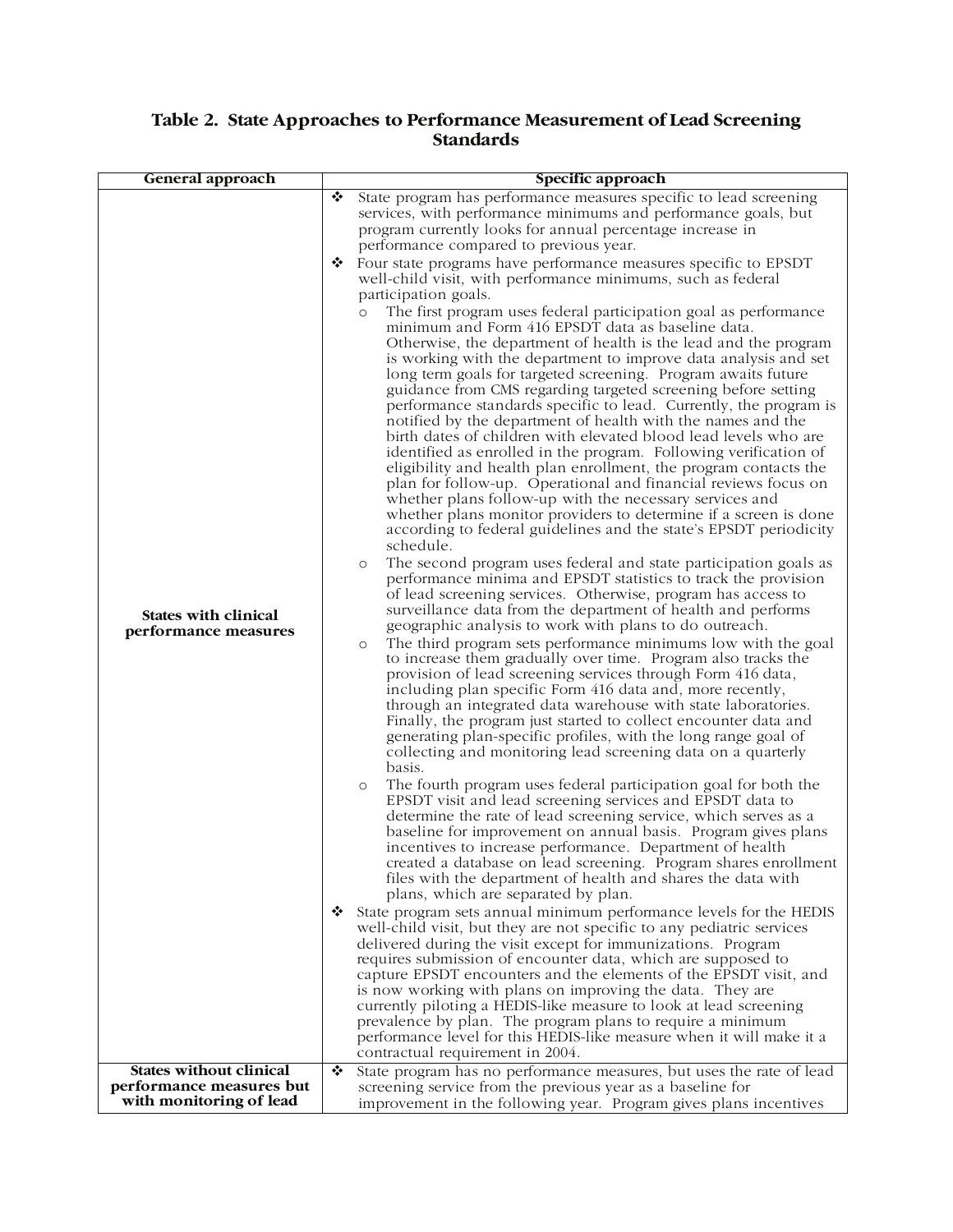**Table 2. State Approaches to Performance Measurement of Lead Screening Standards**

| General approach | Specific approach |
|---|---|
| **States with clinical performance measures** | ❖ State program has performance measures specific to lead screening services, with performance minimums and performance goals, but program currently looks for annual percentage increase in performance compared to previous year.<br>❖ Four state programs have performance measures specific to EPSDT well-child visit, with performance minimums, such as federal participation goals.<br>o The first program uses federal participation goal as performance minimum and Form 416 EPSDT data as baseline data. Otherwise, the department of health is the lead and the program is working with the department to improve data analysis and set long term goals for targeted screening. Program awaits future guidance from CMS regarding targeted screening before setting performance standards specific to lead. Currently, the program is notified by the department of health with the names and the birth dates of children with elevated blood lead levels who are identified as enrolled in the program. Following verification of eligibility and health plan enrollment, the program contacts the plan for follow-up. Operational and financial reviews focus on whether plans follow-up with the necessary services and whether plans monitor providers to determine if a screen is done according to federal guidelines and the state's EPSDT periodicity schedule.<br>o The second program uses federal and state participation goals as performance minima and EPSDT statistics to track the provision of lead screening services. Otherwise, program has access to surveillance data from the department of health and performs geographic analysis to work with plans to do outreach.<br>o The third program sets performance minimums low with the goal to increase them gradually over time. Program also tracks the provision of lead screening services through Form 416 data, including plan specific Form 416 data and, more recently, through an integrated data warehouse with state laboratories. Finally, the program just started to collect encounter data and generating plan-specific profiles, with the long range goal of collecting and monitoring lead screening data on a quarterly basis.<br>o The fourth program uses federal participation goal for both the EPSDT visit and lead screening services and EPSDT data to determine the rate of lead screening service, which serves as a baseline for improvement on annual basis. Program gives plans incentives to increase performance. Department of health created a database on lead screening. Program shares enrollment files with the department of health and shares the data with plans, which are separated by plan.<br>❖ State program sets annual minimum performance levels for the HEDIS well-child visit, but they are not specific to any pediatric services delivered during the visit except for immunizations. Program requires submission of encounter data, which are supposed to capture EPSDT encounters and the elements of the EPSDT visit, and is now working with plans on improving the data. They are currently piloting a HEDIS-like measure to look at lead screening prevalence by plan. The program plans to require a minimum performance level for this HEDIS-like measure when it will make it a contractual requirement in 2004. |
| **States without clinical performance measures but with monitoring of lead** | ❖ State program has no performance measures, but uses the rate of lead screening service from the previous year as a baseline for improvement in the following year. Program gives plans incentives |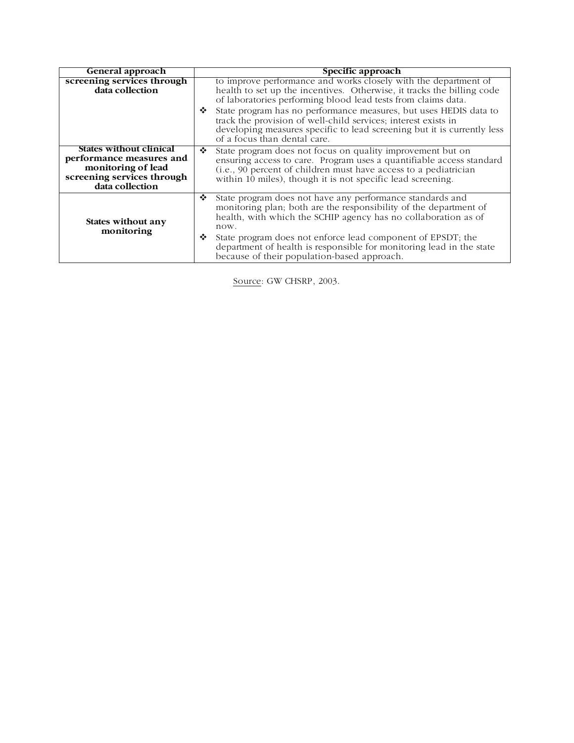| General approach | Specific approach |
|---|---|
| **screening services through data collection** | to improve performance and works closely with the department of health to set up the incentives. Otherwise, it tracks the billing code of laboratories performing blood lead tests from claims data.<br>❖ State program has no performance measures, but uses HEDIS data to track the provision of well-child services; interest exists in developing measures specific to lead screening but it is currently less of a focus than dental care. |
| **States without clinical performance measures and monitoring of lead screening services through data collection** | ❖ State program does not focus on quality improvement but on ensuring access to care. Program uses a quantifiable access standard (i.e., 90 percent of children must have access to a pediatrician within 10 miles), though it is not specific lead screening. |
| **States without any monitoring** | ❖ State program does not have any performance standards and monitoring plan; both are the responsibility of the department of health, with which the SCHIP agency has no collaboration as of now.<br>❖ State program does not enforce lead component of EPSDT; the department of health is responsible for monitoring lead in the state because of their population-based approach. |

Source: GW CHSRP, 2003.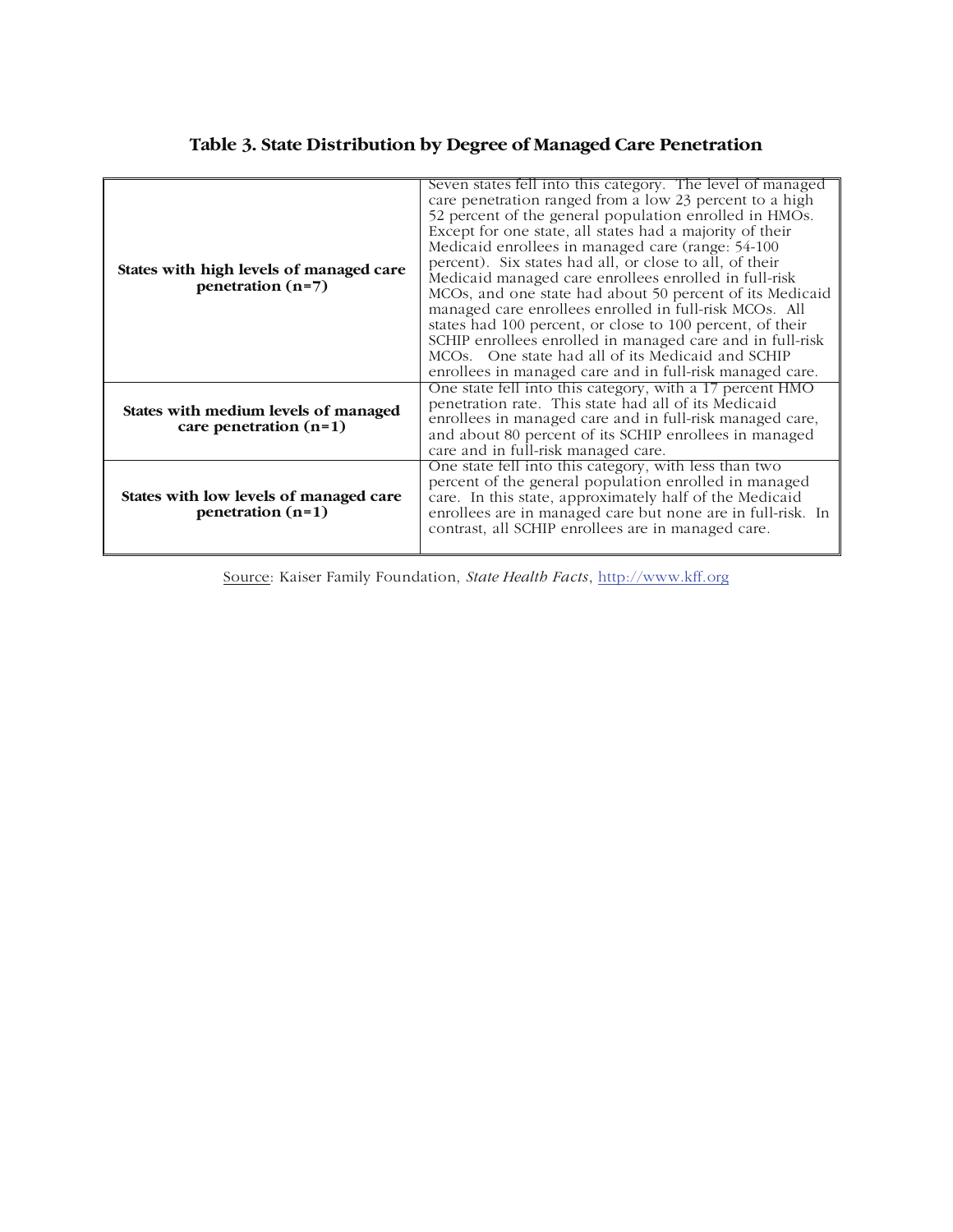**Table 3. State Distribution by Degree of Managed Care Penetration**

| | |
|---|---|
| **States with high levels of managed care penetration (n=7)** | Seven states fell into this category. The level of managed care penetration ranged from a low 23 percent to a high 52 percent of the general population enrolled in HMOs. Except for one state, all states had a majority of their Medicaid enrollees in managed care (range: 54-100 percent). Six states had all, or close to all, of their Medicaid managed care enrollees enrolled in full-risk MCOs, and one state had about 50 percent of its Medicaid managed care enrollees enrolled in full-risk MCOs. All states had 100 percent, or close to 100 percent, of their SCHIP enrollees enrolled in managed care and in full-risk MCOs. One state had all of its Medicaid and SCHIP enrollees in managed care and in full-risk managed care. |
| **States with medium levels of managed care penetration (n=1)** | One state fell into this category, with a 17 percent HMO penetration rate. This state had all of its Medicaid enrollees in managed care and in full-risk managed care, and about 80 percent of its SCHIP enrollees in managed care and in full-risk managed care. |
| **States with low levels of managed care penetration (n=1)** | One state fell into this category, with less than two percent of the general population enrolled in managed care. In this state, approximately half of the Medicaid enrollees are in managed care but none are in full-risk. In contrast, all SCHIP enrollees are in managed care. |

Source: Kaiser Family Foundation, *State Health Facts*, http://www.kff.org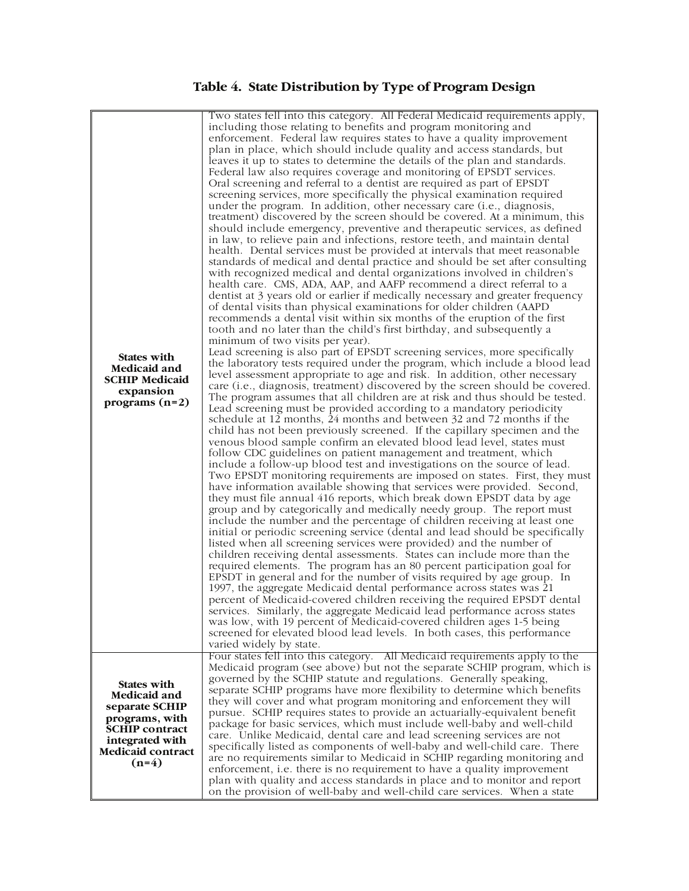## Table 4. State Distribution by Type of Program Design

| | |
|---|---|
| **States with Medicaid and SCHIP Medicaid expansion programs (n=2)** | Two states fell into this category. All Federal Medicaid requirements apply, including those relating to benefits and program monitoring and enforcement. Federal law requires states to have a quality improvement plan in place, which should include quality and access standards, but leaves it up to states to determine the details of the plan and standards. Federal law also requires coverage and monitoring of EPSDT services. Oral screening and referral to a dentist are required as part of EPSDT screening services, more specifically the physical examination required under the program. In addition, other necessary care (i.e., diagnosis, treatment) discovered by the screen should be covered. At a minimum, this should include emergency, preventive and therapeutic services, as defined in law, to relieve pain and infections, restore teeth, and maintain dental health. Dental services must be provided at intervals that meet reasonable standards of medical and dental practice and should be set after consulting with recognized medical and dental organizations involved in children's health care. CMS, ADA, AAP, and AAFP recommend a direct referral to a dentist at 3 years old or earlier if medically necessary and greater frequency of dental visits than physical examinations for older children (AAPD recommends a dental visit within six months of the eruption of the first tooth and no later than the child's first birthday, and subsequently a minimum of two visits per year). Lead screening is also part of EPSDT screening services, more specifically the laboratory tests required under the program, which include a blood lead level assessment appropriate to age and risk. In addition, other necessary care (i.e., diagnosis, treatment) discovered by the screen should be covered. The program assumes that all children are at risk and thus should be tested. Lead screening must be provided according to a mandatory periodicity schedule at 12 months, 24 months and between 32 and 72 months if the child has not been previously screened. If the capillary specimen and the venous blood sample confirm an elevated blood lead level, states must follow CDC guidelines on patient management and treatment, which include a follow-up blood test and investigations on the source of lead. Two EPSDT monitoring requirements are imposed on states. First, they must have information available showing that services were provided. Second, they must file annual 416 reports, which break down EPSDT data by age group and by categorically and medically needy group. The report must include the number and the percentage of children receiving at least one initial or periodic screening service (dental and lead should be specifically listed when all screening services were provided) and the number of children receiving dental assessments. States can include more than the required elements. The program has an 80 percent participation goal for EPSDT in general and for the number of visits required by age group. In 1997, the aggregate Medicaid dental performance across states was 21 percent of Medicaid-covered children receiving the required EPSDT dental services. Similarly, the aggregate Medicaid lead performance across states was low, with 19 percent of Medicaid-covered children ages 1-5 being screened for elevated blood lead levels. In both cases, this performance varied widely by state. |
| **States with Medicaid and separate SCHIP programs, with SCHIP contract integrated with Medicaid contract (n=4)** | Four states fell into this category. All Medicaid requirements apply to the Medicaid program (see above) but not the separate SCHIP program, which is governed by the SCHIP statute and regulations. Generally speaking, separate SCHIP programs have more flexibility to determine which benefits they will cover and what program monitoring and enforcement they will pursue. SCHIP requires states to provide an actuarially-equivalent benefit package for basic services, which must include well-baby and well-child care. Unlike Medicaid, dental care and lead screening services are not specifically listed as components of well-baby and well-child care. There are no requirements similar to Medicaid in SCHIP regarding monitoring and enforcement, i.e. there is no requirement to have a quality improvement plan with quality and access standards in place and to monitor and report on the provision of well-baby and well-child care services. When a state |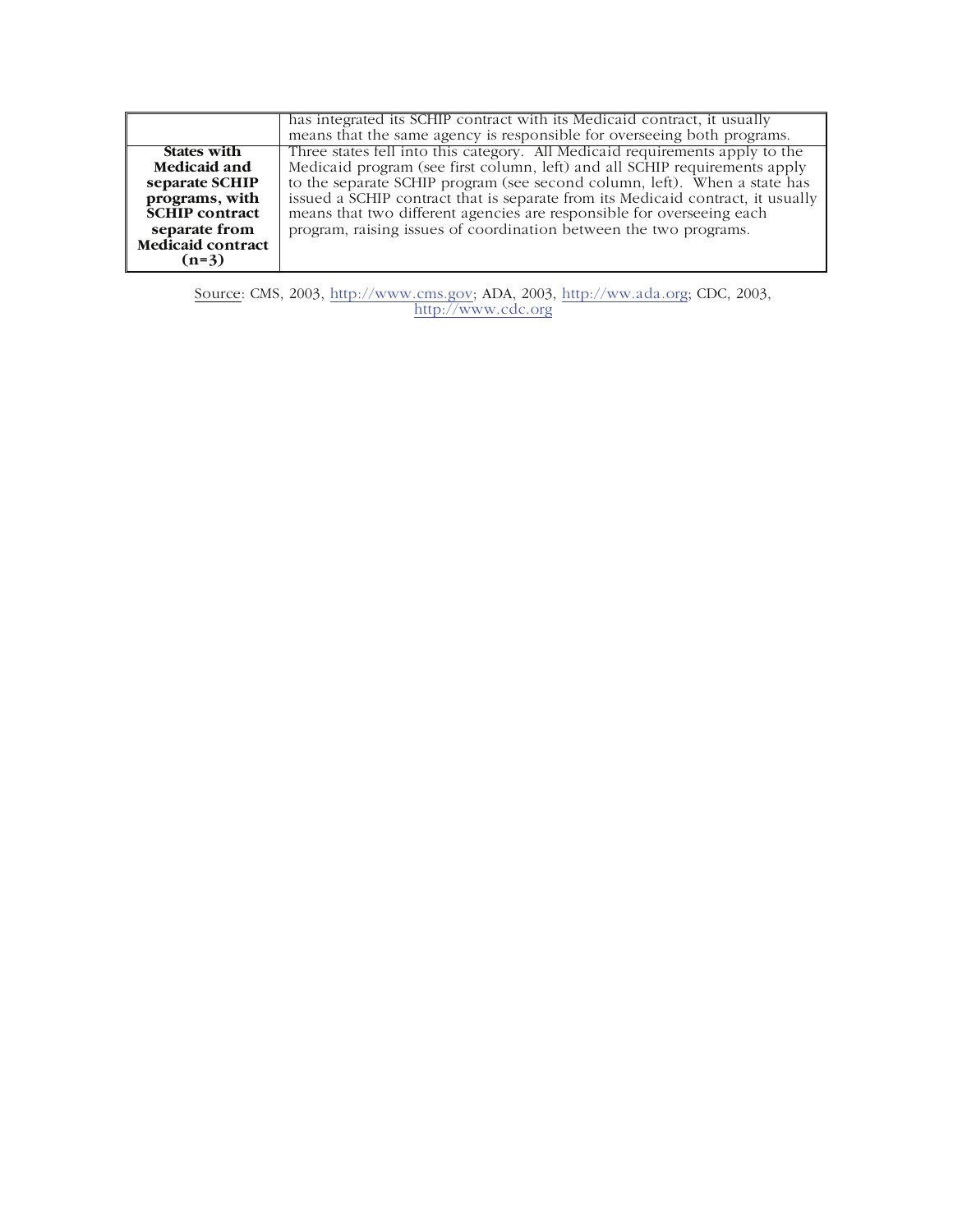| | |
|---|---|
| | has integrated its SCHIP contract with its Medicaid contract, it usually means that the same agency is responsible for overseeing both programs. |
| **States with Medicaid and separate SCHIP programs, with SCHIP contract separate from Medicaid contract (n=3)** | Three states fell into this category. All Medicaid requirements apply to the Medicaid program (see first column, left) and all SCHIP requirements apply to the separate SCHIP program (see second column, left). When a state has issued a SCHIP contract that is separate from its Medicaid contract, it usually means that two different agencies are responsible for overseeing each program, raising issues of coordination between the two programs. |

Source: CMS, 2003, http://www.cms.gov; ADA, 2003, http://ww.ada.org; CDC, 2003, http://www.cdc.org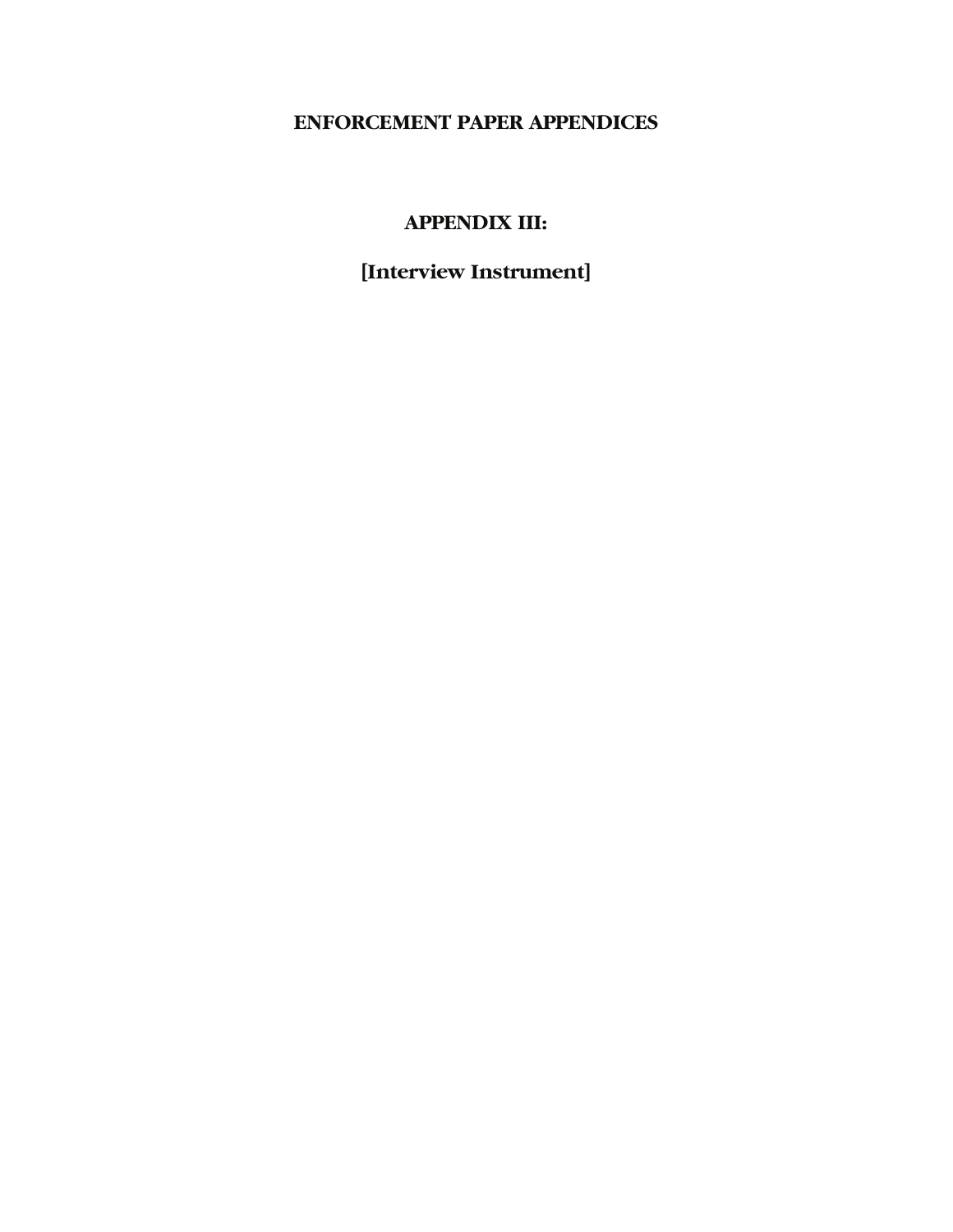# ENFORCEMENT PAPER APPENDICES

## APPENDIX III:

## [Interview Instrument]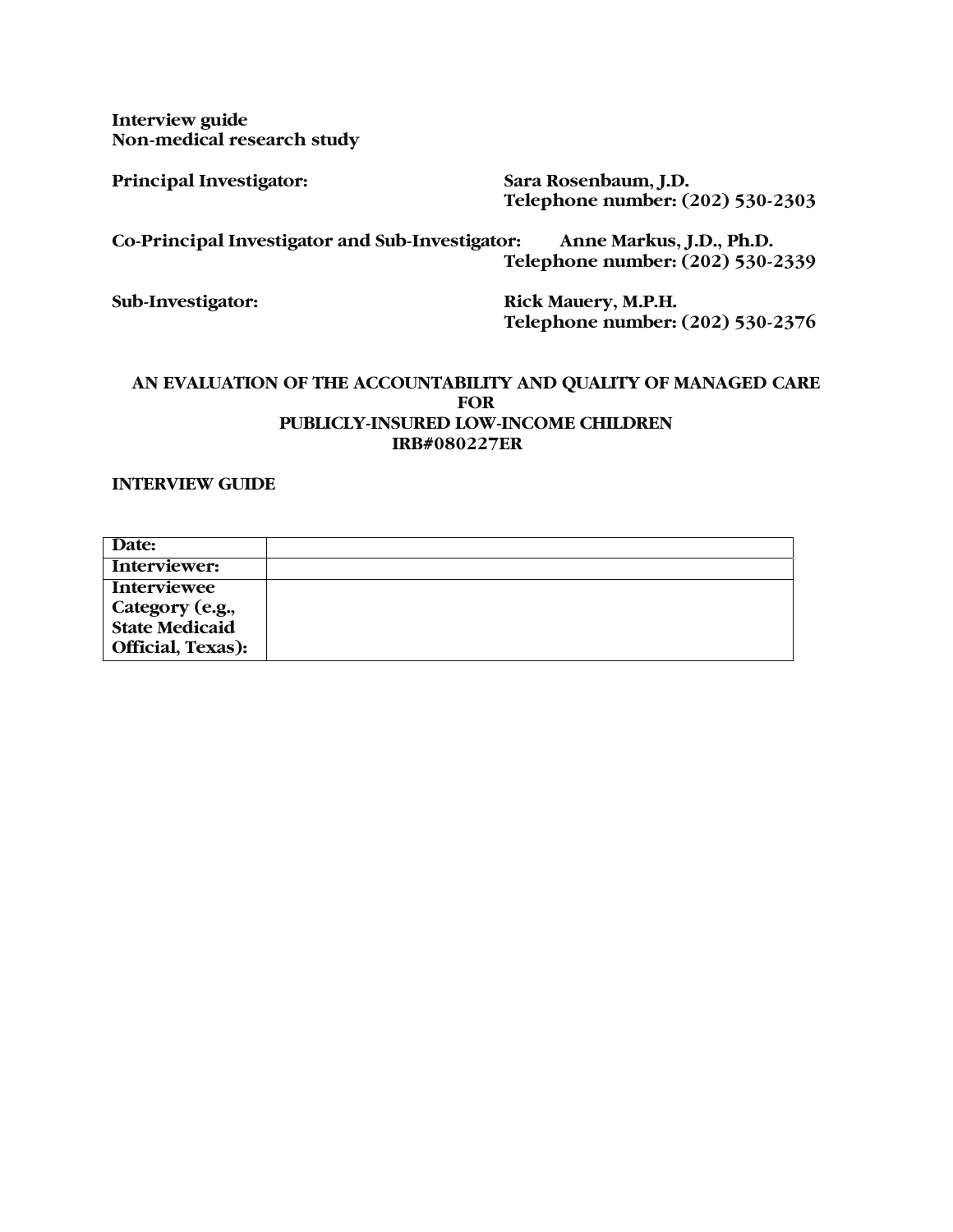**Interview guide**
**Non-medical research study**

**Principal Investigator:** **Sara Rosenbaum, J.D.**
**Telephone number: (202) 530-2303**

**Co-Principal Investigator and Sub-Investigator:** **Anne Markus, J.D., Ph.D.**
**Telephone number: (202) 530-2339**

**Sub-Investigator:** **Rick Mauery, M.P.H.**
**Telephone number: (202) 530-2376**

## AN EVALUATION OF THE ACCOUNTABILITY AND QUALITY OF MANAGED CARE FOR PUBLICLY-INSURED LOW-INCOME CHILDREN IRB#080227ER

**INTERVIEW GUIDE**

| | |
|---|---|
| **Date:** | |
| **Interviewer:** | |
| **Interviewee Category (e.g., State Medicaid Official, Texas):** | |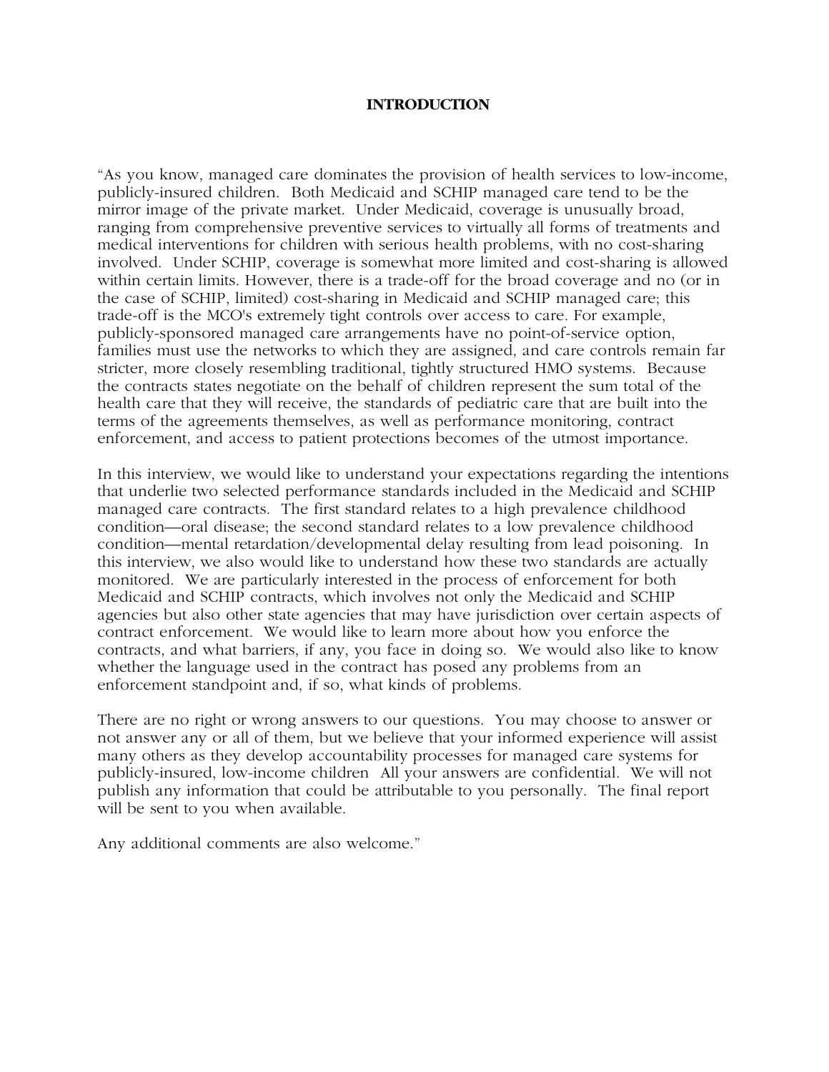**INTRODUCTION**

"As you know, managed care dominates the provision of health services to low-income, publicly-insured children. Both Medicaid and SCHIP managed care tend to be the mirror image of the private market. Under Medicaid, coverage is unusually broad, ranging from comprehensive preventive services to virtually all forms of treatments and medical interventions for children with serious health problems, with no cost-sharing involved. Under SCHIP, coverage is somewhat more limited and cost-sharing is allowed within certain limits. However, there is a trade-off for the broad coverage and no (or in the case of SCHIP, limited) cost-sharing in Medicaid and SCHIP managed care; this trade-off is the MCO's extremely tight controls over access to care. For example, publicly-sponsored managed care arrangements have no point-of-service option, families must use the networks to which they are assigned, and care controls remain far stricter, more closely resembling traditional, tightly structured HMO systems. Because the contracts states negotiate on the behalf of children represent the sum total of the health care that they will receive, the standards of pediatric care that are built into the terms of the agreements themselves, as well as performance monitoring, contract enforcement, and access to patient protections becomes of the utmost importance.

In this interview, we would like to understand your expectations regarding the intentions that underlie two selected performance standards included in the Medicaid and SCHIP managed care contracts. The first standard relates to a high prevalence childhood condition—oral disease; the second standard relates to a low prevalence childhood condition—mental retardation/developmental delay resulting from lead poisoning. In this interview, we also would like to understand how these two standards are actually monitored. We are particularly interested in the process of enforcement for both Medicaid and SCHIP contracts, which involves not only the Medicaid and SCHIP agencies but also other state agencies that may have jurisdiction over certain aspects of contract enforcement. We would like to learn more about how you enforce the contracts, and what barriers, if any, you face in doing so. We would also like to know whether the language used in the contract has posed any problems from an enforcement standpoint and, if so, what kinds of problems.

There are no right or wrong answers to our questions. You may choose to answer or not answer any or all of them, but we believe that your informed experience will assist many others as they develop accountability processes for managed care systems for publicly-insured, low-income children All your answers are confidential. We will not publish any information that could be attributable to you personally. The final report will be sent to you when available.

Any additional comments are also welcome."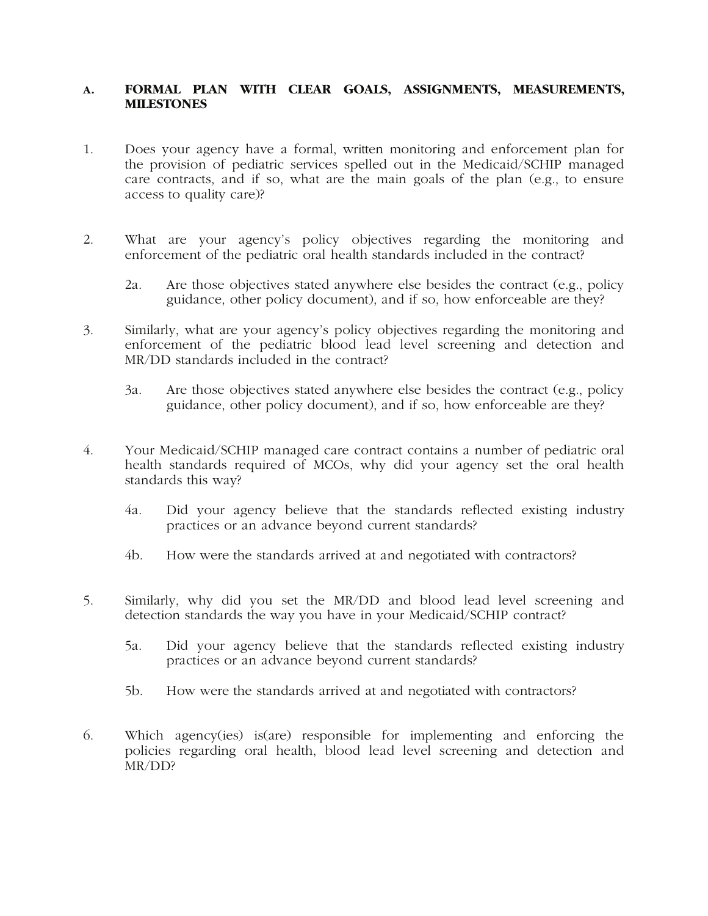## A. FORMAL PLAN WITH CLEAR GOALS, ASSIGNMENTS, MEASUREMENTS, MILESTONES

1. Does your agency have a formal, written monitoring and enforcement plan for the provision of pediatric services spelled out in the Medicaid/SCHIP managed care contracts, and if so, what are the main goals of the plan (e.g., to ensure access to quality care)?

2. What are your agency's policy objectives regarding the monitoring and enforcement of the pediatric oral health standards included in the contract?

   2a. Are those objectives stated anywhere else besides the contract (e.g., policy guidance, other policy document), and if so, how enforceable are they?

3. Similarly, what are your agency's policy objectives regarding the monitoring and enforcement of the pediatric blood lead level screening and detection and MR/DD standards included in the contract?

   3a. Are those objectives stated anywhere else besides the contract (e.g., policy guidance, other policy document), and if so, how enforceable are they?

4. Your Medicaid/SCHIP managed care contract contains a number of pediatric oral health standards required of MCOs, why did your agency set the oral health standards this way?

   4a. Did your agency believe that the standards reflected existing industry practices or an advance beyond current standards?

   4b. How were the standards arrived at and negotiated with contractors?

5. Similarly, why did you set the MR/DD and blood lead level screening and detection standards the way you have in your Medicaid/SCHIP contract?

   5a. Did your agency believe that the standards reflected existing industry practices or an advance beyond current standards?

   5b. How were the standards arrived at and negotiated with contractors?

6. Which agency(ies) is(are) responsible for implementing and enforcing the policies regarding oral health, blood lead level screening and detection and MR/DD?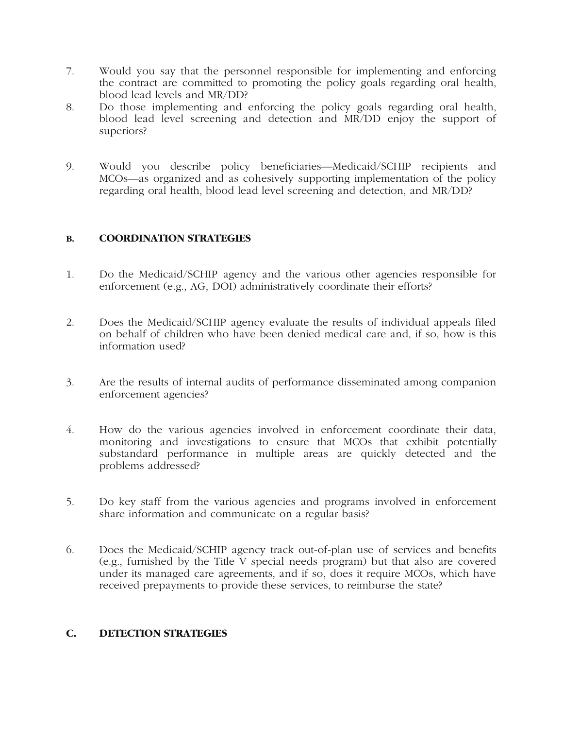7. Would you say that the personnel responsible for implementing and enforcing the contract are committed to promoting the policy goals regarding oral health, blood lead levels and MR/DD?
8. Do those implementing and enforcing the policy goals regarding oral health, blood lead level screening and detection and MR/DD enjoy the support of superiors?

9. Would you describe policy beneficiaries—Medicaid/SCHIP recipients and MCOs—as organized and as cohesively supporting implementation of the policy regarding oral health, blood lead level screening and detection, and MR/DD?

### B. COORDINATION STRATEGIES

1. Do the Medicaid/SCHIP agency and the various other agencies responsible for enforcement (e.g., AG, DOI) administratively coordinate their efforts?

2. Does the Medicaid/SCHIP agency evaluate the results of individual appeals filed on behalf of children who have been denied medical care and, if so, how is this information used?

3. Are the results of internal audits of performance disseminated among companion enforcement agencies?

4. How do the various agencies involved in enforcement coordinate their data, monitoring and investigations to ensure that MCOs that exhibit potentially substandard performance in multiple areas are quickly detected and the problems addressed?

5. Do key staff from the various agencies and programs involved in enforcement share information and communicate on a regular basis?

6. Does the Medicaid/SCHIP agency track out-of-plan use of services and benefits (e.g., furnished by the Title V special needs program) but that also are covered under its managed care agreements, and if so, does it require MCOs, which have received prepayments to provide these services, to reimburse the state?

### C. DETECTION STRATEGIES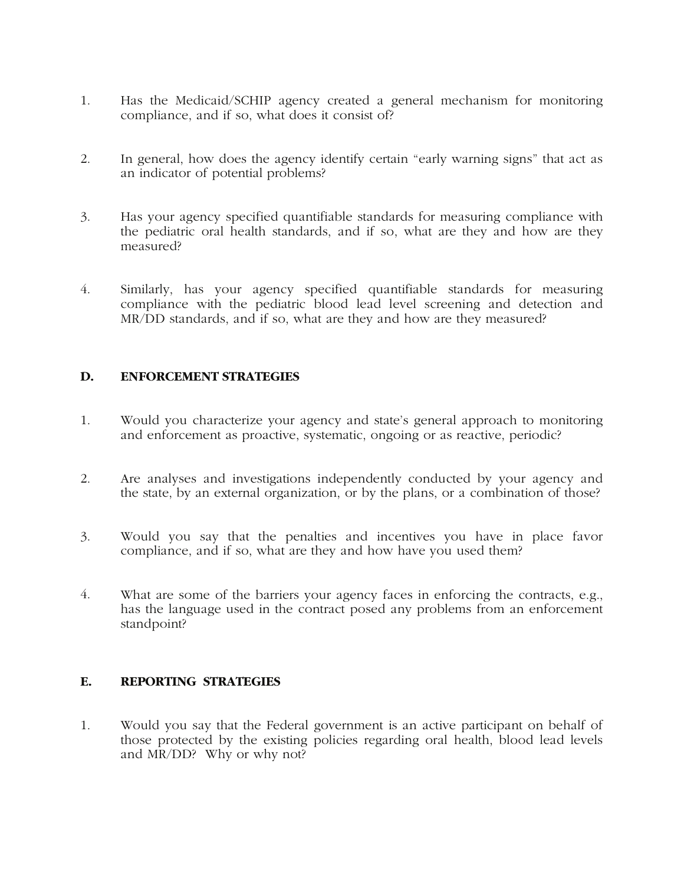1. Has the Medicaid/SCHIP agency created a general mechanism for monitoring compliance, and if so, what does it consist of?

2. In general, how does the agency identify certain "early warning signs" that act as an indicator of potential problems?

3. Has your agency specified quantifiable standards for measuring compliance with the pediatric oral health standards, and if so, what are they and how are they measured?

4. Similarly, has your agency specified quantifiable standards for measuring compliance with the pediatric blood lead level screening and detection and MR/DD standards, and if so, what are they and how are they measured?

## D. ENFORCEMENT STRATEGIES

1. Would you characterize your agency and state's general approach to monitoring and enforcement as proactive, systematic, ongoing or as reactive, periodic?

2. Are analyses and investigations independently conducted by your agency and the state, by an external organization, or by the plans, or a combination of those?

3. Would you say that the penalties and incentives you have in place favor compliance, and if so, what are they and how have you used them?

4. What are some of the barriers your agency faces in enforcing the contracts, e.g., has the language used in the contract posed any problems from an enforcement standpoint?

## E. REPORTING STRATEGIES

1. Would you say that the Federal government is an active participant on behalf of those protected by the existing policies regarding oral health, blood lead levels and MR/DD? Why or why not?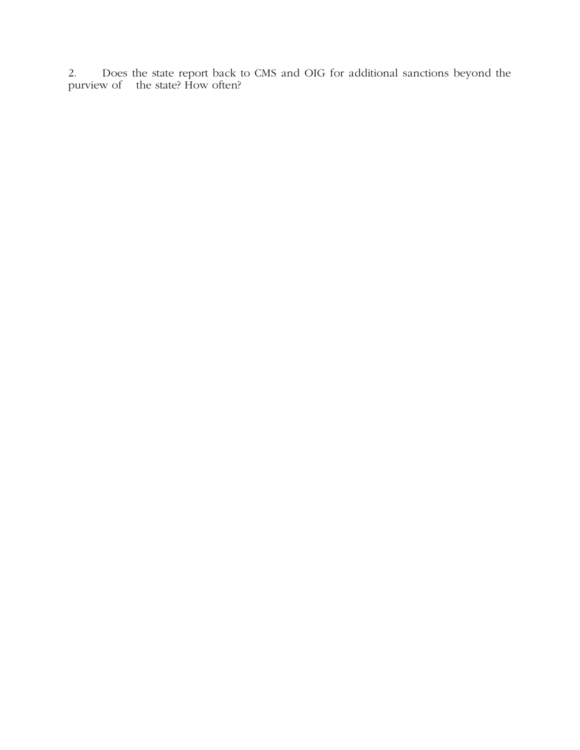2. Does the state report back to CMS and OIG for additional sanctions beyond the purview of the state? How often?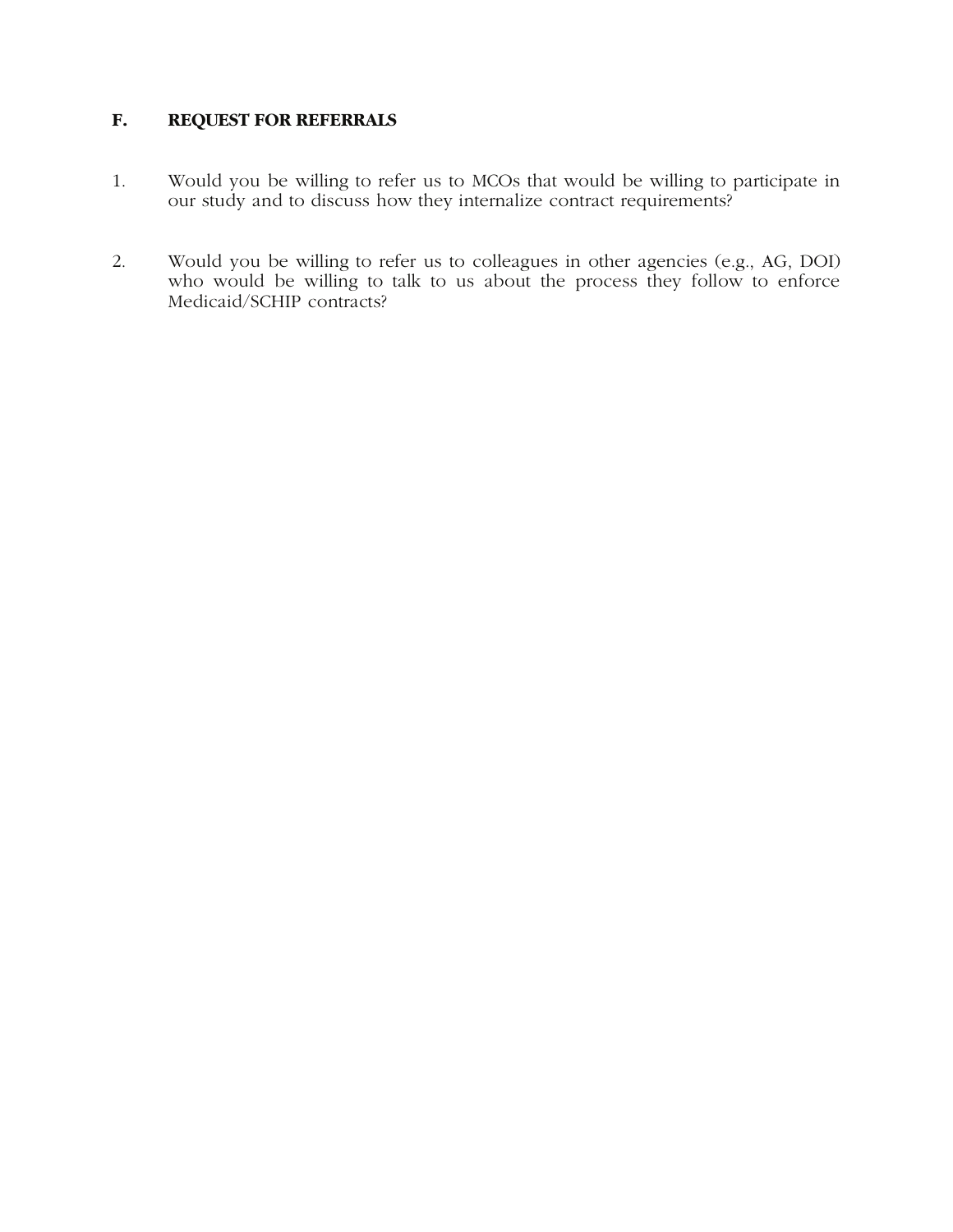### F. REQUEST FOR REFERRALS

1. Would you be willing to refer us to MCOs that would be willing to participate in our study and to discuss how they internalize contract requirements?

2. Would you be willing to refer us to colleagues in other agencies (e.g., AG, DOI) who would be willing to talk to us about the process they follow to enforce Medicaid/SCHIP contracts?